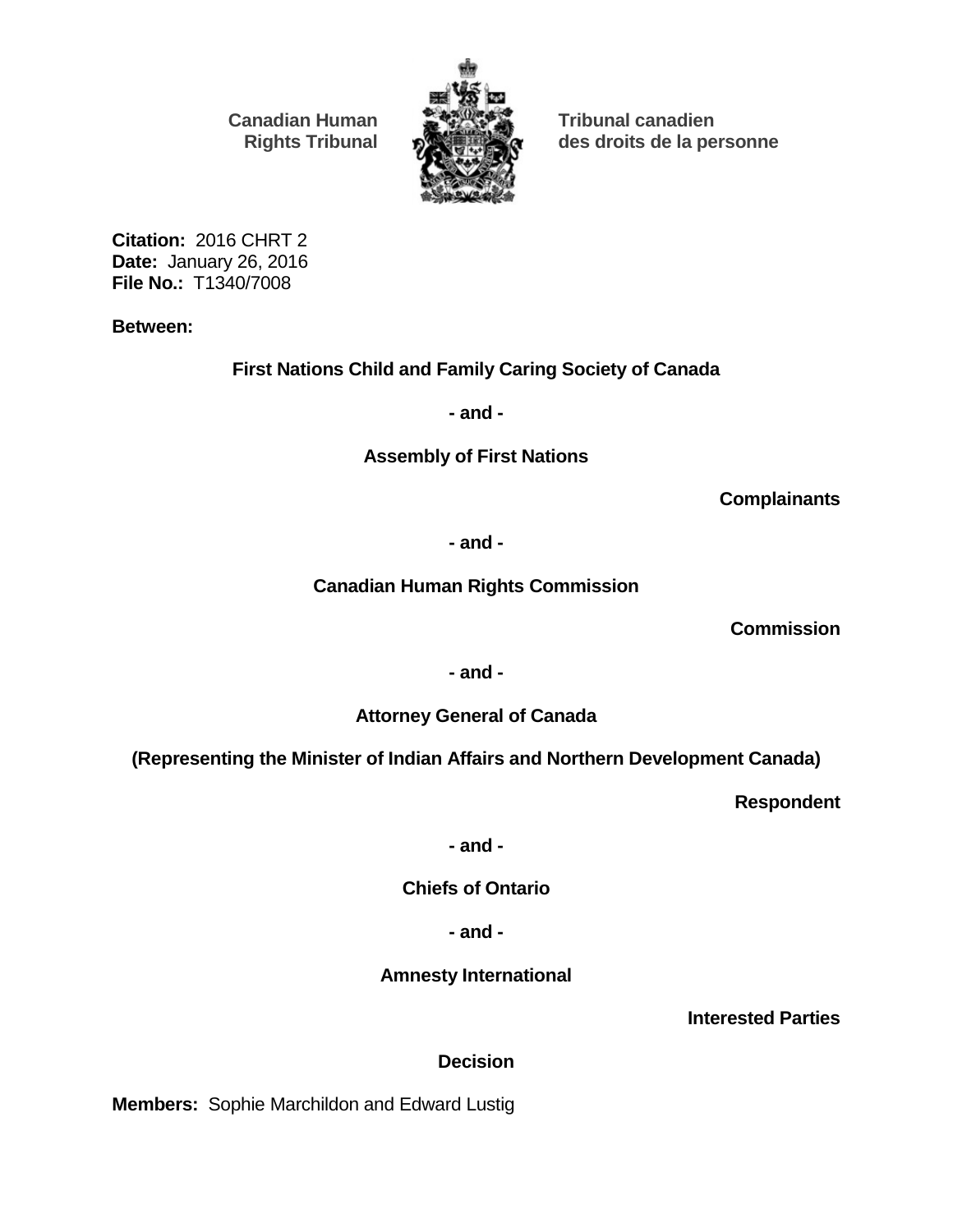**Canadian Human Rights Tribunal**

**Tribunal canadien des droits de la personne**

**Citation:** 2016 CHRT 2
**Date:** January 26, 2016
**File No.:** T1340/7008

**Between:**

**First Nations Child and Family Caring Society of Canada**

**- and -**

**Assembly of First Nations**

**Complainants**

**- and -**

**Canadian Human Rights Commission**

**Commission**

**- and -**

**Attorney General of Canada**

**(Representing the Minister of Indian Affairs and Northern Development Canada)**

**Respondent**

**- and -**

**Chiefs of Ontario**

**- and -**

**Amnesty International**

**Interested Parties**

**Decision**

**Members:** Sophie Marchildon and Edward Lustig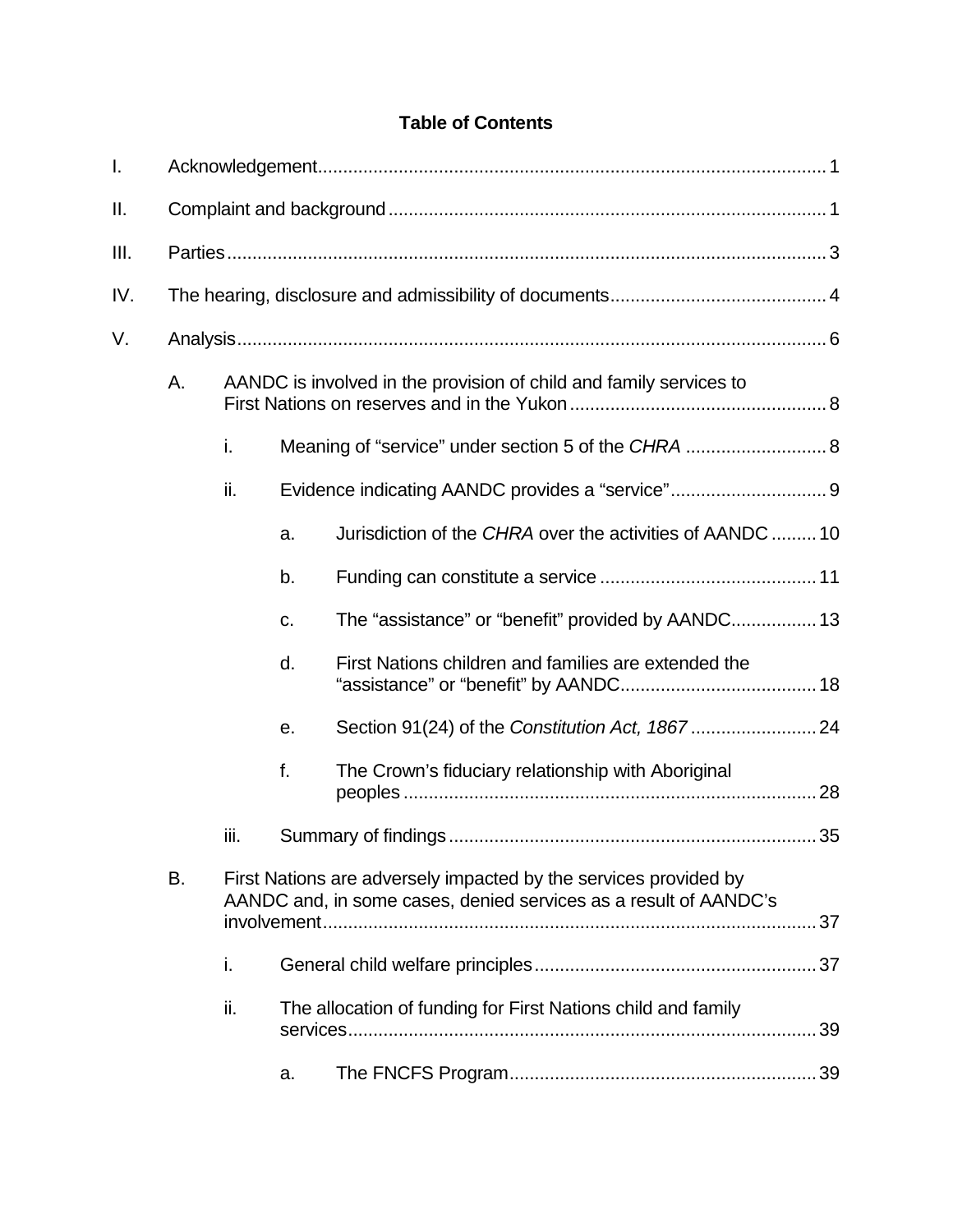**Table of Contents**

- I. Acknowledgement .... 1
- II. Complaint and background .... 1
- III. Parties .... 3
- IV. The hearing, disclosure and admissibility of documents .... 4
- V. Analysis .... 6
  - A. AANDC is involved in the provision of child and family services to First Nations on reserves and in the Yukon .... 8
    - i. Meaning of “service” under section 5 of the *CHRA* .... 8
    - ii. Evidence indicating AANDC provides a “service” .... 9
      - a. Jurisdiction of the *CHRA* over the activities of AANDC .... 10
      - b. Funding can constitute a service .... 11
      - c. The “assistance” or “benefit” provided by AANDC .... 13
      - d. First Nations children and families are extended the “assistance” or “benefit” by AANDC .... 18
      - e. Section 91(24) of the *Constitution Act, 1867* .... 24
      - f. The Crown’s fiduciary relationship with Aboriginal peoples .... 28
    - iii. Summary of findings .... 35
  - B. First Nations are adversely impacted by the services provided by AANDC and, in some cases, denied services as a result of AANDC’s involvement .... 37
    - i. General child welfare principles .... 37
    - ii. The allocation of funding for First Nations child and family services .... 39
      - a. The FNCFS Program .... 39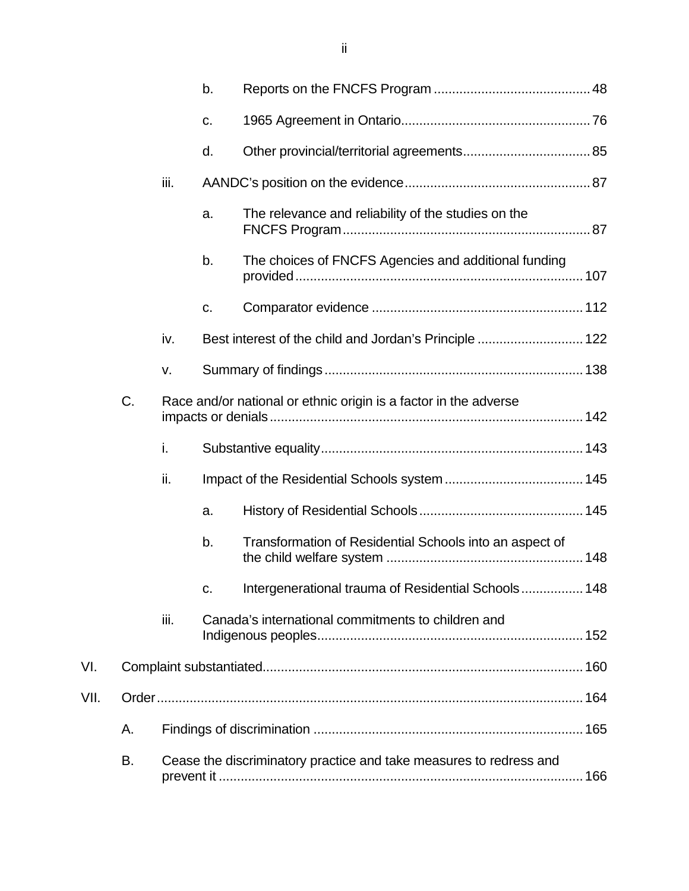b. Reports on the FNCFS Program .......................................... 48

c. 1965 Agreement in Ontario................................................... 76

d. Other provincial/territorial agreements.................................. 85

iii. AANDC's position on the evidence.................................................. 87

a. The relevance and reliability of the studies on the FNCFS Program................................................................... 87

b. The choices of FNCFS Agencies and additional funding provided.............................................................................. 107

c. Comparator evidence ......................................................... 112

iv. Best interest of the child and Jordan's Principle ............................ 122

v. Summary of findings...................................................................... 138

C. Race and/or national or ethnic origin is a factor in the adverse impacts or denials.................................................................................... 142

i. Substantive equality...................................................................... 143

ii. Impact of the Residential Schools system..................................... 145

a. History of Residential Schools............................................ 145

b. Transformation of Residential Schools into an aspect of the child welfare system ..................................................... 148

c. Intergenerational trauma of Residential Schools................. 148

iii. Canada's international commitments to children and Indigenous peoples....................................................................... 152

VI. Complaint substantiated...................................................................................... 160

VII. Order.................................................................................................................... 164

A. Findings of discrimination ......................................................................... 165

B. Cease the discriminatory practice and take measures to redress and prevent it ................................................................................................... 166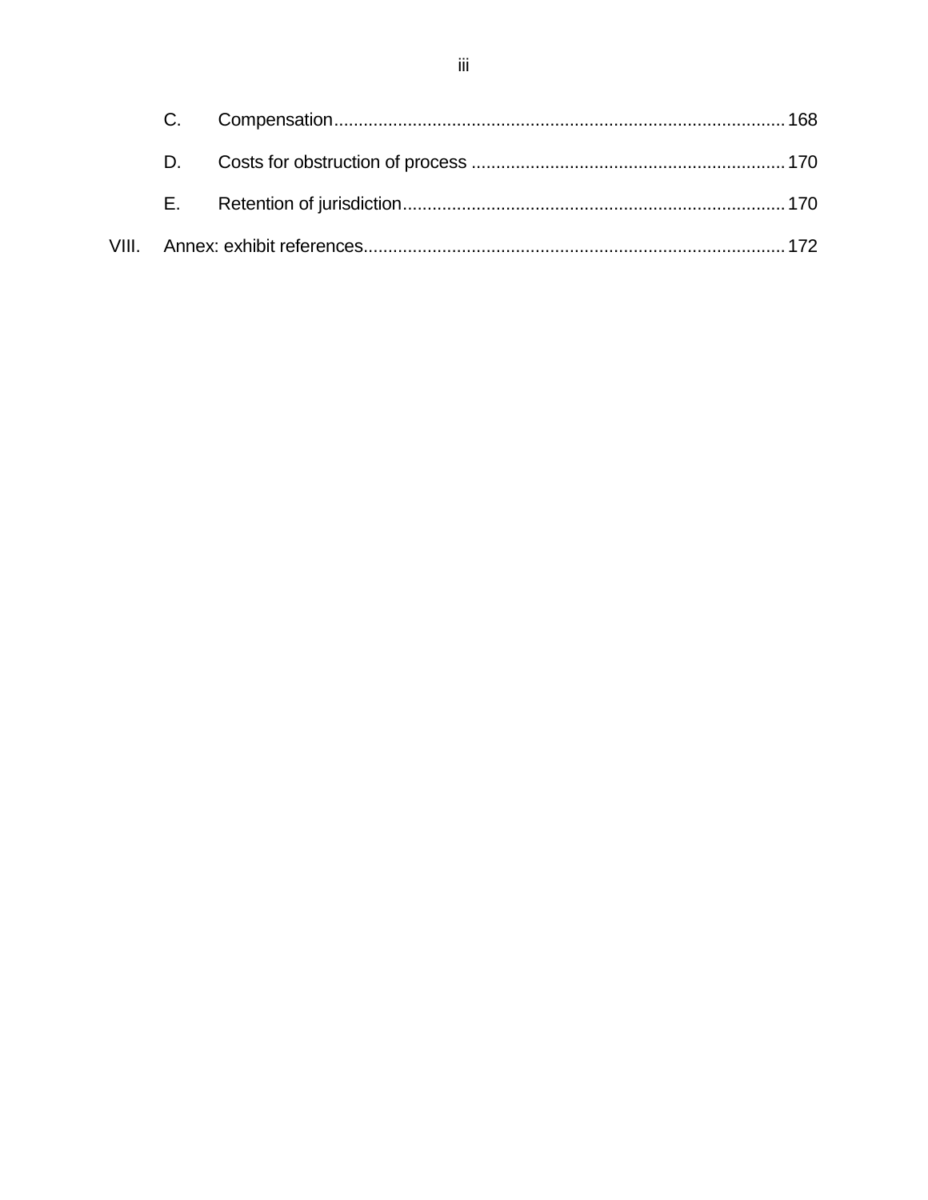C. Compensation ........ 168

D. Costs for obstruction of process ........ 170

E. Retention of jurisdiction ........ 170

VIII. Annex: exhibit references ........ 172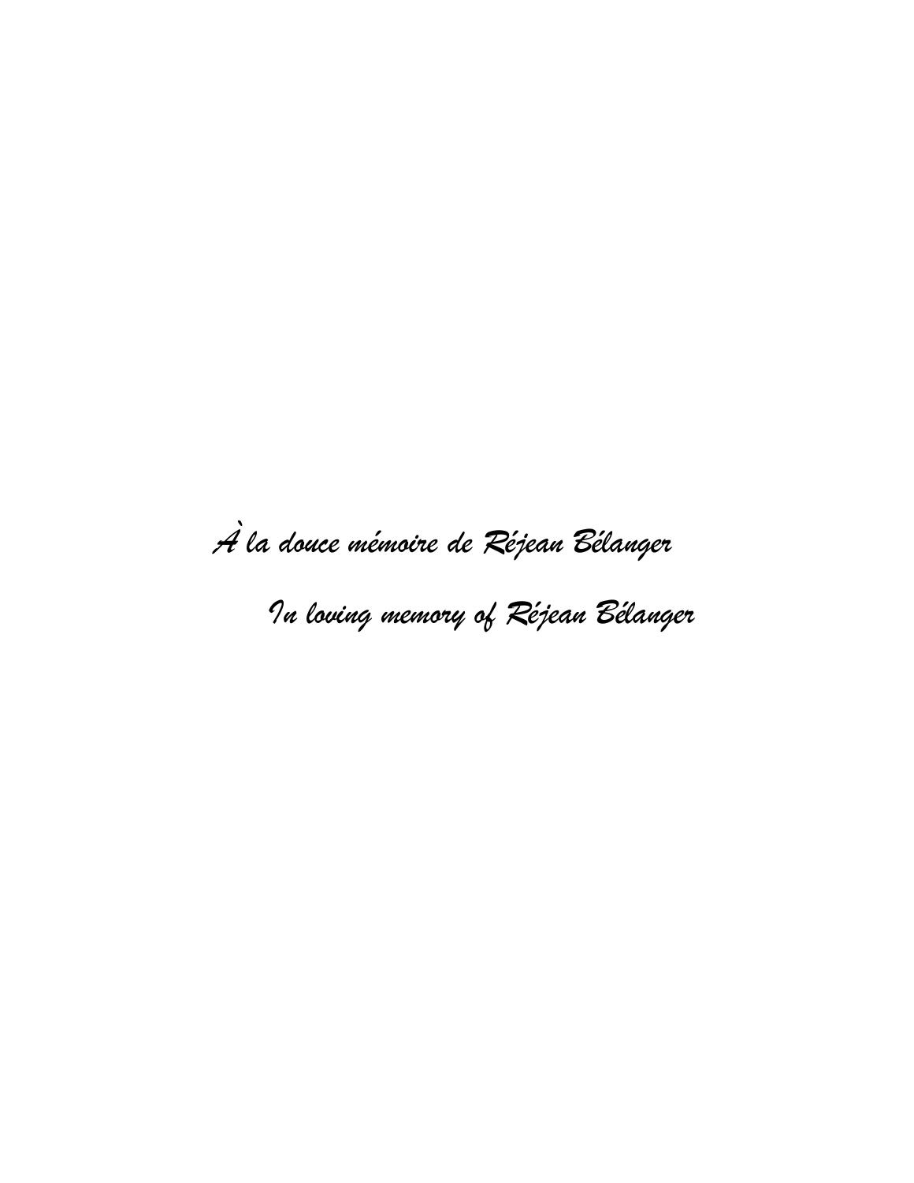*À la douce mémoire de Réjean Bélanger*

*In loving memory of Réjean Bélanger*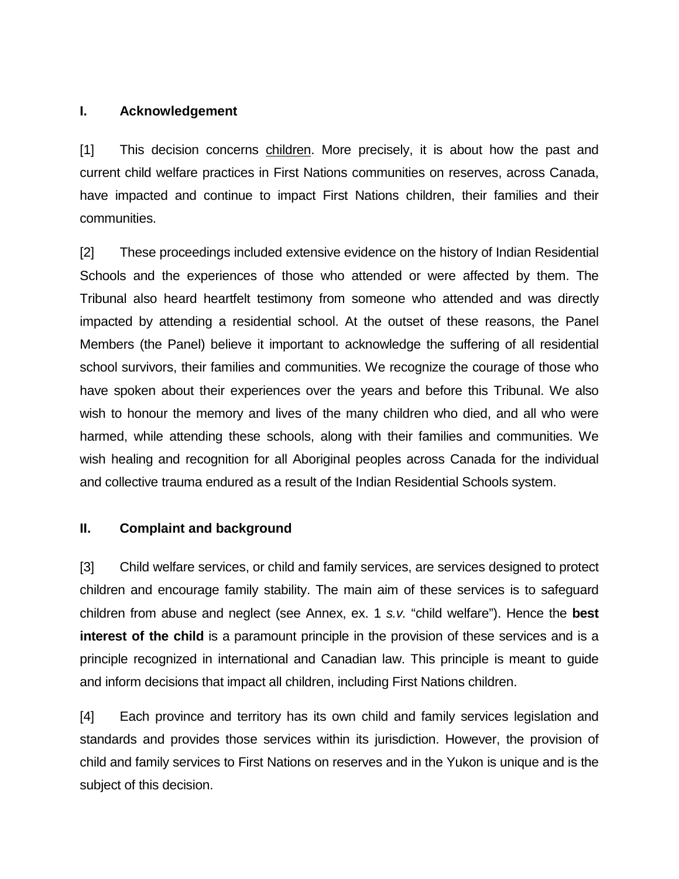## I. Acknowledgement

[1] This decision concerns <u>children</u>. More precisely, it is about how the past and current child welfare practices in First Nations communities on reserves, across Canada, have impacted and continue to impact First Nations children, their families and their communities.

[2] These proceedings included extensive evidence on the history of Indian Residential Schools and the experiences of those who attended or were affected by them. The Tribunal also heard heartfelt testimony from someone who attended and was directly impacted by attending a residential school. At the outset of these reasons, the Panel Members (the Panel) believe it important to acknowledge the suffering of all residential school survivors, their families and communities. We recognize the courage of those who have spoken about their experiences over the years and before this Tribunal. We also wish to honour the memory and lives of the many children who died, and all who were harmed, while attending these schools, along with their families and communities. We wish healing and recognition for all Aboriginal peoples across Canada for the individual and collective trauma endured as a result of the Indian Residential Schools system.

## II. Complaint and background

[3] Child welfare services, or child and family services, are services designed to protect children and encourage family stability. The main aim of these services is to safeguard children from abuse and neglect (see Annex, ex. 1 *s.v.* “child welfare”). Hence the **best interest of the child** is a paramount principle in the provision of these services and is a principle recognized in international and Canadian law. This principle is meant to guide and inform decisions that impact all children, including First Nations children.

[4] Each province and territory has its own child and family services legislation and standards and provides those services within its jurisdiction. However, the provision of child and family services to First Nations on reserves and in the Yukon is unique and is the subject of this decision.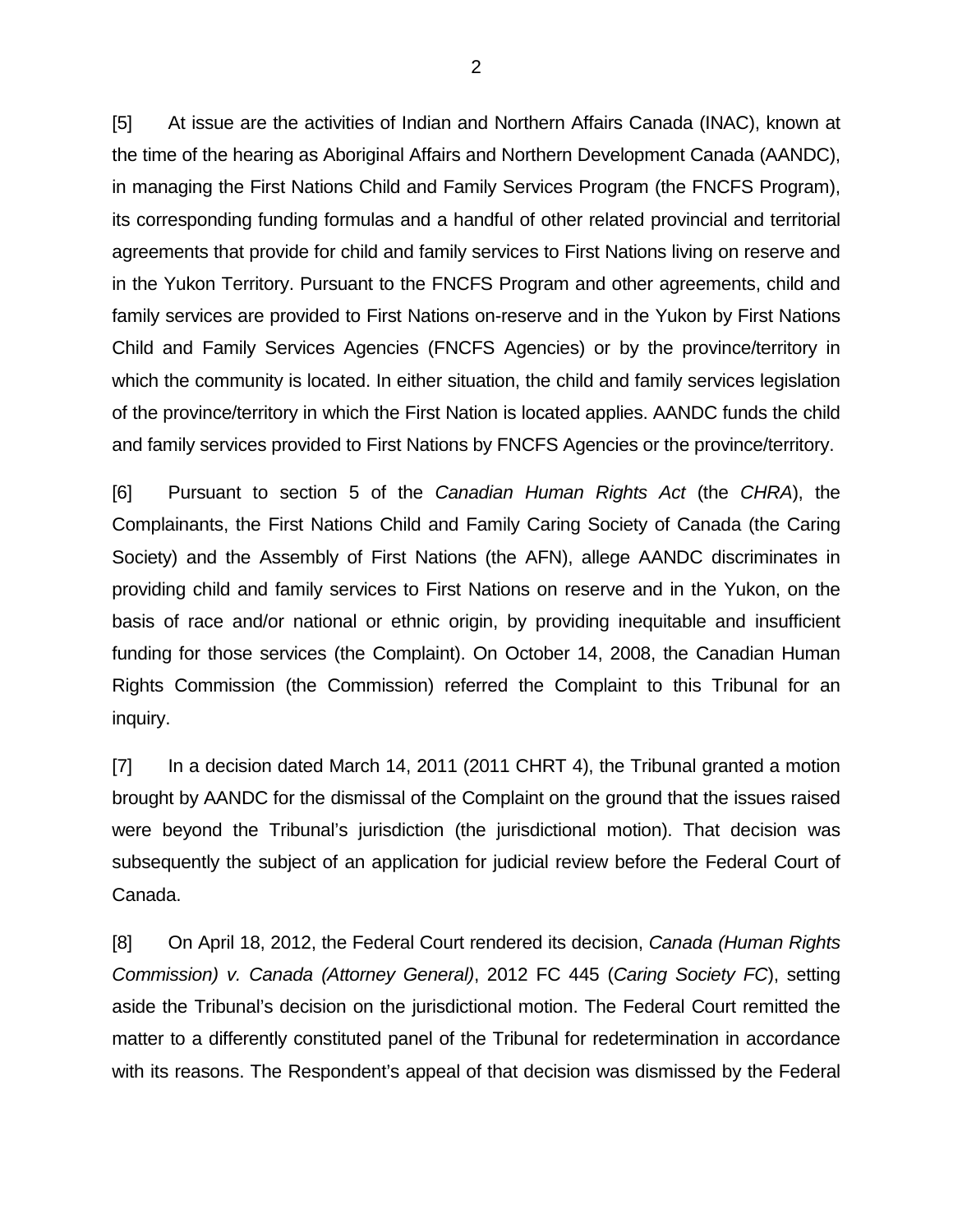[5] At issue are the activities of Indian and Northern Affairs Canada (INAC), known at the time of the hearing as Aboriginal Affairs and Northern Development Canada (AANDC), in managing the First Nations Child and Family Services Program (the FNCFS Program), its corresponding funding formulas and a handful of other related provincial and territorial agreements that provide for child and family services to First Nations living on reserve and in the Yukon Territory. Pursuant to the FNCFS Program and other agreements, child and family services are provided to First Nations on-reserve and in the Yukon by First Nations Child and Family Services Agencies (FNCFS Agencies) or by the province/territory in which the community is located. In either situation, the child and family services legislation of the province/territory in which the First Nation is located applies. AANDC funds the child and family services provided to First Nations by FNCFS Agencies or the province/territory.

[6] Pursuant to section 5 of the *Canadian Human Rights Act* (the *CHRA*), the Complainants, the First Nations Child and Family Caring Society of Canada (the Caring Society) and the Assembly of First Nations (the AFN), allege AANDC discriminates in providing child and family services to First Nations on reserve and in the Yukon, on the basis of race and/or national or ethnic origin, by providing inequitable and insufficient funding for those services (the Complaint). On October 14, 2008, the Canadian Human Rights Commission (the Commission) referred the Complaint to this Tribunal for an inquiry.

[7] In a decision dated March 14, 2011 (2011 CHRT 4), the Tribunal granted a motion brought by AANDC for the dismissal of the Complaint on the ground that the issues raised were beyond the Tribunal's jurisdiction (the jurisdictional motion). That decision was subsequently the subject of an application for judicial review before the Federal Court of Canada.

[8] On April 18, 2012, the Federal Court rendered its decision, *Canada (Human Rights Commission) v. Canada (Attorney General)*, 2012 FC 445 (*Caring Society FC*), setting aside the Tribunal's decision on the jurisdictional motion. The Federal Court remitted the matter to a differently constituted panel of the Tribunal for redetermination in accordance with its reasons. The Respondent's appeal of that decision was dismissed by the Federal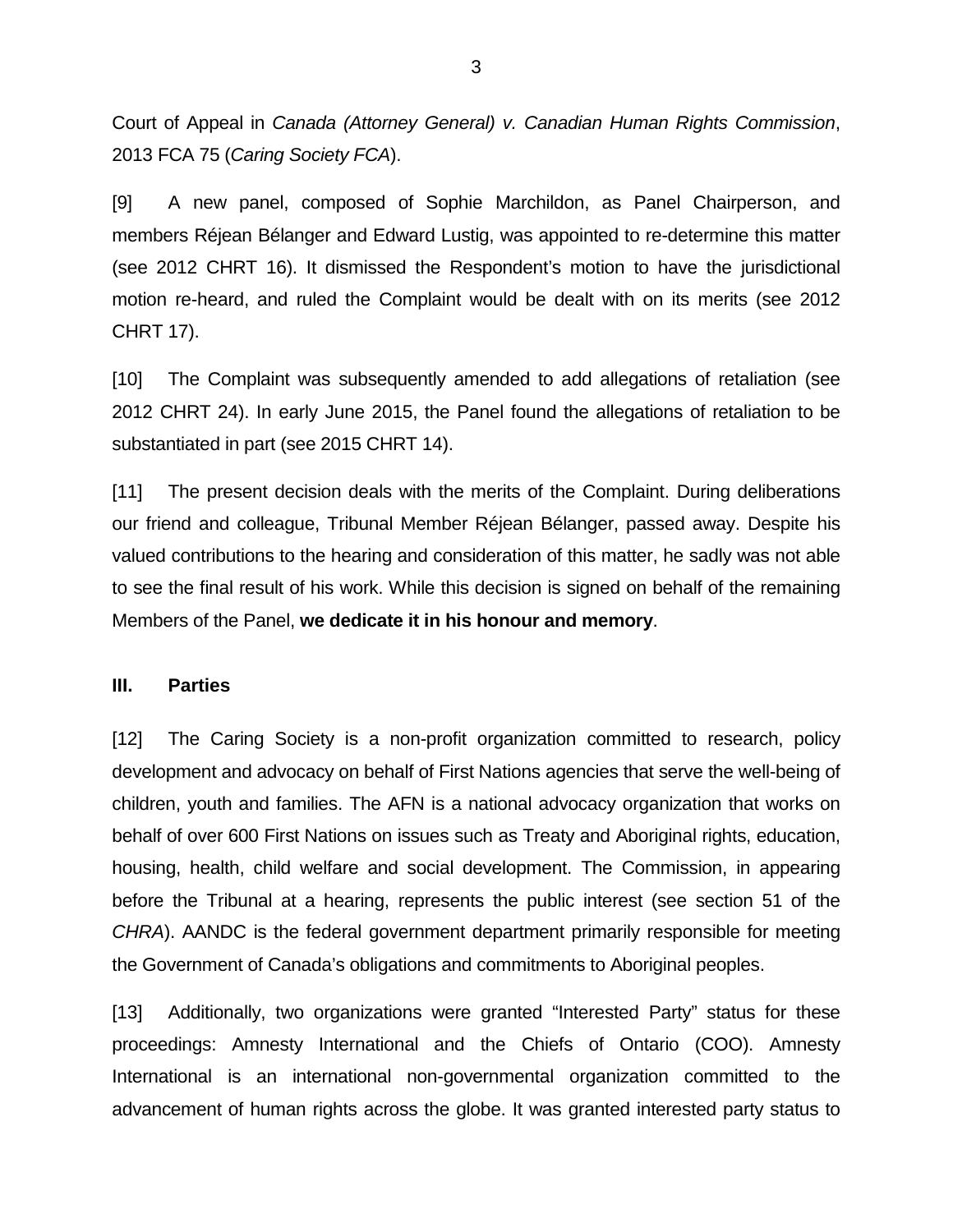Court of Appeal in *Canada (Attorney General) v. Canadian Human Rights Commission*, 2013 FCA 75 (*Caring Society FCA*).

[9] A new panel, composed of Sophie Marchildon, as Panel Chairperson, and members Réjean Bélanger and Edward Lustig, was appointed to re-determine this matter (see 2012 CHRT 16). It dismissed the Respondent's motion to have the jurisdictional motion re-heard, and ruled the Complaint would be dealt with on its merits (see 2012 CHRT 17).

[10] The Complaint was subsequently amended to add allegations of retaliation (see 2012 CHRT 24). In early June 2015, the Panel found the allegations of retaliation to be substantiated in part (see 2015 CHRT 14).

[11] The present decision deals with the merits of the Complaint. During deliberations our friend and colleague, Tribunal Member Réjean Bélanger, passed away. Despite his valued contributions to the hearing and consideration of this matter, he sadly was not able to see the final result of his work. While this decision is signed on behalf of the remaining Members of the Panel, **we dedicate it in his honour and memory**.

## III. Parties

[12] The Caring Society is a non-profit organization committed to research, policy development and advocacy on behalf of First Nations agencies that serve the well-being of children, youth and families. The AFN is a national advocacy organization that works on behalf of over 600 First Nations on issues such as Treaty and Aboriginal rights, education, housing, health, child welfare and social development. The Commission, in appearing before the Tribunal at a hearing, represents the public interest (see section 51 of the *CHRA*). AANDC is the federal government department primarily responsible for meeting the Government of Canada's obligations and commitments to Aboriginal peoples.

[13] Additionally, two organizations were granted "Interested Party" status for these proceedings: Amnesty International and the Chiefs of Ontario (COO). Amnesty International is an international non-governmental organization committed to the advancement of human rights across the globe. It was granted interested party status to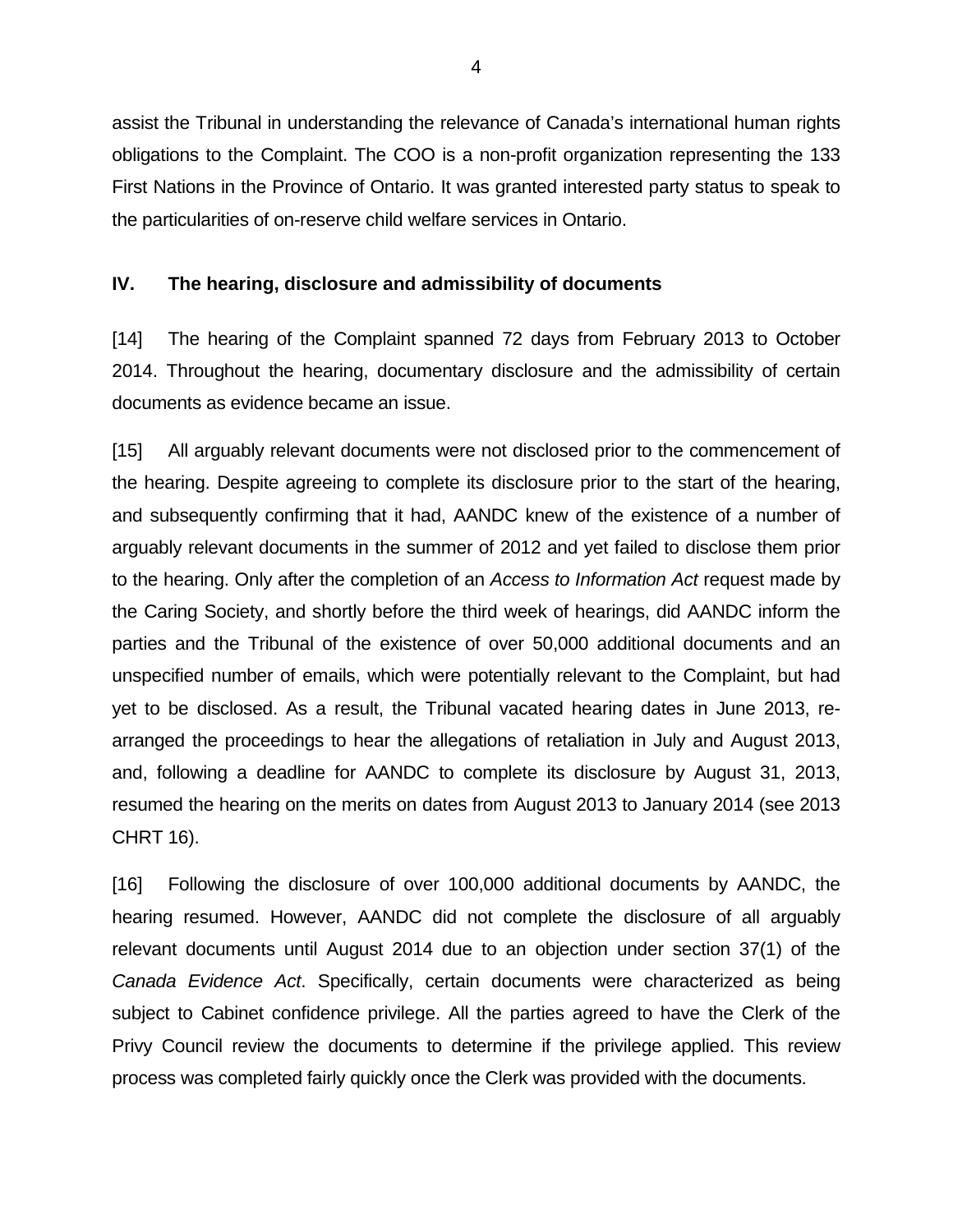assist the Tribunal in understanding the relevance of Canada's international human rights obligations to the Complaint. The COO is a non-profit organization representing the 133 First Nations in the Province of Ontario. It was granted interested party status to speak to the particularities of on-reserve child welfare services in Ontario.

## IV. The hearing, disclosure and admissibility of documents

[14] The hearing of the Complaint spanned 72 days from February 2013 to October 2014. Throughout the hearing, documentary disclosure and the admissibility of certain documents as evidence became an issue.

[15] All arguably relevant documents were not disclosed prior to the commencement of the hearing. Despite agreeing to complete its disclosure prior to the start of the hearing, and subsequently confirming that it had, AANDC knew of the existence of a number of arguably relevant documents in the summer of 2012 and yet failed to disclose them prior to the hearing. Only after the completion of an *Access to Information Act* request made by the Caring Society, and shortly before the third week of hearings, did AANDC inform the parties and the Tribunal of the existence of over 50,000 additional documents and an unspecified number of emails, which were potentially relevant to the Complaint, but had yet to be disclosed. As a result, the Tribunal vacated hearing dates in June 2013, re-arranged the proceedings to hear the allegations of retaliation in July and August 2013, and, following a deadline for AANDC to complete its disclosure by August 31, 2013, resumed the hearing on the merits on dates from August 2013 to January 2014 (see 2013 CHRT 16).

[16] Following the disclosure of over 100,000 additional documents by AANDC, the hearing resumed. However, AANDC did not complete the disclosure of all arguably relevant documents until August 2014 due to an objection under section 37(1) of the *Canada Evidence Act*. Specifically, certain documents were characterized as being subject to Cabinet confidence privilege. All the parties agreed to have the Clerk of the Privy Council review the documents to determine if the privilege applied. This review process was completed fairly quickly once the Clerk was provided with the documents.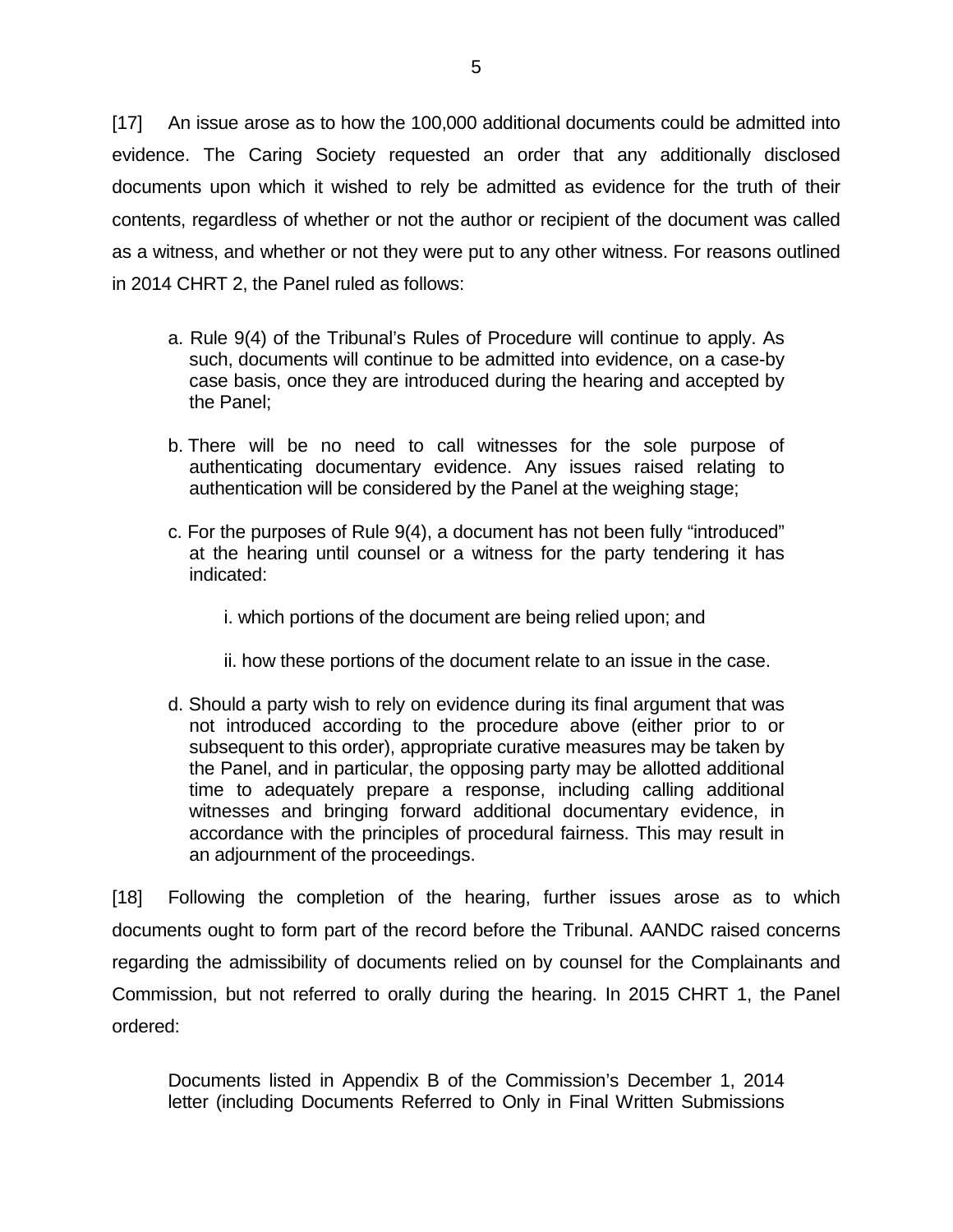[17] An issue arose as to how the 100,000 additional documents could be admitted into evidence. The Caring Society requested an order that any additionally disclosed documents upon which it wished to rely be admitted as evidence for the truth of their contents, regardless of whether or not the author or recipient of the document was called as a witness, and whether or not they were put to any other witness. For reasons outlined in 2014 CHRT 2, the Panel ruled as follows:

> a. Rule 9(4) of the Tribunal's Rules of Procedure will continue to apply. As such, documents will continue to be admitted into evidence, on a case-by case basis, once they are introduced during the hearing and accepted by the Panel;
>
> b. There will be no need to call witnesses for the sole purpose of authenticating documentary evidence. Any issues raised relating to authentication will be considered by the Panel at the weighing stage;
>
> c. For the purposes of Rule 9(4), a document has not been fully "introduced" at the hearing until counsel or a witness for the party tendering it has indicated:
>
> i. which portions of the document are being relied upon; and
>
> ii. how these portions of the document relate to an issue in the case.
>
> d. Should a party wish to rely on evidence during its final argument that was not introduced according to the procedure above (either prior to or subsequent to this order), appropriate curative measures may be taken by the Panel, and in particular, the opposing party may be allotted additional time to adequately prepare a response, including calling additional witnesses and bringing forward additional documentary evidence, in accordance with the principles of procedural fairness. This may result in an adjournment of the proceedings.

[18] Following the completion of the hearing, further issues arose as to which documents ought to form part of the record before the Tribunal. AANDC raised concerns regarding the admissibility of documents relied on by counsel for the Complainants and Commission, but not referred to orally during the hearing. In 2015 CHRT 1, the Panel ordered:

> Documents listed in Appendix B of the Commission's December 1, 2014 letter (including Documents Referred to Only in Final Written Submissions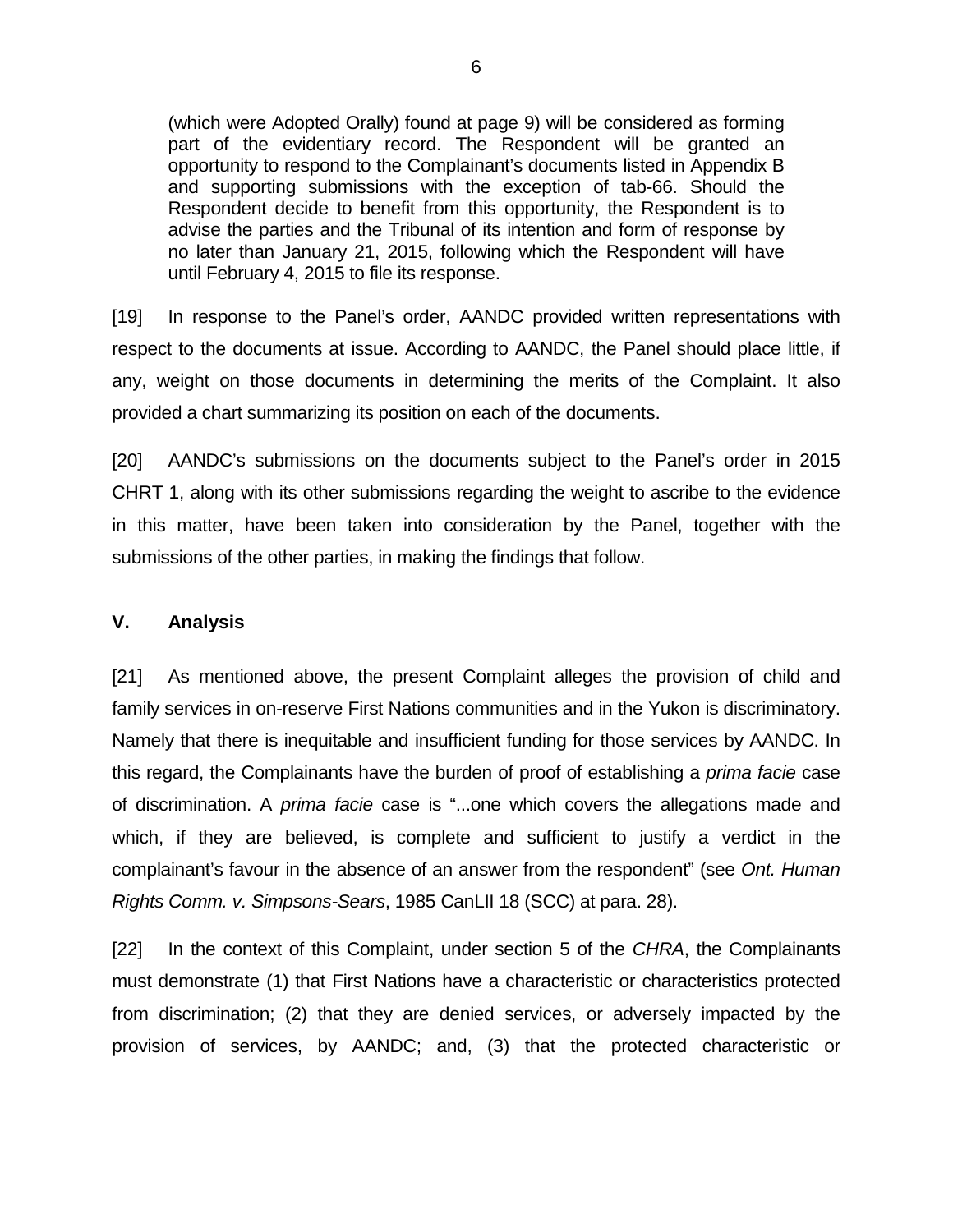> (which were Adopted Orally) found at page 9) will be considered as forming part of the evidentiary record. The Respondent will be granted an opportunity to respond to the Complainant's documents listed in Appendix B and supporting submissions with the exception of tab-66. Should the Respondent decide to benefit from this opportunity, the Respondent is to advise the parties and the Tribunal of its intention and form of response by no later than January 21, 2015, following which the Respondent will have until February 4, 2015 to file its response.

[19] In response to the Panel's order, AANDC provided written representations with respect to the documents at issue. According to AANDC, the Panel should place little, if any, weight on those documents in determining the merits of the Complaint. It also provided a chart summarizing its position on each of the documents.

[20] AANDC's submissions on the documents subject to the Panel's order in 2015 CHRT 1, along with its other submissions regarding the weight to ascribe to the evidence in this matter, have been taken into consideration by the Panel, together with the submissions of the other parties, in making the findings that follow.

## V. Analysis

[21] As mentioned above, the present Complaint alleges the provision of child and family services in on-reserve First Nations communities and in the Yukon is discriminatory. Namely that there is inequitable and insufficient funding for those services by AANDC. In this regard, the Complainants have the burden of proof of establishing a *prima facie* case of discrimination. A *prima facie* case is "...one which covers the allegations made and which, if they are believed, is complete and sufficient to justify a verdict in the complainant's favour in the absence of an answer from the respondent" (see *Ont. Human Rights Comm. v. Simpsons-Sears*, 1985 CanLII 18 (SCC) at para. 28).

[22] In the context of this Complaint, under section 5 of the *CHRA*, the Complainants must demonstrate (1) that First Nations have a characteristic or characteristics protected from discrimination; (2) that they are denied services, or adversely impacted by the provision of services, by AANDC; and, (3) that the protected characteristic or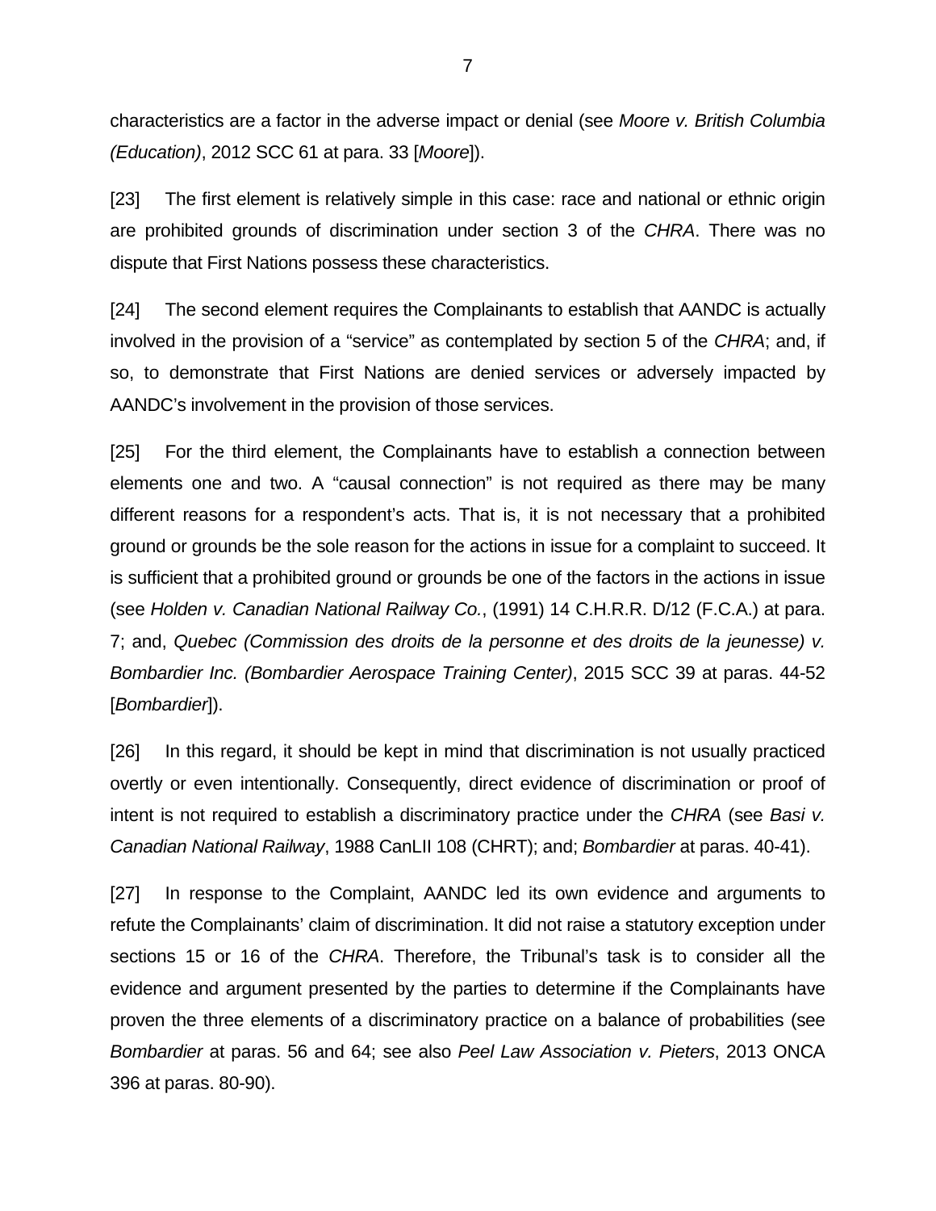characteristics are a factor in the adverse impact or denial (see *Moore v. British Columbia (Education)*, 2012 SCC 61 at para. 33 [*Moore*]).

[23] The first element is relatively simple in this case: race and national or ethnic origin are prohibited grounds of discrimination under section 3 of the *CHRA*. There was no dispute that First Nations possess these characteristics.

[24] The second element requires the Complainants to establish that AANDC is actually involved in the provision of a "service" as contemplated by section 5 of the *CHRA*; and, if so, to demonstrate that First Nations are denied services or adversely impacted by AANDC's involvement in the provision of those services.

[25] For the third element, the Complainants have to establish a connection between elements one and two. A "causal connection" is not required as there may be many different reasons for a respondent's acts. That is, it is not necessary that a prohibited ground or grounds be the sole reason for the actions in issue for a complaint to succeed. It is sufficient that a prohibited ground or grounds be one of the factors in the actions in issue (see *Holden v. Canadian National Railway Co.*, (1991) 14 C.H.R.R. D/12 (F.C.A.) at para. 7; and, *Quebec (Commission des droits de la personne et des droits de la jeunesse) v. Bombardier Inc. (Bombardier Aerospace Training Center)*, 2015 SCC 39 at paras. 44-52 [*Bombardier*]).

[26] In this regard, it should be kept in mind that discrimination is not usually practiced overtly or even intentionally. Consequently, direct evidence of discrimination or proof of intent is not required to establish a discriminatory practice under the *CHRA* (see *Basi v. Canadian National Railway*, 1988 CanLII 108 (CHRT); and; *Bombardier* at paras. 40-41).

[27] In response to the Complaint, AANDC led its own evidence and arguments to refute the Complainants' claim of discrimination. It did not raise a statutory exception under sections 15 or 16 of the *CHRA*. Therefore, the Tribunal's task is to consider all the evidence and argument presented by the parties to determine if the Complainants have proven the three elements of a discriminatory practice on a balance of probabilities (see *Bombardier* at paras. 56 and 64; see also *Peel Law Association v. Pieters*, 2013 ONCA 396 at paras. 80-90).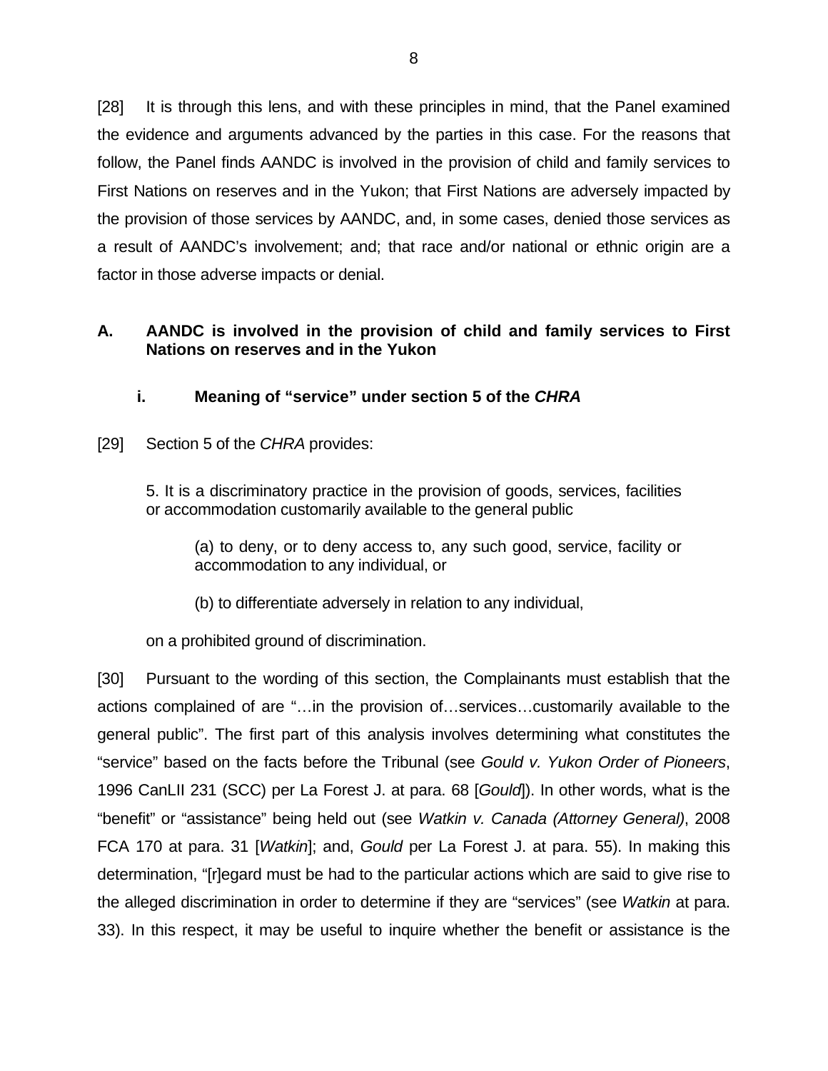[28] It is through this lens, and with these principles in mind, that the Panel examined the evidence and arguments advanced by the parties in this case. For the reasons that follow, the Panel finds AANDC is involved in the provision of child and family services to First Nations on reserves and in the Yukon; that First Nations are adversely impacted by the provision of those services by AANDC, and, in some cases, denied those services as a result of AANDC's involvement; and; that race and/or national or ethnic origin are a factor in those adverse impacts or denial.

## A. AANDC is involved in the provision of child and family services to First Nations on reserves and in the Yukon

### i. Meaning of "service" under section 5 of the *CHRA*

[29] Section 5 of the *CHRA* provides:

> 5. It is a discriminatory practice in the provision of goods, services, facilities or accommodation customarily available to the general public
>
> > (a) to deny, or to deny access to, any such good, service, facility or accommodation to any individual, or
> >
> > (b) to differentiate adversely in relation to any individual,
>
> on a prohibited ground of discrimination.

[30] Pursuant to the wording of this section, the Complainants must establish that the actions complained of are "…in the provision of…services…customarily available to the general public". The first part of this analysis involves determining what constitutes the "service" based on the facts before the Tribunal (see *Gould v. Yukon Order of Pioneers*, 1996 CanLII 231 (SCC) per La Forest J. at para. 68 [*Gould*]). In other words, what is the "benefit" or "assistance" being held out (see *Watkin v. Canada (Attorney General)*, 2008 FCA 170 at para. 31 [*Watkin*]; and, *Gould* per La Forest J. at para. 55). In making this determination, "[r]egard must be had to the particular actions which are said to give rise to the alleged discrimination in order to determine if they are "services" (see *Watkin* at para. 33). In this respect, it may be useful to inquire whether the benefit or assistance is the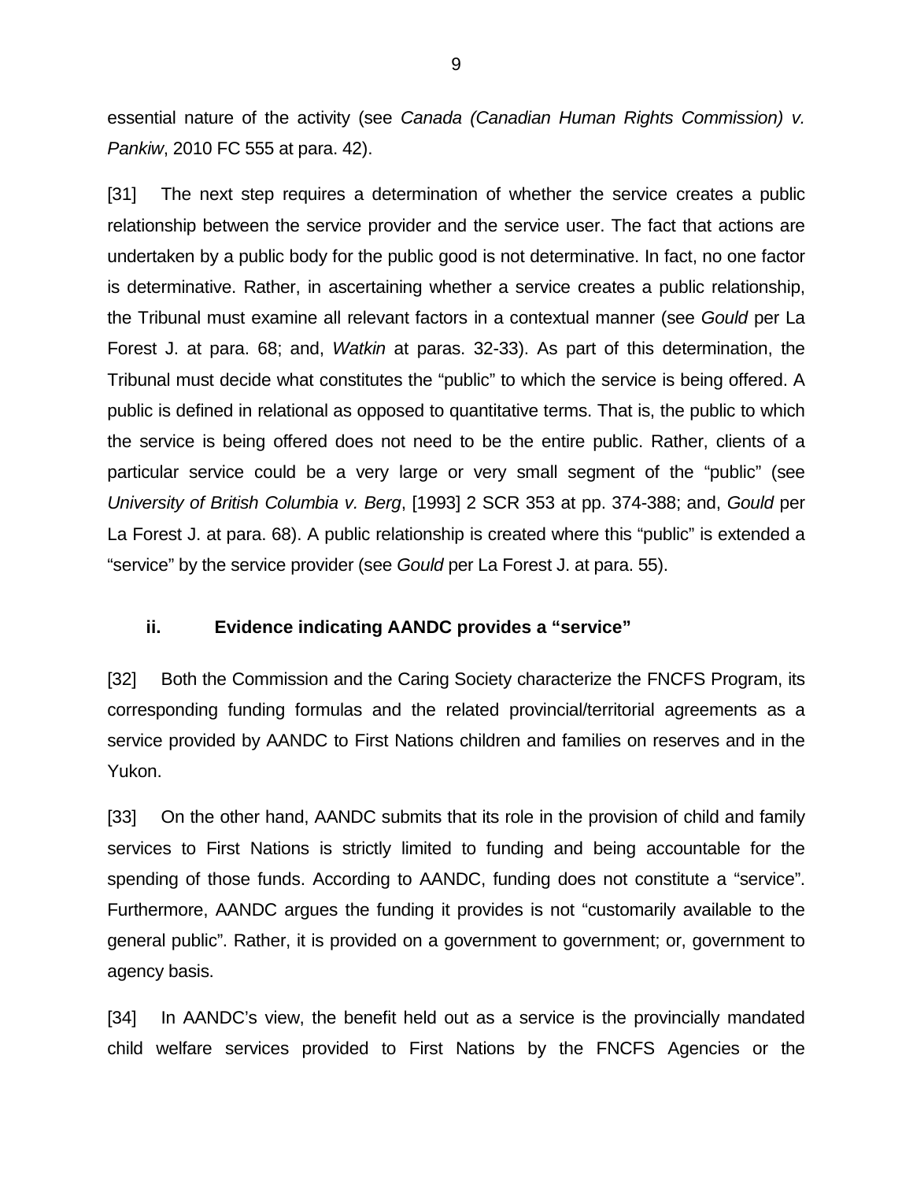essential nature of the activity (see *Canada (Canadian Human Rights Commission) v. Pankiw*, 2010 FC 555 at para. 42).

[31] The next step requires a determination of whether the service creates a public relationship between the service provider and the service user. The fact that actions are undertaken by a public body for the public good is not determinative. In fact, no one factor is determinative. Rather, in ascertaining whether a service creates a public relationship, the Tribunal must examine all relevant factors in a contextual manner (see *Gould* per La Forest J. at para. 68; and, *Watkin* at paras. 32-33). As part of this determination, the Tribunal must decide what constitutes the "public" to which the service is being offered. A public is defined in relational as opposed to quantitative terms. That is, the public to which the service is being offered does not need to be the entire public. Rather, clients of a particular service could be a very large or very small segment of the "public" (see *University of British Columbia v. Berg*, [1993] 2 SCR 353 at pp. 374-388; and, *Gould* per La Forest J. at para. 68). A public relationship is created where this "public" is extended a "service" by the service provider (see *Gould* per La Forest J. at para. 55).

#### ii. Evidence indicating AANDC provides a "service"

[32] Both the Commission and the Caring Society characterize the FNCFS Program, its corresponding funding formulas and the related provincial/territorial agreements as a service provided by AANDC to First Nations children and families on reserves and in the Yukon.

[33] On the other hand, AANDC submits that its role in the provision of child and family services to First Nations is strictly limited to funding and being accountable for the spending of those funds. According to AANDC, funding does not constitute a "service". Furthermore, AANDC argues the funding it provides is not "customarily available to the general public". Rather, it is provided on a government to government; or, government to agency basis.

[34] In AANDC's view, the benefit held out as a service is the provincially mandated child welfare services provided to First Nations by the FNCFS Agencies or the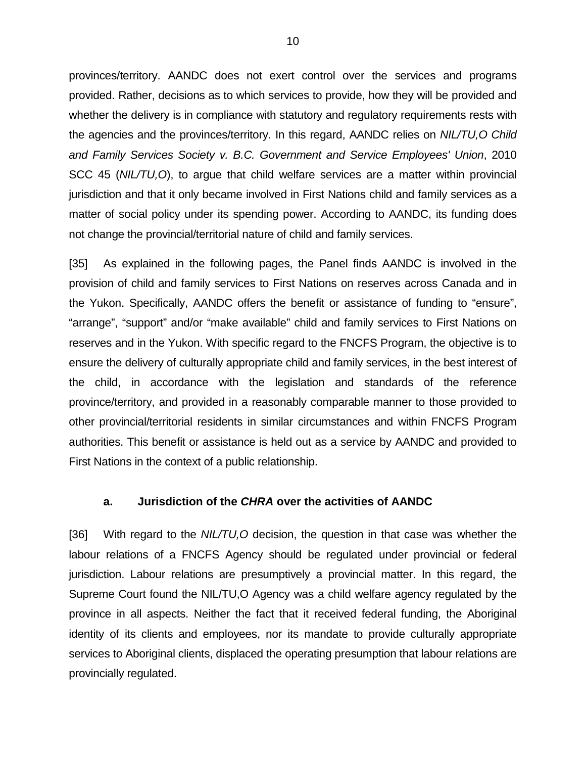provinces/territory. AANDC does not exert control over the services and programs provided. Rather, decisions as to which services to provide, how they will be provided and whether the delivery is in compliance with statutory and regulatory requirements rests with the agencies and the provinces/territory. In this regard, AANDC relies on *NIL/TU,O Child and Family Services Society v. B.C. Government and Service Employees' Union*, 2010 SCC 45 (*NIL/TU,O*), to argue that child welfare services are a matter within provincial jurisdiction and that it only became involved in First Nations child and family services as a matter of social policy under its spending power. According to AANDC, its funding does not change the provincial/territorial nature of child and family services.

[35] As explained in the following pages, the Panel finds AANDC is involved in the provision of child and family services to First Nations on reserves across Canada and in the Yukon. Specifically, AANDC offers the benefit or assistance of funding to "ensure", "arrange", "support" and/or "make available" child and family services to First Nations on reserves and in the Yukon. With specific regard to the FNCFS Program, the objective is to ensure the delivery of culturally appropriate child and family services, in the best interest of the child, in accordance with the legislation and standards of the reference province/territory, and provided in a reasonably comparable manner to those provided to other provincial/territorial residents in similar circumstances and within FNCFS Program authorities. This benefit or assistance is held out as a service by AANDC and provided to First Nations in the context of a public relationship.

### a. Jurisdiction of the *CHRA* over the activities of AANDC

[36] With regard to the *NIL/TU,O* decision, the question in that case was whether the labour relations of a FNCFS Agency should be regulated under provincial or federal jurisdiction. Labour relations are presumptively a provincial matter. In this regard, the Supreme Court found the NIL/TU,O Agency was a child welfare agency regulated by the province in all aspects. Neither the fact that it received federal funding, the Aboriginal identity of its clients and employees, nor its mandate to provide culturally appropriate services to Aboriginal clients, displaced the operating presumption that labour relations are provincially regulated.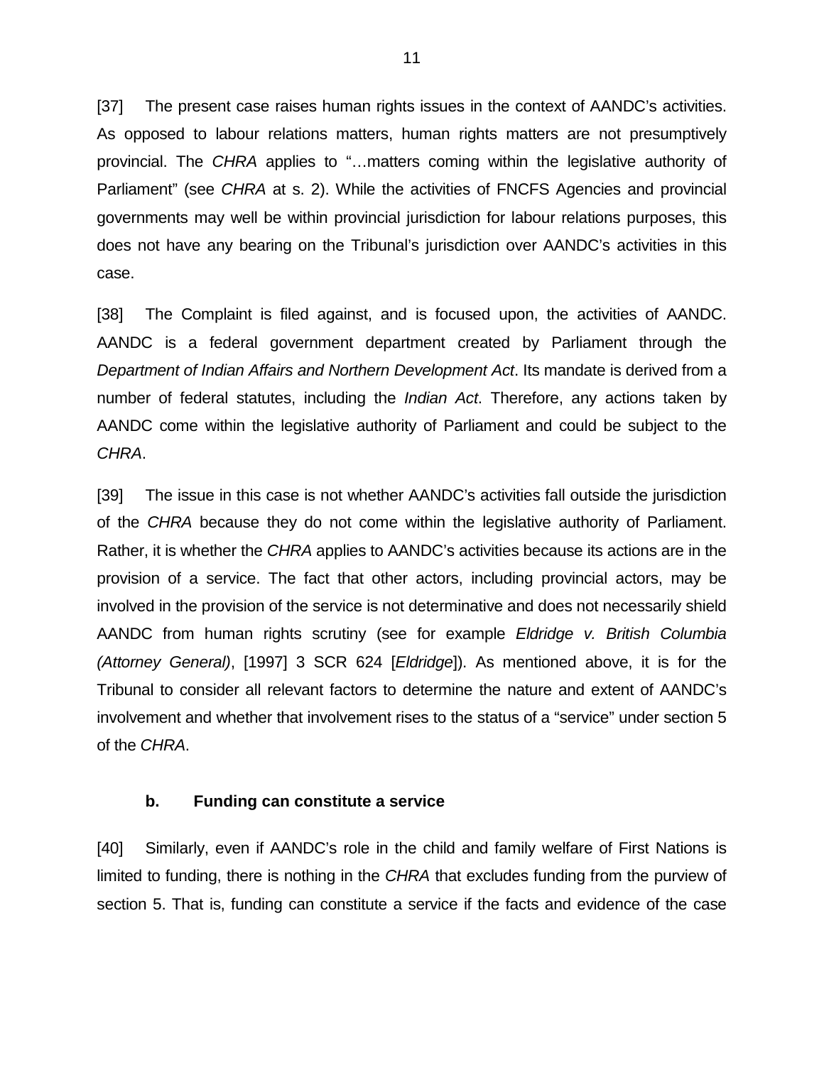[37] The present case raises human rights issues in the context of AANDC's activities. As opposed to labour relations matters, human rights matters are not presumptively provincial. The *CHRA* applies to "…matters coming within the legislative authority of Parliament" (see *CHRA* at s. 2). While the activities of FNCFS Agencies and provincial governments may well be within provincial jurisdiction for labour relations purposes, this does not have any bearing on the Tribunal's jurisdiction over AANDC's activities in this case.

[38] The Complaint is filed against, and is focused upon, the activities of AANDC. AANDC is a federal government department created by Parliament through the *Department of Indian Affairs and Northern Development Act*. Its mandate is derived from a number of federal statutes, including the *Indian Act*. Therefore, any actions taken by AANDC come within the legislative authority of Parliament and could be subject to the *CHRA*.

[39] The issue in this case is not whether AANDC's activities fall outside the jurisdiction of the *CHRA* because they do not come within the legislative authority of Parliament. Rather, it is whether the *CHRA* applies to AANDC's activities because its actions are in the provision of a service. The fact that other actors, including provincial actors, may be involved in the provision of the service is not determinative and does not necessarily shield AANDC from human rights scrutiny (see for example *Eldridge v. British Columbia (Attorney General)*, [1997] 3 SCR 624 [*Eldridge*]). As mentioned above, it is for the Tribunal to consider all relevant factors to determine the nature and extent of AANDC's involvement and whether that involvement rises to the status of a "service" under section 5 of the *CHRA*.

### b. Funding can constitute a service

[40] Similarly, even if AANDC's role in the child and family welfare of First Nations is limited to funding, there is nothing in the *CHRA* that excludes funding from the purview of section 5. That is, funding can constitute a service if the facts and evidence of the case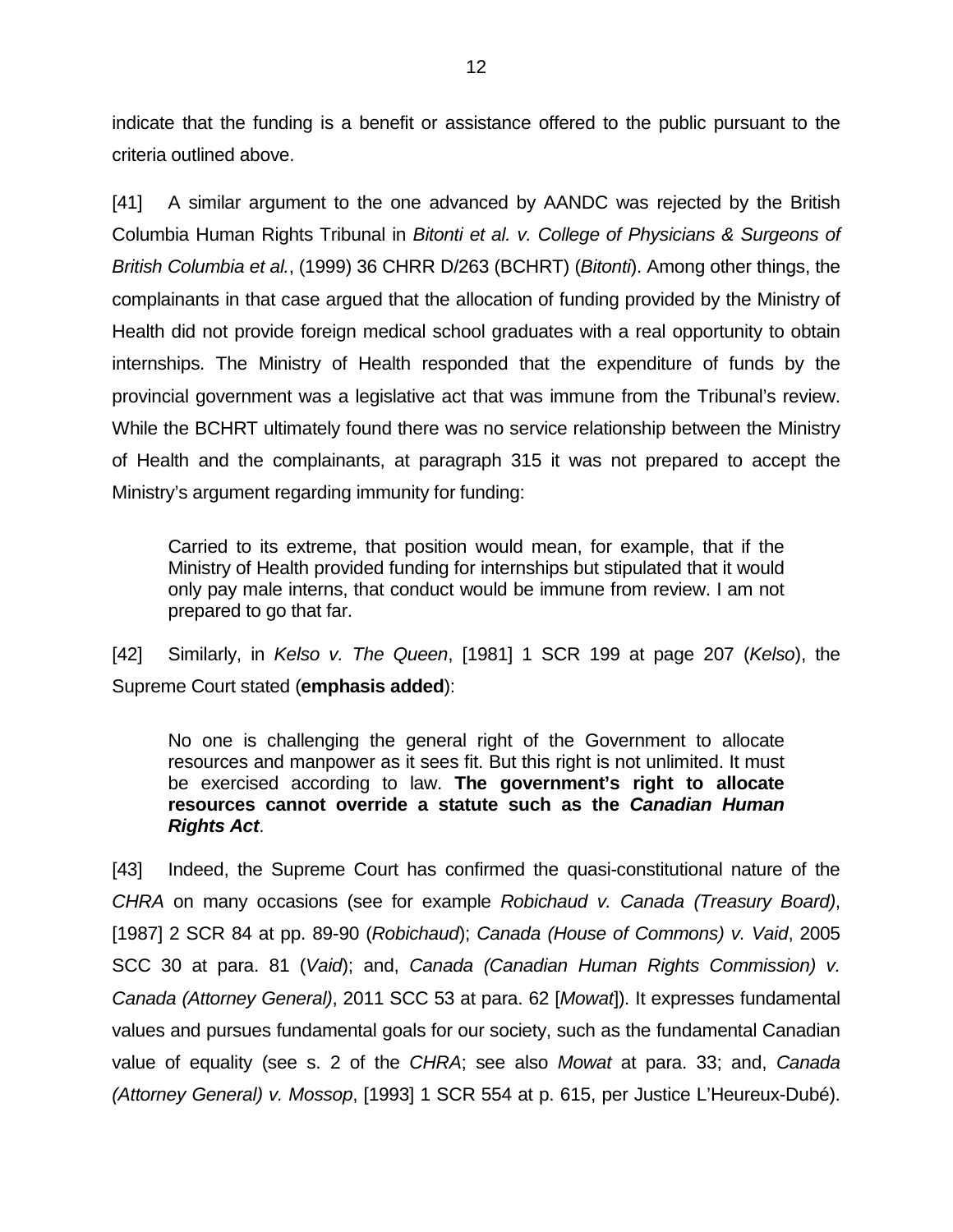indicate that the funding is a benefit or assistance offered to the public pursuant to the criteria outlined above.

[41] A similar argument to the one advanced by AANDC was rejected by the British Columbia Human Rights Tribunal in *Bitonti et al. v. College of Physicians & Surgeons of British Columbia et al.*, (1999) 36 CHRR D/263 (BCHRT) (*Bitonti*). Among other things, the complainants in that case argued that the allocation of funding provided by the Ministry of Health did not provide foreign medical school graduates with a real opportunity to obtain internships. The Ministry of Health responded that the expenditure of funds by the provincial government was a legislative act that was immune from the Tribunal's review. While the BCHRT ultimately found there was no service relationship between the Ministry of Health and the complainants, at paragraph 315 it was not prepared to accept the Ministry's argument regarding immunity for funding:

> Carried to its extreme, that position would mean, for example, that if the Ministry of Health provided funding for internships but stipulated that it would only pay male interns, that conduct would be immune from review. I am not prepared to go that far.

[42] Similarly, in *Kelso v. The Queen*, [1981] 1 SCR 199 at page 207 (*Kelso*), the Supreme Court stated (**emphasis added**):

> No one is challenging the general right of the Government to allocate resources and manpower as it sees fit. But this right is not unlimited. It must be exercised according to law. **The government's right to allocate resources cannot override a statute such as the *Canadian Human Rights Act***.

[43] Indeed, the Supreme Court has confirmed the quasi-constitutional nature of the *CHRA* on many occasions (see for example *Robichaud v. Canada (Treasury Board)*, [1987] 2 SCR 84 at pp. 89-90 (*Robichaud*); *Canada (House of Commons) v. Vaid*, 2005 SCC 30 at para. 81 (*Vaid*); and, *Canada (Canadian Human Rights Commission) v. Canada (Attorney General)*, 2011 SCC 53 at para. 62 [*Mowat*]). It expresses fundamental values and pursues fundamental goals for our society, such as the fundamental Canadian value of equality (see s. 2 of the *CHRA*; see also *Mowat* at para. 33; and, *Canada (Attorney General) v. Mossop*, [1993] 1 SCR 554 at p. 615, per Justice L'Heureux-Dubé).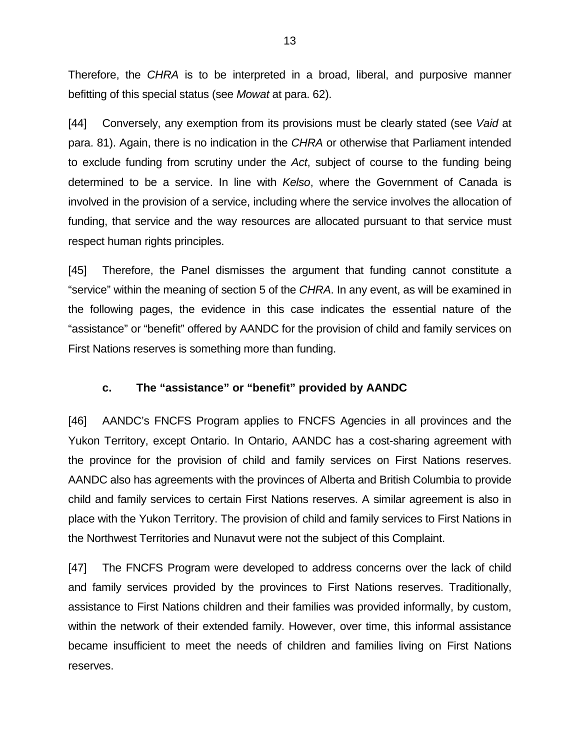Therefore, the *CHRA* is to be interpreted in a broad, liberal, and purposive manner befitting of this special status (see *Mowat* at para. 62).

[44] Conversely, any exemption from its provisions must be clearly stated (see *Vaid* at para. 81). Again, there is no indication in the *CHRA* or otherwise that Parliament intended to exclude funding from scrutiny under the *Act*, subject of course to the funding being determined to be a service. In line with *Kelso*, where the Government of Canada is involved in the provision of a service, including where the service involves the allocation of funding, that service and the way resources are allocated pursuant to that service must respect human rights principles.

[45] Therefore, the Panel dismisses the argument that funding cannot constitute a "service" within the meaning of section 5 of the *CHRA*. In any event, as will be examined in the following pages, the evidence in this case indicates the essential nature of the "assistance" or "benefit" offered by AANDC for the provision of child and family services on First Nations reserves is something more than funding.

### c. The "assistance" or "benefit" provided by AANDC

[46] AANDC's FNCFS Program applies to FNCFS Agencies in all provinces and the Yukon Territory, except Ontario. In Ontario, AANDC has a cost-sharing agreement with the province for the provision of child and family services on First Nations reserves. AANDC also has agreements with the provinces of Alberta and British Columbia to provide child and family services to certain First Nations reserves. A similar agreement is also in place with the Yukon Territory. The provision of child and family services to First Nations in the Northwest Territories and Nunavut were not the subject of this Complaint.

[47] The FNCFS Program were developed to address concerns over the lack of child and family services provided by the provinces to First Nations reserves. Traditionally, assistance to First Nations children and their families was provided informally, by custom, within the network of their extended family. However, over time, this informal assistance became insufficient to meet the needs of children and families living on First Nations reserves.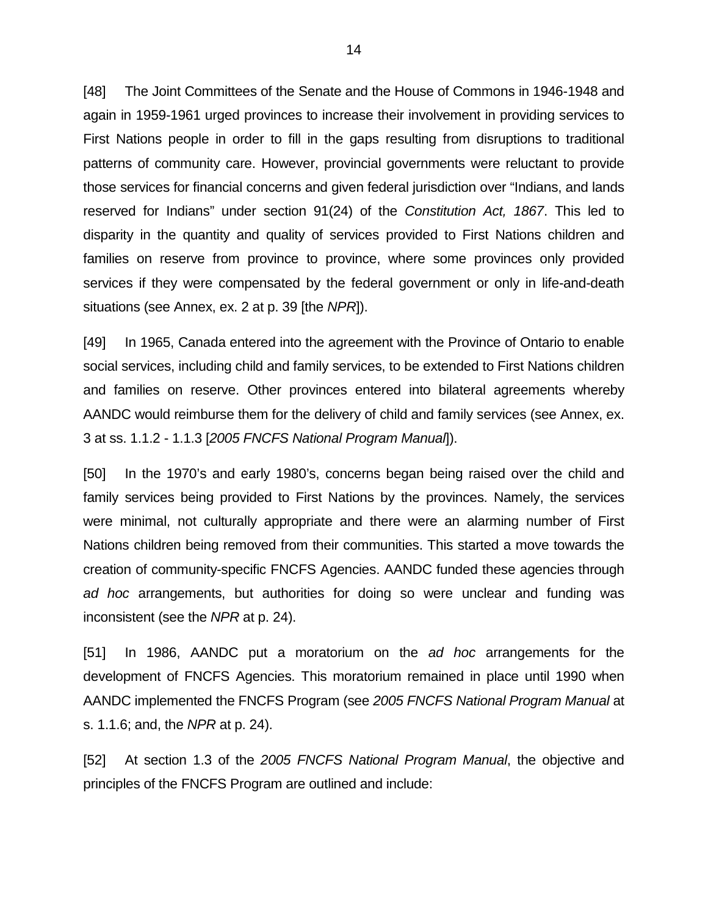[48] The Joint Committees of the Senate and the House of Commons in 1946-1948 and again in 1959-1961 urged provinces to increase their involvement in providing services to First Nations people in order to fill in the gaps resulting from disruptions to traditional patterns of community care. However, provincial governments were reluctant to provide those services for financial concerns and given federal jurisdiction over “Indians, and lands reserved for Indians” under section 91(24) of the *Constitution Act, 1867*. This led to disparity in the quantity and quality of services provided to First Nations children and families on reserve from province to province, where some provinces only provided services if they were compensated by the federal government or only in life-and-death situations (see Annex, ex. 2 at p. 39 [the *NPR*]).

[49] In 1965, Canada entered into the agreement with the Province of Ontario to enable social services, including child and family services, to be extended to First Nations children and families on reserve. Other provinces entered into bilateral agreements whereby AANDC would reimburse them for the delivery of child and family services (see Annex, ex. 3 at ss. 1.1.2 - 1.1.3 [*2005 FNCFS National Program Manual*]).

[50] In the 1970’s and early 1980’s, concerns began being raised over the child and family services being provided to First Nations by the provinces. Namely, the services were minimal, not culturally appropriate and there were an alarming number of First Nations children being removed from their communities. This started a move towards the creation of community-specific FNCFS Agencies. AANDC funded these agencies through *ad hoc* arrangements, but authorities for doing so were unclear and funding was inconsistent (see the *NPR* at p. 24).

[51] In 1986, AANDC put a moratorium on the *ad hoc* arrangements for the development of FNCFS Agencies. This moratorium remained in place until 1990 when AANDC implemented the FNCFS Program (see *2005 FNCFS National Program Manual* at s. 1.1.6; and, the *NPR* at p. 24).

[52] At section 1.3 of the *2005 FNCFS National Program Manual*, the objective and principles of the FNCFS Program are outlined and include: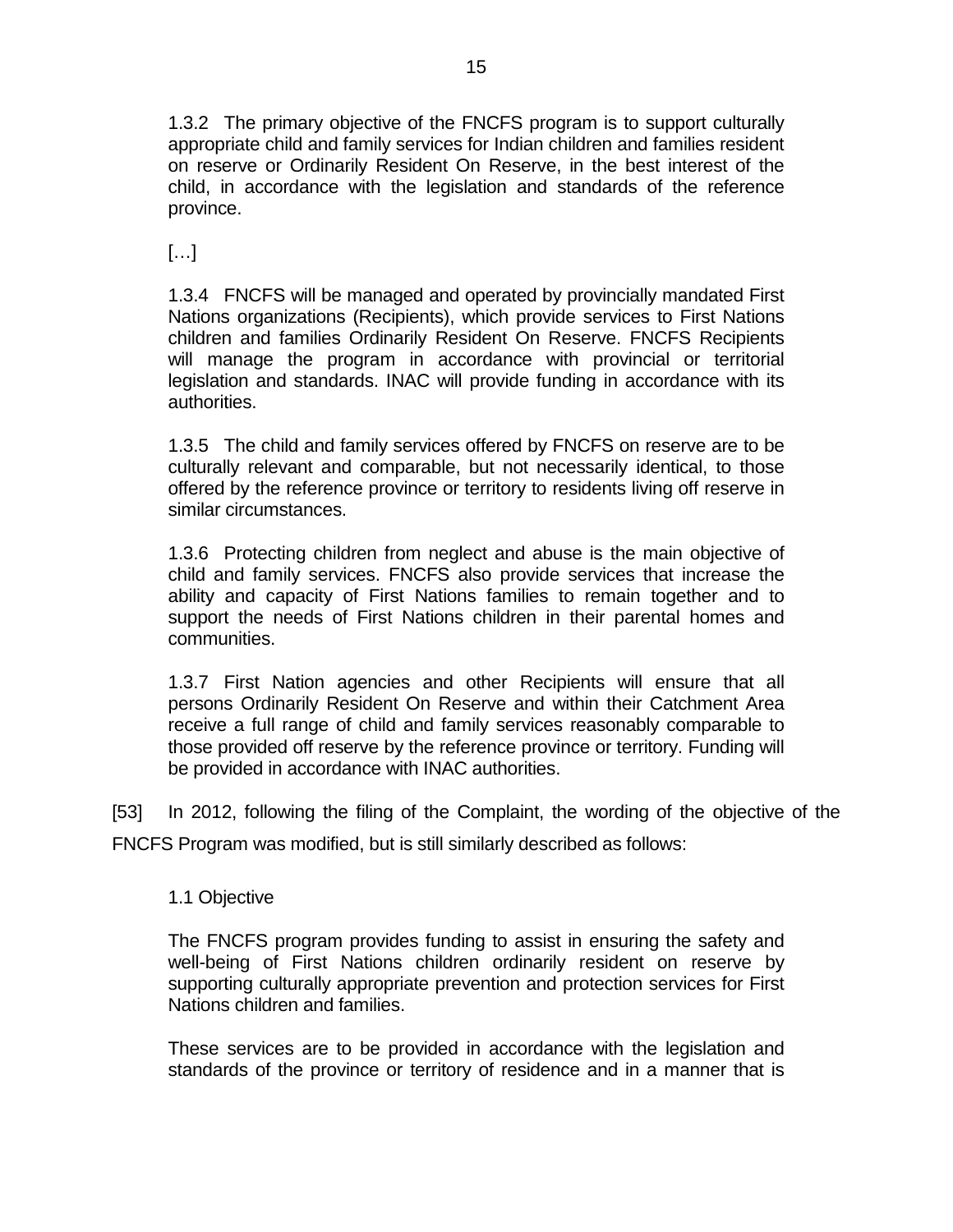1.3.2 The primary objective of the FNCFS program is to support culturally appropriate child and family services for Indian children and families resident on reserve or Ordinarily Resident On Reserve, in the best interest of the child, in accordance with the legislation and standards of the reference province.

[…]

1.3.4 FNCFS will be managed and operated by provincially mandated First Nations organizations (Recipients), which provide services to First Nations children and families Ordinarily Resident On Reserve. FNCFS Recipients will manage the program in accordance with provincial or territorial legislation and standards. INAC will provide funding in accordance with its authorities.

1.3.5 The child and family services offered by FNCFS on reserve are to be culturally relevant and comparable, but not necessarily identical, to those offered by the reference province or territory to residents living off reserve in similar circumstances.

1.3.6 Protecting children from neglect and abuse is the main objective of child and family services. FNCFS also provide services that increase the ability and capacity of First Nations families to remain together and to support the needs of First Nations children in their parental homes and communities.

1.3.7 First Nation agencies and other Recipients will ensure that all persons Ordinarily Resident On Reserve and within their Catchment Area receive a full range of child and family services reasonably comparable to those provided off reserve by the reference province or territory. Funding will be provided in accordance with INAC authorities.

[53] In 2012, following the filing of the Complaint, the wording of the objective of the FNCFS Program was modified, but is still similarly described as follows:

1.1 Objective

The FNCFS program provides funding to assist in ensuring the safety and well-being of First Nations children ordinarily resident on reserve by supporting culturally appropriate prevention and protection services for First Nations children and families.

These services are to be provided in accordance with the legislation and standards of the province or territory of residence and in a manner that is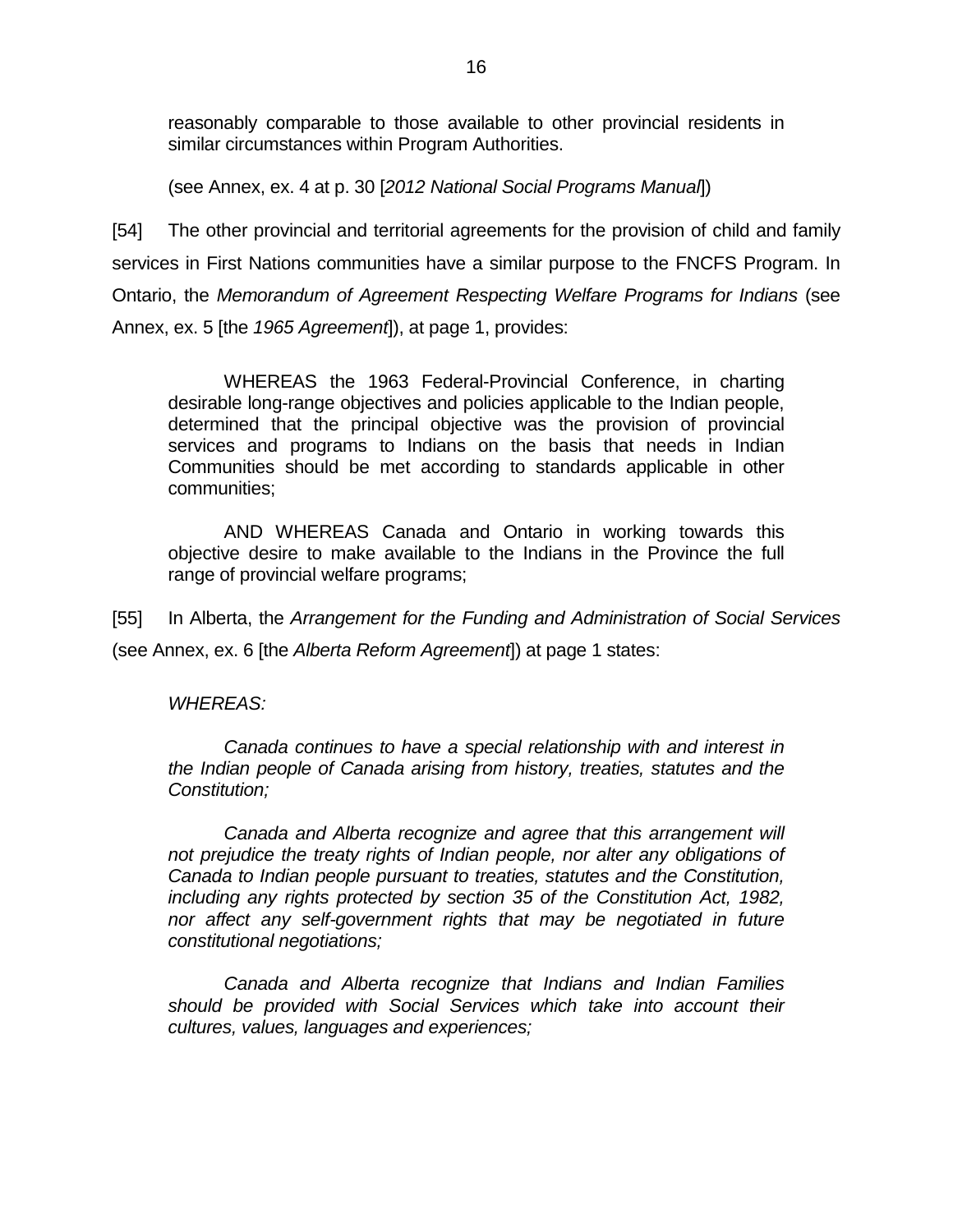> reasonably comparable to those available to other provincial residents in similar circumstances within Program Authorities.
>
> (see Annex, ex. 4 at p. 30 [*2012 National Social Programs Manual*])

[54] The other provincial and territorial agreements for the provision of child and family services in First Nations communities have a similar purpose to the FNCFS Program. In Ontario, the *Memorandum of Agreement Respecting Welfare Programs for Indians* (see Annex, ex. 5 [the *1965 Agreement*]), at page 1, provides:

> WHEREAS the 1963 Federal-Provincial Conference, in charting desirable long-range objectives and policies applicable to the Indian people, determined that the principal objective was the provision of provincial services and programs to Indians on the basis that needs in Indian Communities should be met according to standards applicable in other communities;
>
> AND WHEREAS Canada and Ontario in working towards this objective desire to make available to the Indians in the Province the full range of provincial welfare programs;

[55] In Alberta, the *Arrangement for the Funding and Administration of Social Services* (see Annex, ex. 6 [the *Alberta Reform Agreement*]) at page 1 states:

> *WHEREAS:*
>
> *Canada continues to have a special relationship with and interest in the Indian people of Canada arising from history, treaties, statutes and the Constitution;*
>
> *Canada and Alberta recognize and agree that this arrangement will not prejudice the treaty rights of Indian people, nor alter any obligations of Canada to Indian people pursuant to treaties, statutes and the Constitution, including any rights protected by section 35 of the Constitution Act, 1982, nor affect any self-government rights that may be negotiated in future constitutional negotiations;*
>
> *Canada and Alberta recognize that Indians and Indian Families should be provided with Social Services which take into account their cultures, values, languages and experiences;*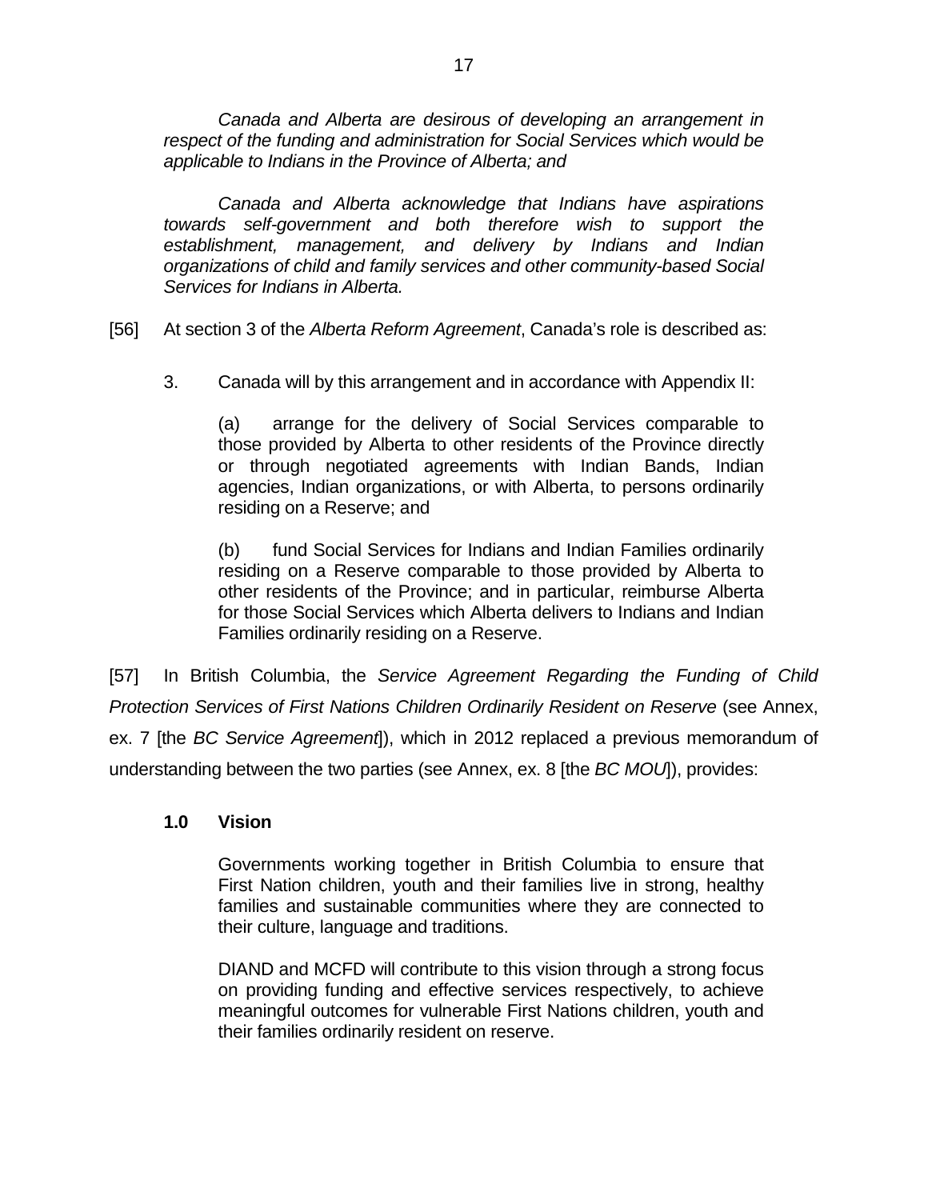> *Canada and Alberta are desirous of developing an arrangement in respect of the funding and administration for Social Services which would be applicable to Indians in the Province of Alberta; and*
>
> *Canada and Alberta acknowledge that Indians have aspirations towards self-government and both therefore wish to support the establishment, management, and delivery by Indians and Indian organizations of child and family services and other community-based Social Services for Indians in Alberta.*

[56] At section 3 of the *Alberta Reform Agreement*, Canada's role is described as:

> 3. Canada will by this arrangement and in accordance with Appendix II:
>
> (a) arrange for the delivery of Social Services comparable to those provided by Alberta to other residents of the Province directly or through negotiated agreements with Indian Bands, Indian agencies, Indian organizations, or with Alberta, to persons ordinarily residing on a Reserve; and
>
> (b) fund Social Services for Indians and Indian Families ordinarily residing on a Reserve comparable to those provided by Alberta to other residents of the Province; and in particular, reimburse Alberta for those Social Services which Alberta delivers to Indians and Indian Families ordinarily residing on a Reserve.

[57] In British Columbia, the *Service Agreement Regarding the Funding of Child Protection Services of First Nations Children Ordinarily Resident on Reserve* (see Annex, ex. 7 [the *BC Service Agreement*]), which in 2012 replaced a previous memorandum of understanding between the two parties (see Annex, ex. 8 [the *BC MOU*]), provides:

> **1.0 Vision**
>
> Governments working together in British Columbia to ensure that First Nation children, youth and their families live in strong, healthy families and sustainable communities where they are connected to their culture, language and traditions.
>
> DIAND and MCFD will contribute to this vision through a strong focus on providing funding and effective services respectively, to achieve meaningful outcomes for vulnerable First Nations children, youth and their families ordinarily resident on reserve.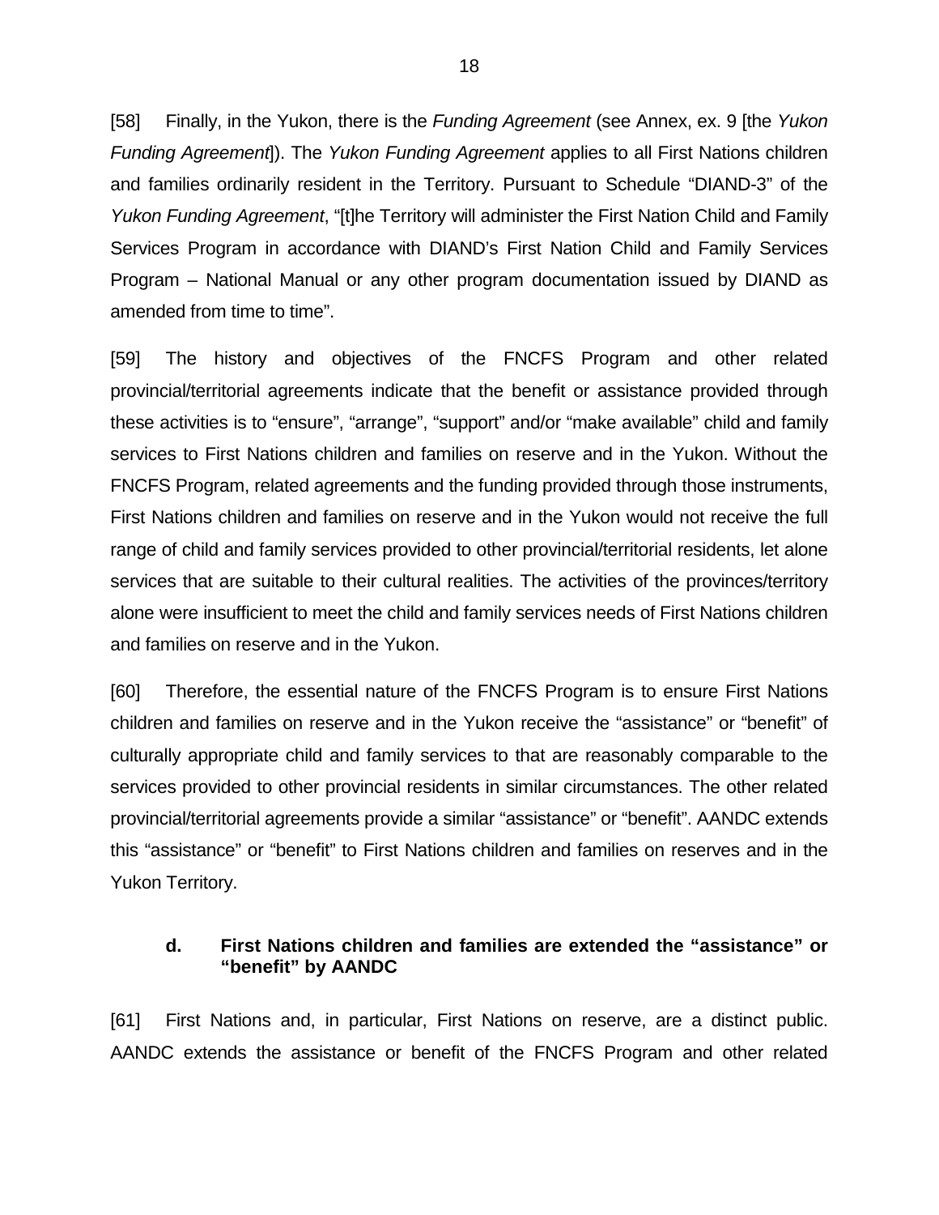[58] Finally, in the Yukon, there is the *Funding Agreement* (see Annex, ex. 9 [the *Yukon Funding Agreement*]). The *Yukon Funding Agreement* applies to all First Nations children and families ordinarily resident in the Territory. Pursuant to Schedule “DIAND-3” of the *Yukon Funding Agreement*, “[t]he Territory will administer the First Nation Child and Family Services Program in accordance with DIAND’s First Nation Child and Family Services Program – National Manual or any other program documentation issued by DIAND as amended from time to time”.

[59] The history and objectives of the FNCFS Program and other related provincial/territorial agreements indicate that the benefit or assistance provided through these activities is to “ensure”, “arrange”, “support” and/or “make available” child and family services to First Nations children and families on reserve and in the Yukon. Without the FNCFS Program, related agreements and the funding provided through those instruments, First Nations children and families on reserve and in the Yukon would not receive the full range of child and family services provided to other provincial/territorial residents, let alone services that are suitable to their cultural realities. The activities of the provinces/territory alone were insufficient to meet the child and family services needs of First Nations children and families on reserve and in the Yukon.

[60] Therefore, the essential nature of the FNCFS Program is to ensure First Nations children and families on reserve and in the Yukon receive the “assistance” or “benefit” of culturally appropriate child and family services to that are reasonably comparable to the services provided to other provincial residents in similar circumstances. The other related provincial/territorial agreements provide a similar “assistance” or “benefit”. AANDC extends this “assistance” or “benefit” to First Nations children and families on reserves and in the Yukon Territory.

### d. First Nations children and families are extended the “assistance” or “benefit” by AANDC

[61] First Nations and, in particular, First Nations on reserve, are a distinct public. AANDC extends the assistance or benefit of the FNCFS Program and other related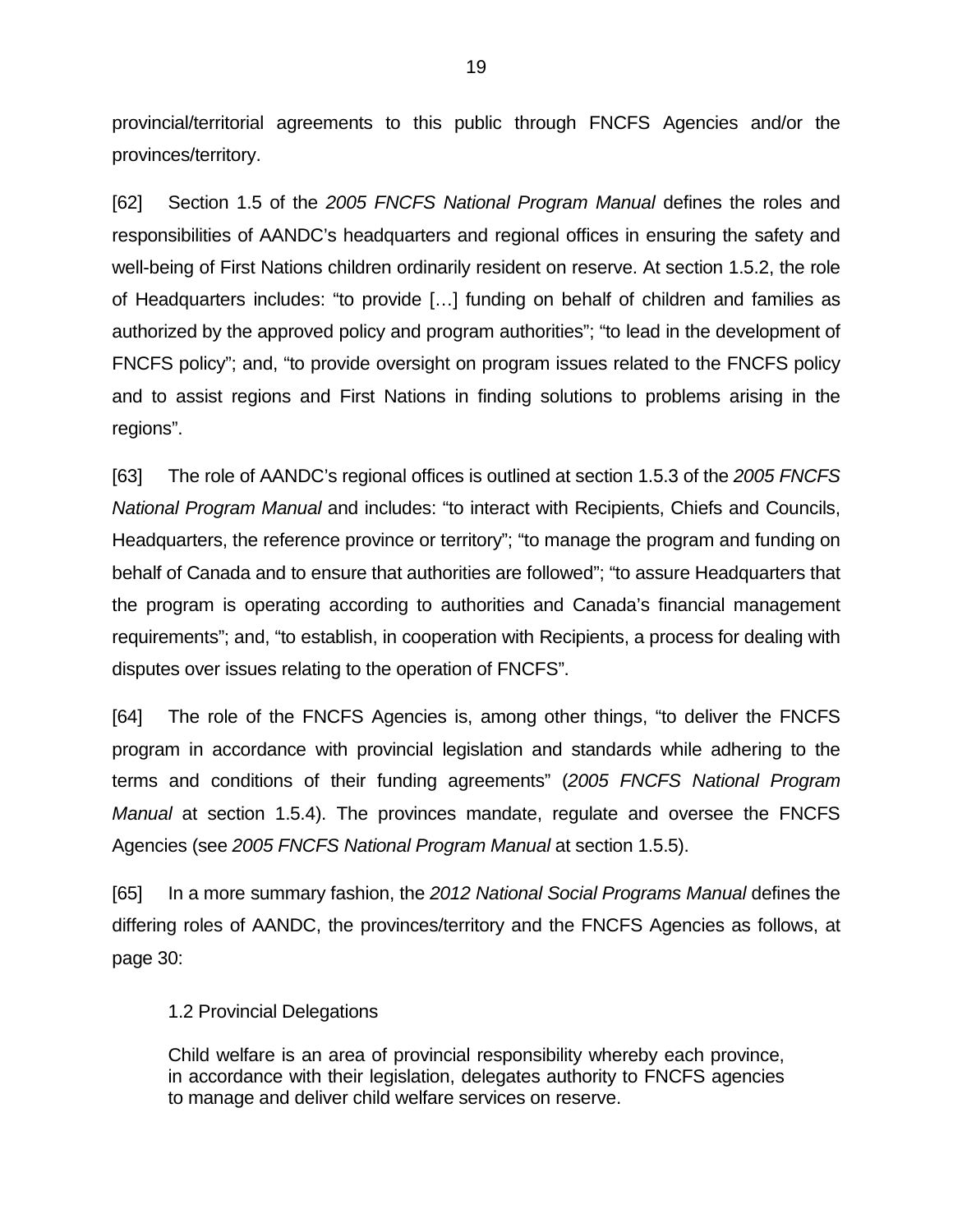provincial/territorial agreements to this public through FNCFS Agencies and/or the provinces/territory.

[62] Section 1.5 of the *2005 FNCFS National Program Manual* defines the roles and responsibilities of AANDC's headquarters and regional offices in ensuring the safety and well-being of First Nations children ordinarily resident on reserve. At section 1.5.2, the role of Headquarters includes: "to provide […] funding on behalf of children and families as authorized by the approved policy and program authorities"; "to lead in the development of FNCFS policy"; and, "to provide oversight on program issues related to the FNCFS policy and to assist regions and First Nations in finding solutions to problems arising in the regions".

[63] The role of AANDC's regional offices is outlined at section 1.5.3 of the *2005 FNCFS National Program Manual* and includes: "to interact with Recipients, Chiefs and Councils, Headquarters, the reference province or territory"; "to manage the program and funding on behalf of Canada and to ensure that authorities are followed"; "to assure Headquarters that the program is operating according to authorities and Canada's financial management requirements"; and, "to establish, in cooperation with Recipients, a process for dealing with disputes over issues relating to the operation of FNCFS".

[64] The role of the FNCFS Agencies is, among other things, "to deliver the FNCFS program in accordance with provincial legislation and standards while adhering to the terms and conditions of their funding agreements" (*2005 FNCFS National Program Manual* at section 1.5.4). The provinces mandate, regulate and oversee the FNCFS Agencies (see *2005 FNCFS National Program Manual* at section 1.5.5).

[65] In a more summary fashion, the *2012 National Social Programs Manual* defines the differing roles of AANDC, the provinces/territory and the FNCFS Agencies as follows, at page 30:

> 1.2 Provincial Delegations
>
> Child welfare is an area of provincial responsibility whereby each province, in accordance with their legislation, delegates authority to FNCFS agencies to manage and deliver child welfare services on reserve.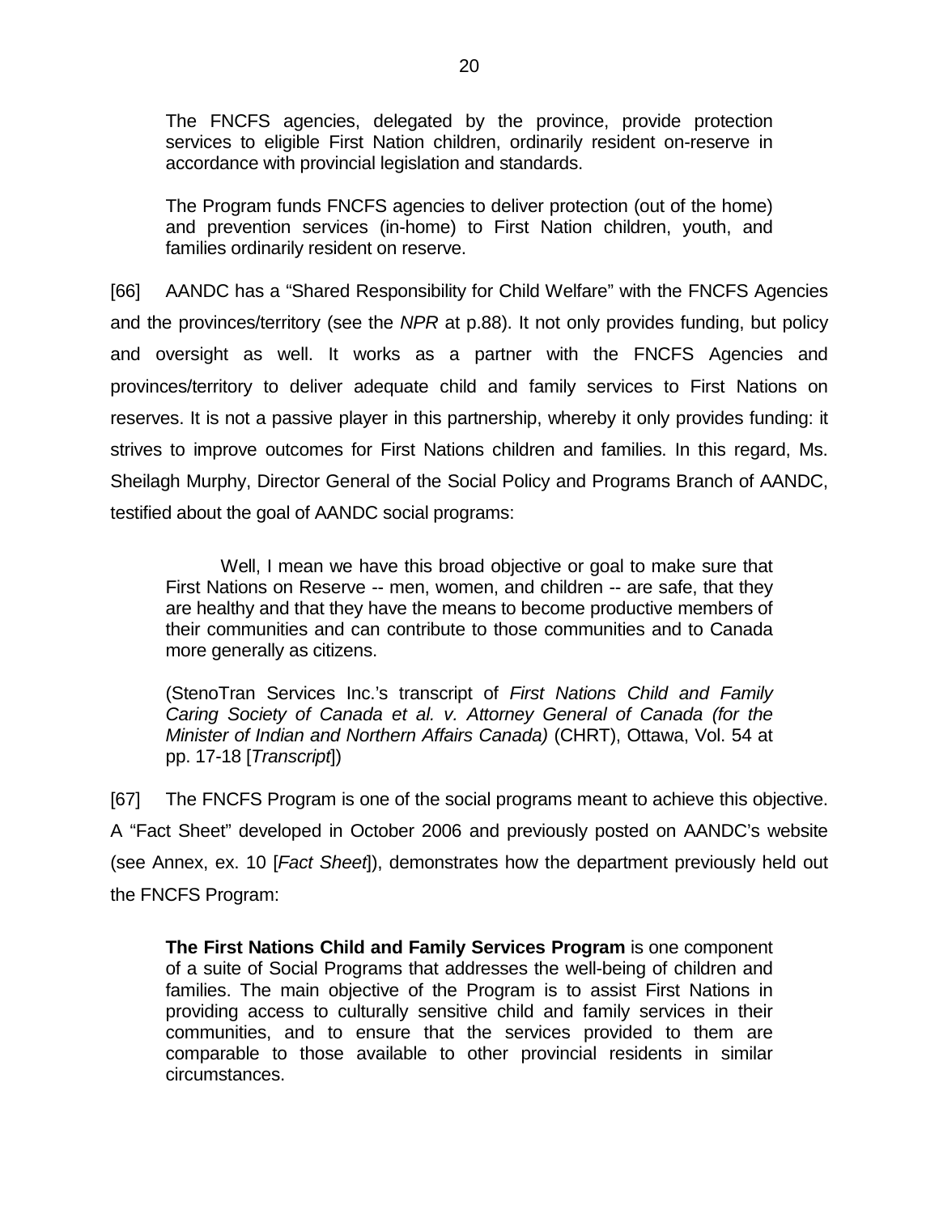> The FNCFS agencies, delegated by the province, provide protection services to eligible First Nation children, ordinarily resident on-reserve in accordance with provincial legislation and standards.
>
> The Program funds FNCFS agencies to deliver protection (out of the home) and prevention services (in-home) to First Nation children, youth, and families ordinarily resident on reserve.

[66] AANDC has a "Shared Responsibility for Child Welfare" with the FNCFS Agencies and the provinces/territory (see the *NPR* at p.88). It not only provides funding, but policy and oversight as well. It works as a partner with the FNCFS Agencies and provinces/territory to deliver adequate child and family services to First Nations on reserves. It is not a passive player in this partnership, whereby it only provides funding: it strives to improve outcomes for First Nations children and families. In this regard, Ms. Sheilagh Murphy, Director General of the Social Policy and Programs Branch of AANDC, testified about the goal of AANDC social programs:

> Well, I mean we have this broad objective or goal to make sure that First Nations on Reserve -- men, women, and children -- are safe, that they are healthy and that they have the means to become productive members of their communities and can contribute to those communities and to Canada more generally as citizens.
>
> (StenoTran Services Inc.'s transcript of *First Nations Child and Family Caring Society of Canada et al. v. Attorney General of Canada (for the Minister of Indian and Northern Affairs Canada)* (CHRT), Ottawa, Vol. 54 at pp. 17-18 [*Transcript*])

[67] The FNCFS Program is one of the social programs meant to achieve this objective. A "Fact Sheet" developed in October 2006 and previously posted on AANDC's website (see Annex, ex. 10 [*Fact Sheet*]), demonstrates how the department previously held out the FNCFS Program:

> **The First Nations Child and Family Services Program** is one component of a suite of Social Programs that addresses the well-being of children and families. The main objective of the Program is to assist First Nations in providing access to culturally sensitive child and family services in their communities, and to ensure that the services provided to them are comparable to those available to other provincial residents in similar circumstances.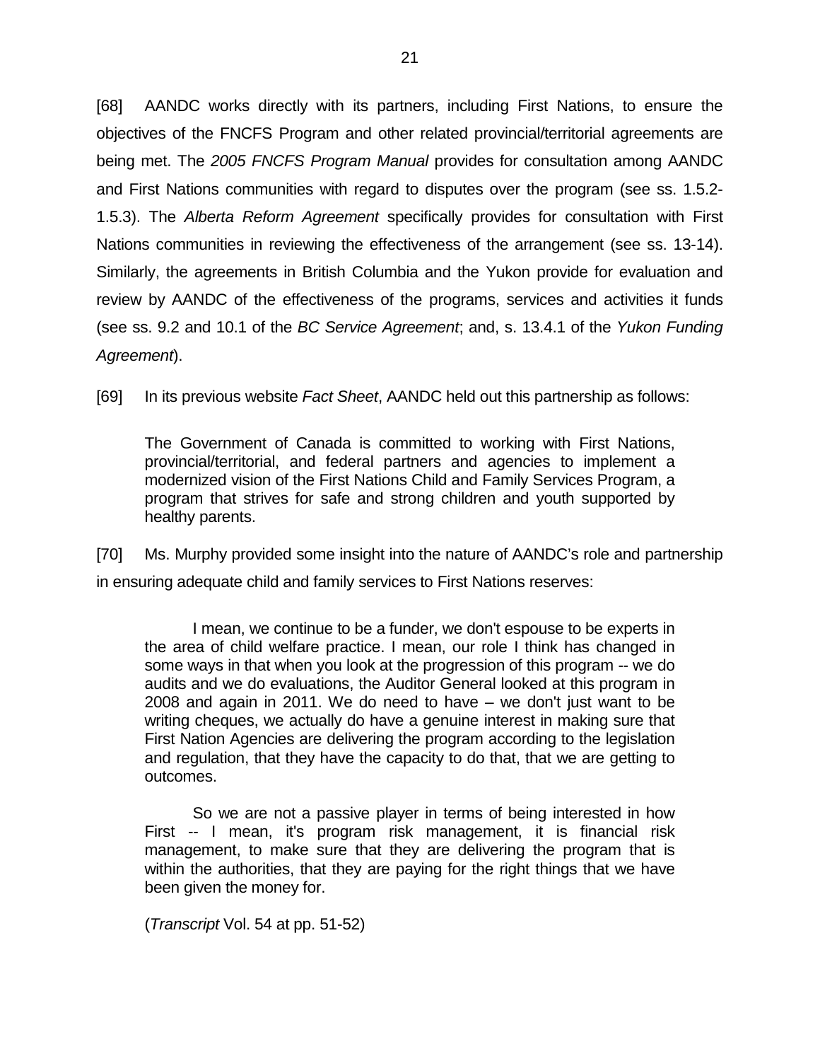[68] AANDC works directly with its partners, including First Nations, to ensure the objectives of the FNCFS Program and other related provincial/territorial agreements are being met. The *2005 FNCFS Program Manual* provides for consultation among AANDC and First Nations communities with regard to disputes over the program (see ss. 1.5.2-1.5.3). The *Alberta Reform Agreement* specifically provides for consultation with First Nations communities in reviewing the effectiveness of the arrangement (see ss. 13-14). Similarly, the agreements in British Columbia and the Yukon provide for evaluation and review by AANDC of the effectiveness of the programs, services and activities it funds (see ss. 9.2 and 10.1 of the *BC Service Agreement*; and, s. 13.4.1 of the *Yukon Funding Agreement*).

[69] In its previous website *Fact Sheet*, AANDC held out this partnership as follows:

> The Government of Canada is committed to working with First Nations, provincial/territorial, and federal partners and agencies to implement a modernized vision of the First Nations Child and Family Services Program, a program that strives for safe and strong children and youth supported by healthy parents.

[70] Ms. Murphy provided some insight into the nature of AANDC's role and partnership in ensuring adequate child and family services to First Nations reserves:

> I mean, we continue to be a funder, we don't espouse to be experts in the area of child welfare practice. I mean, our role I think has changed in some ways in that when you look at the progression of this program -- we do audits and we do evaluations, the Auditor General looked at this program in 2008 and again in 2011. We do need to have – we don't just want to be writing cheques, we actually do have a genuine interest in making sure that First Nation Agencies are delivering the program according to the legislation and regulation, that they have the capacity to do that, that we are getting to outcomes.
>
> So we are not a passive player in terms of being interested in how First -- I mean, it's program risk management, it is financial risk management, to make sure that they are delivering the program that is within the authorities, that they are paying for the right things that we have been given the money for.
>
> (*Transcript* Vol. 54 at pp. 51-52)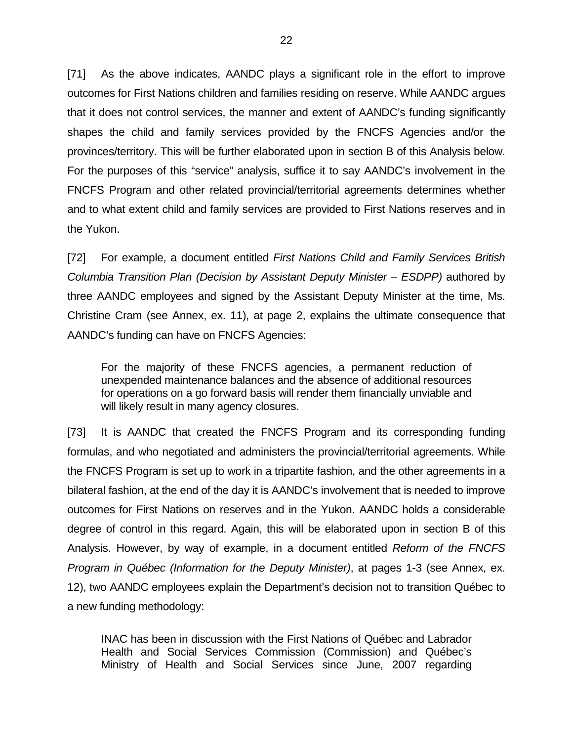[71] As the above indicates, AANDC plays a significant role in the effort to improve outcomes for First Nations children and families residing on reserve. While AANDC argues that it does not control services, the manner and extent of AANDC's funding significantly shapes the child and family services provided by the FNCFS Agencies and/or the provinces/territory. This will be further elaborated upon in section B of this Analysis below. For the purposes of this "service" analysis, suffice it to say AANDC's involvement in the FNCFS Program and other related provincial/territorial agreements determines whether and to what extent child and family services are provided to First Nations reserves and in the Yukon.

[72] For example, a document entitled *First Nations Child and Family Services British Columbia Transition Plan (Decision by Assistant Deputy Minister – ESDPP)* authored by three AANDC employees and signed by the Assistant Deputy Minister at the time, Ms. Christine Cram (see Annex, ex. 11), at page 2, explains the ultimate consequence that AANDC's funding can have on FNCFS Agencies:

> For the majority of these FNCFS agencies, a permanent reduction of unexpended maintenance balances and the absence of additional resources for operations on a go forward basis will render them financially unviable and will likely result in many agency closures.

[73] It is AANDC that created the FNCFS Program and its corresponding funding formulas, and who negotiated and administers the provincial/territorial agreements. While the FNCFS Program is set up to work in a tripartite fashion, and the other agreements in a bilateral fashion, at the end of the day it is AANDC's involvement that is needed to improve outcomes for First Nations on reserves and in the Yukon. AANDC holds a considerable degree of control in this regard. Again, this will be elaborated upon in section B of this Analysis. However, by way of example, in a document entitled *Reform of the FNCFS Program in Québec (Information for the Deputy Minister)*, at pages 1-3 (see Annex, ex. 12), two AANDC employees explain the Department's decision not to transition Québec to a new funding methodology:

> INAC has been in discussion with the First Nations of Québec and Labrador Health and Social Services Commission (Commission) and Québec's Ministry of Health and Social Services since June, 2007 regarding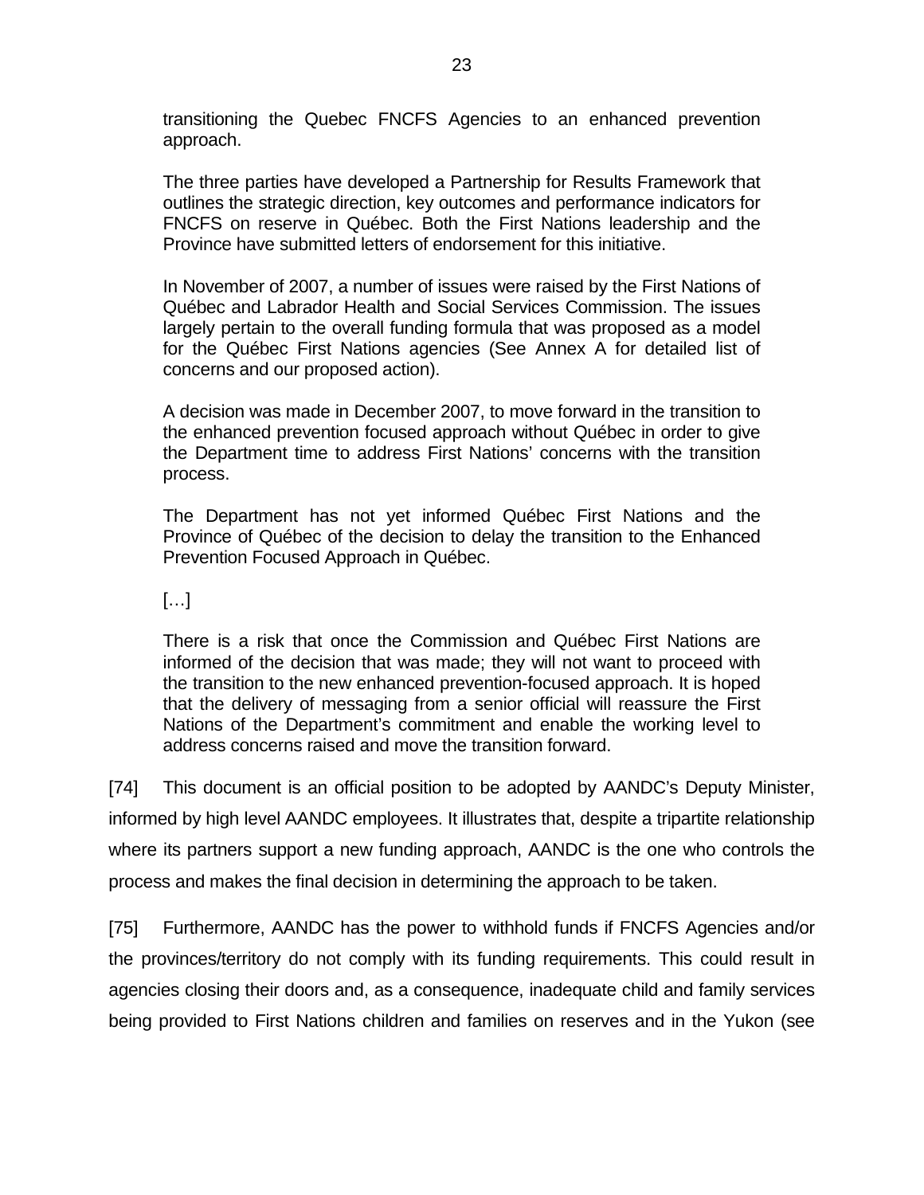> transitioning the Quebec FNCFS Agencies to an enhanced prevention approach.
>
> The three parties have developed a Partnership for Results Framework that outlines the strategic direction, key outcomes and performance indicators for FNCFS on reserve in Québec. Both the First Nations leadership and the Province have submitted letters of endorsement for this initiative.
>
> In November of 2007, a number of issues were raised by the First Nations of Québec and Labrador Health and Social Services Commission. The issues largely pertain to the overall funding formula that was proposed as a model for the Québec First Nations agencies (See Annex A for detailed list of concerns and our proposed action).
>
> A decision was made in December 2007, to move forward in the transition to the enhanced prevention focused approach without Québec in order to give the Department time to address First Nations' concerns with the transition process.
>
> The Department has not yet informed Québec First Nations and the Province of Québec of the decision to delay the transition to the Enhanced Prevention Focused Approach in Québec.
>
> […]
>
> There is a risk that once the Commission and Québec First Nations are informed of the decision that was made; they will not want to proceed with the transition to the new enhanced prevention-focused approach. It is hoped that the delivery of messaging from a senior official will reassure the First Nations of the Department's commitment and enable the working level to address concerns raised and move the transition forward.

[74] This document is an official position to be adopted by AANDC's Deputy Minister, informed by high level AANDC employees. It illustrates that, despite a tripartite relationship where its partners support a new funding approach, AANDC is the one who controls the process and makes the final decision in determining the approach to be taken.

[75] Furthermore, AANDC has the power to withhold funds if FNCFS Agencies and/or the provinces/territory do not comply with its funding requirements. This could result in agencies closing their doors and, as a consequence, inadequate child and family services being provided to First Nations children and families on reserves and in the Yukon (see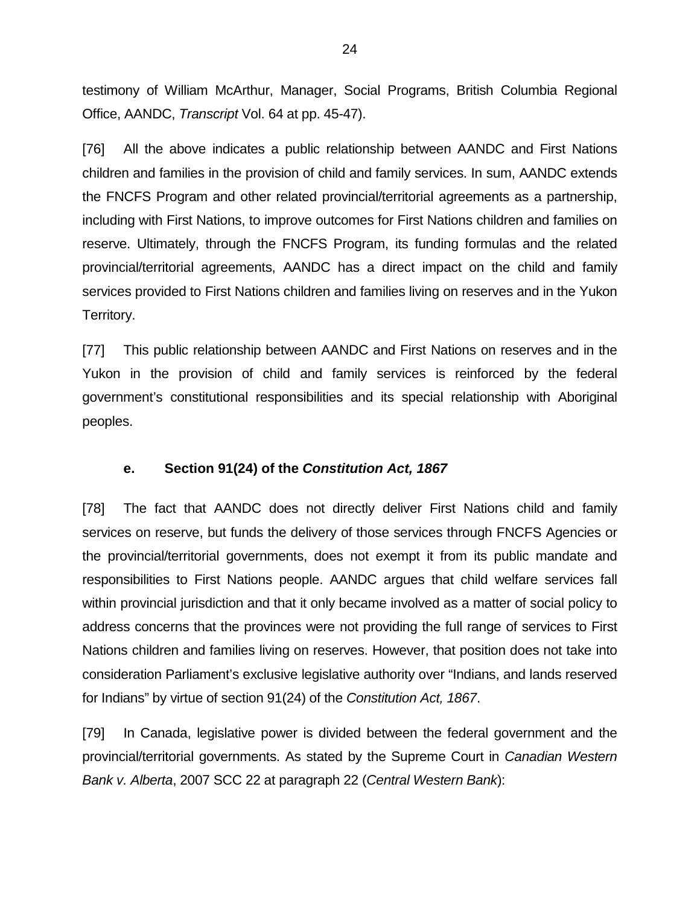testimony of William McArthur, Manager, Social Programs, British Columbia Regional Office, AANDC, *Transcript* Vol. 64 at pp. 45-47).

[76] All the above indicates a public relationship between AANDC and First Nations children and families in the provision of child and family services. In sum, AANDC extends the FNCFS Program and other related provincial/territorial agreements as a partnership, including with First Nations, to improve outcomes for First Nations children and families on reserve. Ultimately, through the FNCFS Program, its funding formulas and the related provincial/territorial agreements, AANDC has a direct impact on the child and family services provided to First Nations children and families living on reserves and in the Yukon Territory.

[77] This public relationship between AANDC and First Nations on reserves and in the Yukon in the provision of child and family services is reinforced by the federal government's constitutional responsibilities and its special relationship with Aboriginal peoples.

### e. Section 91(24) of the *Constitution Act, 1867*

[78] The fact that AANDC does not directly deliver First Nations child and family services on reserve, but funds the delivery of those services through FNCFS Agencies or the provincial/territorial governments, does not exempt it from its public mandate and responsibilities to First Nations people. AANDC argues that child welfare services fall within provincial jurisdiction and that it only became involved as a matter of social policy to address concerns that the provinces were not providing the full range of services to First Nations children and families living on reserves. However, that position does not take into consideration Parliament's exclusive legislative authority over "Indians, and lands reserved for Indians" by virtue of section 91(24) of the *Constitution Act, 1867*.

[79] In Canada, legislative power is divided between the federal government and the provincial/territorial governments. As stated by the Supreme Court in *Canadian Western Bank v. Alberta*, 2007 SCC 22 at paragraph 22 (*Central Western Bank*):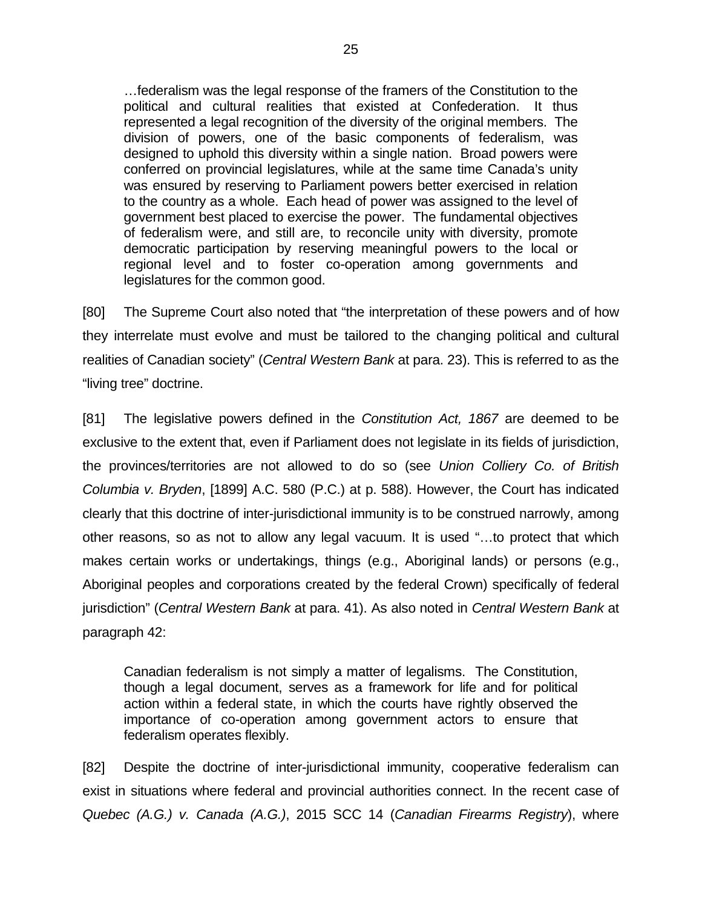> …federalism was the legal response of the framers of the Constitution to the political and cultural realities that existed at Confederation. It thus represented a legal recognition of the diversity of the original members. The division of powers, one of the basic components of federalism, was designed to uphold this diversity within a single nation. Broad powers were conferred on provincial legislatures, while at the same time Canada's unity was ensured by reserving to Parliament powers better exercised in relation to the country as a whole. Each head of power was assigned to the level of government best placed to exercise the power. The fundamental objectives of federalism were, and still are, to reconcile unity with diversity, promote democratic participation by reserving meaningful powers to the local or regional level and to foster co-operation among governments and legislatures for the common good.

[80] The Supreme Court also noted that "the interpretation of these powers and of how they interrelate must evolve and must be tailored to the changing political and cultural realities of Canadian society" (*Central Western Bank* at para. 23). This is referred to as the "living tree" doctrine.

[81] The legislative powers defined in the *Constitution Act, 1867* are deemed to be exclusive to the extent that, even if Parliament does not legislate in its fields of jurisdiction, the provinces/territories are not allowed to do so (see *Union Colliery Co. of British Columbia v. Bryden*, [1899] A.C. 580 (P.C.) at p. 588). However, the Court has indicated clearly that this doctrine of inter-jurisdictional immunity is to be construed narrowly, among other reasons, so as not to allow any legal vacuum. It is used "…to protect that which makes certain works or undertakings, things (e.g., Aboriginal lands) or persons (e.g., Aboriginal peoples and corporations created by the federal Crown) specifically of federal jurisdiction" (*Central Western Bank* at para. 41). As also noted in *Central Western Bank* at paragraph 42:

> Canadian federalism is not simply a matter of legalisms. The Constitution, though a legal document, serves as a framework for life and for political action within a federal state, in which the courts have rightly observed the importance of co-operation among government actors to ensure that federalism operates flexibly.

[82] Despite the doctrine of inter-jurisdictional immunity, cooperative federalism can exist in situations where federal and provincial authorities connect. In the recent case of *Quebec (A.G.) v. Canada (A.G.)*, 2015 SCC 14 (*Canadian Firearms Registry*), where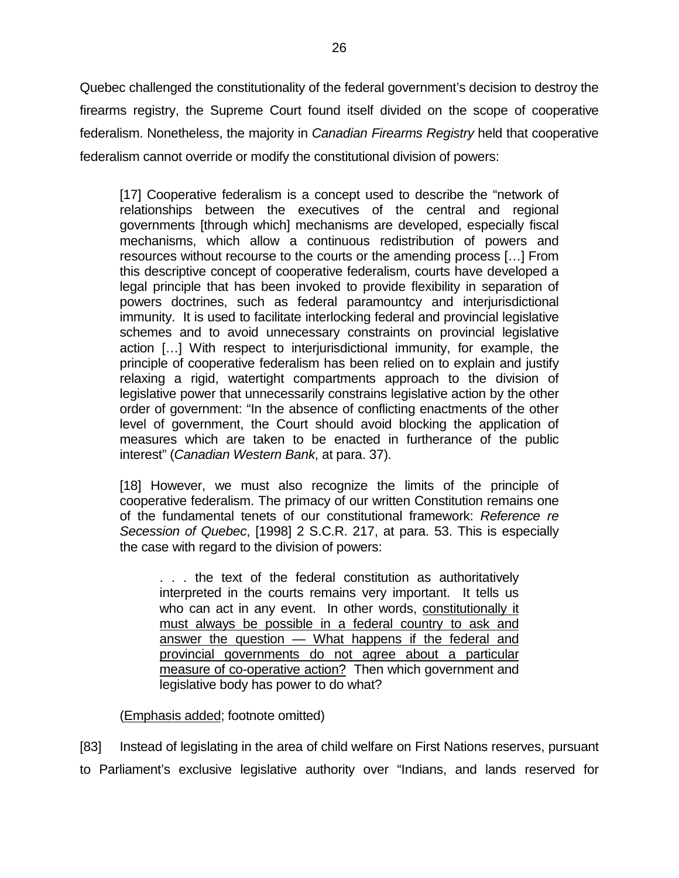Quebec challenged the constitutionality of the federal government's decision to destroy the firearms registry, the Supreme Court found itself divided on the scope of cooperative federalism. Nonetheless, the majority in *Canadian Firearms Registry* held that cooperative federalism cannot override or modify the constitutional division of powers:

> [17] Cooperative federalism is a concept used to describe the "network of relationships between the executives of the central and regional governments [through which] mechanisms are developed, especially fiscal mechanisms, which allow a continuous redistribution of powers and resources without recourse to the courts or the amending process […] From this descriptive concept of cooperative federalism, courts have developed a legal principle that has been invoked to provide flexibility in separation of powers doctrines, such as federal paramountcy and interjurisdictional immunity. It is used to facilitate interlocking federal and provincial legislative schemes and to avoid unnecessary constraints on provincial legislative action […] With respect to interjurisdictional immunity, for example, the principle of cooperative federalism has been relied on to explain and justify relaxing a rigid, watertight compartments approach to the division of legislative power that unnecessarily constrains legislative action by the other order of government: "In the absence of conflicting enactments of the other level of government, the Court should avoid blocking the application of measures which are taken to be enacted in furtherance of the public interest" (*Canadian Western Bank*, at para. 37).
>
> [18] However, we must also recognize the limits of the principle of cooperative federalism. The primacy of our written Constitution remains one of the fundamental tenets of our constitutional framework: *Reference re Secession of Quebec*, [1998] 2 S.C.R. 217, at para. 53. This is especially the case with regard to the division of powers:
>
> > . . . the text of the federal constitution as authoritatively interpreted in the courts remains very important. It tells us who can act in any event. In other words, <u>constitutionally it must always be possible in a federal country to ask and answer the question — What happens if the federal and provincial governments do not agree about a particular measure of co-operative action?</u> Then which government and legislative body has power to do what?
>
> (<u>Emphasis added</u>; footnote omitted)

[83] Instead of legislating in the area of child welfare on First Nations reserves, pursuant to Parliament's exclusive legislative authority over "Indians, and lands reserved for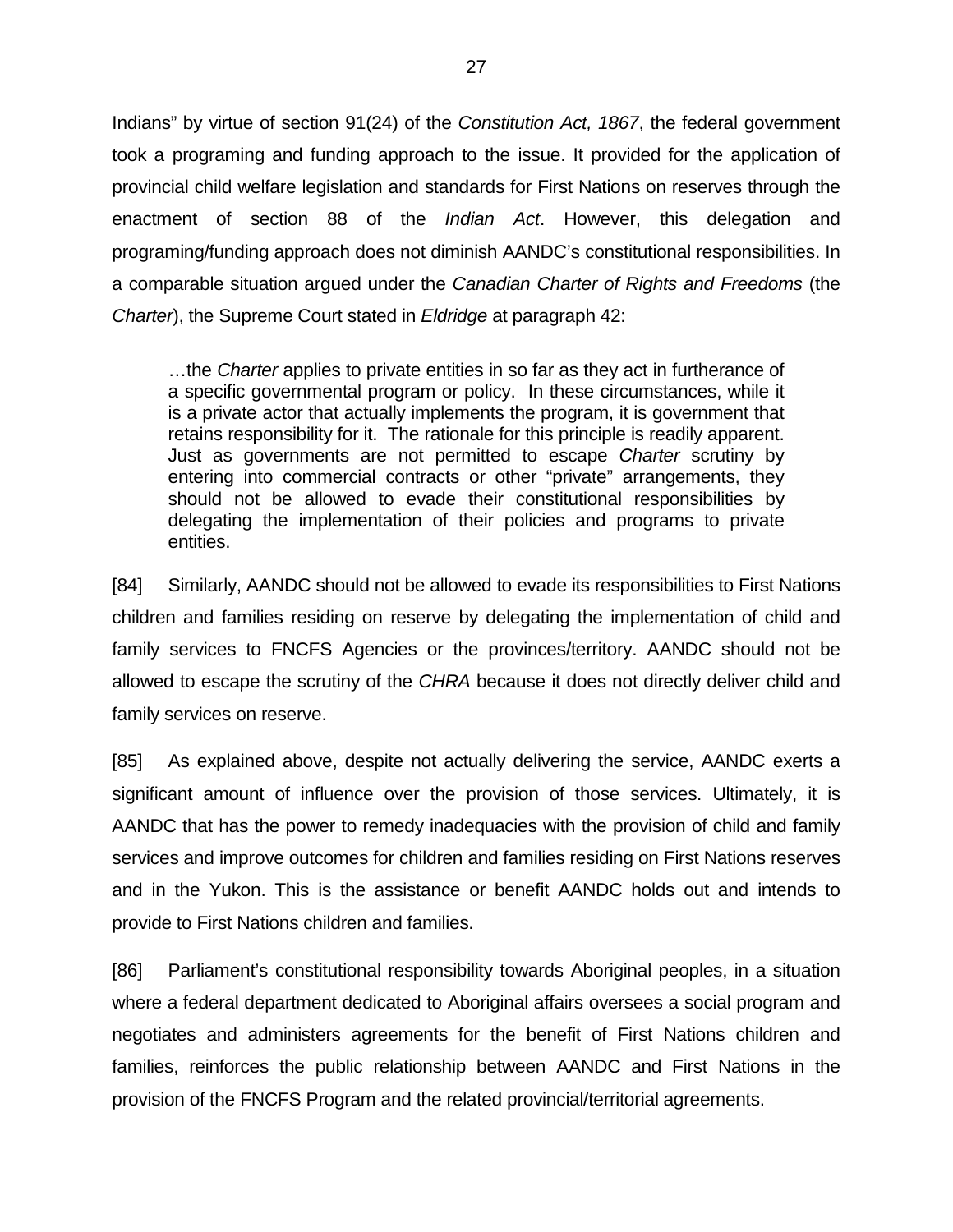Indians" by virtue of section 91(24) of the *Constitution Act, 1867*, the federal government took a programing and funding approach to the issue. It provided for the application of provincial child welfare legislation and standards for First Nations on reserves through the enactment of section 88 of the *Indian Act*. However, this delegation and programing/funding approach does not diminish AANDC's constitutional responsibilities. In a comparable situation argued under the *Canadian Charter of Rights and Freedoms* (the *Charter*), the Supreme Court stated in *Eldridge* at paragraph 42:

> …the *Charter* applies to private entities in so far as they act in furtherance of a specific governmental program or policy. In these circumstances, while it is a private actor that actually implements the program, it is government that retains responsibility for it. The rationale for this principle is readily apparent. Just as governments are not permitted to escape *Charter* scrutiny by entering into commercial contracts or other "private" arrangements, they should not be allowed to evade their constitutional responsibilities by delegating the implementation of their policies and programs to private entities.

[84] Similarly, AANDC should not be allowed to evade its responsibilities to First Nations children and families residing on reserve by delegating the implementation of child and family services to FNCFS Agencies or the provinces/territory. AANDC should not be allowed to escape the scrutiny of the *CHRA* because it does not directly deliver child and family services on reserve.

[85] As explained above, despite not actually delivering the service, AANDC exerts a significant amount of influence over the provision of those services. Ultimately, it is AANDC that has the power to remedy inadequacies with the provision of child and family services and improve outcomes for children and families residing on First Nations reserves and in the Yukon. This is the assistance or benefit AANDC holds out and intends to provide to First Nations children and families.

[86] Parliament's constitutional responsibility towards Aboriginal peoples, in a situation where a federal department dedicated to Aboriginal affairs oversees a social program and negotiates and administers agreements for the benefit of First Nations children and families, reinforces the public relationship between AANDC and First Nations in the provision of the FNCFS Program and the related provincial/territorial agreements.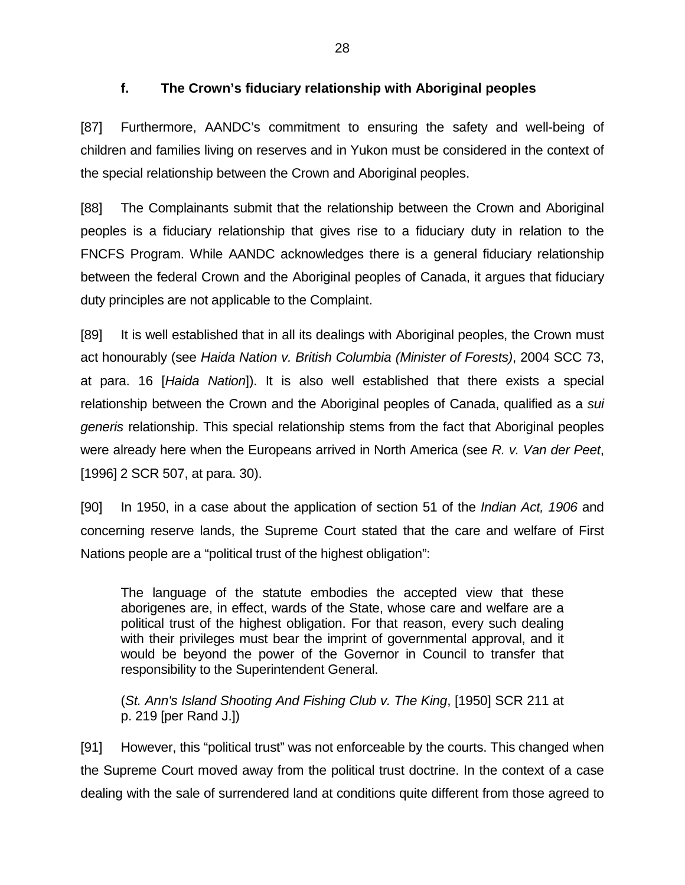### f. The Crown's fiduciary relationship with Aboriginal peoples

[87] Furthermore, AANDC's commitment to ensuring the safety and well-being of children and families living on reserves and in Yukon must be considered in the context of the special relationship between the Crown and Aboriginal peoples.

[88] The Complainants submit that the relationship between the Crown and Aboriginal peoples is a fiduciary relationship that gives rise to a fiduciary duty in relation to the FNCFS Program. While AANDC acknowledges there is a general fiduciary relationship between the federal Crown and the Aboriginal peoples of Canada, it argues that fiduciary duty principles are not applicable to the Complaint.

[89] It is well established that in all its dealings with Aboriginal peoples, the Crown must act honourably (see *Haida Nation v. British Columbia (Minister of Forests)*, 2004 SCC 73, at para. 16 [*Haida Nation*]). It is also well established that there exists a special relationship between the Crown and the Aboriginal peoples of Canada, qualified as a *sui generis* relationship. This special relationship stems from the fact that Aboriginal peoples were already here when the Europeans arrived in North America (see *R. v. Van der Peet*, [1996] 2 SCR 507, at para. 30).

[90] In 1950, in a case about the application of section 51 of the *Indian Act, 1906* and concerning reserve lands, the Supreme Court stated that the care and welfare of First Nations people are a "political trust of the highest obligation":

> The language of the statute embodies the accepted view that these aborigenes are, in effect, wards of the State, whose care and welfare are a political trust of the highest obligation. For that reason, every such dealing with their privileges must bear the imprint of governmental approval, and it would be beyond the power of the Governor in Council to transfer that responsibility to the Superintendent General.
>
> (*St. Ann's Island Shooting And Fishing Club v. The King*, [1950] SCR 211 at p. 219 [per Rand J.])

[91] However, this "political trust" was not enforceable by the courts. This changed when the Supreme Court moved away from the political trust doctrine. In the context of a case dealing with the sale of surrendered land at conditions quite different from those agreed to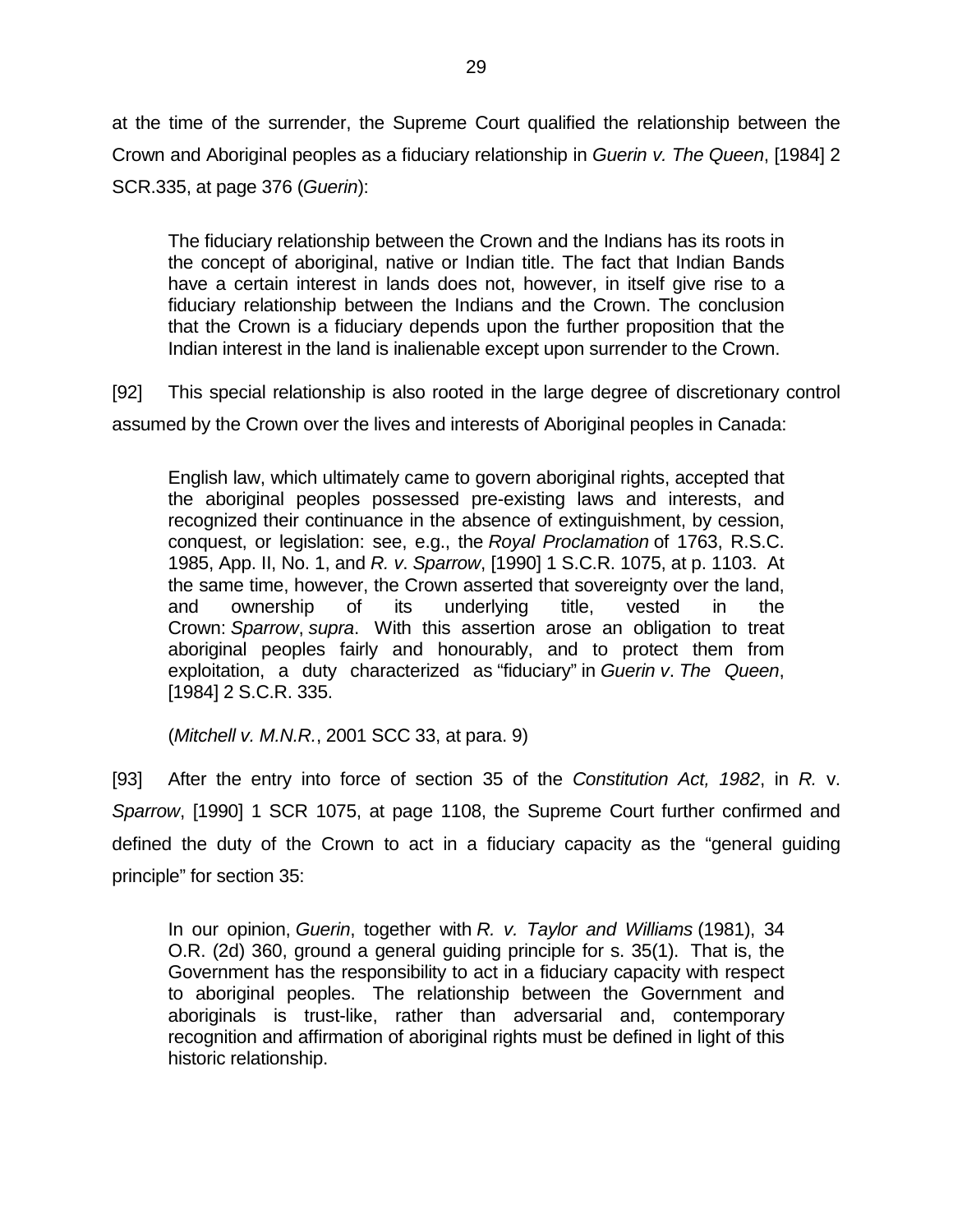at the time of the surrender, the Supreme Court qualified the relationship between the Crown and Aboriginal peoples as a fiduciary relationship in *Guerin v. The Queen*, [1984] 2 SCR.335, at page 376 (*Guerin*):

> The fiduciary relationship between the Crown and the Indians has its roots in the concept of aboriginal, native or Indian title. The fact that Indian Bands have a certain interest in lands does not, however, in itself give rise to a fiduciary relationship between the Indians and the Crown. The conclusion that the Crown is a fiduciary depends upon the further proposition that the Indian interest in the land is inalienable except upon surrender to the Crown.

[92] This special relationship is also rooted in the large degree of discretionary control assumed by the Crown over the lives and interests of Aboriginal peoples in Canada:

> English law, which ultimately came to govern aboriginal rights, accepted that the aboriginal peoples possessed pre-existing laws and interests, and recognized their continuance in the absence of extinguishment, by cession, conquest, or legislation: see, e.g., the *Royal Proclamation* of 1763, R.S.C. 1985, App. II, No. 1, and *R. v. Sparrow*, [1990] 1 S.C.R. 1075, at p. 1103. At the same time, however, the Crown asserted that sovereignty over the land, and ownership of its underlying title, vested in the Crown: *Sparrow*, *supra*. With this assertion arose an obligation to treat aboriginal peoples fairly and honourably, and to protect them from exploitation, a duty characterized as "fiduciary" in *Guerin v. The Queen*, [1984] 2 S.C.R. 335.
>
> (*Mitchell v. M.N.R.*, 2001 SCC 33, at para. 9)

[93] After the entry into force of section 35 of the *Constitution Act, 1982*, in *R.* v. *Sparrow*, [1990] 1 SCR 1075, at page 1108, the Supreme Court further confirmed and defined the duty of the Crown to act in a fiduciary capacity as the "general guiding principle" for section 35:

> In our opinion, *Guerin*, together with *R. v. Taylor and Williams* (1981), 34 O.R. (2d) 360, ground a general guiding principle for s. 35(1). That is, the Government has the responsibility to act in a fiduciary capacity with respect to aboriginal peoples. The relationship between the Government and aboriginals is trust-like, rather than adversarial and, contemporary recognition and affirmation of aboriginal rights must be defined in light of this historic relationship.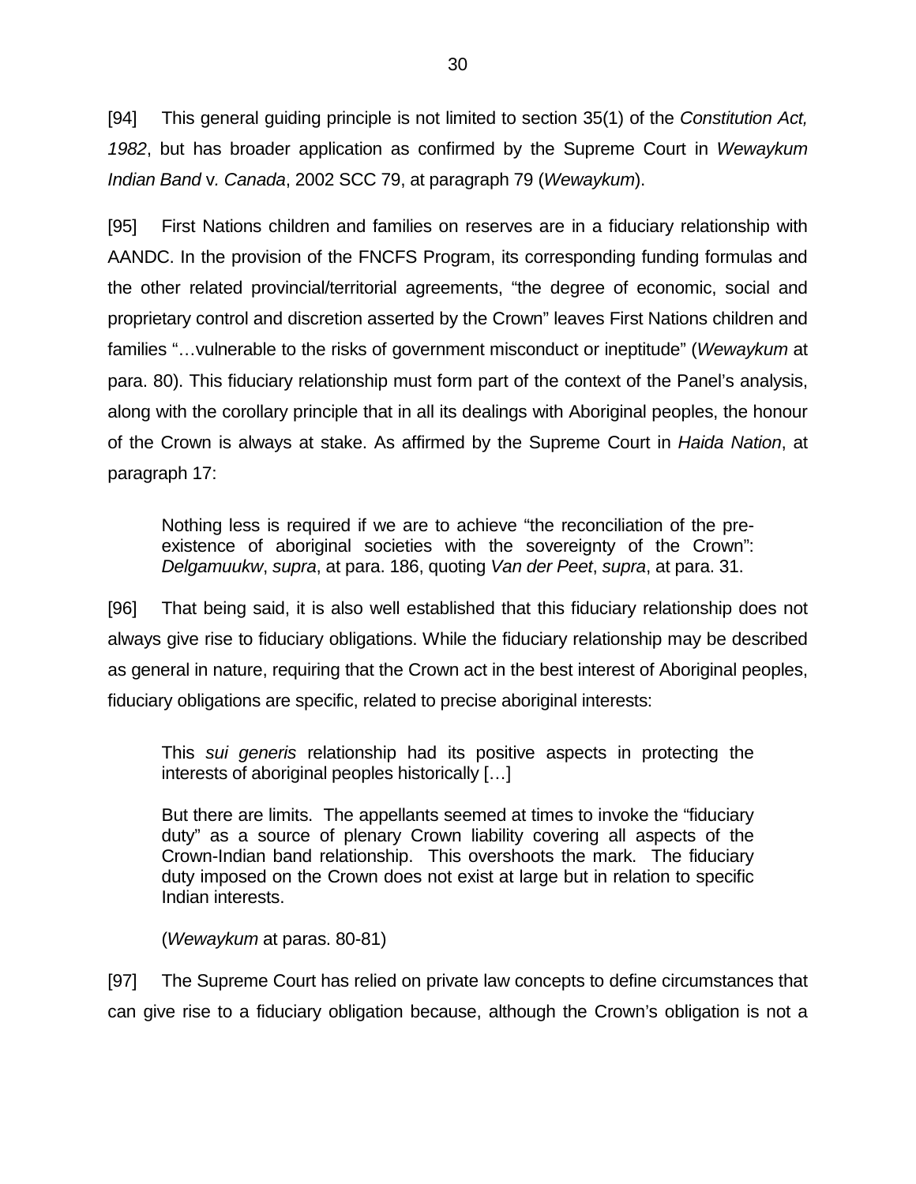[94] This general guiding principle is not limited to section 35(1) of the *Constitution Act, 1982*, but has broader application as confirmed by the Supreme Court in *Wewaykum Indian Band* v. *Canada*, 2002 SCC 79, at paragraph 79 (*Wewaykum*).

[95] First Nations children and families on reserves are in a fiduciary relationship with AANDC. In the provision of the FNCFS Program, its corresponding funding formulas and the other related provincial/territorial agreements, "the degree of economic, social and proprietary control and discretion asserted by the Crown" leaves First Nations children and families "…vulnerable to the risks of government misconduct or ineptitude" (*Wewaykum* at para. 80). This fiduciary relationship must form part of the context of the Panel's analysis, along with the corollary principle that in all its dealings with Aboriginal peoples, the honour of the Crown is always at stake. As affirmed by the Supreme Court in *Haida Nation*, at paragraph 17:

> Nothing less is required if we are to achieve "the reconciliation of the pre-existence of aboriginal societies with the sovereignty of the Crown": *Delgamuukw*, *supra*, at para. 186, quoting *Van der Peet*, *supra*, at para. 31.

[96] That being said, it is also well established that this fiduciary relationship does not always give rise to fiduciary obligations. While the fiduciary relationship may be described as general in nature, requiring that the Crown act in the best interest of Aboriginal peoples, fiduciary obligations are specific, related to precise aboriginal interests:

> This *sui generis* relationship had its positive aspects in protecting the interests of aboriginal peoples historically […]
>
> But there are limits. The appellants seemed at times to invoke the "fiduciary duty" as a source of plenary Crown liability covering all aspects of the Crown-Indian band relationship. This overshoots the mark. The fiduciary duty imposed on the Crown does not exist at large but in relation to specific Indian interests.
>
> (*Wewaykum* at paras. 80-81)

[97] The Supreme Court has relied on private law concepts to define circumstances that can give rise to a fiduciary obligation because, although the Crown's obligation is not a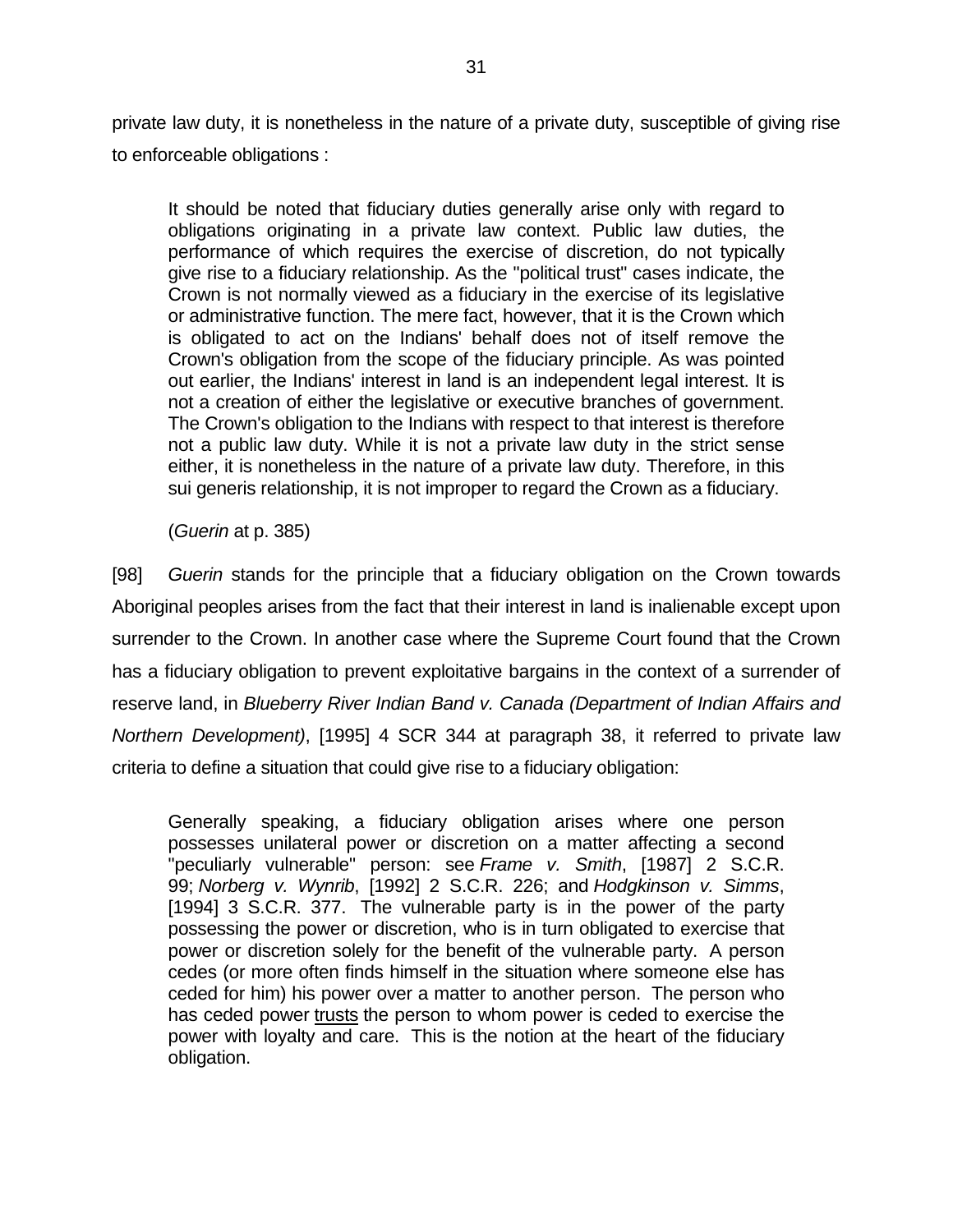private law duty, it is nonetheless in the nature of a private duty, susceptible of giving rise to enforceable obligations :

> It should be noted that fiduciary duties generally arise only with regard to obligations originating in a private law context. Public law duties, the performance of which requires the exercise of discretion, do not typically give rise to a fiduciary relationship. As the "political trust" cases indicate, the Crown is not normally viewed as a fiduciary in the exercise of its legislative or administrative function. The mere fact, however, that it is the Crown which is obligated to act on the Indians' behalf does not of itself remove the Crown's obligation from the scope of the fiduciary principle. As was pointed out earlier, the Indians' interest in land is an independent legal interest. It is not a creation of either the legislative or executive branches of government. The Crown's obligation to the Indians with respect to that interest is therefore not a public law duty. While it is not a private law duty in the strict sense either, it is nonetheless in the nature of a private law duty. Therefore, in this sui generis relationship, it is not improper to regard the Crown as a fiduciary.
>
> (*Guerin* at p. 385)

[98] *Guerin* stands for the principle that a fiduciary obligation on the Crown towards Aboriginal peoples arises from the fact that their interest in land is inalienable except upon surrender to the Crown. In another case where the Supreme Court found that the Crown has a fiduciary obligation to prevent exploitative bargains in the context of a surrender of reserve land, in *Blueberry River Indian Band v. Canada (Department of Indian Affairs and Northern Development)*, [1995] 4 SCR 344 at paragraph 38, it referred to private law criteria to define a situation that could give rise to a fiduciary obligation:

> Generally speaking, a fiduciary obligation arises where one person possesses unilateral power or discretion on a matter affecting a second "peculiarly vulnerable" person: see *Frame v. Smith*, [1987] 2 S.C.R. 99; *Norberg v. Wynrib*, [1992] 2 S.C.R. 226; and *Hodgkinson v. Simms*, [1994] 3 S.C.R. 377. The vulnerable party is in the power of the party possessing the power or discretion, who is in turn obligated to exercise that power or discretion solely for the benefit of the vulnerable party. A person cedes (or more often finds himself in the situation where someone else has ceded for him) his power over a matter to another person. The person who has ceded power <u>trusts</u> the person to whom power is ceded to exercise the power with loyalty and care. This is the notion at the heart of the fiduciary obligation.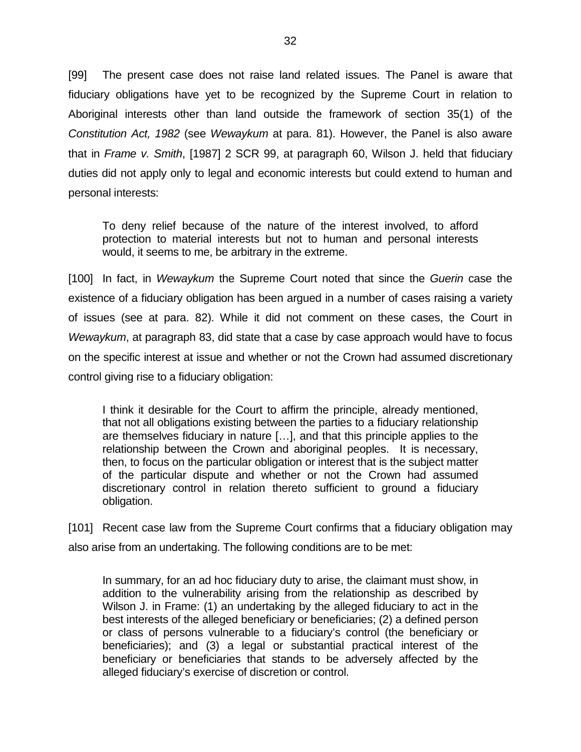[99] The present case does not raise land related issues. The Panel is aware that fiduciary obligations have yet to be recognized by the Supreme Court in relation to Aboriginal interests other than land outside the framework of section 35(1) of the *Constitution Act, 1982* (see *Wewaykum* at para. 81). However, the Panel is also aware that in *Frame v. Smith*, [1987] 2 SCR 99, at paragraph 60, Wilson J. held that fiduciary duties did not apply only to legal and economic interests but could extend to human and personal interests:

> To deny relief because of the nature of the interest involved, to afford protection to material interests but not to human and personal interests would, it seems to me, be arbitrary in the extreme.

[100] In fact, in *Wewaykum* the Supreme Court noted that since the *Guerin* case the existence of a fiduciary obligation has been argued in a number of cases raising a variety of issues (see at para. 82). While it did not comment on these cases, the Court in *Wewaykum*, at paragraph 83, did state that a case by case approach would have to focus on the specific interest at issue and whether or not the Crown had assumed discretionary control giving rise to a fiduciary obligation:

> I think it desirable for the Court to affirm the principle, already mentioned, that not all obligations existing between the parties to a fiduciary relationship are themselves fiduciary in nature […], and that this principle applies to the relationship between the Crown and aboriginal peoples. It is necessary, then, to focus on the particular obligation or interest that is the subject matter of the particular dispute and whether or not the Crown had assumed discretionary control in relation thereto sufficient to ground a fiduciary obligation.

[101] Recent case law from the Supreme Court confirms that a fiduciary obligation may also arise from an undertaking. The following conditions are to be met:

> In summary, for an ad hoc fiduciary duty to arise, the claimant must show, in addition to the vulnerability arising from the relationship as described by Wilson J. in Frame: (1) an undertaking by the alleged fiduciary to act in the best interests of the alleged beneficiary or beneficiaries; (2) a defined person or class of persons vulnerable to a fiduciary's control (the beneficiary or beneficiaries); and (3) a legal or substantial practical interest of the beneficiary or beneficiaries that stands to be adversely affected by the alleged fiduciary's exercise of discretion or control.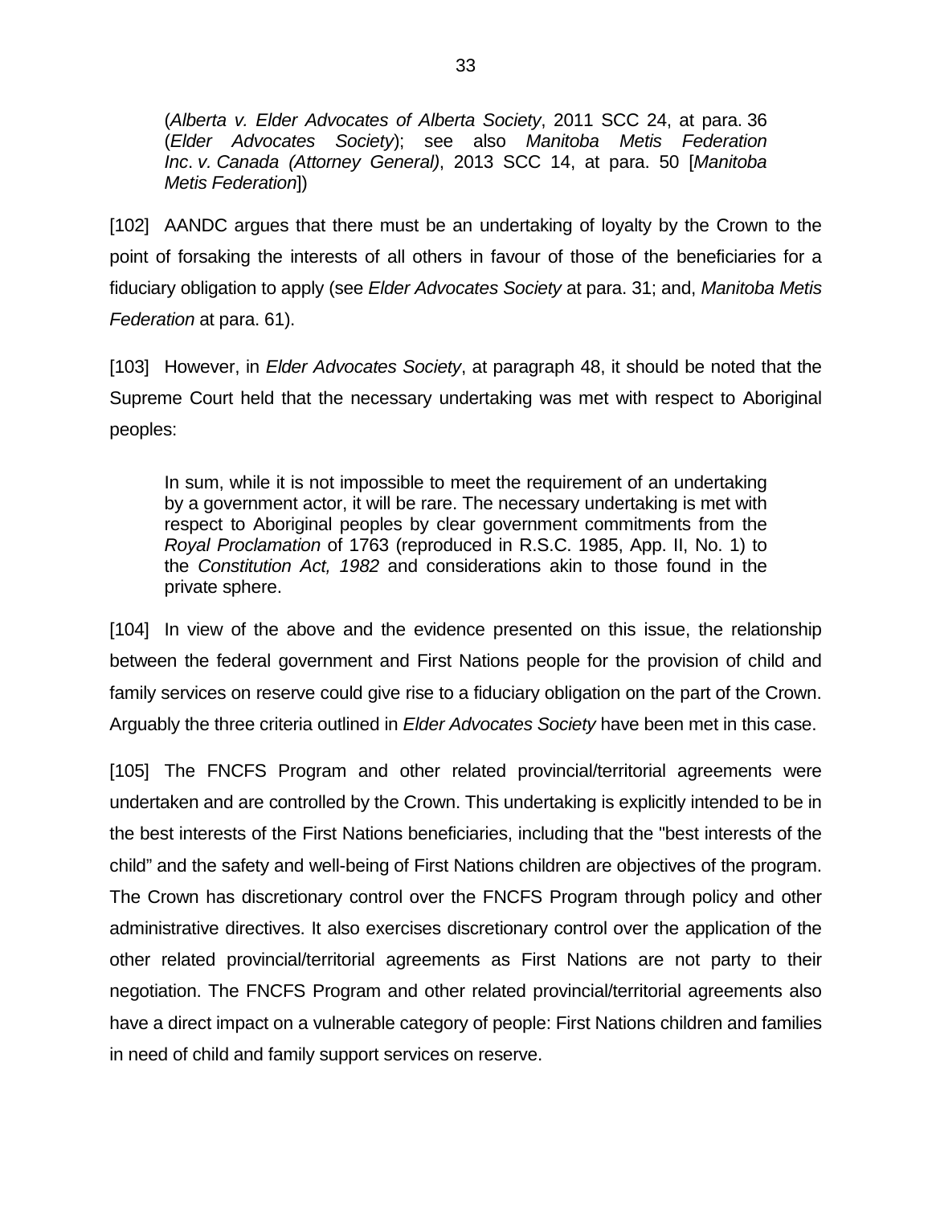(*Alberta v. Elder Advocates of Alberta Society*, 2011 SCC 24, at para. 36 (*Elder Advocates Society*); see also *Manitoba Metis Federation Inc*. *v. Canada (Attorney General)*, 2013 SCC 14, at para. 50 [*Manitoba Metis Federation*])

[102] AANDC argues that there must be an undertaking of loyalty by the Crown to the point of forsaking the interests of all others in favour of those of the beneficiaries for a fiduciary obligation to apply (see *Elder Advocates Society* at para. 31; and, *Manitoba Metis Federation* at para. 61).

[103] However, in *Elder Advocates Society*, at paragraph 48, it should be noted that the Supreme Court held that the necessary undertaking was met with respect to Aboriginal peoples:

> In sum, while it is not impossible to meet the requirement of an undertaking by a government actor, it will be rare. The necessary undertaking is met with respect to Aboriginal peoples by clear government commitments from the *Royal Proclamation* of 1763 (reproduced in R.S.C. 1985, App. II, No. 1) to the *Constitution Act, 1982* and considerations akin to those found in the private sphere.

[104] In view of the above and the evidence presented on this issue, the relationship between the federal government and First Nations people for the provision of child and family services on reserve could give rise to a fiduciary obligation on the part of the Crown. Arguably the three criteria outlined in *Elder Advocates Society* have been met in this case.

[105] The FNCFS Program and other related provincial/territorial agreements were undertaken and are controlled by the Crown. This undertaking is explicitly intended to be in the best interests of the First Nations beneficiaries, including that the "best interests of the child" and the safety and well-being of First Nations children are objectives of the program. The Crown has discretionary control over the FNCFS Program through policy and other administrative directives. It also exercises discretionary control over the application of the other related provincial/territorial agreements as First Nations are not party to their negotiation. The FNCFS Program and other related provincial/territorial agreements also have a direct impact on a vulnerable category of people: First Nations children and families in need of child and family support services on reserve.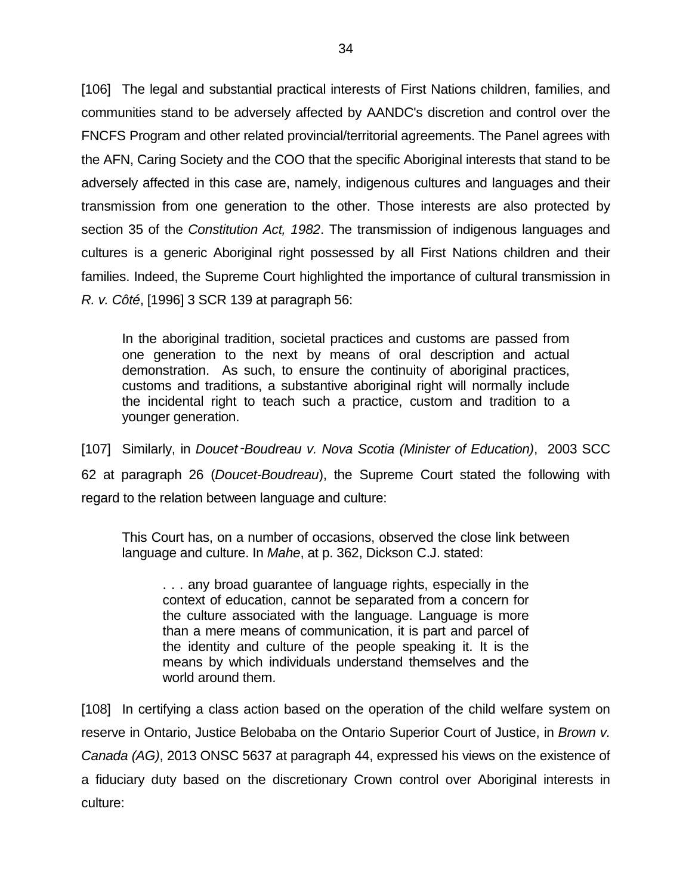[106] The legal and substantial practical interests of First Nations children, families, and communities stand to be adversely affected by AANDC's discretion and control over the FNCFS Program and other related provincial/territorial agreements. The Panel agrees with the AFN, Caring Society and the COO that the specific Aboriginal interests that stand to be adversely affected in this case are, namely, indigenous cultures and languages and their transmission from one generation to the other. Those interests are also protected by section 35 of the *Constitution Act, 1982*. The transmission of indigenous languages and cultures is a generic Aboriginal right possessed by all First Nations children and their families. Indeed, the Supreme Court highlighted the importance of cultural transmission in *R. v. Côté*, [1996] 3 SCR 139 at paragraph 56:

> In the aboriginal tradition, societal practices and customs are passed from one generation to the next by means of oral description and actual demonstration. As such, to ensure the continuity of aboriginal practices, customs and traditions, a substantive aboriginal right will normally include the incidental right to teach such a practice, custom and tradition to a younger generation.

[107] Similarly, in *Doucet‑Boudreau v. Nova Scotia (Minister of Education)*, 2003 SCC 62 at paragraph 26 (*Doucet-Boudreau*), the Supreme Court stated the following with regard to the relation between language and culture:

> This Court has, on a number of occasions, observed the close link between language and culture. In *Mahe*, at p. 362, Dickson C.J. stated:
>
> > . . . any broad guarantee of language rights, especially in the context of education, cannot be separated from a concern for the culture associated with the language. Language is more than a mere means of communication, it is part and parcel of the identity and culture of the people speaking it. It is the means by which individuals understand themselves and the world around them.

[108] In certifying a class action based on the operation of the child welfare system on reserve in Ontario, Justice Belobaba on the Ontario Superior Court of Justice, in *Brown v. Canada (AG)*, 2013 ONSC 5637 at paragraph 44, expressed his views on the existence of a fiduciary duty based on the discretionary Crown control over Aboriginal interests in culture: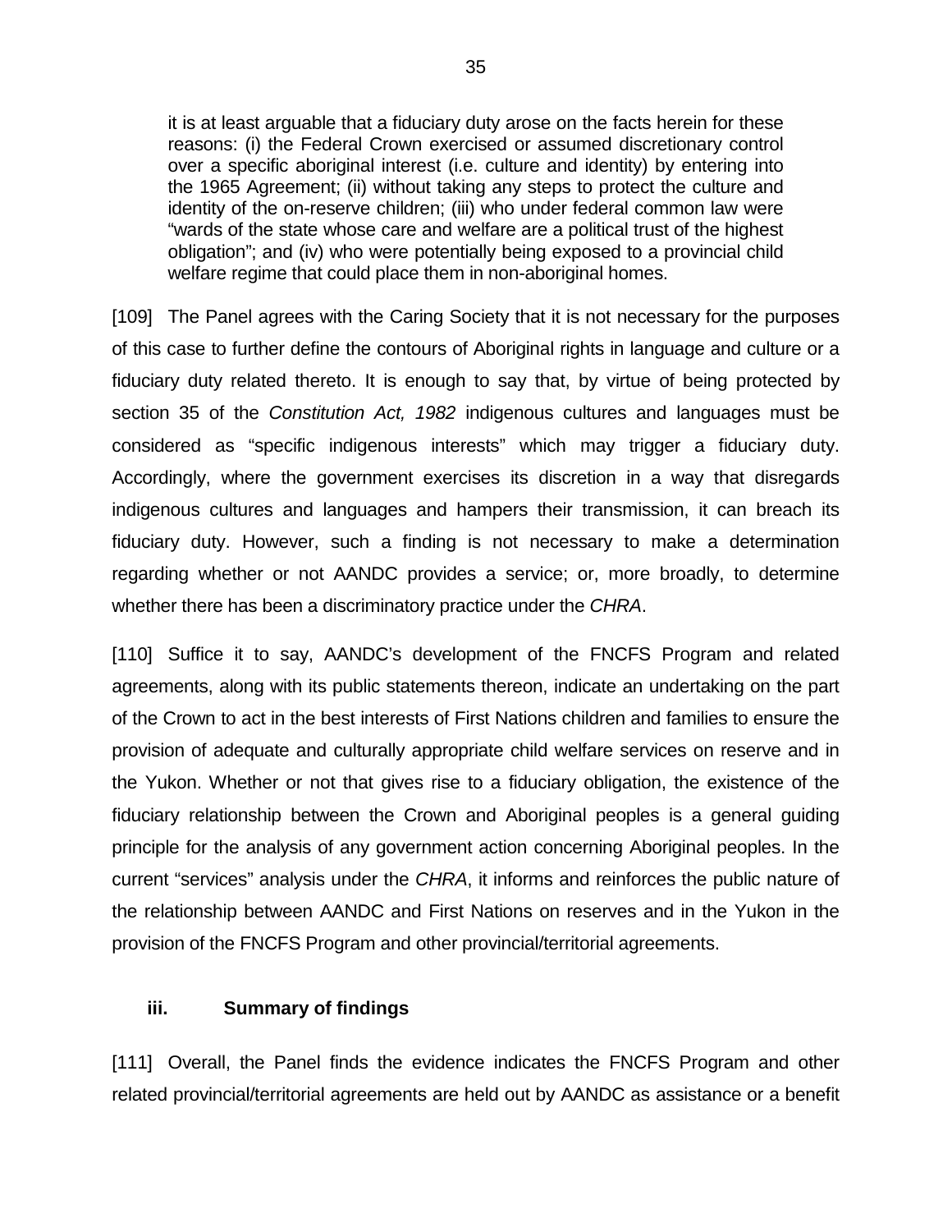> it is at least arguable that a fiduciary duty arose on the facts herein for these reasons: (i) the Federal Crown exercised or assumed discretionary control over a specific aboriginal interest (i.e. culture and identity) by entering into the 1965 Agreement; (ii) without taking any steps to protect the culture and identity of the on-reserve children; (iii) who under federal common law were "wards of the state whose care and welfare are a political trust of the highest obligation"; and (iv) who were potentially being exposed to a provincial child welfare regime that could place them in non-aboriginal homes.

[109] The Panel agrees with the Caring Society that it is not necessary for the purposes of this case to further define the contours of Aboriginal rights in language and culture or a fiduciary duty related thereto. It is enough to say that, by virtue of being protected by section 35 of the *Constitution Act, 1982* indigenous cultures and languages must be considered as "specific indigenous interests" which may trigger a fiduciary duty. Accordingly, where the government exercises its discretion in a way that disregards indigenous cultures and languages and hampers their transmission, it can breach its fiduciary duty. However, such a finding is not necessary to make a determination regarding whether or not AANDC provides a service; or, more broadly, to determine whether there has been a discriminatory practice under the *CHRA*.

[110] Suffice it to say, AANDC's development of the FNCFS Program and related agreements, along with its public statements thereon, indicate an undertaking on the part of the Crown to act in the best interests of First Nations children and families to ensure the provision of adequate and culturally appropriate child welfare services on reserve and in the Yukon. Whether or not that gives rise to a fiduciary obligation, the existence of the fiduciary relationship between the Crown and Aboriginal peoples is a general guiding principle for the analysis of any government action concerning Aboriginal peoples. In the current "services" analysis under the *CHRA*, it informs and reinforces the public nature of the relationship between AANDC and First Nations on reserves and in the Yukon in the provision of the FNCFS Program and other provincial/territorial agreements.

#### iii. Summary of findings

[111] Overall, the Panel finds the evidence indicates the FNCFS Program and other related provincial/territorial agreements are held out by AANDC as assistance or a benefit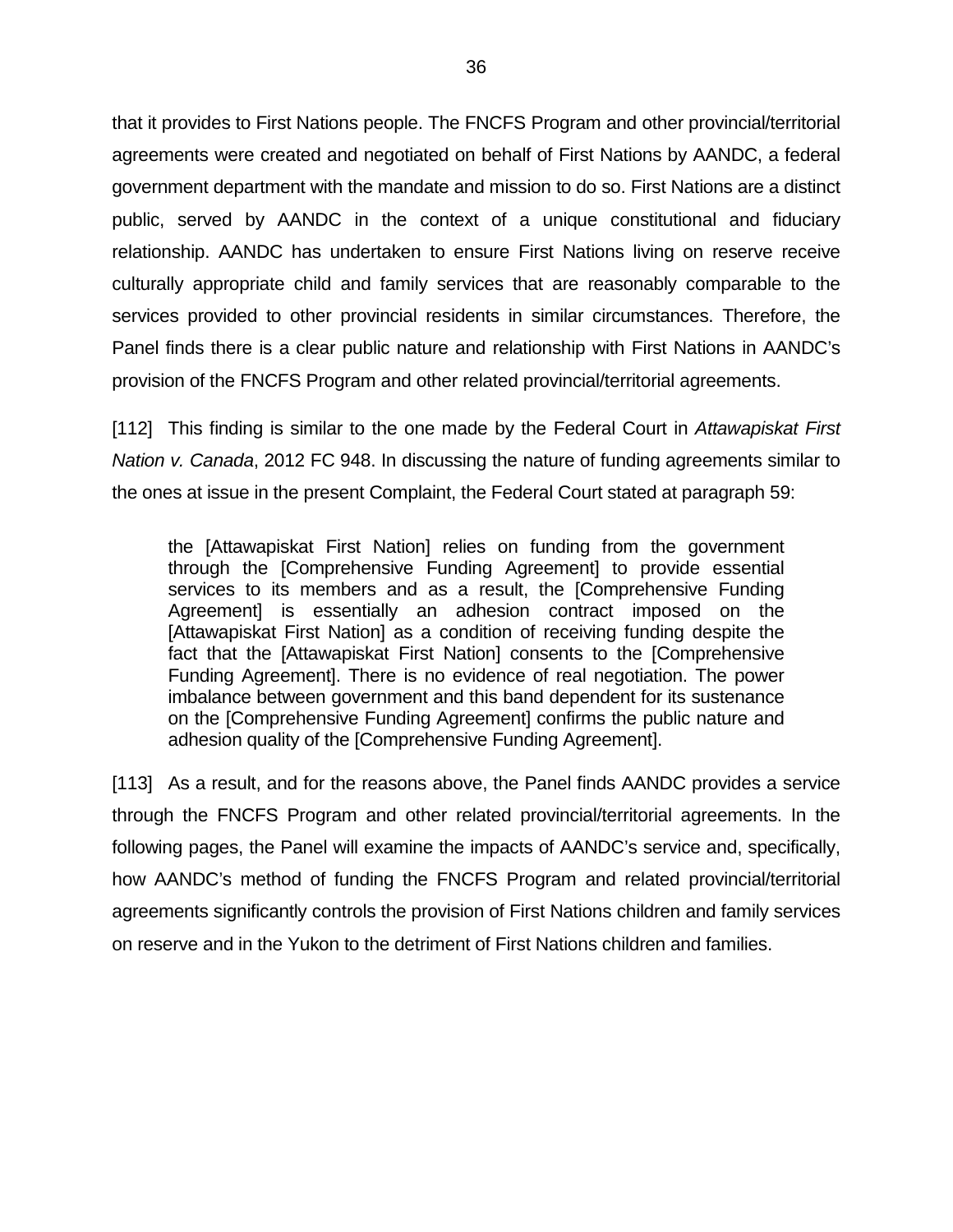that it provides to First Nations people. The FNCFS Program and other provincial/territorial agreements were created and negotiated on behalf of First Nations by AANDC, a federal government department with the mandate and mission to do so. First Nations are a distinct public, served by AANDC in the context of a unique constitutional and fiduciary relationship. AANDC has undertaken to ensure First Nations living on reserve receive culturally appropriate child and family services that are reasonably comparable to the services provided to other provincial residents in similar circumstances. Therefore, the Panel finds there is a clear public nature and relationship with First Nations in AANDC's provision of the FNCFS Program and other related provincial/territorial agreements.

[112] This finding is similar to the one made by the Federal Court in *Attawapiskat First Nation v. Canada*, 2012 FC 948. In discussing the nature of funding agreements similar to the ones at issue in the present Complaint, the Federal Court stated at paragraph 59:

> the [Attawapiskat First Nation] relies on funding from the government through the [Comprehensive Funding Agreement] to provide essential services to its members and as a result, the [Comprehensive Funding Agreement] is essentially an adhesion contract imposed on the [Attawapiskat First Nation] as a condition of receiving funding despite the fact that the [Attawapiskat First Nation] consents to the [Comprehensive Funding Agreement]. There is no evidence of real negotiation. The power imbalance between government and this band dependent for its sustenance on the [Comprehensive Funding Agreement] confirms the public nature and adhesion quality of the [Comprehensive Funding Agreement].

[113] As a result, and for the reasons above, the Panel finds AANDC provides a service through the FNCFS Program and other related provincial/territorial agreements. In the following pages, the Panel will examine the impacts of AANDC's service and, specifically, how AANDC's method of funding the FNCFS Program and related provincial/territorial agreements significantly controls the provision of First Nations children and family services on reserve and in the Yukon to the detriment of First Nations children and families.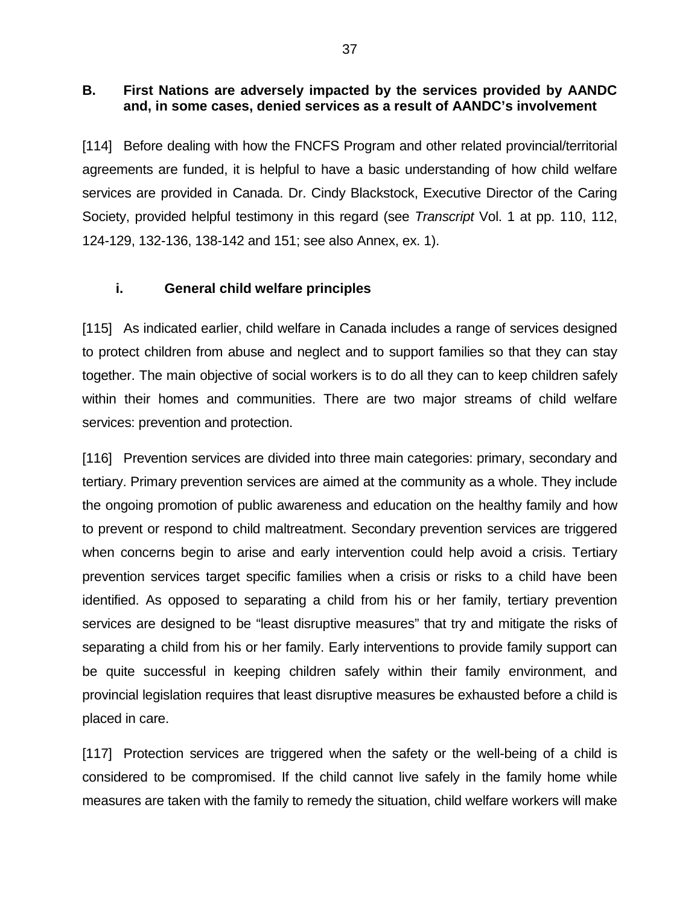## B. First Nations are adversely impacted by the services provided by AANDC and, in some cases, denied services as a result of AANDC's involvement

[114] Before dealing with how the FNCFS Program and other related provincial/territorial agreements are funded, it is helpful to have a basic understanding of how child welfare services are provided in Canada. Dr. Cindy Blackstock, Executive Director of the Caring Society, provided helpful testimony in this regard (see *Transcript* Vol. 1 at pp. 110, 112, 124-129, 132-136, 138-142 and 151; see also Annex, ex. 1).

### i. General child welfare principles

[115] As indicated earlier, child welfare in Canada includes a range of services designed to protect children from abuse and neglect and to support families so that they can stay together. The main objective of social workers is to do all they can to keep children safely within their homes and communities. There are two major streams of child welfare services: prevention and protection.

[116] Prevention services are divided into three main categories: primary, secondary and tertiary. Primary prevention services are aimed at the community as a whole. They include the ongoing promotion of public awareness and education on the healthy family and how to prevent or respond to child maltreatment. Secondary prevention services are triggered when concerns begin to arise and early intervention could help avoid a crisis. Tertiary prevention services target specific families when a crisis or risks to a child have been identified. As opposed to separating a child from his or her family, tertiary prevention services are designed to be "least disruptive measures" that try and mitigate the risks of separating a child from his or her family. Early interventions to provide family support can be quite successful in keeping children safely within their family environment, and provincial legislation requires that least disruptive measures be exhausted before a child is placed in care.

[117] Protection services are triggered when the safety or the well-being of a child is considered to be compromised. If the child cannot live safely in the family home while measures are taken with the family to remedy the situation, child welfare workers will make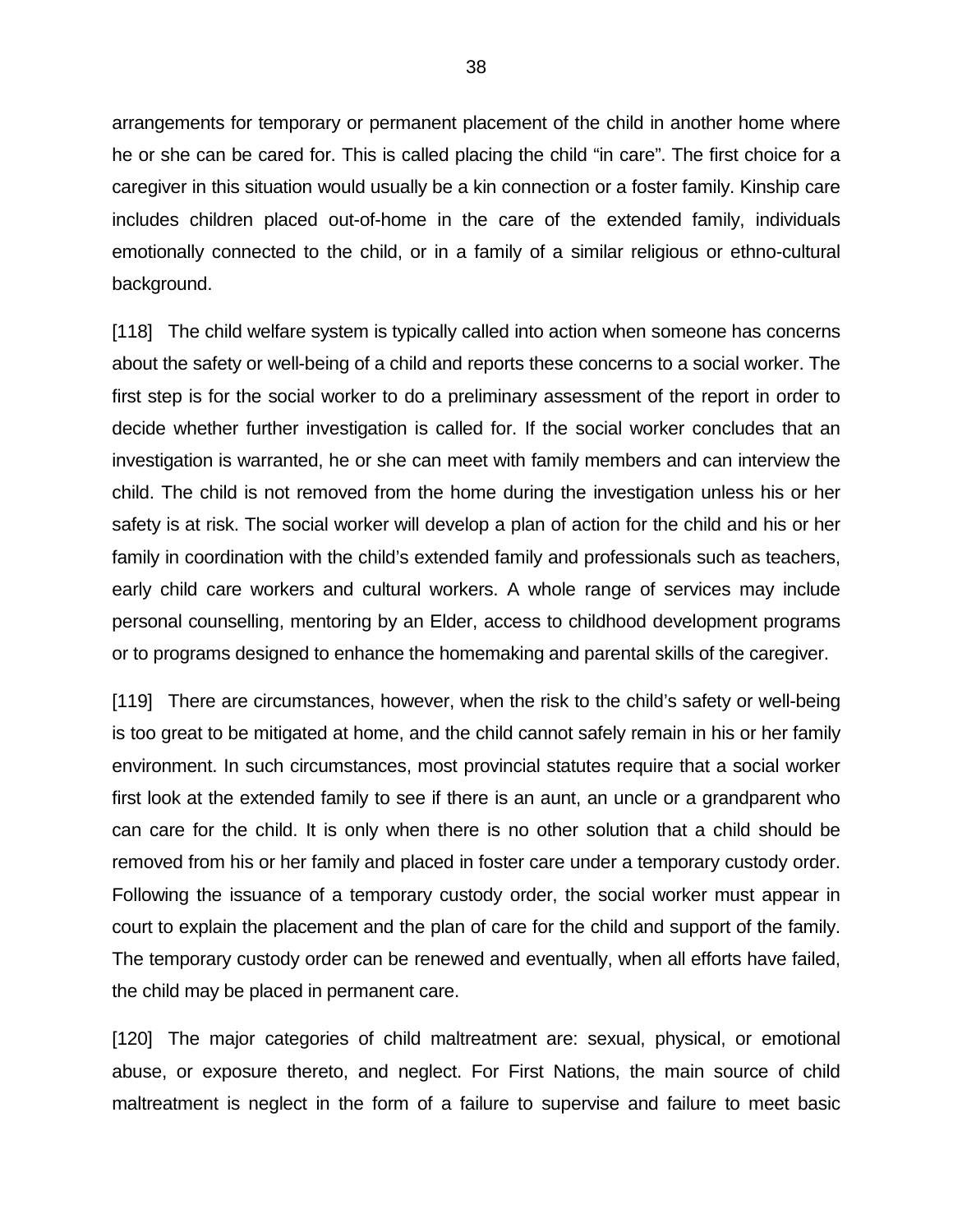arrangements for temporary or permanent placement of the child in another home where he or she can be cared for. This is called placing the child "in care". The first choice for a caregiver in this situation would usually be a kin connection or a foster family. Kinship care includes children placed out-of-home in the care of the extended family, individuals emotionally connected to the child, or in a family of a similar religious or ethno-cultural background.

[118] The child welfare system is typically called into action when someone has concerns about the safety or well-being of a child and reports these concerns to a social worker. The first step is for the social worker to do a preliminary assessment of the report in order to decide whether further investigation is called for. If the social worker concludes that an investigation is warranted, he or she can meet with family members and can interview the child. The child is not removed from the home during the investigation unless his or her safety is at risk. The social worker will develop a plan of action for the child and his or her family in coordination with the child's extended family and professionals such as teachers, early child care workers and cultural workers. A whole range of services may include personal counselling, mentoring by an Elder, access to childhood development programs or to programs designed to enhance the homemaking and parental skills of the caregiver.

[119] There are circumstances, however, when the risk to the child's safety or well-being is too great to be mitigated at home, and the child cannot safely remain in his or her family environment. In such circumstances, most provincial statutes require that a social worker first look at the extended family to see if there is an aunt, an uncle or a grandparent who can care for the child. It is only when there is no other solution that a child should be removed from his or her family and placed in foster care under a temporary custody order. Following the issuance of a temporary custody order, the social worker must appear in court to explain the placement and the plan of care for the child and support of the family. The temporary custody order can be renewed and eventually, when all efforts have failed, the child may be placed in permanent care.

[120] The major categories of child maltreatment are: sexual, physical, or emotional abuse, or exposure thereto, and neglect. For First Nations, the main source of child maltreatment is neglect in the form of a failure to supervise and failure to meet basic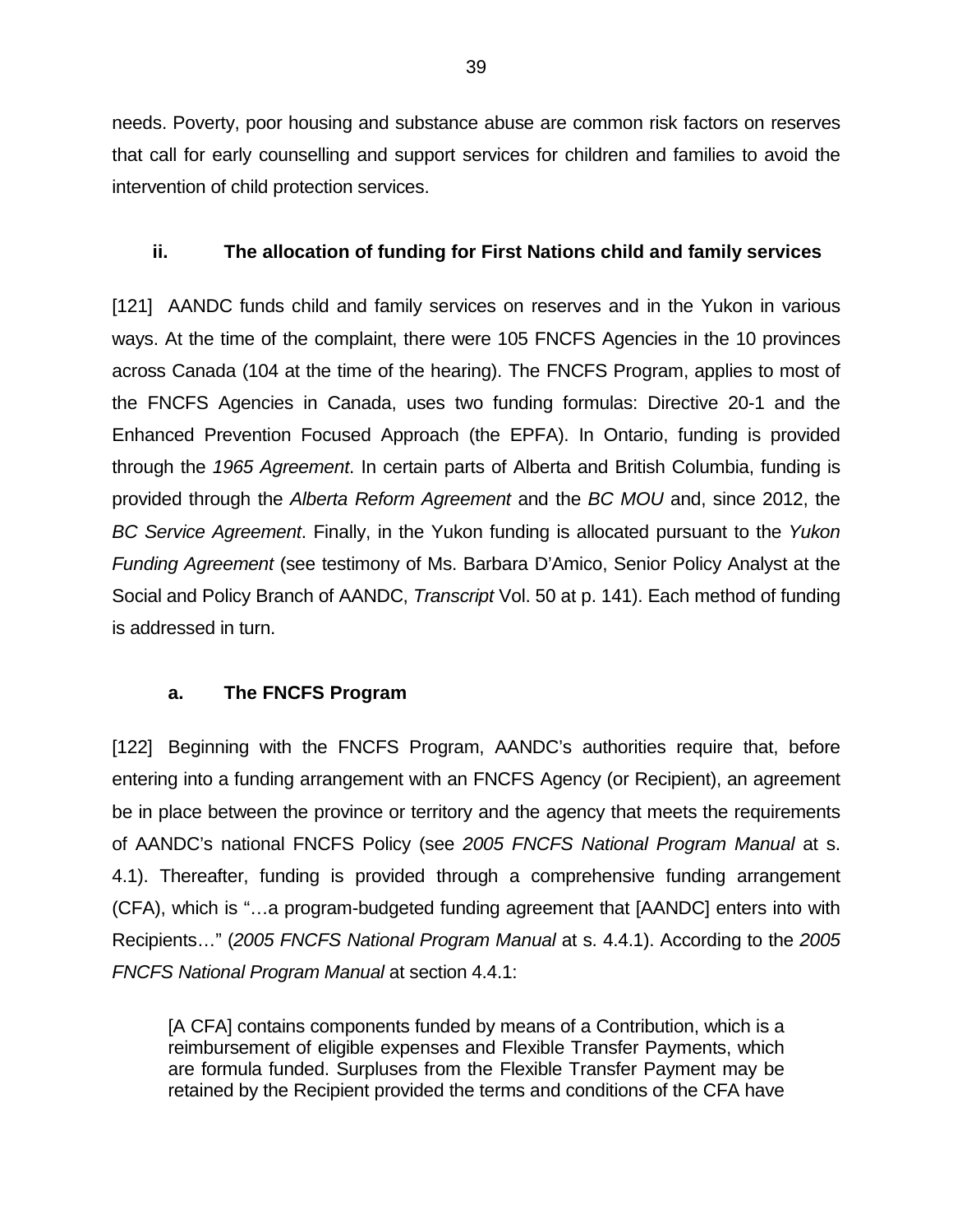needs. Poverty, poor housing and substance abuse are common risk factors on reserves that call for early counselling and support services for children and families to avoid the intervention of child protection services.

### ii. The allocation of funding for First Nations child and family services

[121] AANDC funds child and family services on reserves and in the Yukon in various ways. At the time of the complaint, there were 105 FNCFS Agencies in the 10 provinces across Canada (104 at the time of the hearing). The FNCFS Program, applies to most of the FNCFS Agencies in Canada, uses two funding formulas: Directive 20-1 and the Enhanced Prevention Focused Approach (the EPFA). In Ontario, funding is provided through the *1965 Agreement*. In certain parts of Alberta and British Columbia, funding is provided through the *Alberta Reform Agreement* and the *BC MOU* and, since 2012, the *BC Service Agreement*. Finally, in the Yukon funding is allocated pursuant to the *Yukon Funding Agreement* (see testimony of Ms. Barbara D'Amico, Senior Policy Analyst at the Social and Policy Branch of AANDC, *Transcript* Vol. 50 at p. 141). Each method of funding is addressed in turn.

#### a. The FNCFS Program

[122] Beginning with the FNCFS Program, AANDC's authorities require that, before entering into a funding arrangement with an FNCFS Agency (or Recipient), an agreement be in place between the province or territory and the agency that meets the requirements of AANDC's national FNCFS Policy (see *2005 FNCFS National Program Manual* at s. 4.1). Thereafter, funding is provided through a comprehensive funding arrangement (CFA), which is "…a program-budgeted funding agreement that [AANDC] enters into with Recipients…" (*2005 FNCFS National Program Manual* at s. 4.4.1). According to the *2005 FNCFS National Program Manual* at section 4.4.1:

> [A CFA] contains components funded by means of a Contribution, which is a reimbursement of eligible expenses and Flexible Transfer Payments, which are formula funded. Surpluses from the Flexible Transfer Payment may be retained by the Recipient provided the terms and conditions of the CFA have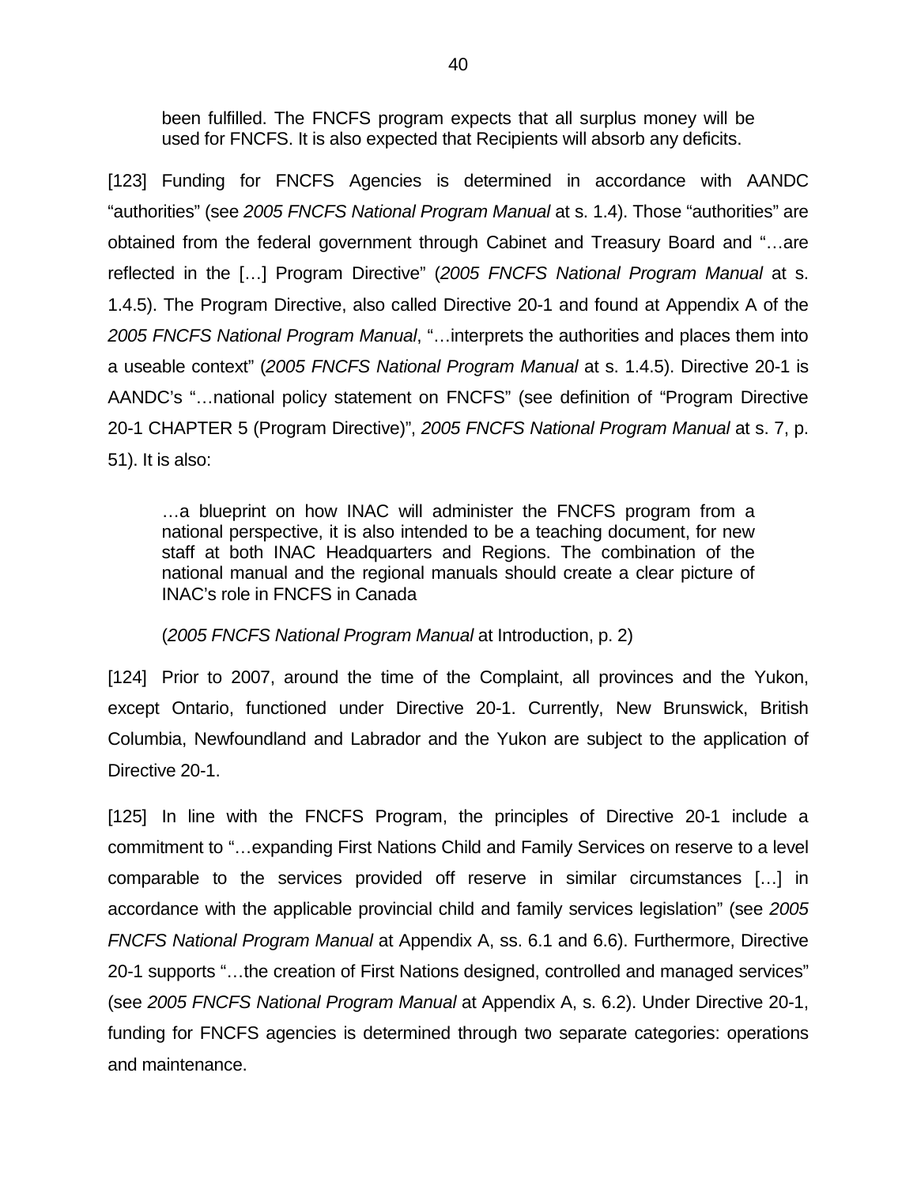> been fulfilled. The FNCFS program expects that all surplus money will be used for FNCFS. It is also expected that Recipients will absorb any deficits.

[123] Funding for FNCFS Agencies is determined in accordance with AANDC "authorities" (see *2005 FNCFS National Program Manual* at s. 1.4). Those "authorities" are obtained from the federal government through Cabinet and Treasury Board and "…are reflected in the […] Program Directive" (*2005 FNCFS National Program Manual* at s. 1.4.5). The Program Directive, also called Directive 20-1 and found at Appendix A of the *2005 FNCFS National Program Manual*, "…interprets the authorities and places them into a useable context" (*2005 FNCFS National Program Manual* at s. 1.4.5). Directive 20-1 is AANDC's "…national policy statement on FNCFS" (see definition of "Program Directive 20-1 CHAPTER 5 (Program Directive)", *2005 FNCFS National Program Manual* at s. 7, p. 51). It is also:

> …a blueprint on how INAC will administer the FNCFS program from a national perspective, it is also intended to be a teaching document, for new staff at both INAC Headquarters and Regions. The combination of the national manual and the regional manuals should create a clear picture of INAC's role in FNCFS in Canada
>
> (*2005 FNCFS National Program Manual* at Introduction, p. 2)

[124] Prior to 2007, around the time of the Complaint, all provinces and the Yukon, except Ontario, functioned under Directive 20-1. Currently, New Brunswick, British Columbia, Newfoundland and Labrador and the Yukon are subject to the application of Directive 20-1.

[125] In line with the FNCFS Program, the principles of Directive 20-1 include a commitment to "…expanding First Nations Child and Family Services on reserve to a level comparable to the services provided off reserve in similar circumstances […] in accordance with the applicable provincial child and family services legislation" (see *2005 FNCFS National Program Manual* at Appendix A, ss. 6.1 and 6.6). Furthermore, Directive 20-1 supports "…the creation of First Nations designed, controlled and managed services" (see *2005 FNCFS National Program Manual* at Appendix A, s. 6.2). Under Directive 20-1, funding for FNCFS agencies is determined through two separate categories: operations and maintenance.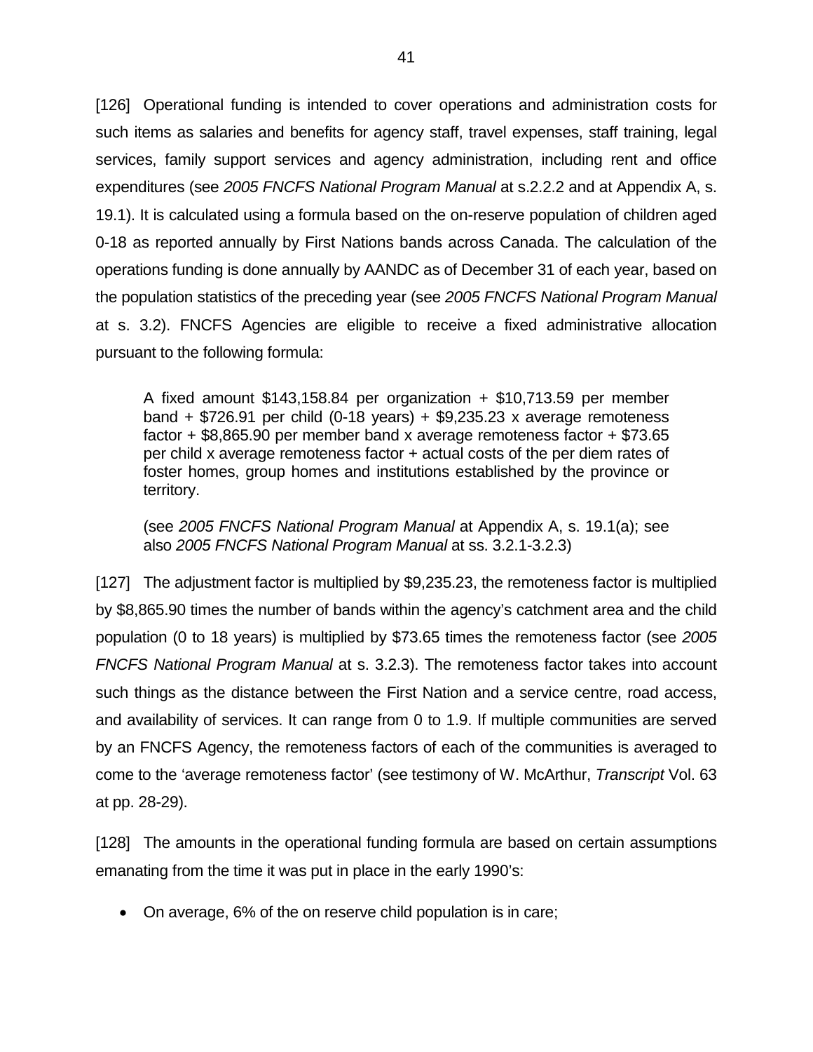[126] Operational funding is intended to cover operations and administration costs for such items as salaries and benefits for agency staff, travel expenses, staff training, legal services, family support services and agency administration, including rent and office expenditures (see *2005 FNCFS National Program Manual* at s.2.2.2 and at Appendix A, s. 19.1). It is calculated using a formula based on the on-reserve population of children aged 0-18 as reported annually by First Nations bands across Canada. The calculation of the operations funding is done annually by AANDC as of December 31 of each year, based on the population statistics of the preceding year (see *2005 FNCFS National Program Manual* at s. 3.2). FNCFS Agencies are eligible to receive a fixed administrative allocation pursuant to the following formula:

> A fixed amount $143,158.84 per organization + $10,713.59 per member band + $726.91 per child (0-18 years) + $9,235.23 x average remoteness factor + $8,865.90 per member band x average remoteness factor + $73.65 per child x average remoteness factor + actual costs of the per diem rates of foster homes, group homes and institutions established by the province or territory.
>
> (see *2005 FNCFS National Program Manual* at Appendix A, s. 19.1(a); see also *2005 FNCFS National Program Manual* at ss. 3.2.1-3.2.3)

[127] The adjustment factor is multiplied by $9,235.23, the remoteness factor is multiplied by $8,865.90 times the number of bands within the agency's catchment area and the child population (0 to 18 years) is multiplied by $73.65 times the remoteness factor (see *2005 FNCFS National Program Manual* at s. 3.2.3). The remoteness factor takes into account such things as the distance between the First Nation and a service centre, road access, and availability of services. It can range from 0 to 1.9. If multiple communities are served by an FNCFS Agency, the remoteness factors of each of the communities is averaged to come to the 'average remoteness factor' (see testimony of W. McArthur, *Transcript* Vol. 63 at pp. 28-29).

[128] The amounts in the operational funding formula are based on certain assumptions emanating from the time it was put in place in the early 1990's:

- On average, 6% of the on reserve child population is in care;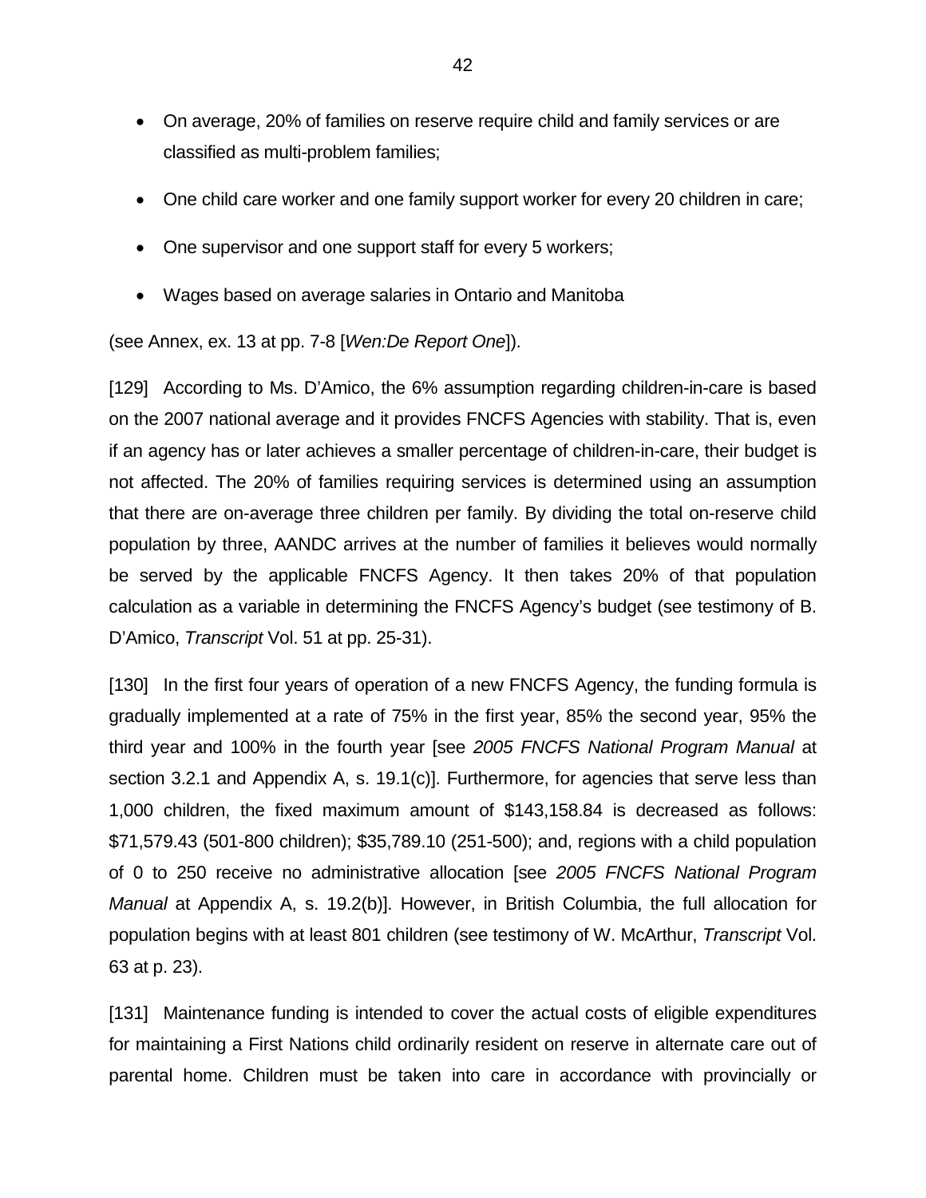- On average, 20% of families on reserve require child and family services or are classified as multi-problem families;
- One child care worker and one family support worker for every 20 children in care;
- One supervisor and one support staff for every 5 workers;
- Wages based on average salaries in Ontario and Manitoba

(see Annex, ex. 13 at pp. 7-8 [*Wen:De Report One*]).

[129] According to Ms. D'Amico, the 6% assumption regarding children-in-care is based on the 2007 national average and it provides FNCFS Agencies with stability. That is, even if an agency has or later achieves a smaller percentage of children-in-care, their budget is not affected. The 20% of families requiring services is determined using an assumption that there are on-average three children per family. By dividing the total on-reserve child population by three, AANDC arrives at the number of families it believes would normally be served by the applicable FNCFS Agency. It then takes 20% of that population calculation as a variable in determining the FNCFS Agency's budget (see testimony of B. D'Amico, *Transcript* Vol. 51 at pp. 25-31).

[130] In the first four years of operation of a new FNCFS Agency, the funding formula is gradually implemented at a rate of 75% in the first year, 85% the second year, 95% the third year and 100% in the fourth year [see *2005 FNCFS National Program Manual* at section 3.2.1 and Appendix A, s. 19.1(c)]. Furthermore, for agencies that serve less than 1,000 children, the fixed maximum amount of $143,158.84 is decreased as follows: $71,579.43 (501-800 children); $35,789.10 (251-500); and, regions with a child population of 0 to 250 receive no administrative allocation [see *2005 FNCFS National Program Manual* at Appendix A, s. 19.2(b)]. However, in British Columbia, the full allocation for population begins with at least 801 children (see testimony of W. McArthur, *Transcript* Vol. 63 at p. 23).

[131] Maintenance funding is intended to cover the actual costs of eligible expenditures for maintaining a First Nations child ordinarily resident on reserve in alternate care out of parental home. Children must be taken into care in accordance with provincially or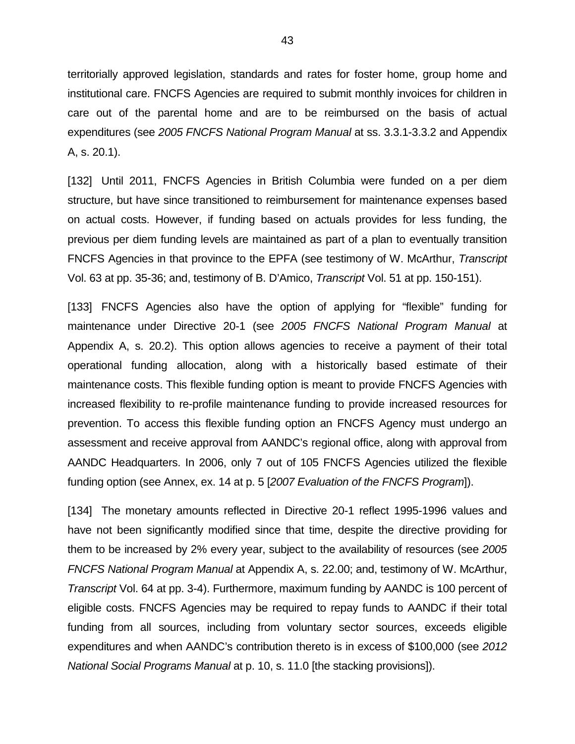territorially approved legislation, standards and rates for foster home, group home and institutional care. FNCFS Agencies are required to submit monthly invoices for children in care out of the parental home and are to be reimbursed on the basis of actual expenditures (see *2005 FNCFS National Program Manual* at ss. 3.3.1-3.3.2 and Appendix A, s. 20.1).

[132] Until 2011, FNCFS Agencies in British Columbia were funded on a per diem structure, but have since transitioned to reimbursement for maintenance expenses based on actual costs. However, if funding based on actuals provides for less funding, the previous per diem funding levels are maintained as part of a plan to eventually transition FNCFS Agencies in that province to the EPFA (see testimony of W. McArthur, *Transcript* Vol. 63 at pp. 35-36; and, testimony of B. D'Amico, *Transcript* Vol. 51 at pp. 150-151).

[133] FNCFS Agencies also have the option of applying for "flexible" funding for maintenance under Directive 20-1 (see *2005 FNCFS National Program Manual* at Appendix A, s. 20.2). This option allows agencies to receive a payment of their total operational funding allocation, along with a historically based estimate of their maintenance costs. This flexible funding option is meant to provide FNCFS Agencies with increased flexibility to re-profile maintenance funding to provide increased resources for prevention. To access this flexible funding option an FNCFS Agency must undergo an assessment and receive approval from AANDC's regional office, along with approval from AANDC Headquarters. In 2006, only 7 out of 105 FNCFS Agencies utilized the flexible funding option (see Annex, ex. 14 at p. 5 [*2007 Evaluation of the FNCFS Program*]).

[134] The monetary amounts reflected in Directive 20-1 reflect 1995-1996 values and have not been significantly modified since that time, despite the directive providing for them to be increased by 2% every year, subject to the availability of resources (see *2005 FNCFS National Program Manual* at Appendix A, s. 22.00; and, testimony of W. McArthur, *Transcript* Vol. 64 at pp. 3-4). Furthermore, maximum funding by AANDC is 100 percent of eligible costs. FNCFS Agencies may be required to repay funds to AANDC if their total funding from all sources, including from voluntary sector sources, exceeds eligible expenditures and when AANDC's contribution thereto is in excess of $100,000 (see *2012 National Social Programs Manual* at p. 10, s. 11.0 [the stacking provisions]).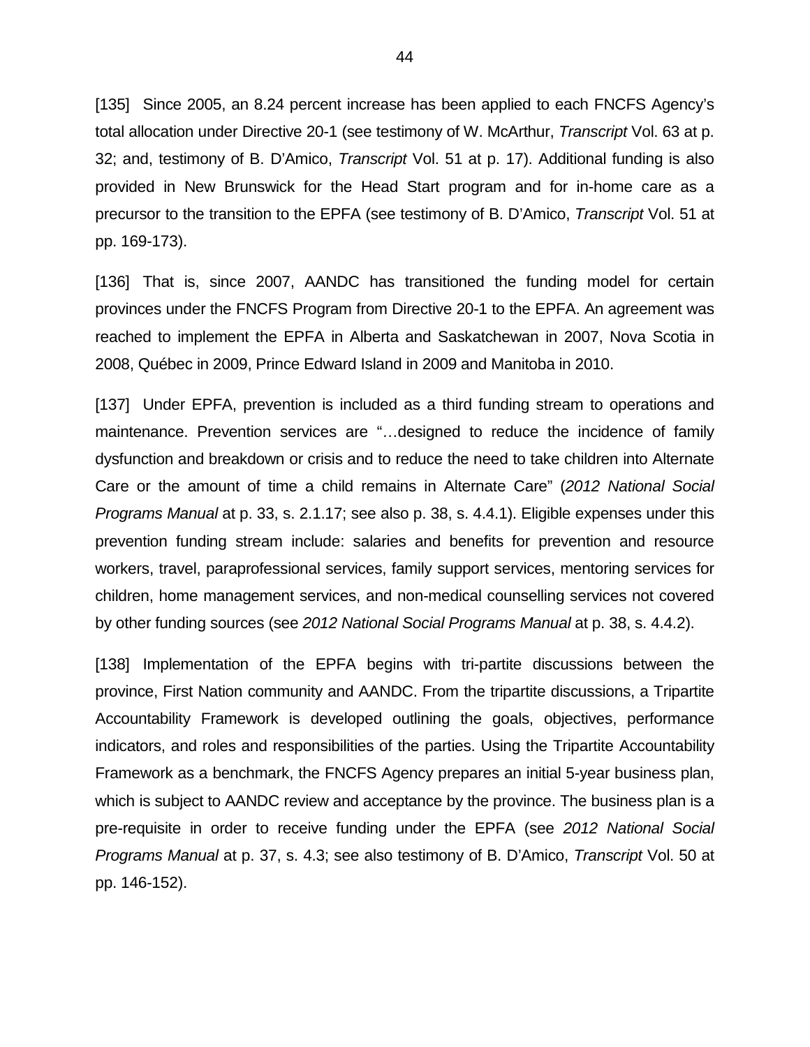[135] Since 2005, an 8.24 percent increase has been applied to each FNCFS Agency's total allocation under Directive 20-1 (see testimony of W. McArthur, *Transcript* Vol. 63 at p. 32; and, testimony of B. D'Amico, *Transcript* Vol. 51 at p. 17). Additional funding is also provided in New Brunswick for the Head Start program and for in-home care as a precursor to the transition to the EPFA (see testimony of B. D'Amico, *Transcript* Vol. 51 at pp. 169-173).

[136] That is, since 2007, AANDC has transitioned the funding model for certain provinces under the FNCFS Program from Directive 20-1 to the EPFA. An agreement was reached to implement the EPFA in Alberta and Saskatchewan in 2007, Nova Scotia in 2008, Québec in 2009, Prince Edward Island in 2009 and Manitoba in 2010.

[137] Under EPFA, prevention is included as a third funding stream to operations and maintenance. Prevention services are "…designed to reduce the incidence of family dysfunction and breakdown or crisis and to reduce the need to take children into Alternate Care or the amount of time a child remains in Alternate Care" (*2012 National Social Programs Manual* at p. 33, s. 2.1.17; see also p. 38, s. 4.4.1). Eligible expenses under this prevention funding stream include: salaries and benefits for prevention and resource workers, travel, paraprofessional services, family support services, mentoring services for children, home management services, and non-medical counselling services not covered by other funding sources (see *2012 National Social Programs Manual* at p. 38, s. 4.4.2).

[138] Implementation of the EPFA begins with tri-partite discussions between the province, First Nation community and AANDC. From the tripartite discussions, a Tripartite Accountability Framework is developed outlining the goals, objectives, performance indicators, and roles and responsibilities of the parties. Using the Tripartite Accountability Framework as a benchmark, the FNCFS Agency prepares an initial 5-year business plan, which is subject to AANDC review and acceptance by the province. The business plan is a pre-requisite in order to receive funding under the EPFA (see *2012 National Social Programs Manual* at p. 37, s. 4.3; see also testimony of B. D'Amico, *Transcript* Vol. 50 at pp. 146-152).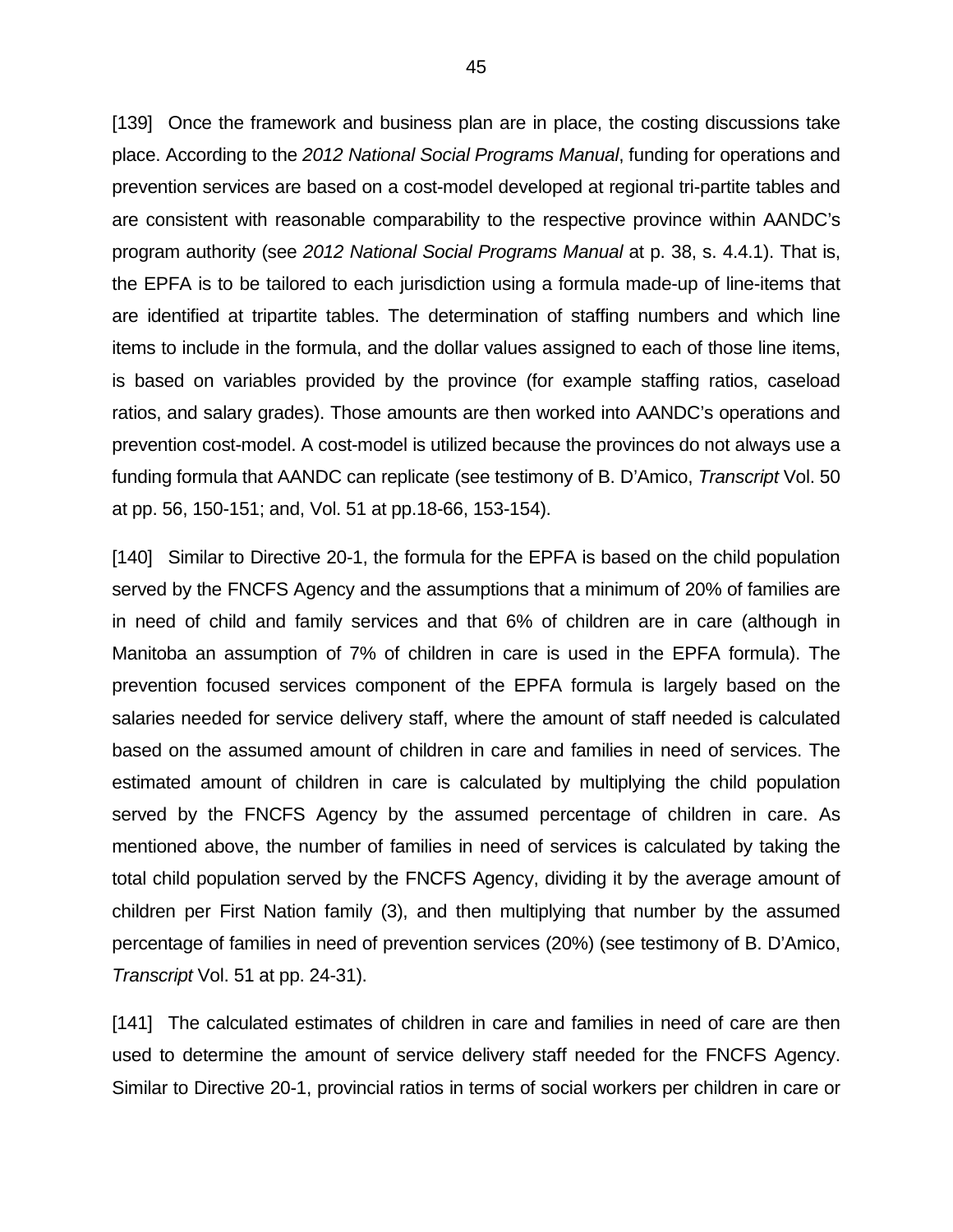[139] Once the framework and business plan are in place, the costing discussions take place. According to the *2012 National Social Programs Manual*, funding for operations and prevention services are based on a cost-model developed at regional tri-partite tables and are consistent with reasonable comparability to the respective province within AANDC's program authority (see *2012 National Social Programs Manual* at p. 38, s. 4.4.1). That is, the EPFA is to be tailored to each jurisdiction using a formula made-up of line-items that are identified at tripartite tables. The determination of staffing numbers and which line items to include in the formula, and the dollar values assigned to each of those line items, is based on variables provided by the province (for example staffing ratios, caseload ratios, and salary grades). Those amounts are then worked into AANDC's operations and prevention cost-model. A cost-model is utilized because the provinces do not always use a funding formula that AANDC can replicate (see testimony of B. D'Amico, *Transcript* Vol. 50 at pp. 56, 150-151; and, Vol. 51 at pp.18-66, 153-154).

[140] Similar to Directive 20-1, the formula for the EPFA is based on the child population served by the FNCFS Agency and the assumptions that a minimum of 20% of families are in need of child and family services and that 6% of children are in care (although in Manitoba an assumption of 7% of children in care is used in the EPFA formula). The prevention focused services component of the EPFA formula is largely based on the salaries needed for service delivery staff, where the amount of staff needed is calculated based on the assumed amount of children in care and families in need of services. The estimated amount of children in care is calculated by multiplying the child population served by the FNCFS Agency by the assumed percentage of children in care. As mentioned above, the number of families in need of services is calculated by taking the total child population served by the FNCFS Agency, dividing it by the average amount of children per First Nation family (3), and then multiplying that number by the assumed percentage of families in need of prevention services (20%) (see testimony of B. D'Amico, *Transcript* Vol. 51 at pp. 24-31).

[141] The calculated estimates of children in care and families in need of care are then used to determine the amount of service delivery staff needed for the FNCFS Agency. Similar to Directive 20-1, provincial ratios in terms of social workers per children in care or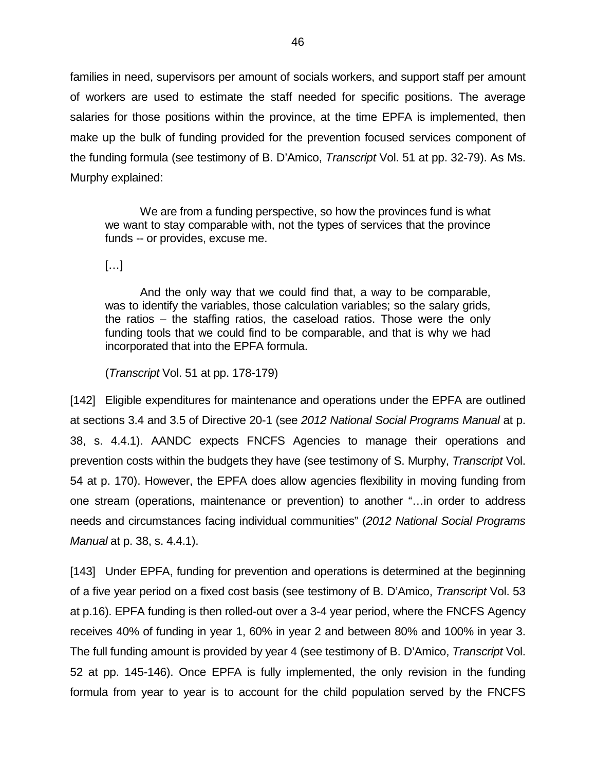families in need, supervisors per amount of socials workers, and support staff per amount of workers are used to estimate the staff needed for specific positions. The average salaries for those positions within the province, at the time EPFA is implemented, then make up the bulk of funding provided for the prevention focused services component of the funding formula (see testimony of B. D'Amico, *Transcript* Vol. 51 at pp. 32-79). As Ms. Murphy explained:

> We are from a funding perspective, so how the provinces fund is what we want to stay comparable with, not the types of services that the province funds -- or provides, excuse me.
>
> […]
>
> And the only way that we could find that, a way to be comparable, was to identify the variables, those calculation variables; so the salary grids, the ratios – the staffing ratios, the caseload ratios. Those were the only funding tools that we could find to be comparable, and that is why we had incorporated that into the EPFA formula.
>
> (*Transcript* Vol. 51 at pp. 178-179)

[142] Eligible expenditures for maintenance and operations under the EPFA are outlined at sections 3.4 and 3.5 of Directive 20-1 (see *2012 National Social Programs Manual* at p. 38, s. 4.4.1). AANDC expects FNCFS Agencies to manage their operations and prevention costs within the budgets they have (see testimony of S. Murphy, *Transcript* Vol. 54 at p. 170). However, the EPFA does allow agencies flexibility in moving funding from one stream (operations, maintenance or prevention) to another "…in order to address needs and circumstances facing individual communities" (*2012 National Social Programs Manual* at p. 38, s. 4.4.1).

[143] Under EPFA, funding for prevention and operations is determined at the <u>beginning</u> of a five year period on a fixed cost basis (see testimony of B. D'Amico, *Transcript* Vol. 53 at p.16). EPFA funding is then rolled-out over a 3-4 year period, where the FNCFS Agency receives 40% of funding in year 1, 60% in year 2 and between 80% and 100% in year 3. The full funding amount is provided by year 4 (see testimony of B. D'Amico, *Transcript* Vol. 52 at pp. 145-146). Once EPFA is fully implemented, the only revision in the funding formula from year to year is to account for the child population served by the FNCFS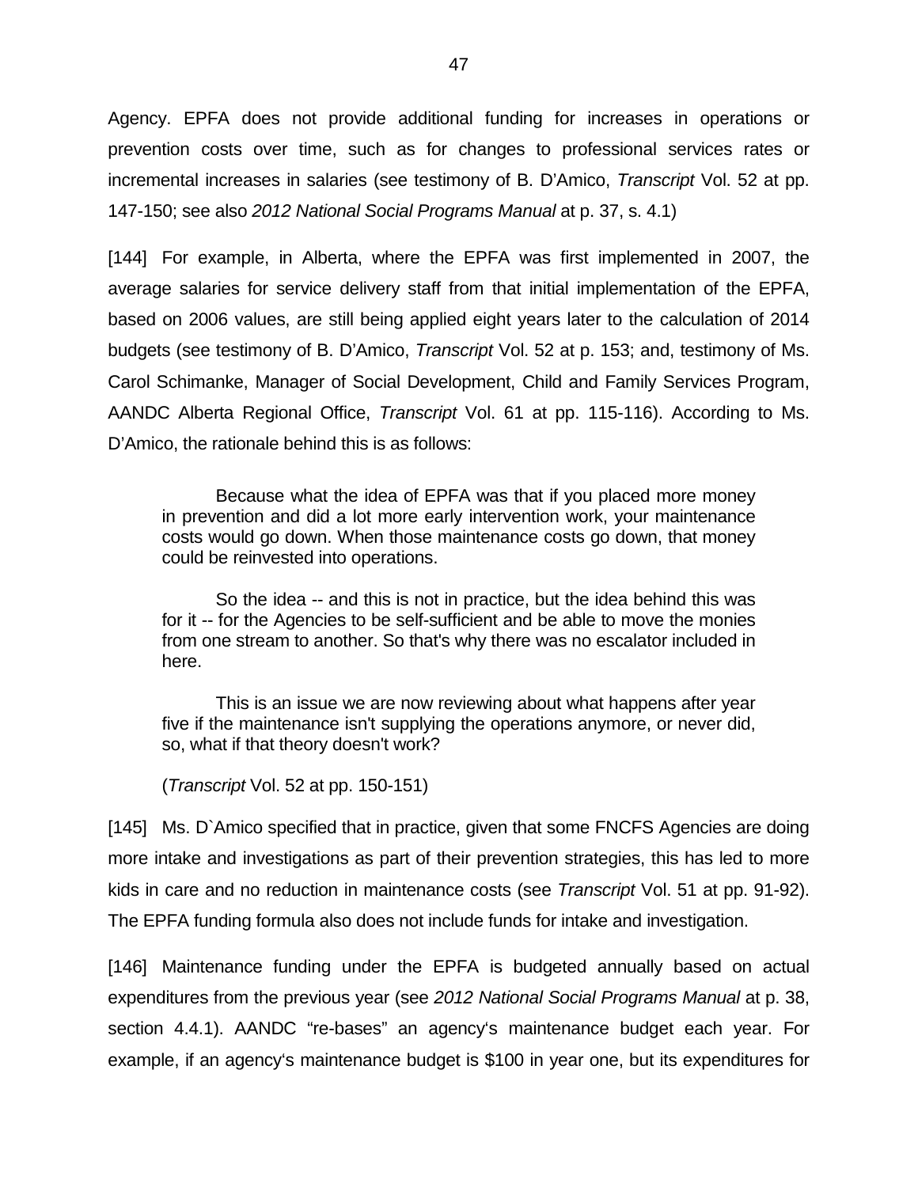Agency. EPFA does not provide additional funding for increases in operations or prevention costs over time, such as for changes to professional services rates or incremental increases in salaries (see testimony of B. D'Amico, *Transcript* Vol. 52 at pp. 147-150; see also *2012 National Social Programs Manual* at p. 37, s. 4.1)

[144] For example, in Alberta, where the EPFA was first implemented in 2007, the average salaries for service delivery staff from that initial implementation of the EPFA, based on 2006 values, are still being applied eight years later to the calculation of 2014 budgets (see testimony of B. D'Amico, *Transcript* Vol. 52 at p. 153; and, testimony of Ms. Carol Schimanke, Manager of Social Development, Child and Family Services Program, AANDC Alberta Regional Office, *Transcript* Vol. 61 at pp. 115-116). According to Ms. D'Amico, the rationale behind this is as follows:

> Because what the idea of EPFA was that if you placed more money in prevention and did a lot more early intervention work, your maintenance costs would go down. When those maintenance costs go down, that money could be reinvested into operations.
>
> So the idea -- and this is not in practice, but the idea behind this was for it -- for the Agencies to be self-sufficient and be able to move the monies from one stream to another. So that's why there was no escalator included in here.
>
> This is an issue we are now reviewing about what happens after year five if the maintenance isn't supplying the operations anymore, or never did, so, what if that theory doesn't work?
>
> (*Transcript* Vol. 52 at pp. 150-151)

[145] Ms. D`Amico specified that in practice, given that some FNCFS Agencies are doing more intake and investigations as part of their prevention strategies, this has led to more kids in care and no reduction in maintenance costs (see *Transcript* Vol. 51 at pp. 91-92). The EPFA funding formula also does not include funds for intake and investigation.

[146] Maintenance funding under the EPFA is budgeted annually based on actual expenditures from the previous year (see *2012 National Social Programs Manual* at p. 38, section 4.4.1). AANDC "re-bases" an agency's maintenance budget each year. For example, if an agency's maintenance budget is $100 in year one, but its expenditures for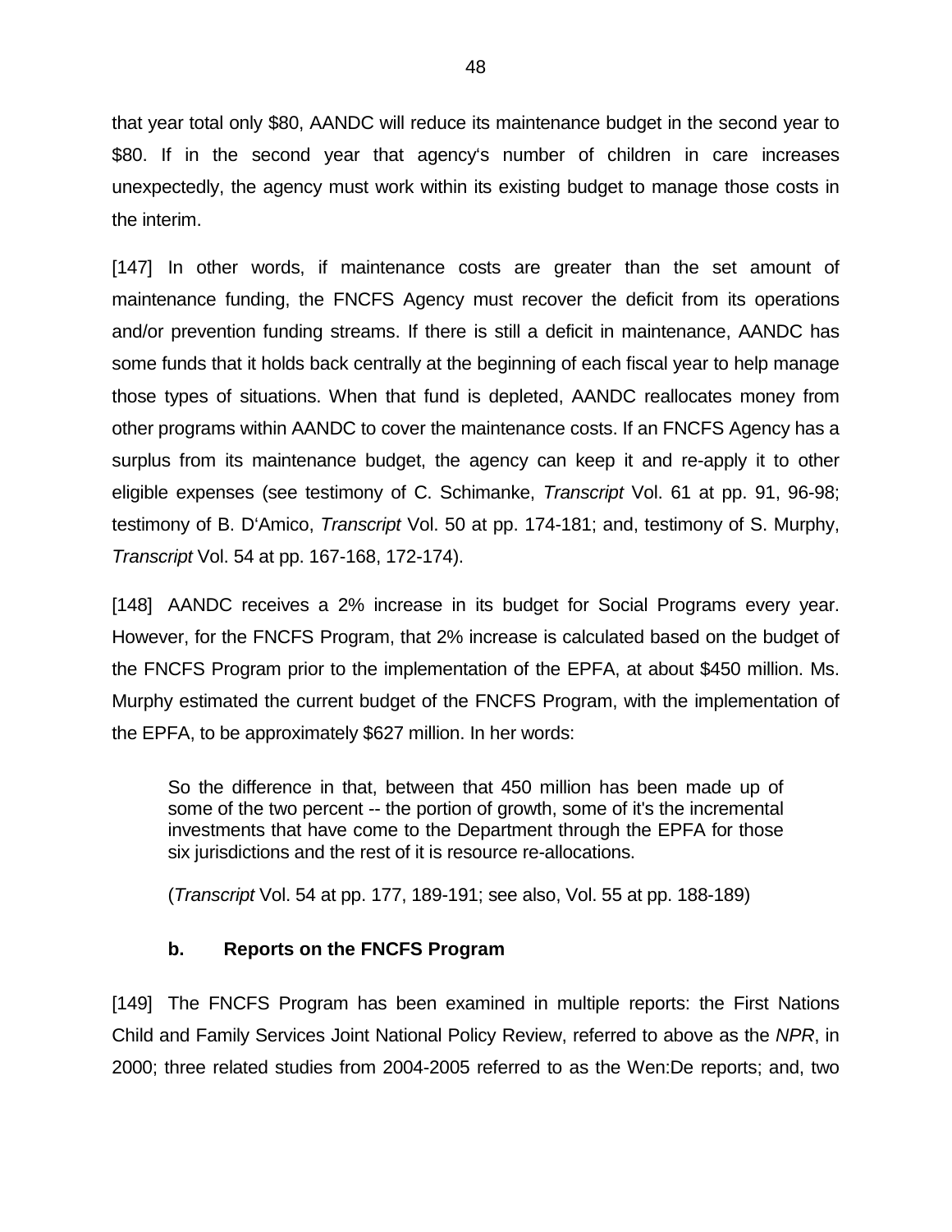that year total only $80, AANDC will reduce its maintenance budget in the second year to $80. If in the second year that agency's number of children in care increases unexpectedly, the agency must work within its existing budget to manage those costs in the interim.

[147] In other words, if maintenance costs are greater than the set amount of maintenance funding, the FNCFS Agency must recover the deficit from its operations and/or prevention funding streams. If there is still a deficit in maintenance, AANDC has some funds that it holds back centrally at the beginning of each fiscal year to help manage those types of situations. When that fund is depleted, AANDC reallocates money from other programs within AANDC to cover the maintenance costs. If an FNCFS Agency has a surplus from its maintenance budget, the agency can keep it and re-apply it to other eligible expenses (see testimony of C. Schimanke, *Transcript* Vol. 61 at pp. 91, 96-98; testimony of B. D'Amico, *Transcript* Vol. 50 at pp. 174-181; and, testimony of S. Murphy, *Transcript* Vol. 54 at pp. 167-168, 172-174).

[148] AANDC receives a 2% increase in its budget for Social Programs every year. However, for the FNCFS Program, that 2% increase is calculated based on the budget of the FNCFS Program prior to the implementation of the EPFA, at about $450 million. Ms. Murphy estimated the current budget of the FNCFS Program, with the implementation of the EPFA, to be approximately $627 million. In her words:

> So the difference in that, between that 450 million has been made up of some of the two percent -- the portion of growth, some of it's the incremental investments that have come to the Department through the EPFA for those six jurisdictions and the rest of it is resource re-allocations.
>
> (*Transcript* Vol. 54 at pp. 177, 189-191; see also, Vol. 55 at pp. 188-189)

### b. Reports on the FNCFS Program

[149] The FNCFS Program has been examined in multiple reports: the First Nations Child and Family Services Joint National Policy Review, referred to above as the *NPR*, in 2000; three related studies from 2004-2005 referred to as the Wen:De reports; and, two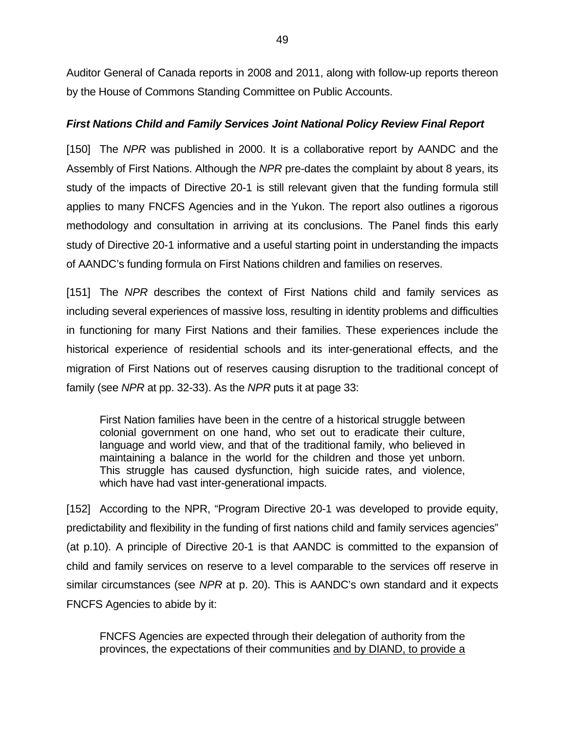Auditor General of Canada reports in 2008 and 2011, along with follow-up reports thereon by the House of Commons Standing Committee on Public Accounts.

***First Nations Child and Family Services Joint National Policy Review Final Report***

[150] The *NPR* was published in 2000. It is a collaborative report by AANDC and the Assembly of First Nations. Although the *NPR* pre-dates the complaint by about 8 years, its study of the impacts of Directive 20-1 is still relevant given that the funding formula still applies to many FNCFS Agencies and in the Yukon. The report also outlines a rigorous methodology and consultation in arriving at its conclusions. The Panel finds this early study of Directive 20-1 informative and a useful starting point in understanding the impacts of AANDC's funding formula on First Nations children and families on reserves.

[151] The *NPR* describes the context of First Nations child and family services as including several experiences of massive loss, resulting in identity problems and difficulties in functioning for many First Nations and their families. These experiences include the historical experience of residential schools and its inter-generational effects, and the migration of First Nations out of reserves causing disruption to the traditional concept of family (see *NPR* at pp. 32-33). As the *NPR* puts it at page 33:

> First Nation families have been in the centre of a historical struggle between colonial government on one hand, who set out to eradicate their culture, language and world view, and that of the traditional family, who believed in maintaining a balance in the world for the children and those yet unborn. This struggle has caused dysfunction, high suicide rates, and violence, which have had vast inter-generational impacts.

[152] According to the NPR, "Program Directive 20-1 was developed to provide equity, predictability and flexibility in the funding of first nations child and family services agencies" (at p.10). A principle of Directive 20-1 is that AANDC is committed to the expansion of child and family services on reserve to a level comparable to the services off reserve in similar circumstances (see *NPR* at p. 20). This is AANDC's own standard and it expects FNCFS Agencies to abide by it:

> FNCFS Agencies are expected through their delegation of authority from the provinces, the expectations of their communities <u>and by DIAND, to provide a</u>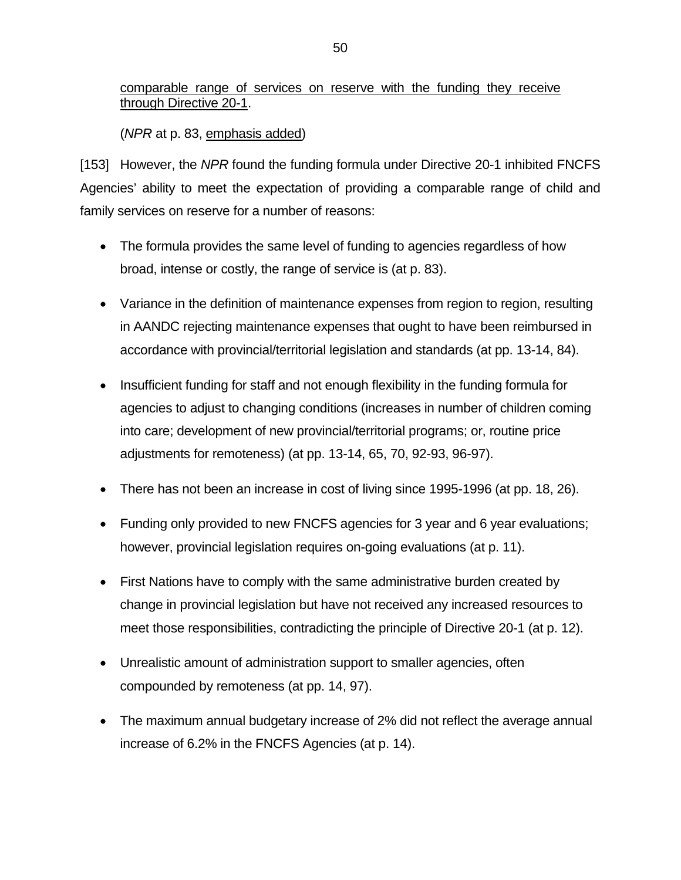comparable range of services on reserve with the funding they receive through Directive 20-1.

(*NPR* at p. 83, emphasis added)

[153] However, the *NPR* found the funding formula under Directive 20-1 inhibited FNCFS Agencies' ability to meet the expectation of providing a comparable range of child and family services on reserve for a number of reasons:

- The formula provides the same level of funding to agencies regardless of how broad, intense or costly, the range of service is (at p. 83).
- Variance in the definition of maintenance expenses from region to region, resulting in AANDC rejecting maintenance expenses that ought to have been reimbursed in accordance with provincial/territorial legislation and standards (at pp. 13-14, 84).
- Insufficient funding for staff and not enough flexibility in the funding formula for agencies to adjust to changing conditions (increases in number of children coming into care; development of new provincial/territorial programs; or, routine price adjustments for remoteness) (at pp. 13-14, 65, 70, 92-93, 96-97).
- There has not been an increase in cost of living since 1995-1996 (at pp. 18, 26).
- Funding only provided to new FNCFS agencies for 3 year and 6 year evaluations; however, provincial legislation requires on-going evaluations (at p. 11).
- First Nations have to comply with the same administrative burden created by change in provincial legislation but have not received any increased resources to meet those responsibilities, contradicting the principle of Directive 20-1 (at p. 12).
- Unrealistic amount of administration support to smaller agencies, often compounded by remoteness (at pp. 14, 97).
- The maximum annual budgetary increase of 2% did not reflect the average annual increase of 6.2% in the FNCFS Agencies (at p. 14).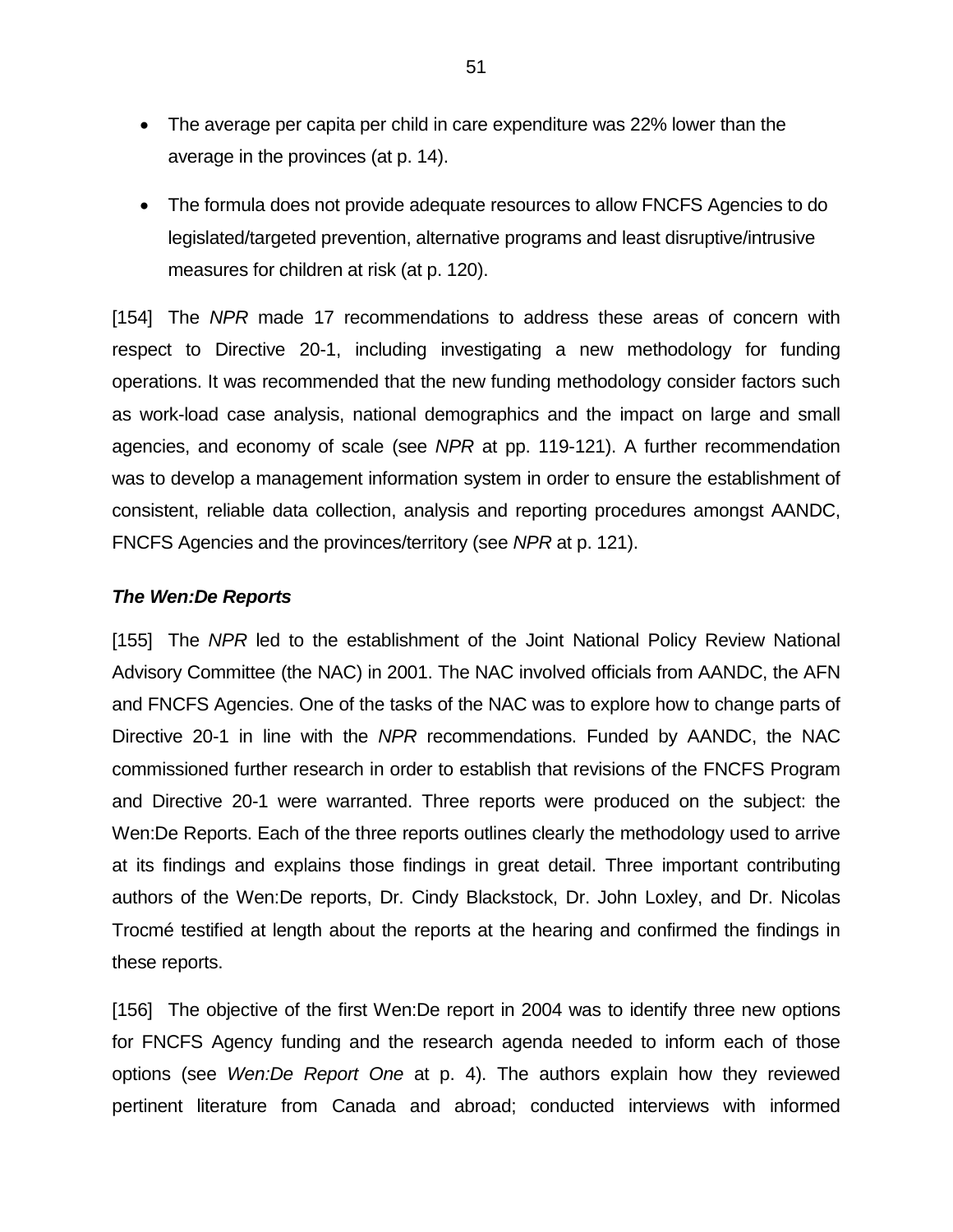- The average per capita per child in care expenditure was 22% lower than the average in the provinces (at p. 14).

- The formula does not provide adequate resources to allow FNCFS Agencies to do legislated/targeted prevention, alternative programs and least disruptive/intrusive measures for children at risk (at p. 120).

[154] The *NPR* made 17 recommendations to address these areas of concern with respect to Directive 20-1, including investigating a new methodology for funding operations. It was recommended that the new funding methodology consider factors such as work-load case analysis, national demographics and the impact on large and small agencies, and economy of scale (see *NPR* at pp. 119-121). A further recommendation was to develop a management information system in order to ensure the establishment of consistent, reliable data collection, analysis and reporting procedures amongst AANDC, FNCFS Agencies and the provinces/territory (see *NPR* at p. 121).

***The Wen:De Reports***

[155] The *NPR* led to the establishment of the Joint National Policy Review National Advisory Committee (the NAC) in 2001. The NAC involved officials from AANDC, the AFN and FNCFS Agencies. One of the tasks of the NAC was to explore how to change parts of Directive 20-1 in line with the *NPR* recommendations. Funded by AANDC, the NAC commissioned further research in order to establish that revisions of the FNCFS Program and Directive 20-1 were warranted. Three reports were produced on the subject: the Wen:De Reports. Each of the three reports outlines clearly the methodology used to arrive at its findings and explains those findings in great detail. Three important contributing authors of the Wen:De reports, Dr. Cindy Blackstock, Dr. John Loxley, and Dr. Nicolas Trocmé testified at length about the reports at the hearing and confirmed the findings in these reports.

[156] The objective of the first Wen:De report in 2004 was to identify three new options for FNCFS Agency funding and the research agenda needed to inform each of those options (see *Wen:De Report One* at p. 4). The authors explain how they reviewed pertinent literature from Canada and abroad; conducted interviews with informed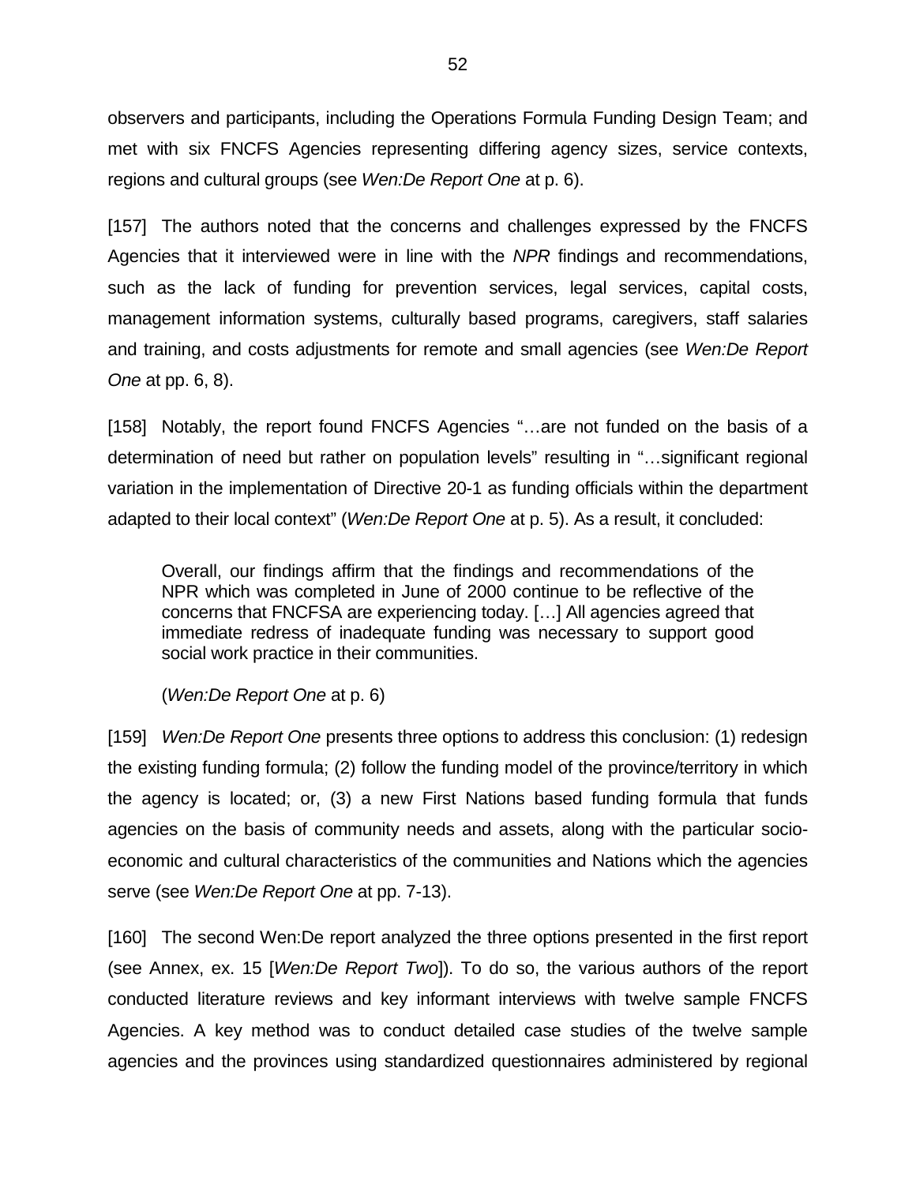observers and participants, including the Operations Formula Funding Design Team; and met with six FNCFS Agencies representing differing agency sizes, service contexts, regions and cultural groups (see *Wen:De Report One* at p. 6).

[157] The authors noted that the concerns and challenges expressed by the FNCFS Agencies that it interviewed were in line with the *NPR* findings and recommendations, such as the lack of funding for prevention services, legal services, capital costs, management information systems, culturally based programs, caregivers, staff salaries and training, and costs adjustments for remote and small agencies (see *Wen:De Report One* at pp. 6, 8).

[158] Notably, the report found FNCFS Agencies "…are not funded on the basis of a determination of need but rather on population levels" resulting in "…significant regional variation in the implementation of Directive 20-1 as funding officials within the department adapted to their local context" (*Wen:De Report One* at p. 5). As a result, it concluded:

> Overall, our findings affirm that the findings and recommendations of the NPR which was completed in June of 2000 continue to be reflective of the concerns that FNCFSA are experiencing today. […] All agencies agreed that immediate redress of inadequate funding was necessary to support good social work practice in their communities.
>
> (*Wen:De Report One* at p. 6)

[159] *Wen:De Report One* presents three options to address this conclusion: (1) redesign the existing funding formula; (2) follow the funding model of the province/territory in which the agency is located; or, (3) a new First Nations based funding formula that funds agencies on the basis of community needs and assets, along with the particular socio-economic and cultural characteristics of the communities and Nations which the agencies serve (see *Wen:De Report One* at pp. 7-13).

[160] The second Wen:De report analyzed the three options presented in the first report (see Annex, ex. 15 [*Wen:De Report Two*]). To do so, the various authors of the report conducted literature reviews and key informant interviews with twelve sample FNCFS Agencies. A key method was to conduct detailed case studies of the twelve sample agencies and the provinces using standardized questionnaires administered by regional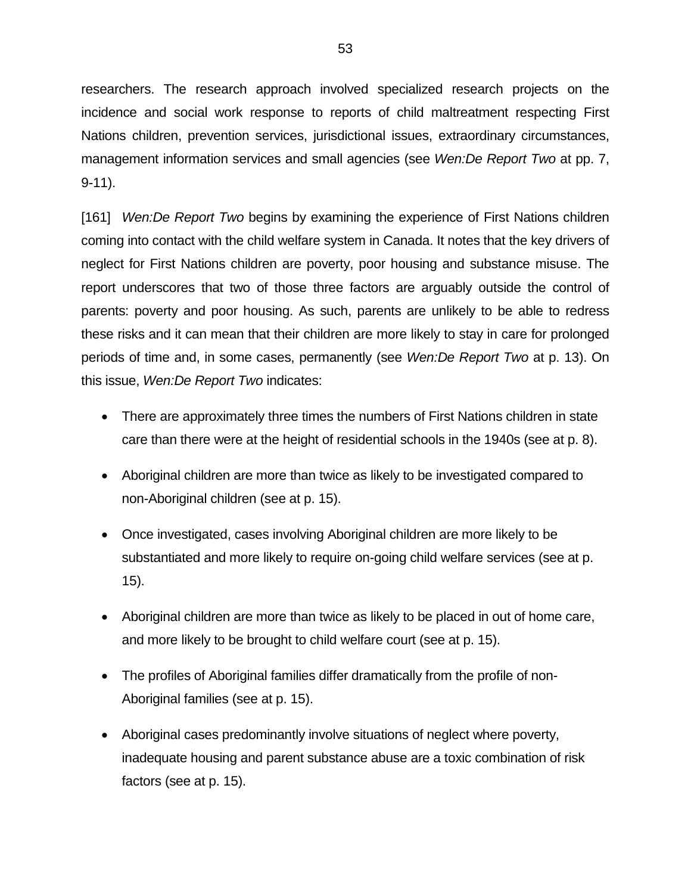researchers. The research approach involved specialized research projects on the incidence and social work response to reports of child maltreatment respecting First Nations children, prevention services, jurisdictional issues, extraordinary circumstances, management information services and small agencies (see *Wen:De Report Two* at pp. 7, 9-11).

[161] *Wen:De Report Two* begins by examining the experience of First Nations children coming into contact with the child welfare system in Canada. It notes that the key drivers of neglect for First Nations children are poverty, poor housing and substance misuse. The report underscores that two of those three factors are arguably outside the control of parents: poverty and poor housing. As such, parents are unlikely to be able to redress these risks and it can mean that their children are more likely to stay in care for prolonged periods of time and, in some cases, permanently (see *Wen:De Report Two* at p. 13). On this issue, *Wen:De Report Two* indicates:

- There are approximately three times the numbers of First Nations children in state care than there were at the height of residential schools in the 1940s (see at p. 8).
- Aboriginal children are more than twice as likely to be investigated compared to non-Aboriginal children (see at p. 15).
- Once investigated, cases involving Aboriginal children are more likely to be substantiated and more likely to require on-going child welfare services (see at p. 15).
- Aboriginal children are more than twice as likely to be placed in out of home care, and more likely to be brought to child welfare court (see at p. 15).
- The profiles of Aboriginal families differ dramatically from the profile of non-Aboriginal families (see at p. 15).
- Aboriginal cases predominantly involve situations of neglect where poverty, inadequate housing and parent substance abuse are a toxic combination of risk factors (see at p. 15).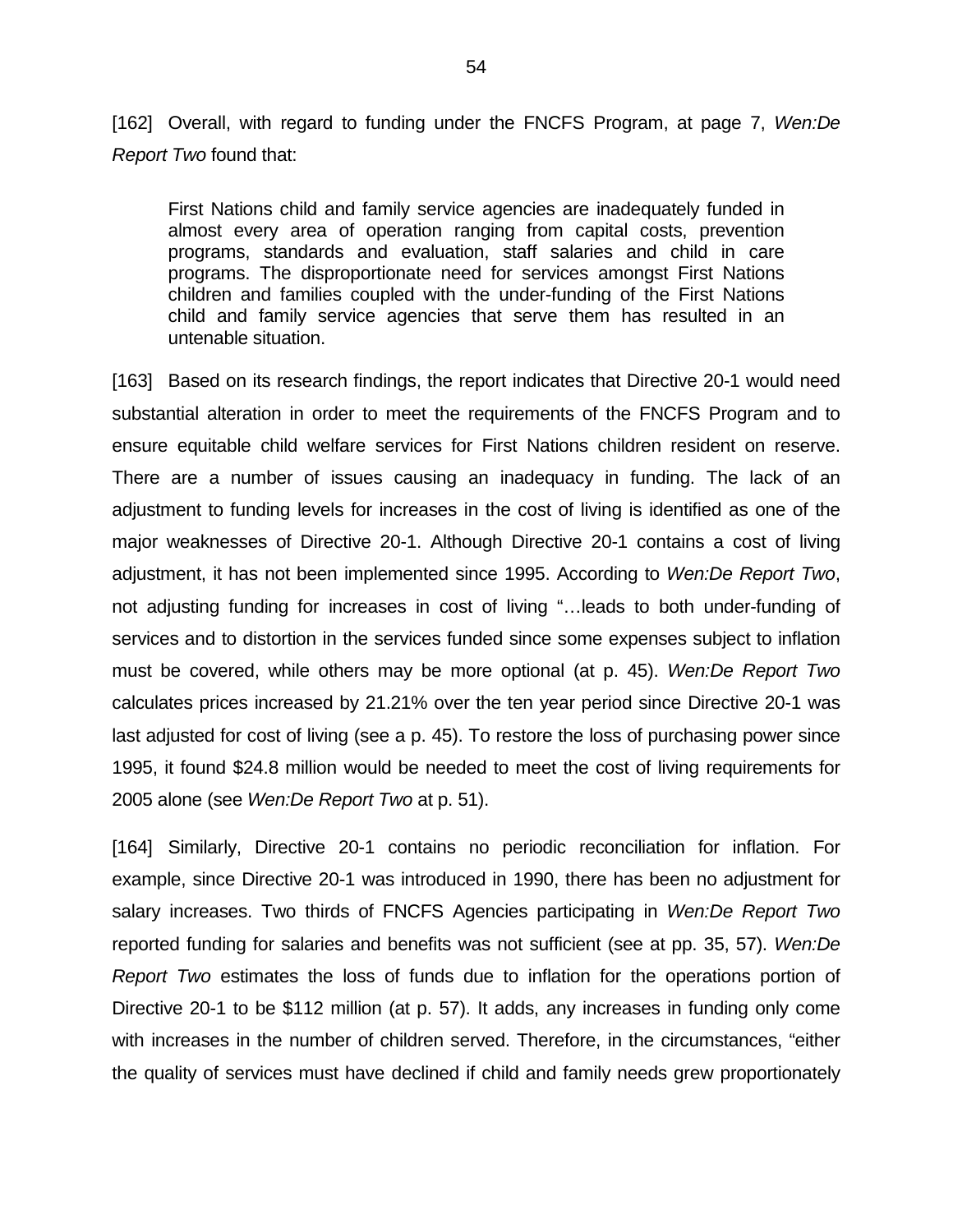[162] Overall, with regard to funding under the FNCFS Program, at page 7, *Wen:De Report Two* found that:

> First Nations child and family service agencies are inadequately funded in almost every area of operation ranging from capital costs, prevention programs, standards and evaluation, staff salaries and child in care programs. The disproportionate need for services amongst First Nations children and families coupled with the under-funding of the First Nations child and family service agencies that serve them has resulted in an untenable situation.

[163] Based on its research findings, the report indicates that Directive 20-1 would need substantial alteration in order to meet the requirements of the FNCFS Program and to ensure equitable child welfare services for First Nations children resident on reserve. There are a number of issues causing an inadequacy in funding. The lack of an adjustment to funding levels for increases in the cost of living is identified as one of the major weaknesses of Directive 20-1. Although Directive 20-1 contains a cost of living adjustment, it has not been implemented since 1995. According to *Wen:De Report Two*, not adjusting funding for increases in cost of living "…leads to both under-funding of services and to distortion in the services funded since some expenses subject to inflation must be covered, while others may be more optional (at p. 45). *Wen:De Report Two* calculates prices increased by 21.21% over the ten year period since Directive 20-1 was last adjusted for cost of living (see a p. 45). To restore the loss of purchasing power since 1995, it found $24.8 million would be needed to meet the cost of living requirements for 2005 alone (see *Wen:De Report Two* at p. 51).

[164] Similarly, Directive 20-1 contains no periodic reconciliation for inflation. For example, since Directive 20-1 was introduced in 1990, there has been no adjustment for salary increases. Two thirds of FNCFS Agencies participating in *Wen:De Report Two* reported funding for salaries and benefits was not sufficient (see at pp. 35, 57). *Wen:De Report Two* estimates the loss of funds due to inflation for the operations portion of Directive 20-1 to be $112 million (at p. 57). It adds, any increases in funding only come with increases in the number of children served. Therefore, in the circumstances, "either the quality of services must have declined if child and family needs grew proportionately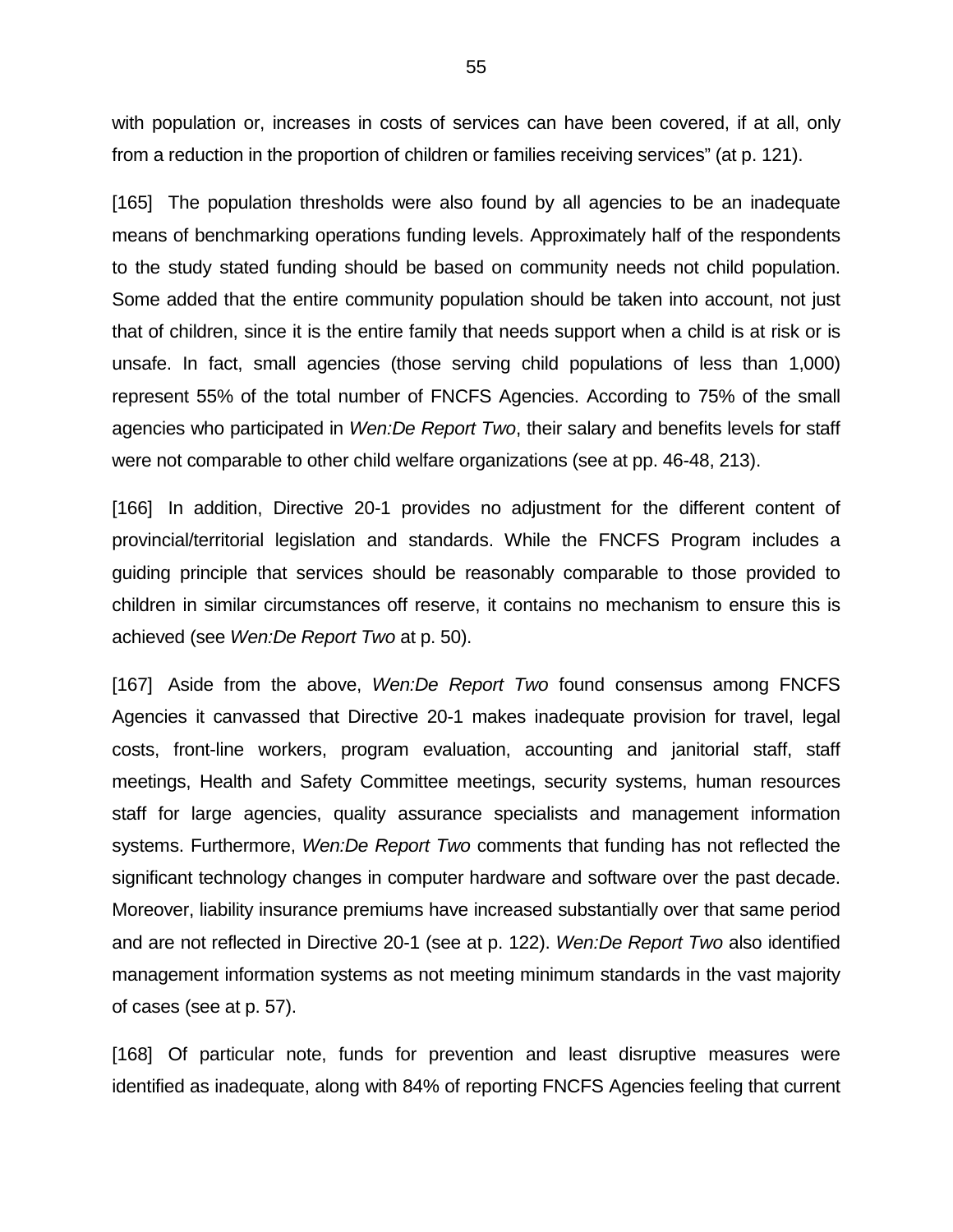with population or, increases in costs of services can have been covered, if at all, only from a reduction in the proportion of children or families receiving services" (at p. 121).

[165] The population thresholds were also found by all agencies to be an inadequate means of benchmarking operations funding levels. Approximately half of the respondents to the study stated funding should be based on community needs not child population. Some added that the entire community population should be taken into account, not just that of children, since it is the entire family that needs support when a child is at risk or is unsafe. In fact, small agencies (those serving child populations of less than 1,000) represent 55% of the total number of FNCFS Agencies. According to 75% of the small agencies who participated in *Wen:De Report Two*, their salary and benefits levels for staff were not comparable to other child welfare organizations (see at pp. 46-48, 213).

[166] In addition, Directive 20-1 provides no adjustment for the different content of provincial/territorial legislation and standards. While the FNCFS Program includes a guiding principle that services should be reasonably comparable to those provided to children in similar circumstances off reserve, it contains no mechanism to ensure this is achieved (see *Wen:De Report Two* at p. 50).

[167] Aside from the above, *Wen:De Report Two* found consensus among FNCFS Agencies it canvassed that Directive 20-1 makes inadequate provision for travel, legal costs, front-line workers, program evaluation, accounting and janitorial staff, staff meetings, Health and Safety Committee meetings, security systems, human resources staff for large agencies, quality assurance specialists and management information systems. Furthermore, *Wen:De Report Two* comments that funding has not reflected the significant technology changes in computer hardware and software over the past decade. Moreover, liability insurance premiums have increased substantially over that same period and are not reflected in Directive 20-1 (see at p. 122). *Wen:De Report Two* also identified management information systems as not meeting minimum standards in the vast majority of cases (see at p. 57).

[168] Of particular note, funds for prevention and least disruptive measures were identified as inadequate, along with 84% of reporting FNCFS Agencies feeling that current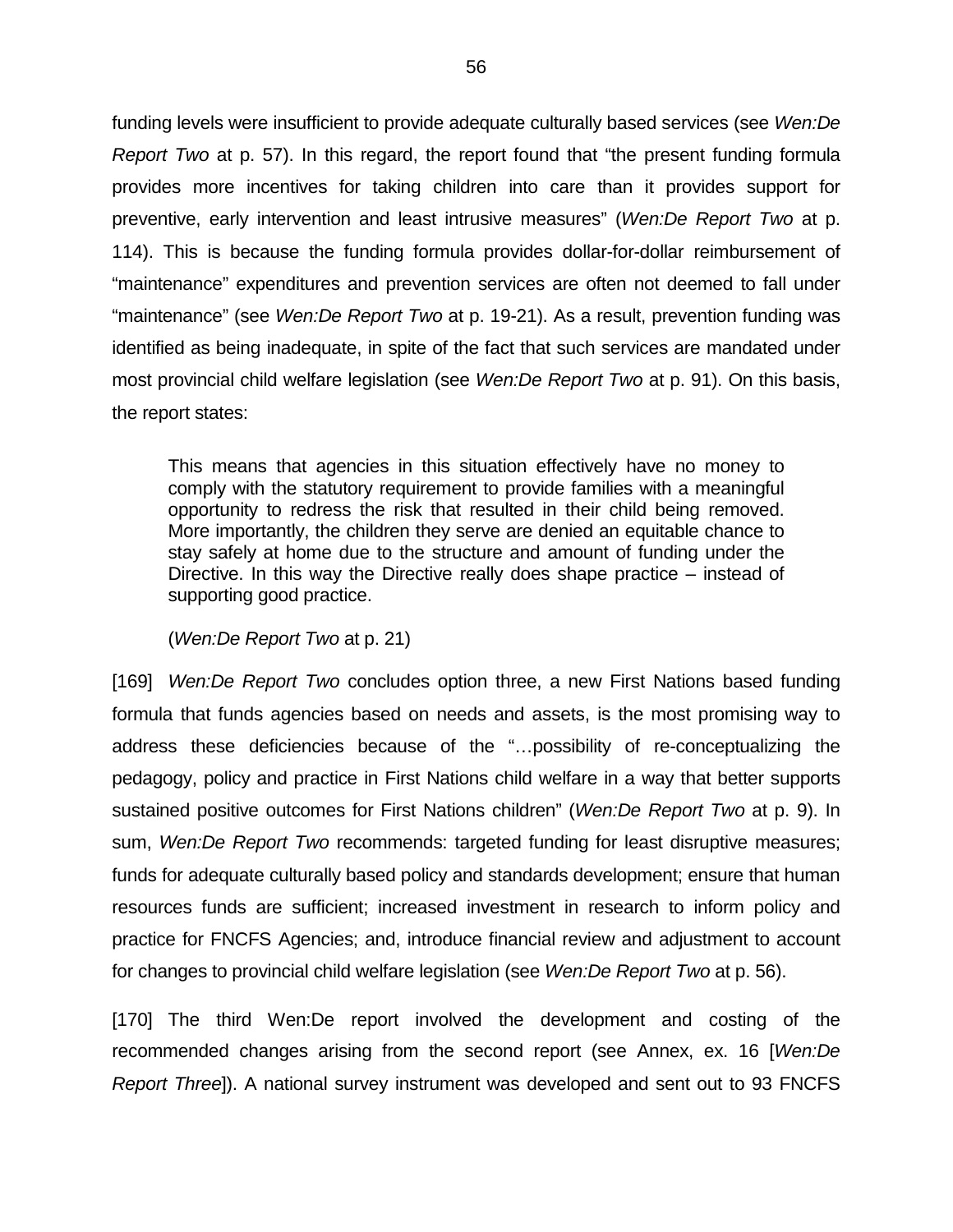funding levels were insufficient to provide adequate culturally based services (see *Wen:De Report Two* at p. 57). In this regard, the report found that "the present funding formula provides more incentives for taking children into care than it provides support for preventive, early intervention and least intrusive measures" (*Wen:De Report Two* at p. 114). This is because the funding formula provides dollar-for-dollar reimbursement of "maintenance" expenditures and prevention services are often not deemed to fall under "maintenance" (see *Wen:De Report Two* at p. 19-21). As a result, prevention funding was identified as being inadequate, in spite of the fact that such services are mandated under most provincial child welfare legislation (see *Wen:De Report Two* at p. 91). On this basis, the report states:

> This means that agencies in this situation effectively have no money to comply with the statutory requirement to provide families with a meaningful opportunity to redress the risk that resulted in their child being removed. More importantly, the children they serve are denied an equitable chance to stay safely at home due to the structure and amount of funding under the Directive. In this way the Directive really does shape practice – instead of supporting good practice.
>
> (*Wen:De Report Two* at p. 21)

[169] *Wen:De Report Two* concludes option three, a new First Nations based funding formula that funds agencies based on needs and assets, is the most promising way to address these deficiencies because of the "…possibility of re-conceptualizing the pedagogy, policy and practice in First Nations child welfare in a way that better supports sustained positive outcomes for First Nations children" (*Wen:De Report Two* at p. 9). In sum, *Wen:De Report Two* recommends: targeted funding for least disruptive measures; funds for adequate culturally based policy and standards development; ensure that human resources funds are sufficient; increased investment in research to inform policy and practice for FNCFS Agencies; and, introduce financial review and adjustment to account for changes to provincial child welfare legislation (see *Wen:De Report Two* at p. 56).

[170] The third Wen:De report involved the development and costing of the recommended changes arising from the second report (see Annex, ex. 16 [*Wen:De Report Three*]). A national survey instrument was developed and sent out to 93 FNCFS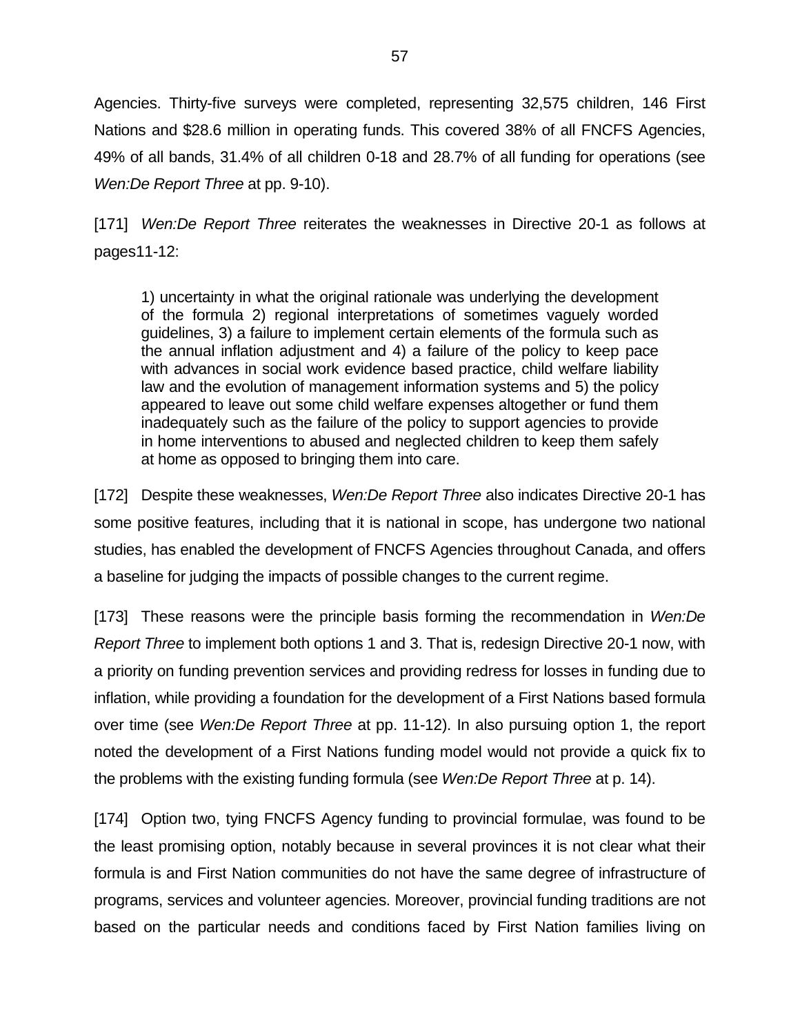Agencies. Thirty-five surveys were completed, representing 32,575 children, 146 First Nations and $28.6 million in operating funds. This covered 38% of all FNCFS Agencies, 49% of all bands, 31.4% of all children 0-18 and 28.7% of all funding for operations (see *Wen:De Report Three* at pp. 9-10).

[171] *Wen:De Report Three* reiterates the weaknesses in Directive 20-1 as follows at pages11-12:

> 1) uncertainty in what the original rationale was underlying the development of the formula 2) regional interpretations of sometimes vaguely worded guidelines, 3) a failure to implement certain elements of the formula such as the annual inflation adjustment and 4) a failure of the policy to keep pace with advances in social work evidence based practice, child welfare liability law and the evolution of management information systems and 5) the policy appeared to leave out some child welfare expenses altogether or fund them inadequately such as the failure of the policy to support agencies to provide in home interventions to abused and neglected children to keep them safely at home as opposed to bringing them into care.

[172] Despite these weaknesses, *Wen:De Report Three* also indicates Directive 20-1 has some positive features, including that it is national in scope, has undergone two national studies, has enabled the development of FNCFS Agencies throughout Canada, and offers a baseline for judging the impacts of possible changes to the current regime.

[173] These reasons were the principle basis forming the recommendation in *Wen:De Report Three* to implement both options 1 and 3. That is, redesign Directive 20-1 now, with a priority on funding prevention services and providing redress for losses in funding due to inflation, while providing a foundation for the development of a First Nations based formula over time (see *Wen:De Report Three* at pp. 11-12). In also pursuing option 1, the report noted the development of a First Nations funding model would not provide a quick fix to the problems with the existing funding formula (see *Wen:De Report Three* at p. 14).

[174] Option two, tying FNCFS Agency funding to provincial formulae, was found to be the least promising option, notably because in several provinces it is not clear what their formula is and First Nation communities do not have the same degree of infrastructure of programs, services and volunteer agencies. Moreover, provincial funding traditions are not based on the particular needs and conditions faced by First Nation families living on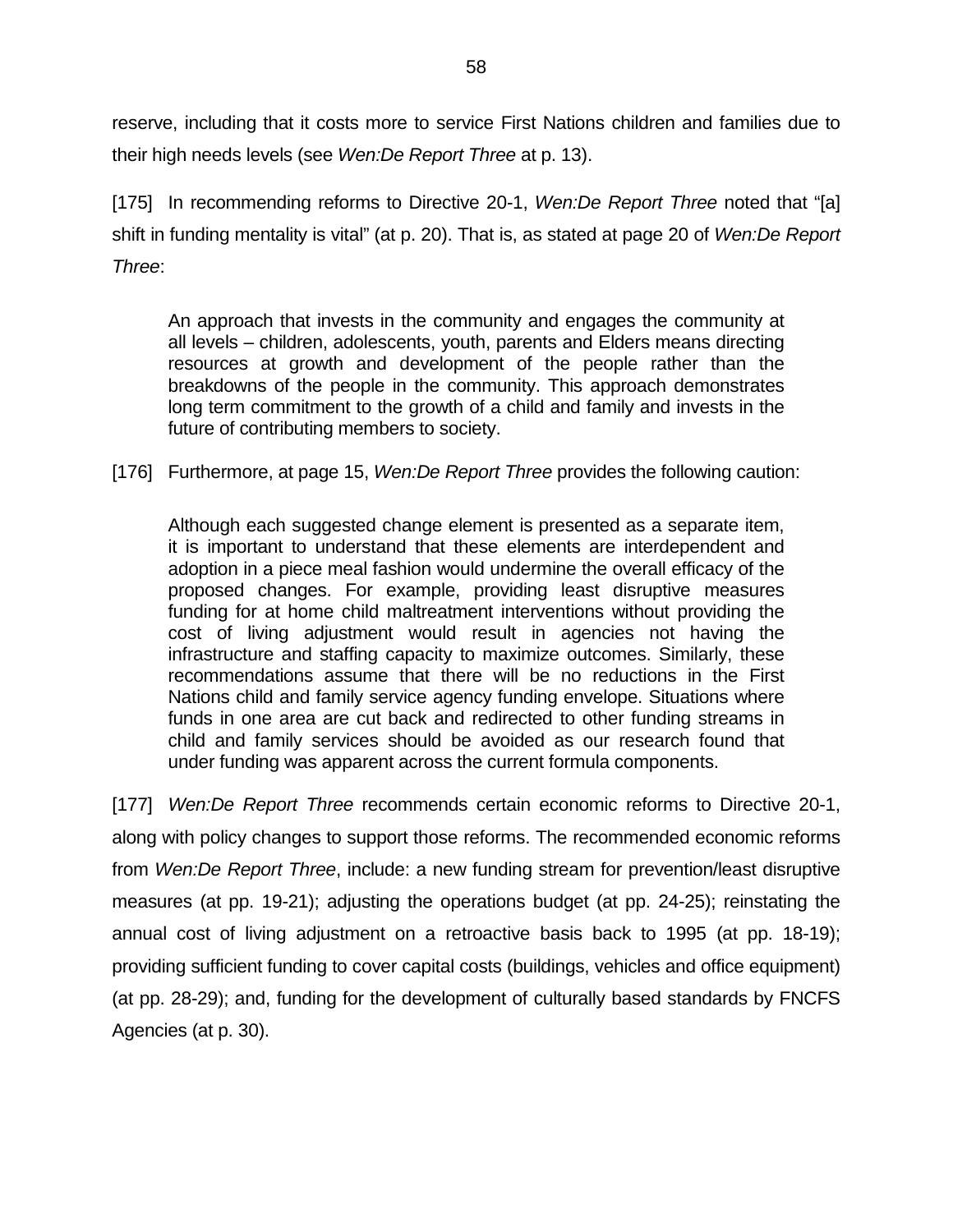reserve, including that it costs more to service First Nations children and families due to their high needs levels (see *Wen:De Report Three* at p. 13).

[175] In recommending reforms to Directive 20-1, *Wen:De Report Three* noted that "[a] shift in funding mentality is vital" (at p. 20). That is, as stated at page 20 of *Wen:De Report Three*:

> An approach that invests in the community and engages the community at all levels – children, adolescents, youth, parents and Elders means directing resources at growth and development of the people rather than the breakdowns of the people in the community. This approach demonstrates long term commitment to the growth of a child and family and invests in the future of contributing members to society.

[176] Furthermore, at page 15, *Wen:De Report Three* provides the following caution:

> Although each suggested change element is presented as a separate item, it is important to understand that these elements are interdependent and adoption in a piece meal fashion would undermine the overall efficacy of the proposed changes. For example, providing least disruptive measures funding for at home child maltreatment interventions without providing the cost of living adjustment would result in agencies not having the infrastructure and staffing capacity to maximize outcomes. Similarly, these recommendations assume that there will be no reductions in the First Nations child and family service agency funding envelope. Situations where funds in one area are cut back and redirected to other funding streams in child and family services should be avoided as our research found that under funding was apparent across the current formula components.

[177] *Wen:De Report Three* recommends certain economic reforms to Directive 20-1, along with policy changes to support those reforms. The recommended economic reforms from *Wen:De Report Three*, include: a new funding stream for prevention/least disruptive measures (at pp. 19-21); adjusting the operations budget (at pp. 24-25); reinstating the annual cost of living adjustment on a retroactive basis back to 1995 (at pp. 18-19); providing sufficient funding to cover capital costs (buildings, vehicles and office equipment) (at pp. 28-29); and, funding for the development of culturally based standards by FNCFS Agencies (at p. 30).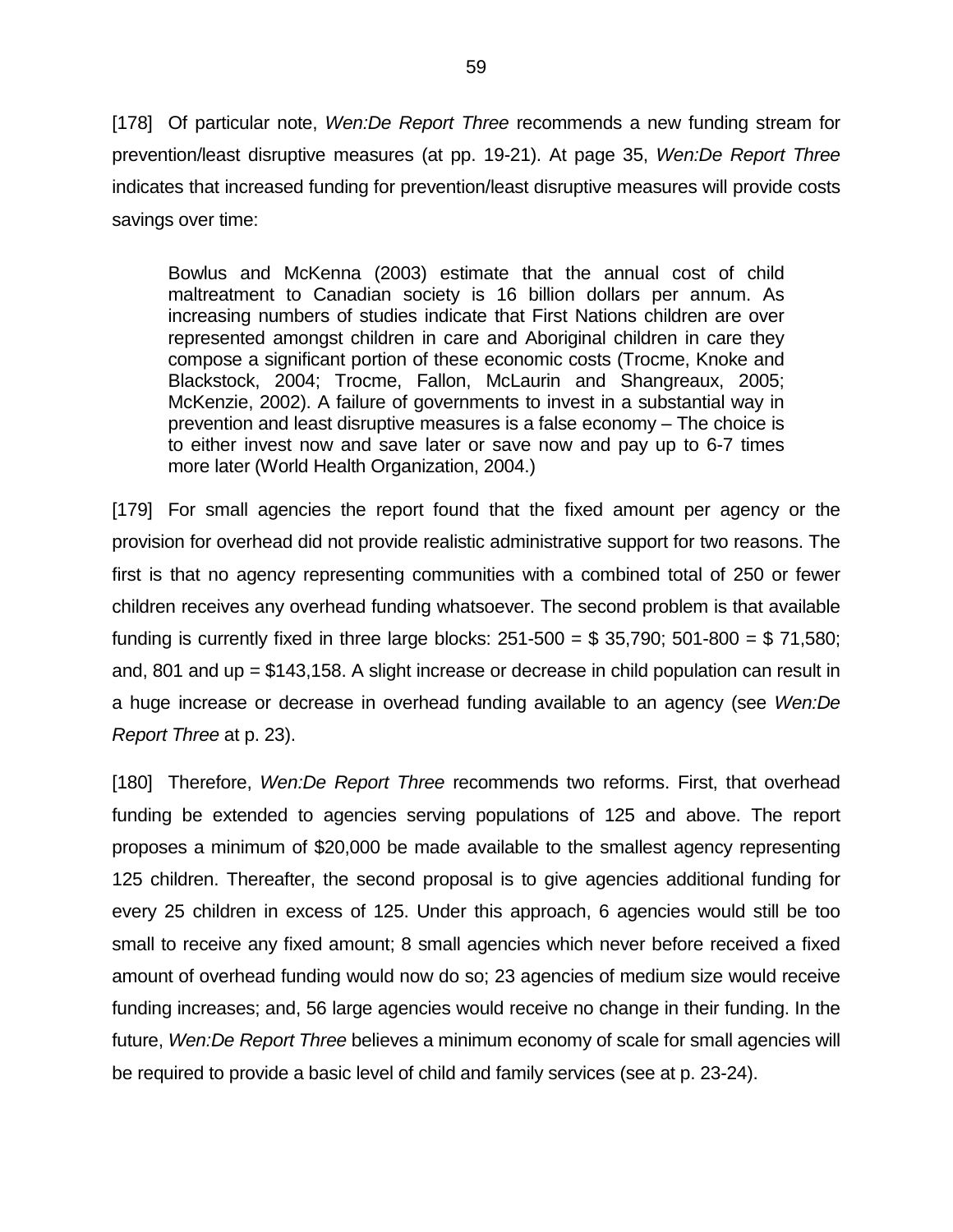[178] Of particular note, *Wen:De Report Three* recommends a new funding stream for prevention/least disruptive measures (at pp. 19-21). At page 35, *Wen:De Report Three* indicates that increased funding for prevention/least disruptive measures will provide costs savings over time:

> Bowlus and McKenna (2003) estimate that the annual cost of child maltreatment to Canadian society is 16 billion dollars per annum. As increasing numbers of studies indicate that First Nations children are over represented amongst children in care and Aboriginal children in care they compose a significant portion of these economic costs (Trocme, Knoke and Blackstock, 2004; Trocme, Fallon, McLaurin and Shangreaux, 2005; McKenzie, 2002). A failure of governments to invest in a substantial way in prevention and least disruptive measures is a false economy – The choice is to either invest now and save later or save now and pay up to 6-7 times more later (World Health Organization, 2004.)

[179] For small agencies the report found that the fixed amount per agency or the provision for overhead did not provide realistic administrative support for two reasons. The first is that no agency representing communities with a combined total of 250 or fewer children receives any overhead funding whatsoever. The second problem is that available funding is currently fixed in three large blocks: 251-500 = $ 35,790; 501-800 = $ 71,580; and, 801 and up = $143,158. A slight increase or decrease in child population can result in a huge increase or decrease in overhead funding available to an agency (see *Wen:De Report Three* at p. 23).

[180] Therefore, *Wen:De Report Three* recommends two reforms. First, that overhead funding be extended to agencies serving populations of 125 and above. The report proposes a minimum of $20,000 be made available to the smallest agency representing 125 children. Thereafter, the second proposal is to give agencies additional funding for every 25 children in excess of 125. Under this approach, 6 agencies would still be too small to receive any fixed amount; 8 small agencies which never before received a fixed amount of overhead funding would now do so; 23 agencies of medium size would receive funding increases; and, 56 large agencies would receive no change in their funding. In the future, *Wen:De Report Three* believes a minimum economy of scale for small agencies will be required to provide a basic level of child and family services (see at p. 23-24).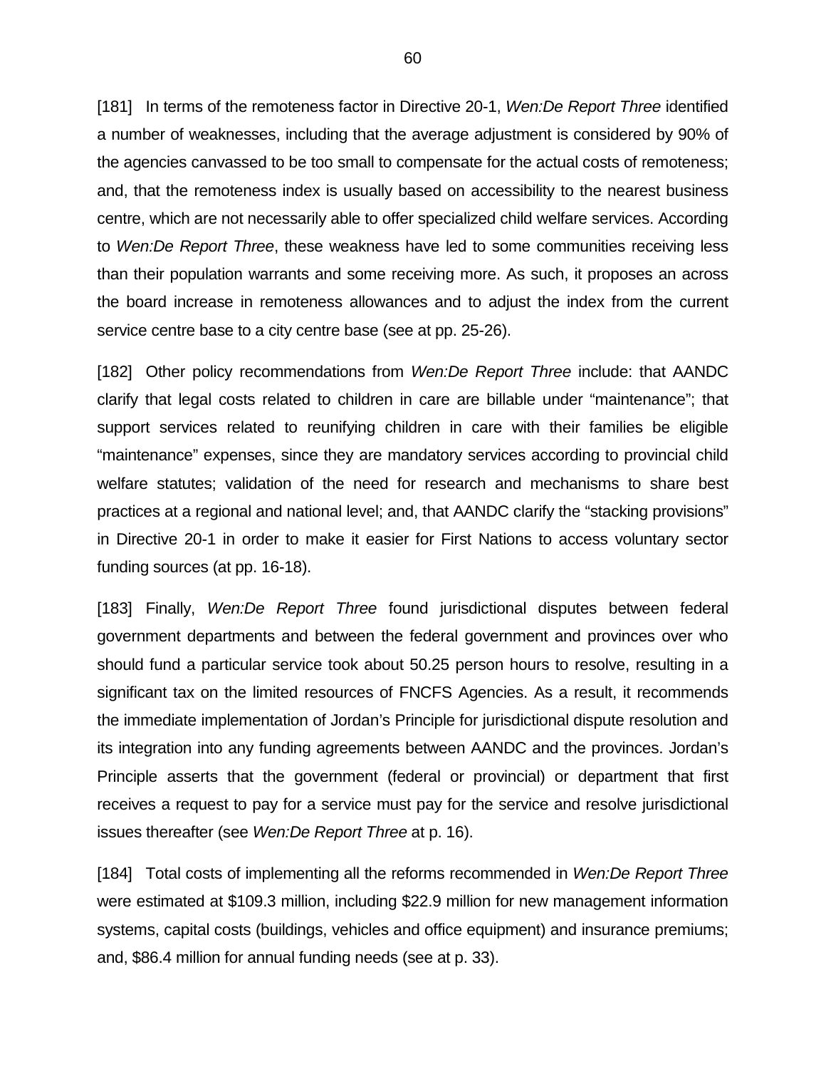[181] In terms of the remoteness factor in Directive 20-1, *Wen:De Report Three* identified a number of weaknesses, including that the average adjustment is considered by 90% of the agencies canvassed to be too small to compensate for the actual costs of remoteness; and, that the remoteness index is usually based on accessibility to the nearest business centre, which are not necessarily able to offer specialized child welfare services. According to *Wen:De Report Three*, these weakness have led to some communities receiving less than their population warrants and some receiving more. As such, it proposes an across the board increase in remoteness allowances and to adjust the index from the current service centre base to a city centre base (see at pp. 25-26).

[182] Other policy recommendations from *Wen:De Report Three* include: that AANDC clarify that legal costs related to children in care are billable under "maintenance"; that support services related to reunifying children in care with their families be eligible "maintenance" expenses, since they are mandatory services according to provincial child welfare statutes; validation of the need for research and mechanisms to share best practices at a regional and national level; and, that AANDC clarify the "stacking provisions" in Directive 20-1 in order to make it easier for First Nations to access voluntary sector funding sources (at pp. 16-18).

[183] Finally, *Wen:De Report Three* found jurisdictional disputes between federal government departments and between the federal government and provinces over who should fund a particular service took about 50.25 person hours to resolve, resulting in a significant tax on the limited resources of FNCFS Agencies. As a result, it recommends the immediate implementation of Jordan's Principle for jurisdictional dispute resolution and its integration into any funding agreements between AANDC and the provinces. Jordan's Principle asserts that the government (federal or provincial) or department that first receives a request to pay for a service must pay for the service and resolve jurisdictional issues thereafter (see *Wen:De Report Three* at p. 16).

[184] Total costs of implementing all the reforms recommended in *Wen:De Report Three* were estimated at $109.3 million, including $22.9 million for new management information systems, capital costs (buildings, vehicles and office equipment) and insurance premiums; and, $86.4 million for annual funding needs (see at p. 33).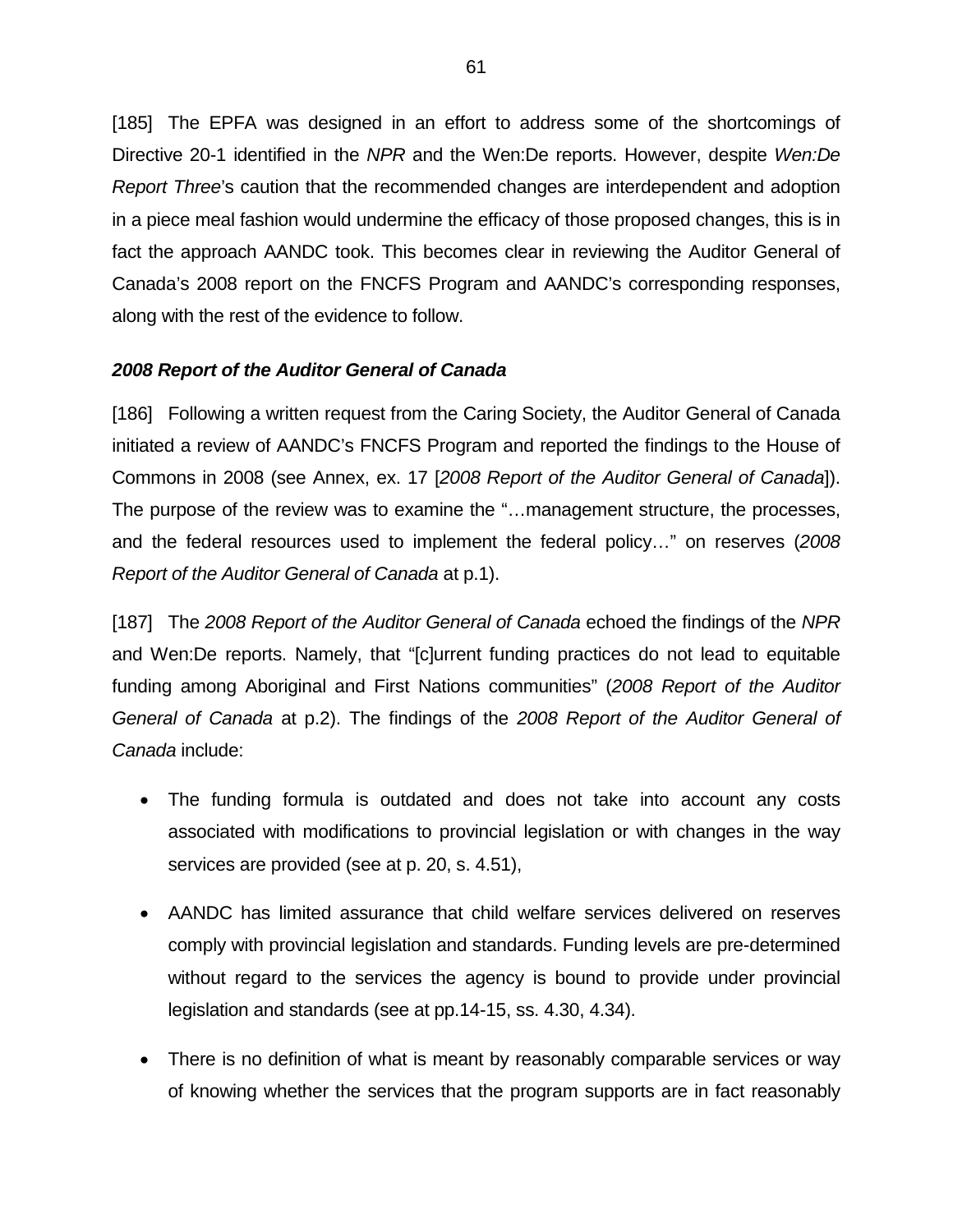[185] The EPFA was designed in an effort to address some of the shortcomings of Directive 20-1 identified in the *NPR* and the Wen:De reports. However, despite *Wen:De Report Three*'s caution that the recommended changes are interdependent and adoption in a piece meal fashion would undermine the efficacy of those proposed changes, this is in fact the approach AANDC took. This becomes clear in reviewing the Auditor General of Canada's 2008 report on the FNCFS Program and AANDC's corresponding responses, along with the rest of the evidence to follow.

***2008 Report of the Auditor General of Canada***

[186] Following a written request from the Caring Society, the Auditor General of Canada initiated a review of AANDC's FNCFS Program and reported the findings to the House of Commons in 2008 (see Annex, ex. 17 [*2008 Report of the Auditor General of Canada*]). The purpose of the review was to examine the "…management structure, the processes, and the federal resources used to implement the federal policy…" on reserves (*2008 Report of the Auditor General of Canada* at p.1).

[187] The *2008 Report of the Auditor General of Canada* echoed the findings of the *NPR* and Wen:De reports. Namely, that "[c]urrent funding practices do not lead to equitable funding among Aboriginal and First Nations communities" (*2008 Report of the Auditor General of Canada* at p.2). The findings of the *2008 Report of the Auditor General of Canada* include:

- The funding formula is outdated and does not take into account any costs associated with modifications to provincial legislation or with changes in the way services are provided (see at p. 20, s. 4.51),
- AANDC has limited assurance that child welfare services delivered on reserves comply with provincial legislation and standards. Funding levels are pre-determined without regard to the services the agency is bound to provide under provincial legislation and standards (see at pp.14-15, ss. 4.30, 4.34).
- There is no definition of what is meant by reasonably comparable services or way of knowing whether the services that the program supports are in fact reasonably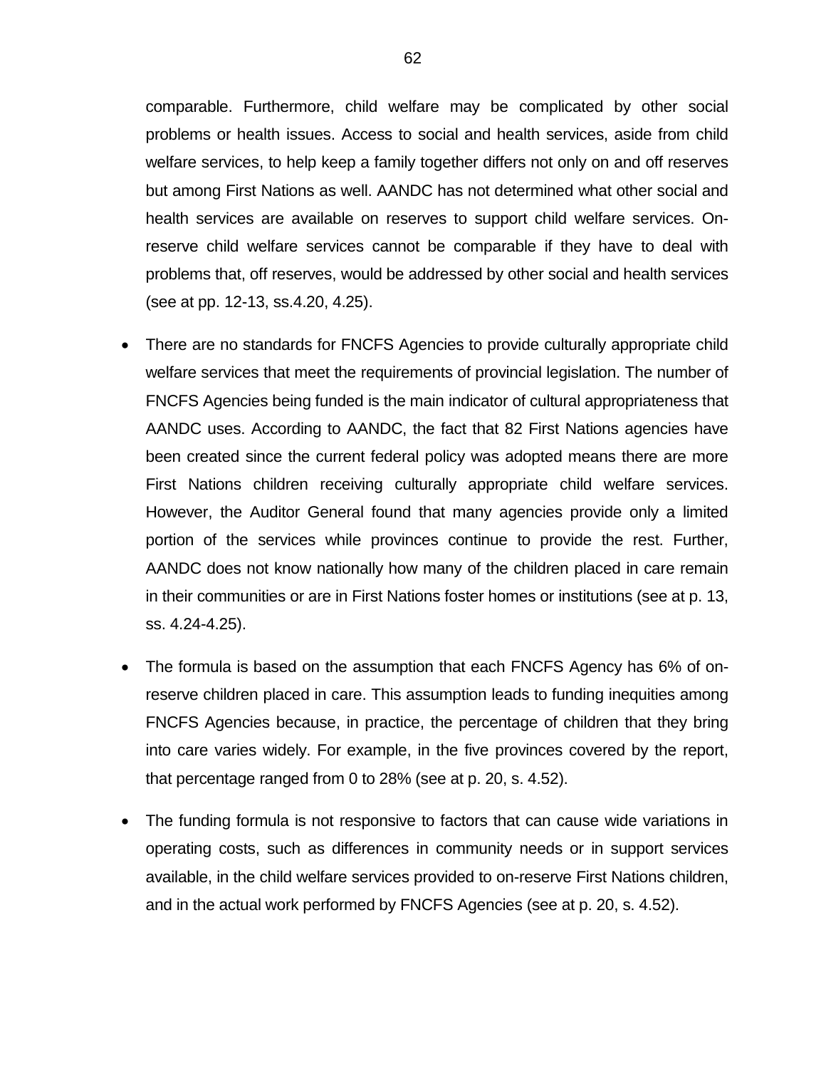comparable. Furthermore, child welfare may be complicated by other social problems or health issues. Access to social and health services, aside from child welfare services, to help keep a family together differs not only on and off reserves but among First Nations as well. AANDC has not determined what other social and health services are available on reserves to support child welfare services. On-reserve child welfare services cannot be comparable if they have to deal with problems that, off reserves, would be addressed by other social and health services (see at pp. 12-13, ss.4.20, 4.25).

- There are no standards for FNCFS Agencies to provide culturally appropriate child welfare services that meet the requirements of provincial legislation. The number of FNCFS Agencies being funded is the main indicator of cultural appropriateness that AANDC uses. According to AANDC, the fact that 82 First Nations agencies have been created since the current federal policy was adopted means there are more First Nations children receiving culturally appropriate child welfare services. However, the Auditor General found that many agencies provide only a limited portion of the services while provinces continue to provide the rest. Further, AANDC does not know nationally how many of the children placed in care remain in their communities or are in First Nations foster homes or institutions (see at p. 13, ss. 4.24-4.25).

- The formula is based on the assumption that each FNCFS Agency has 6% of on-reserve children placed in care. This assumption leads to funding inequities among FNCFS Agencies because, in practice, the percentage of children that they bring into care varies widely. For example, in the five provinces covered by the report, that percentage ranged from 0 to 28% (see at p. 20, s. 4.52).

- The funding formula is not responsive to factors that can cause wide variations in operating costs, such as differences in community needs or in support services available, in the child welfare services provided to on-reserve First Nations children, and in the actual work performed by FNCFS Agencies (see at p. 20, s. 4.52).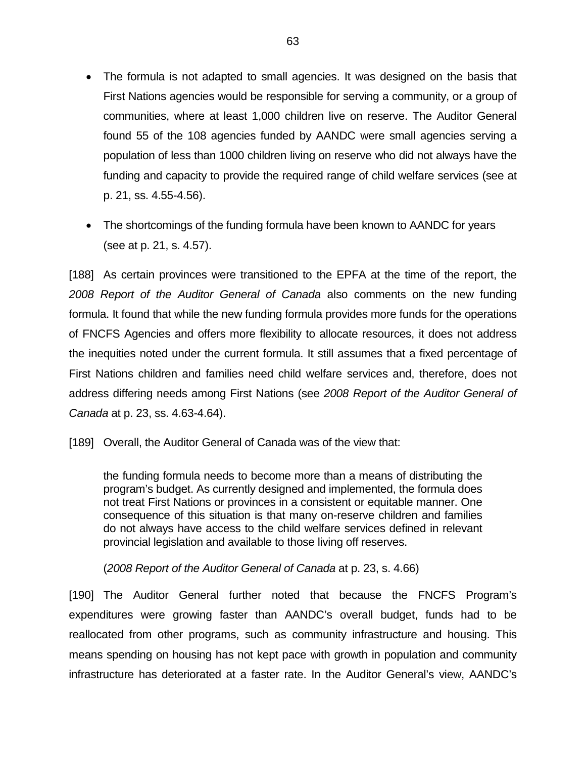- The formula is not adapted to small agencies. It was designed on the basis that First Nations agencies would be responsible for serving a community, or a group of communities, where at least 1,000 children live on reserve. The Auditor General found 55 of the 108 agencies funded by AANDC were small agencies serving a population of less than 1000 children living on reserve who did not always have the funding and capacity to provide the required range of child welfare services (see at p. 21, ss. 4.55-4.56).
- The shortcomings of the funding formula have been known to AANDC for years (see at p. 21, s. 4.57).

[188] As certain provinces were transitioned to the EPFA at the time of the report, the *2008 Report of the Auditor General of Canada* also comments on the new funding formula. It found that while the new funding formula provides more funds for the operations of FNCFS Agencies and offers more flexibility to allocate resources, it does not address the inequities noted under the current formula. It still assumes that a fixed percentage of First Nations children and families need child welfare services and, therefore, does not address differing needs among First Nations (see *2008 Report of the Auditor General of Canada* at p. 23, ss. 4.63-4.64).

[189] Overall, the Auditor General of Canada was of the view that:

> the funding formula needs to become more than a means of distributing the program's budget. As currently designed and implemented, the formula does not treat First Nations or provinces in a consistent or equitable manner. One consequence of this situation is that many on-reserve children and families do not always have access to the child welfare services defined in relevant provincial legislation and available to those living off reserves.
>
> (*2008 Report of the Auditor General of Canada* at p. 23, s. 4.66)

[190] The Auditor General further noted that because the FNCFS Program's expenditures were growing faster than AANDC's overall budget, funds had to be reallocated from other programs, such as community infrastructure and housing. This means spending on housing has not kept pace with growth in population and community infrastructure has deteriorated at a faster rate. In the Auditor General's view, AANDC's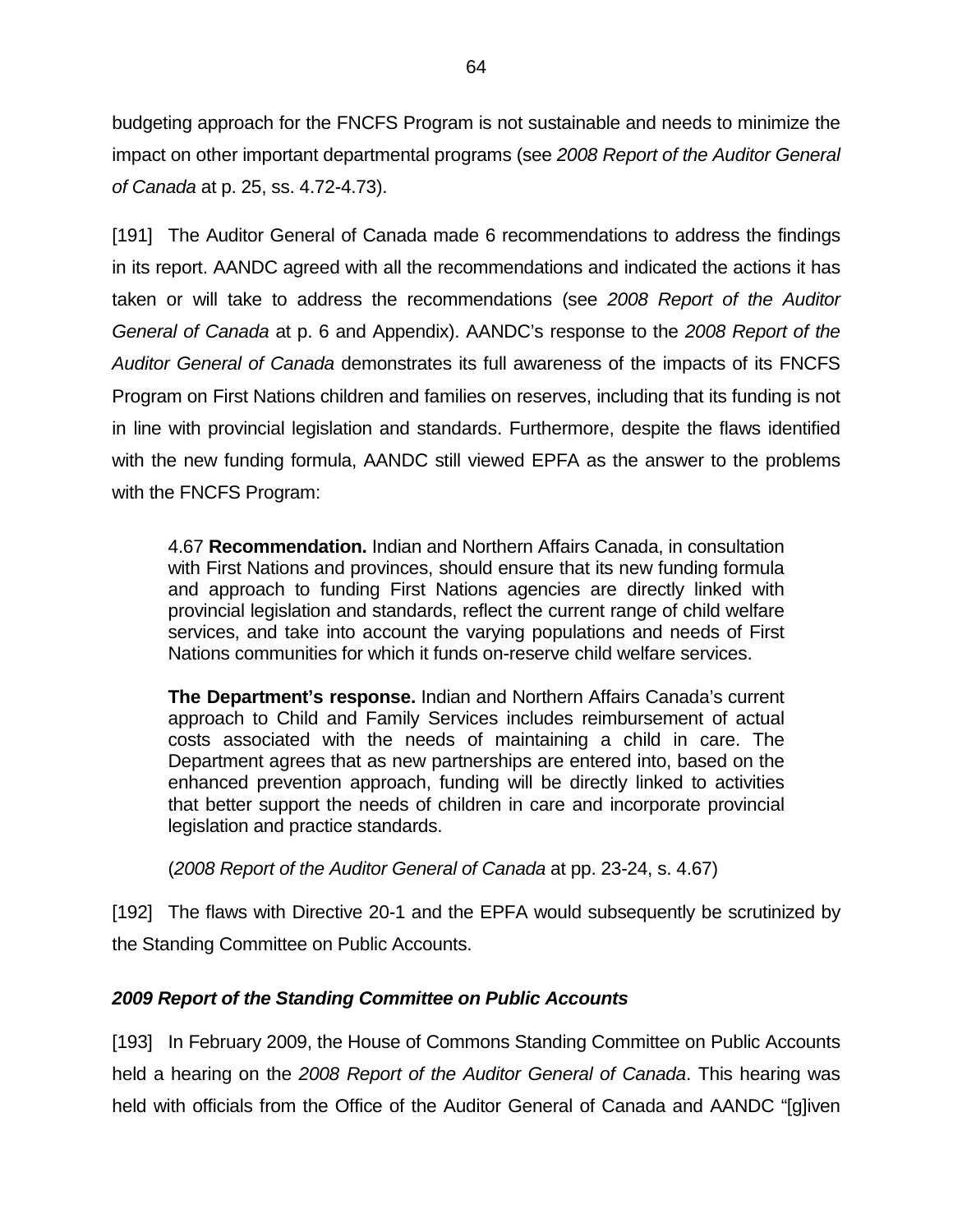budgeting approach for the FNCFS Program is not sustainable and needs to minimize the impact on other important departmental programs (see *2008 Report of the Auditor General of Canada* at p. 25, ss. 4.72-4.73).

[191] The Auditor General of Canada made 6 recommendations to address the findings in its report. AANDC agreed with all the recommendations and indicated the actions it has taken or will take to address the recommendations (see *2008 Report of the Auditor General of Canada* at p. 6 and Appendix). AANDC's response to the *2008 Report of the Auditor General of Canada* demonstrates its full awareness of the impacts of its FNCFS Program on First Nations children and families on reserves, including that its funding is not in line with provincial legislation and standards. Furthermore, despite the flaws identified with the new funding formula, AANDC still viewed EPFA as the answer to the problems with the FNCFS Program:

> 4.67 **Recommendation.** Indian and Northern Affairs Canada, in consultation with First Nations and provinces, should ensure that its new funding formula and approach to funding First Nations agencies are directly linked with provincial legislation and standards, reflect the current range of child welfare services, and take into account the varying populations and needs of First Nations communities for which it funds on-reserve child welfare services.
>
> **The Department's response.** Indian and Northern Affairs Canada's current approach to Child and Family Services includes reimbursement of actual costs associated with the needs of maintaining a child in care. The Department agrees that as new partnerships are entered into, based on the enhanced prevention approach, funding will be directly linked to activities that better support the needs of children in care and incorporate provincial legislation and practice standards.
>
> (*2008 Report of the Auditor General of Canada* at pp. 23-24, s. 4.67)

[192] The flaws with Directive 20-1 and the EPFA would subsequently be scrutinized by the Standing Committee on Public Accounts.

### *2009 Report of the Standing Committee on Public Accounts*

[193] In February 2009, the House of Commons Standing Committee on Public Accounts held a hearing on the *2008 Report of the Auditor General of Canada*. This hearing was held with officials from the Office of the Auditor General of Canada and AANDC "[g]iven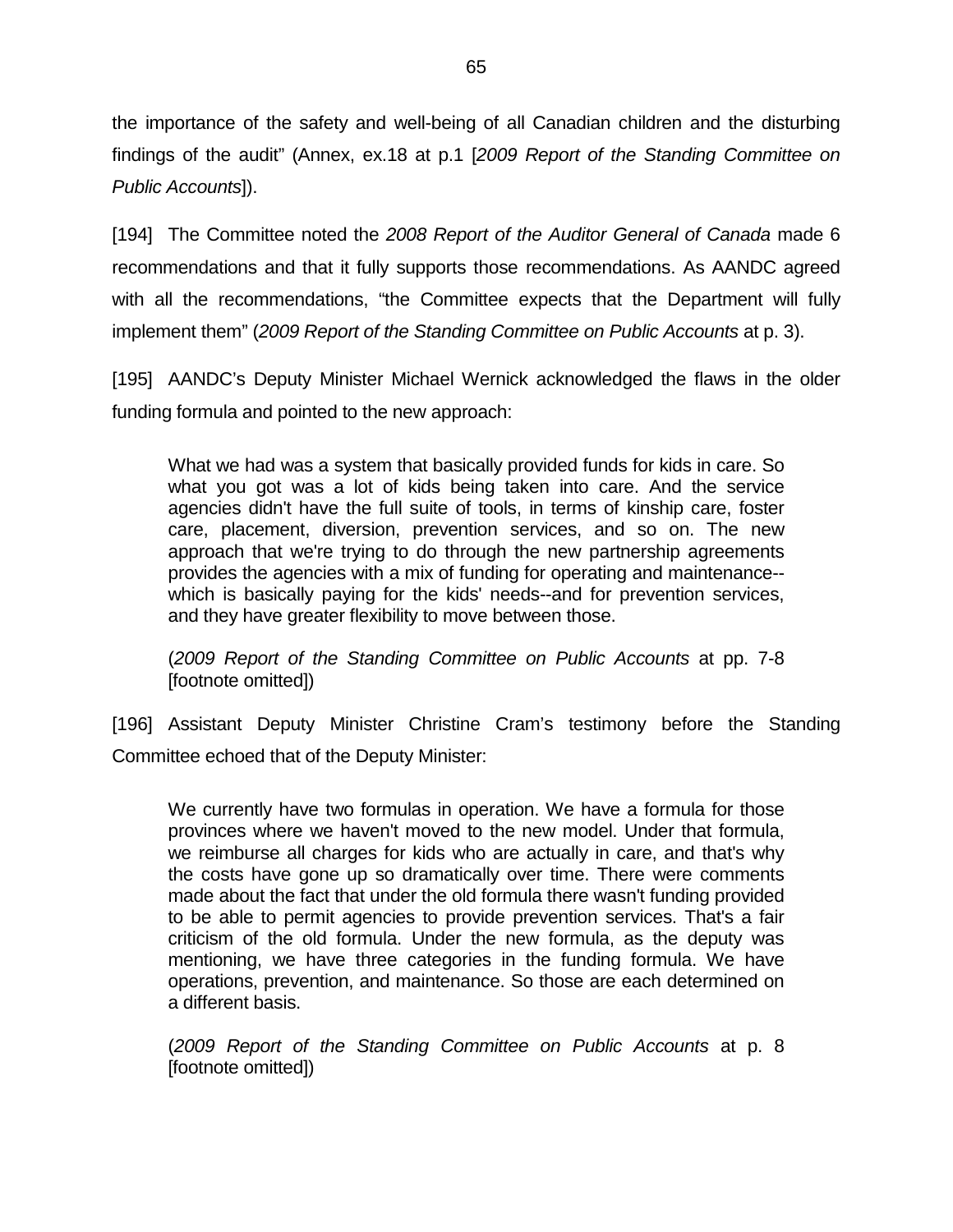the importance of the safety and well-being of all Canadian children and the disturbing findings of the audit" (Annex, ex.18 at p.1 [*2009 Report of the Standing Committee on Public Accounts*]).

[194] The Committee noted the *2008 Report of the Auditor General of Canada* made 6 recommendations and that it fully supports those recommendations. As AANDC agreed with all the recommendations, "the Committee expects that the Department will fully implement them" (*2009 Report of the Standing Committee on Public Accounts* at p. 3).

[195] AANDC's Deputy Minister Michael Wernick acknowledged the flaws in the older funding formula and pointed to the new approach:

> What we had was a system that basically provided funds for kids in care. So what you got was a lot of kids being taken into care. And the service agencies didn't have the full suite of tools, in terms of kinship care, foster care, placement, diversion, prevention services, and so on. The new approach that we're trying to do through the new partnership agreements provides the agencies with a mix of funding for operating and maintenance--which is basically paying for the kids' needs--and for prevention services, and they have greater flexibility to move between those.
>
> (*2009 Report of the Standing Committee on Public Accounts* at pp. 7-8 [footnote omitted])

[196] Assistant Deputy Minister Christine Cram's testimony before the Standing Committee echoed that of the Deputy Minister:

> We currently have two formulas in operation. We have a formula for those provinces where we haven't moved to the new model. Under that formula, we reimburse all charges for kids who are actually in care, and that's why the costs have gone up so dramatically over time. There were comments made about the fact that under the old formula there wasn't funding provided to be able to permit agencies to provide prevention services. That's a fair criticism of the old formula. Under the new formula, as the deputy was mentioning, we have three categories in the funding formula. We have operations, prevention, and maintenance. So those are each determined on a different basis.
>
> (*2009 Report of the Standing Committee on Public Accounts* at p. 8 [footnote omitted])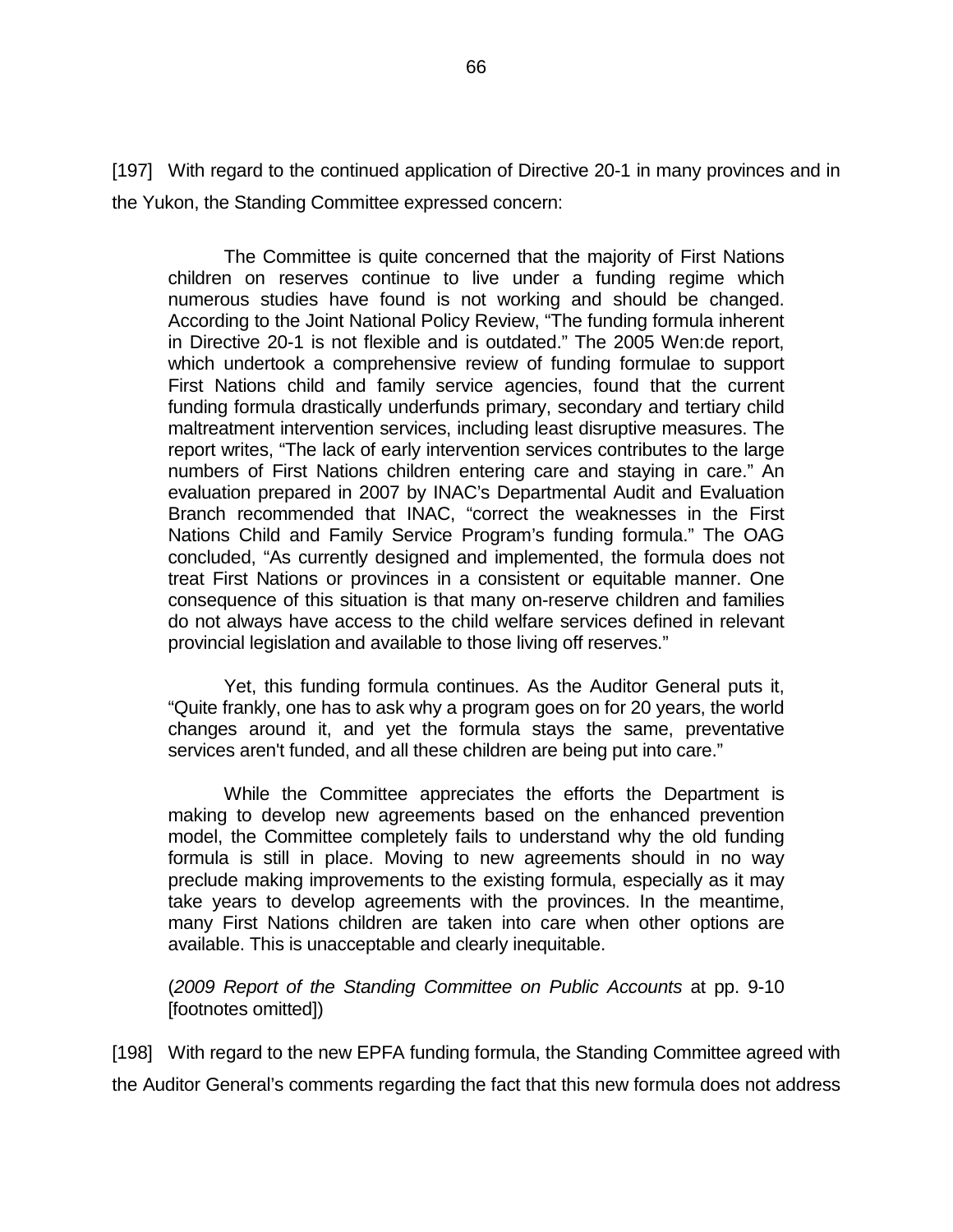[197] With regard to the continued application of Directive 20-1 in many provinces and in the Yukon, the Standing Committee expressed concern:

> The Committee is quite concerned that the majority of First Nations children on reserves continue to live under a funding regime which numerous studies have found is not working and should be changed. According to the Joint National Policy Review, "The funding formula inherent in Directive 20-1 is not flexible and is outdated." The 2005 Wen:de report, which undertook a comprehensive review of funding formulae to support First Nations child and family service agencies, found that the current funding formula drastically underfunds primary, secondary and tertiary child maltreatment intervention services, including least disruptive measures. The report writes, "The lack of early intervention services contributes to the large numbers of First Nations children entering care and staying in care." An evaluation prepared in 2007 by INAC's Departmental Audit and Evaluation Branch recommended that INAC, "correct the weaknesses in the First Nations Child and Family Service Program's funding formula." The OAG concluded, "As currently designed and implemented, the formula does not treat First Nations or provinces in a consistent or equitable manner. One consequence of this situation is that many on-reserve children and families do not always have access to the child welfare services defined in relevant provincial legislation and available to those living off reserves."
>
> Yet, this funding formula continues. As the Auditor General puts it, "Quite frankly, one has to ask why a program goes on for 20 years, the world changes around it, and yet the formula stays the same, preventative services aren't funded, and all these children are being put into care."
>
> While the Committee appreciates the efforts the Department is making to develop new agreements based on the enhanced prevention model, the Committee completely fails to understand why the old funding formula is still in place. Moving to new agreements should in no way preclude making improvements to the existing formula, especially as it may take years to develop agreements with the provinces. In the meantime, many First Nations children are taken into care when other options are available. This is unacceptable and clearly inequitable.
>
> (*2009 Report of the Standing Committee on Public Accounts* at pp. 9-10 [footnotes omitted])

[198] With regard to the new EPFA funding formula, the Standing Committee agreed with the Auditor General's comments regarding the fact that this new formula does not address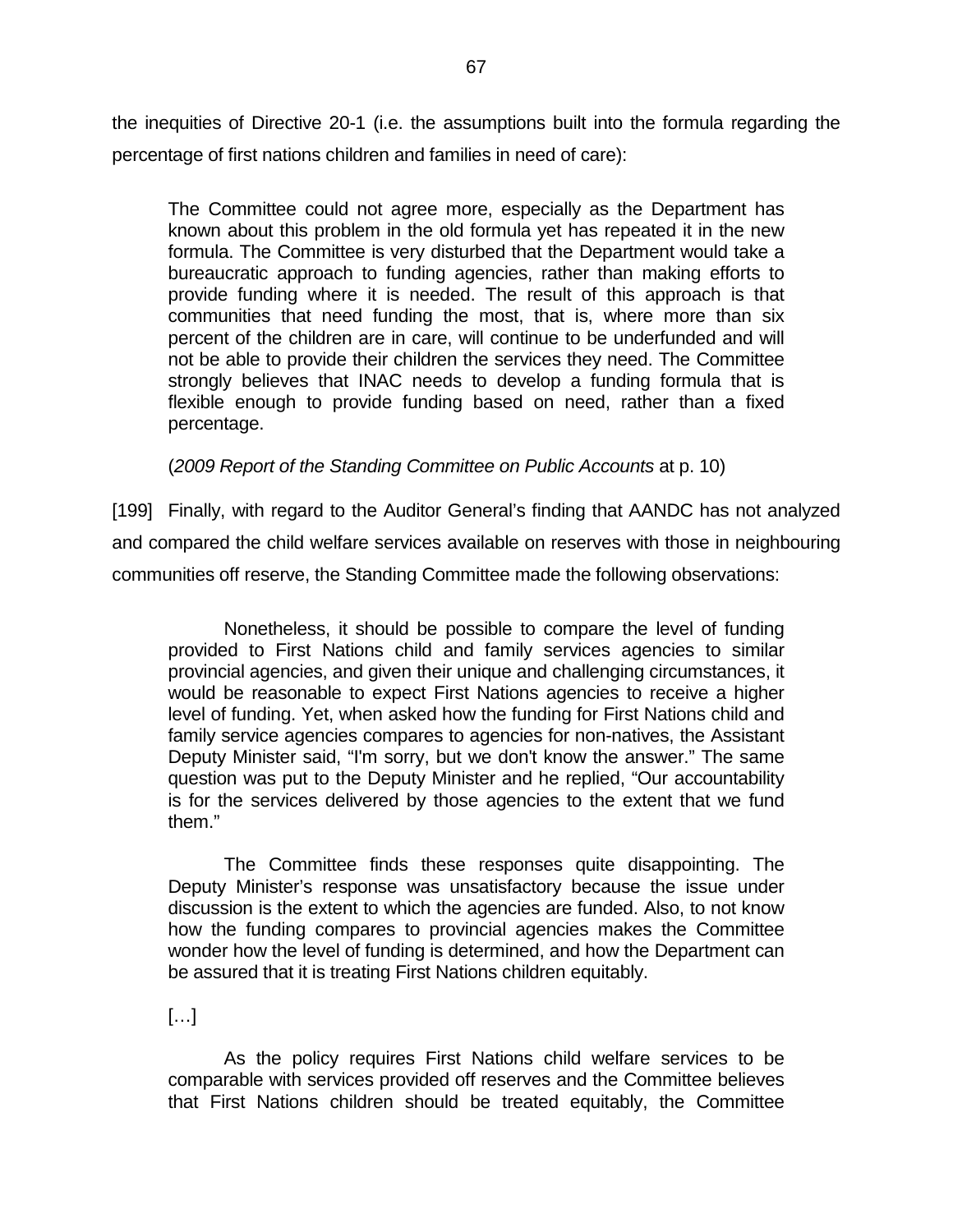the inequities of Directive 20-1 (i.e. the assumptions built into the formula regarding the percentage of first nations children and families in need of care):

> The Committee could not agree more, especially as the Department has known about this problem in the old formula yet has repeated it in the new formula. The Committee is very disturbed that the Department would take a bureaucratic approach to funding agencies, rather than making efforts to provide funding where it is needed. The result of this approach is that communities that need funding the most, that is, where more than six percent of the children are in care, will continue to be underfunded and will not be able to provide their children the services they need. The Committee strongly believes that INAC needs to develop a funding formula that is flexible enough to provide funding based on need, rather than a fixed percentage.
>
> (*2009 Report of the Standing Committee on Public Accounts* at p. 10)

[199] Finally, with regard to the Auditor General's finding that AANDC has not analyzed and compared the child welfare services available on reserves with those in neighbouring communities off reserve, the Standing Committee made the following observations:

> Nonetheless, it should be possible to compare the level of funding provided to First Nations child and family services agencies to similar provincial agencies, and given their unique and challenging circumstances, it would be reasonable to expect First Nations agencies to receive a higher level of funding. Yet, when asked how the funding for First Nations child and family service agencies compares to agencies for non-natives, the Assistant Deputy Minister said, "I'm sorry, but we don't know the answer." The same question was put to the Deputy Minister and he replied, "Our accountability is for the services delivered by those agencies to the extent that we fund them."
>
> The Committee finds these responses quite disappointing. The Deputy Minister's response was unsatisfactory because the issue under discussion is the extent to which the agencies are funded. Also, to not know how the funding compares to provincial agencies makes the Committee wonder how the level of funding is determined, and how the Department can be assured that it is treating First Nations children equitably.
>
> […]
>
> As the policy requires First Nations child welfare services to be comparable with services provided off reserves and the Committee believes that First Nations children should be treated equitably, the Committee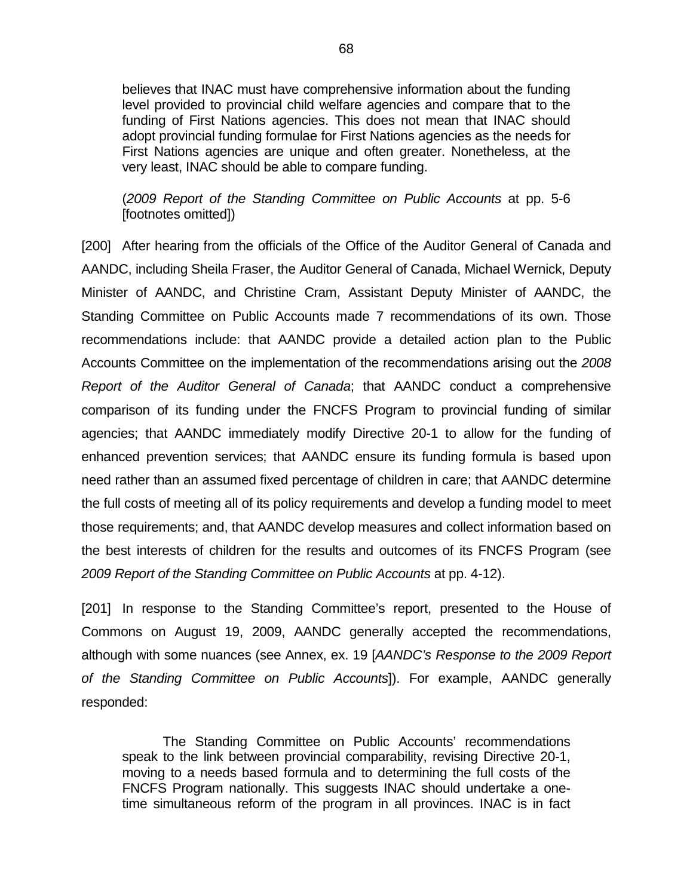> believes that INAC must have comprehensive information about the funding level provided to provincial child welfare agencies and compare that to the funding of First Nations agencies. This does not mean that INAC should adopt provincial funding formulae for First Nations agencies as the needs for First Nations agencies are unique and often greater. Nonetheless, at the very least, INAC should be able to compare funding.
>
> (*2009 Report of the Standing Committee on Public Accounts* at pp. 5-6 [footnotes omitted])

[200] After hearing from the officials of the Office of the Auditor General of Canada and AANDC, including Sheila Fraser, the Auditor General of Canada, Michael Wernick, Deputy Minister of AANDC, and Christine Cram, Assistant Deputy Minister of AANDC, the Standing Committee on Public Accounts made 7 recommendations of its own. Those recommendations include: that AANDC provide a detailed action plan to the Public Accounts Committee on the implementation of the recommendations arising out the *2008 Report of the Auditor General of Canada*; that AANDC conduct a comprehensive comparison of its funding under the FNCFS Program to provincial funding of similar agencies; that AANDC immediately modify Directive 20-1 to allow for the funding of enhanced prevention services; that AANDC ensure its funding formula is based upon need rather than an assumed fixed percentage of children in care; that AANDC determine the full costs of meeting all of its policy requirements and develop a funding model to meet those requirements; and, that AANDC develop measures and collect information based on the best interests of children for the results and outcomes of its FNCFS Program (see *2009 Report of the Standing Committee on Public Accounts* at pp. 4-12).

[201] In response to the Standing Committee's report, presented to the House of Commons on August 19, 2009, AANDC generally accepted the recommendations, although with some nuances (see Annex, ex. 19 [*AANDC's Response to the 2009 Report of the Standing Committee on Public Accounts*]). For example, AANDC generally responded:

> The Standing Committee on Public Accounts' recommendations speak to the link between provincial comparability, revising Directive 20-1, moving to a needs based formula and to determining the full costs of the FNCFS Program nationally. This suggests INAC should undertake a one-time simultaneous reform of the program in all provinces. INAC is in fact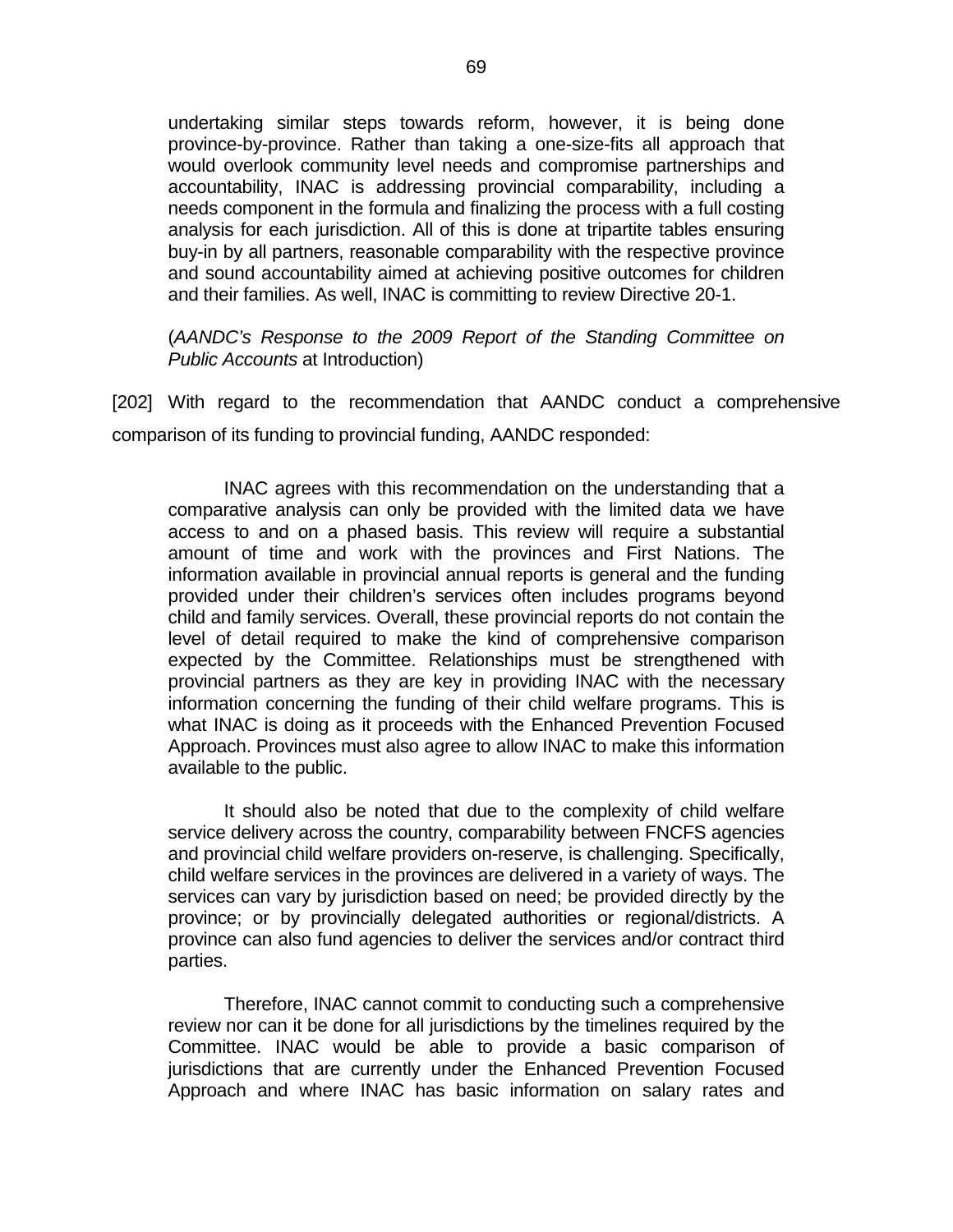> undertaking similar steps towards reform, however, it is being done province-by-province. Rather than taking a one-size-fits all approach that would overlook community level needs and compromise partnerships and accountability, INAC is addressing provincial comparability, including a needs component in the formula and finalizing the process with a full costing analysis for each jurisdiction. All of this is done at tripartite tables ensuring buy-in by all partners, reasonable comparability with the respective province and sound accountability aimed at achieving positive outcomes for children and their families. As well, INAC is committing to review Directive 20-1.
>
> (*AANDC's Response to the 2009 Report of the Standing Committee on Public Accounts* at Introduction)

[202] With regard to the recommendation that AANDC conduct a comprehensive comparison of its funding to provincial funding, AANDC responded:

> INAC agrees with this recommendation on the understanding that a comparative analysis can only be provided with the limited data we have access to and on a phased basis. This review will require a substantial amount of time and work with the provinces and First Nations. The information available in provincial annual reports is general and the funding provided under their children's services often includes programs beyond child and family services. Overall, these provincial reports do not contain the level of detail required to make the kind of comprehensive comparison expected by the Committee. Relationships must be strengthened with provincial partners as they are key in providing INAC with the necessary information concerning the funding of their child welfare programs. This is what INAC is doing as it proceeds with the Enhanced Prevention Focused Approach. Provinces must also agree to allow INAC to make this information available to the public.
>
> It should also be noted that due to the complexity of child welfare service delivery across the country, comparability between FNCFS agencies and provincial child welfare providers on-reserve, is challenging. Specifically, child welfare services in the provinces are delivered in a variety of ways. The services can vary by jurisdiction based on need; be provided directly by the province; or by provincially delegated authorities or regional/districts. A province can also fund agencies to deliver the services and/or contract third parties.
>
> Therefore, INAC cannot commit to conducting such a comprehensive review nor can it be done for all jurisdictions by the timelines required by the Committee. INAC would be able to provide a basic comparison of jurisdictions that are currently under the Enhanced Prevention Focused Approach and where INAC has basic information on salary rates and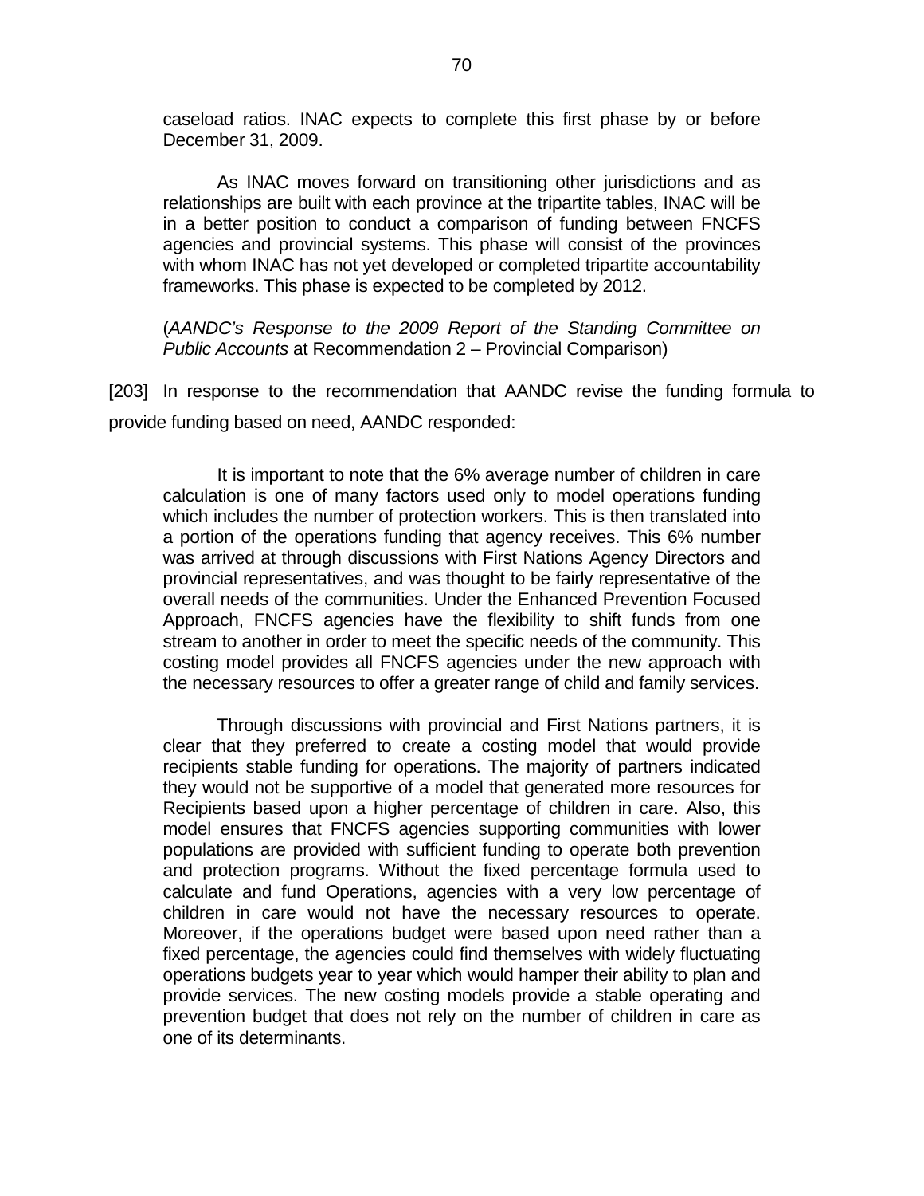> caseload ratios. INAC expects to complete this first phase by or before December 31, 2009.
>
> As INAC moves forward on transitioning other jurisdictions and as relationships are built with each province at the tripartite tables, INAC will be in a better position to conduct a comparison of funding between FNCFS agencies and provincial systems. This phase will consist of the provinces with whom INAC has not yet developed or completed tripartite accountability frameworks. This phase is expected to be completed by 2012.
>
> (*AANDC's Response to the 2009 Report of the Standing Committee on Public Accounts* at Recommendation 2 – Provincial Comparison)

[203] In response to the recommendation that AANDC revise the funding formula to provide funding based on need, AANDC responded:

> It is important to note that the 6% average number of children in care calculation is one of many factors used only to model operations funding which includes the number of protection workers. This is then translated into a portion of the operations funding that agency receives. This 6% number was arrived at through discussions with First Nations Agency Directors and provincial representatives, and was thought to be fairly representative of the overall needs of the communities. Under the Enhanced Prevention Focused Approach, FNCFS agencies have the flexibility to shift funds from one stream to another in order to meet the specific needs of the community. This costing model provides all FNCFS agencies under the new approach with the necessary resources to offer a greater range of child and family services.
>
> Through discussions with provincial and First Nations partners, it is clear that they preferred to create a costing model that would provide recipients stable funding for operations. The majority of partners indicated they would not be supportive of a model that generated more resources for Recipients based upon a higher percentage of children in care. Also, this model ensures that FNCFS agencies supporting communities with lower populations are provided with sufficient funding to operate both prevention and protection programs. Without the fixed percentage formula used to calculate and fund Operations, agencies with a very low percentage of children in care would not have the necessary resources to operate. Moreover, if the operations budget were based upon need rather than a fixed percentage, the agencies could find themselves with widely fluctuating operations budgets year to year which would hamper their ability to plan and provide services. The new costing models provide a stable operating and prevention budget that does not rely on the number of children in care as one of its determinants.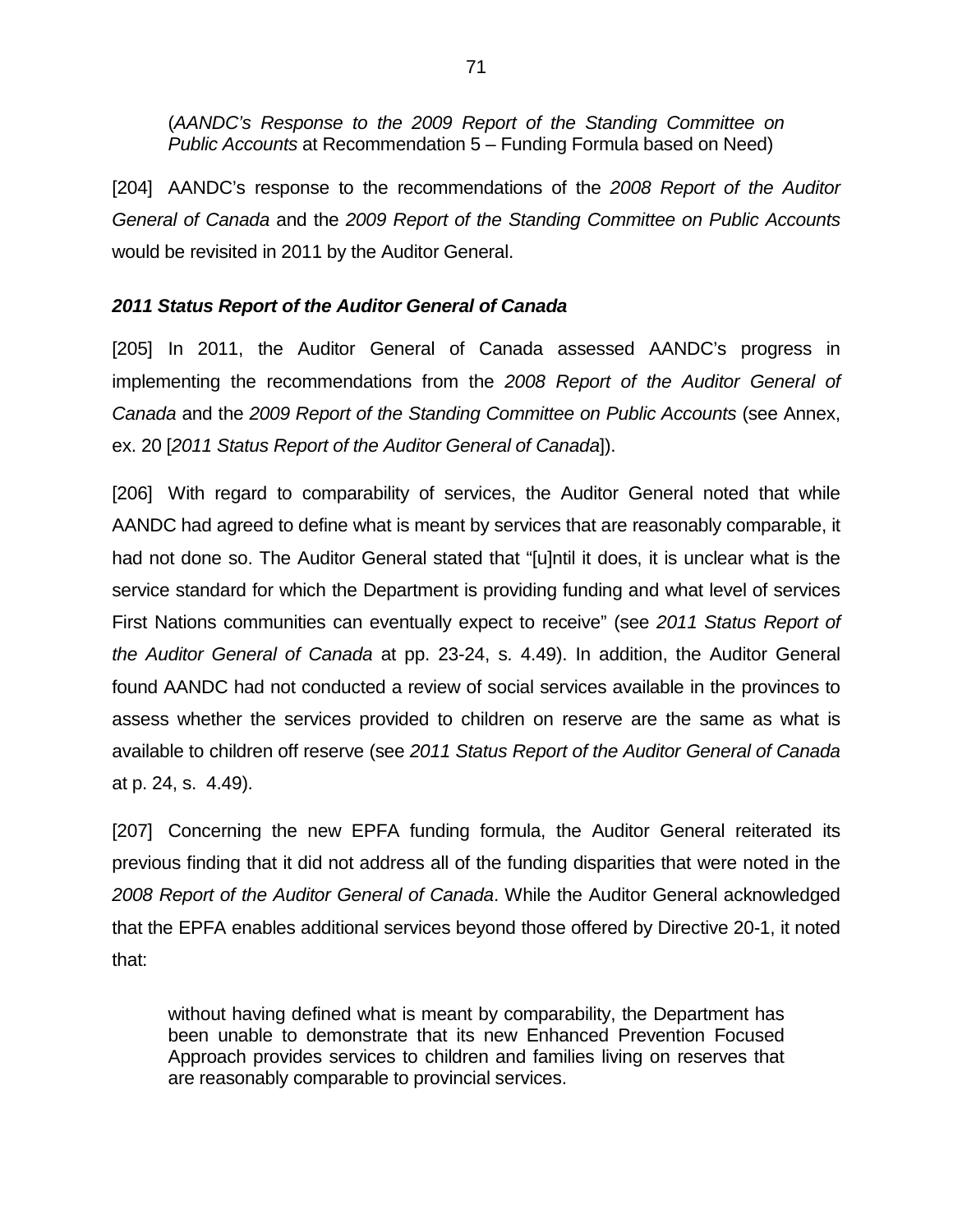(*AANDC's Response to the 2009 Report of the Standing Committee on Public Accounts* at Recommendation 5 – Funding Formula based on Need)

[204] AANDC's response to the recommendations of the *2008 Report of the Auditor General of Canada* and the *2009 Report of the Standing Committee on Public Accounts* would be revisited in 2011 by the Auditor General.

***2011 Status Report of the Auditor General of Canada***

[205] In 2011, the Auditor General of Canada assessed AANDC's progress in implementing the recommendations from the *2008 Report of the Auditor General of Canada* and the *2009 Report of the Standing Committee on Public Accounts* (see Annex, ex. 20 [*2011 Status Report of the Auditor General of Canada*]).

[206] With regard to comparability of services, the Auditor General noted that while AANDC had agreed to define what is meant by services that are reasonably comparable, it had not done so. The Auditor General stated that "[u]ntil it does, it is unclear what is the service standard for which the Department is providing funding and what level of services First Nations communities can eventually expect to receive" (see *2011 Status Report of the Auditor General of Canada* at pp. 23-24, s. 4.49). In addition, the Auditor General found AANDC had not conducted a review of social services available in the provinces to assess whether the services provided to children on reserve are the same as what is available to children off reserve (see *2011 Status Report of the Auditor General of Canada* at p. 24, s. 4.49).

[207] Concerning the new EPFA funding formula, the Auditor General reiterated its previous finding that it did not address all of the funding disparities that were noted in the *2008 Report of the Auditor General of Canada*. While the Auditor General acknowledged that the EPFA enables additional services beyond those offered by Directive 20-1, it noted that:

> without having defined what is meant by comparability, the Department has been unable to demonstrate that its new Enhanced Prevention Focused Approach provides services to children and families living on reserves that are reasonably comparable to provincial services.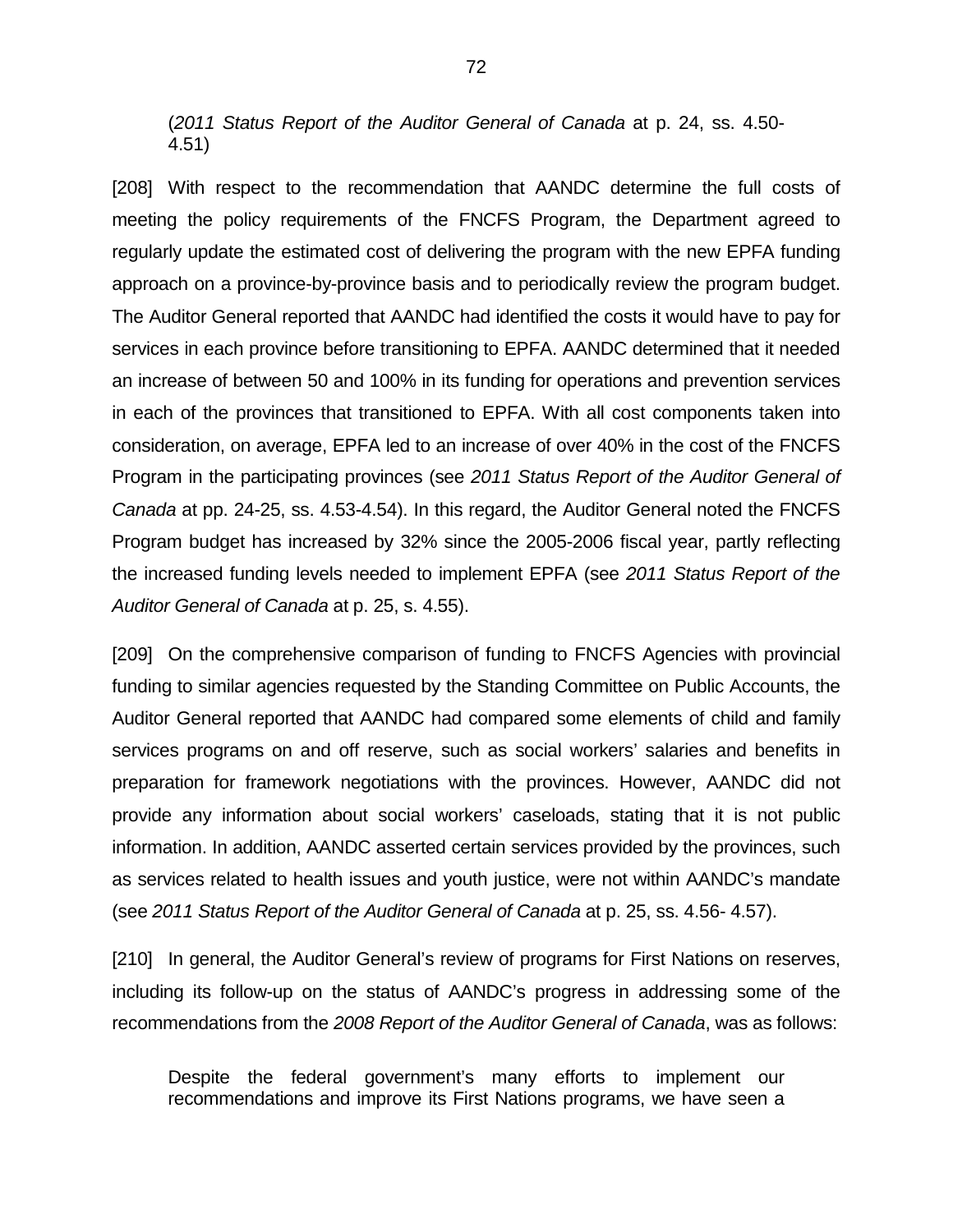(*2011 Status Report of the Auditor General of Canada* at p. 24, ss. 4.50-4.51)

[208] With respect to the recommendation that AANDC determine the full costs of meeting the policy requirements of the FNCFS Program, the Department agreed to regularly update the estimated cost of delivering the program with the new EPFA funding approach on a province-by-province basis and to periodically review the program budget. The Auditor General reported that AANDC had identified the costs it would have to pay for services in each province before transitioning to EPFA. AANDC determined that it needed an increase of between 50 and 100% in its funding for operations and prevention services in each of the provinces that transitioned to EPFA. With all cost components taken into consideration, on average, EPFA led to an increase of over 40% in the cost of the FNCFS Program in the participating provinces (see *2011 Status Report of the Auditor General of Canada* at pp. 24-25, ss. 4.53-4.54). In this regard, the Auditor General noted the FNCFS Program budget has increased by 32% since the 2005-2006 fiscal year, partly reflecting the increased funding levels needed to implement EPFA (see *2011 Status Report of the Auditor General of Canada* at p. 25, s. 4.55).

[209] On the comprehensive comparison of funding to FNCFS Agencies with provincial funding to similar agencies requested by the Standing Committee on Public Accounts, the Auditor General reported that AANDC had compared some elements of child and family services programs on and off reserve, such as social workers' salaries and benefits in preparation for framework negotiations with the provinces. However, AANDC did not provide any information about social workers' caseloads, stating that it is not public information. In addition, AANDC asserted certain services provided by the provinces, such as services related to health issues and youth justice, were not within AANDC's mandate (see *2011 Status Report of the Auditor General of Canada* at p. 25, ss. 4.56- 4.57).

[210] In general, the Auditor General's review of programs for First Nations on reserves, including its follow-up on the status of AANDC's progress in addressing some of the recommendations from the *2008 Report of the Auditor General of Canada*, was as follows:

> Despite the federal government's many efforts to implement our recommendations and improve its First Nations programs, we have seen a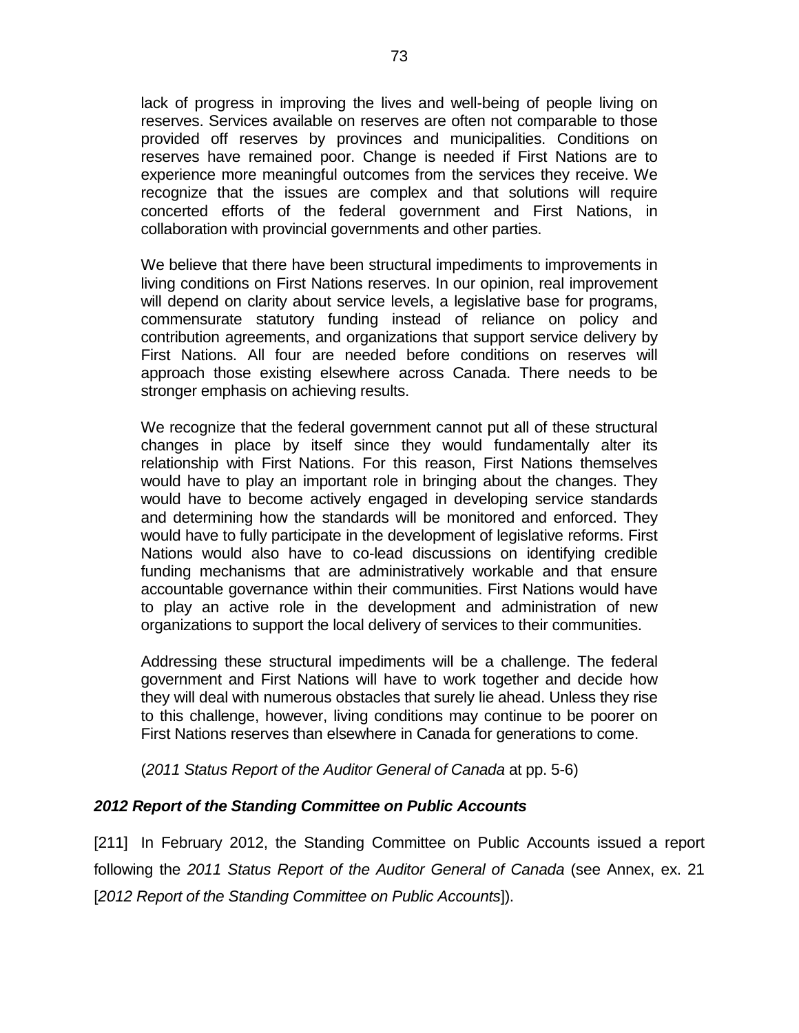lack of progress in improving the lives and well-being of people living on reserves. Services available on reserves are often not comparable to those provided off reserves by provinces and municipalities. Conditions on reserves have remained poor. Change is needed if First Nations are to experience more meaningful outcomes from the services they receive. We recognize that the issues are complex and that solutions will require concerted efforts of the federal government and First Nations, in collaboration with provincial governments and other parties.

We believe that there have been structural impediments to improvements in living conditions on First Nations reserves. In our opinion, real improvement will depend on clarity about service levels, a legislative base for programs, commensurate statutory funding instead of reliance on policy and contribution agreements, and organizations that support service delivery by First Nations. All four are needed before conditions on reserves will approach those existing elsewhere across Canada. There needs to be stronger emphasis on achieving results.

We recognize that the federal government cannot put all of these structural changes in place by itself since they would fundamentally alter its relationship with First Nations. For this reason, First Nations themselves would have to play an important role in bringing about the changes. They would have to become actively engaged in developing service standards and determining how the standards will be monitored and enforced. They would have to fully participate in the development of legislative reforms. First Nations would also have to co-lead discussions on identifying credible funding mechanisms that are administratively workable and that ensure accountable governance within their communities. First Nations would have to play an active role in the development and administration of new organizations to support the local delivery of services to their communities.

Addressing these structural impediments will be a challenge. The federal government and First Nations will have to work together and decide how they will deal with numerous obstacles that surely lie ahead. Unless they rise to this challenge, however, living conditions may continue to be poorer on First Nations reserves than elsewhere in Canada for generations to come.

(*2011 Status Report of the Auditor General of Canada* at pp. 5-6)

### *2012 Report of the Standing Committee on Public Accounts*

[211] In February 2012, the Standing Committee on Public Accounts issued a report following the *2011 Status Report of the Auditor General of Canada* (see Annex, ex. 21 [*2012 Report of the Standing Committee on Public Accounts*]).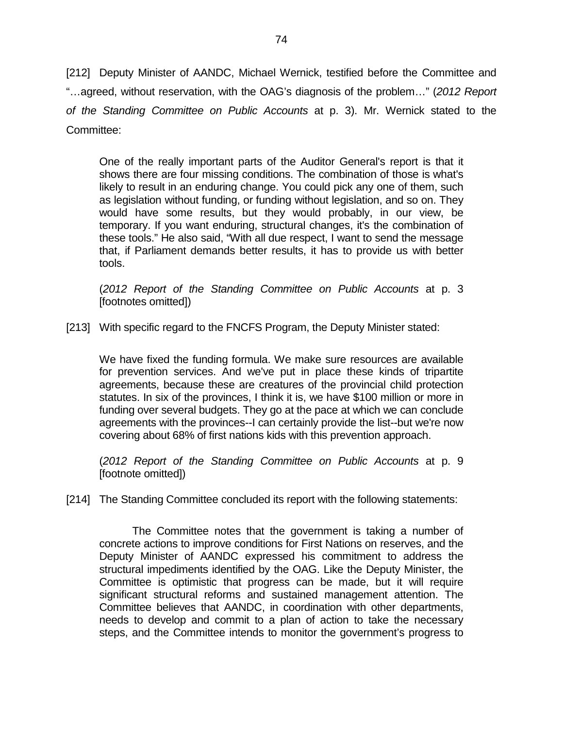[212] Deputy Minister of AANDC, Michael Wernick, testified before the Committee and "…agreed, without reservation, with the OAG's diagnosis of the problem…" (*2012 Report of the Standing Committee on Public Accounts* at p. 3). Mr. Wernick stated to the Committee:

> One of the really important parts of the Auditor General's report is that it shows there are four missing conditions. The combination of those is what's likely to result in an enduring change. You could pick any one of them, such as legislation without funding, or funding without legislation, and so on. They would have some results, but they would probably, in our view, be temporary. If you want enduring, structural changes, it's the combination of these tools." He also said, "With all due respect, I want to send the message that, if Parliament demands better results, it has to provide us with better tools.
>
> (*2012 Report of the Standing Committee on Public Accounts* at p. 3 [footnotes omitted])

[213] With specific regard to the FNCFS Program, the Deputy Minister stated:

> We have fixed the funding formula. We make sure resources are available for prevention services. And we've put in place these kinds of tripartite agreements, because these are creatures of the provincial child protection statutes. In six of the provinces, I think it is, we have $100 million or more in funding over several budgets. They go at the pace at which we can conclude agreements with the provinces--I can certainly provide the list--but we're now covering about 68% of first nations kids with this prevention approach.
>
> (*2012 Report of the Standing Committee on Public Accounts* at p. 9 [footnote omitted])

[214] The Standing Committee concluded its report with the following statements:

> The Committee notes that the government is taking a number of concrete actions to improve conditions for First Nations on reserves, and the Deputy Minister of AANDC expressed his commitment to address the structural impediments identified by the OAG. Like the Deputy Minister, the Committee is optimistic that progress can be made, but it will require significant structural reforms and sustained management attention. The Committee believes that AANDC, in coordination with other departments, needs to develop and commit to a plan of action to take the necessary steps, and the Committee intends to monitor the government's progress to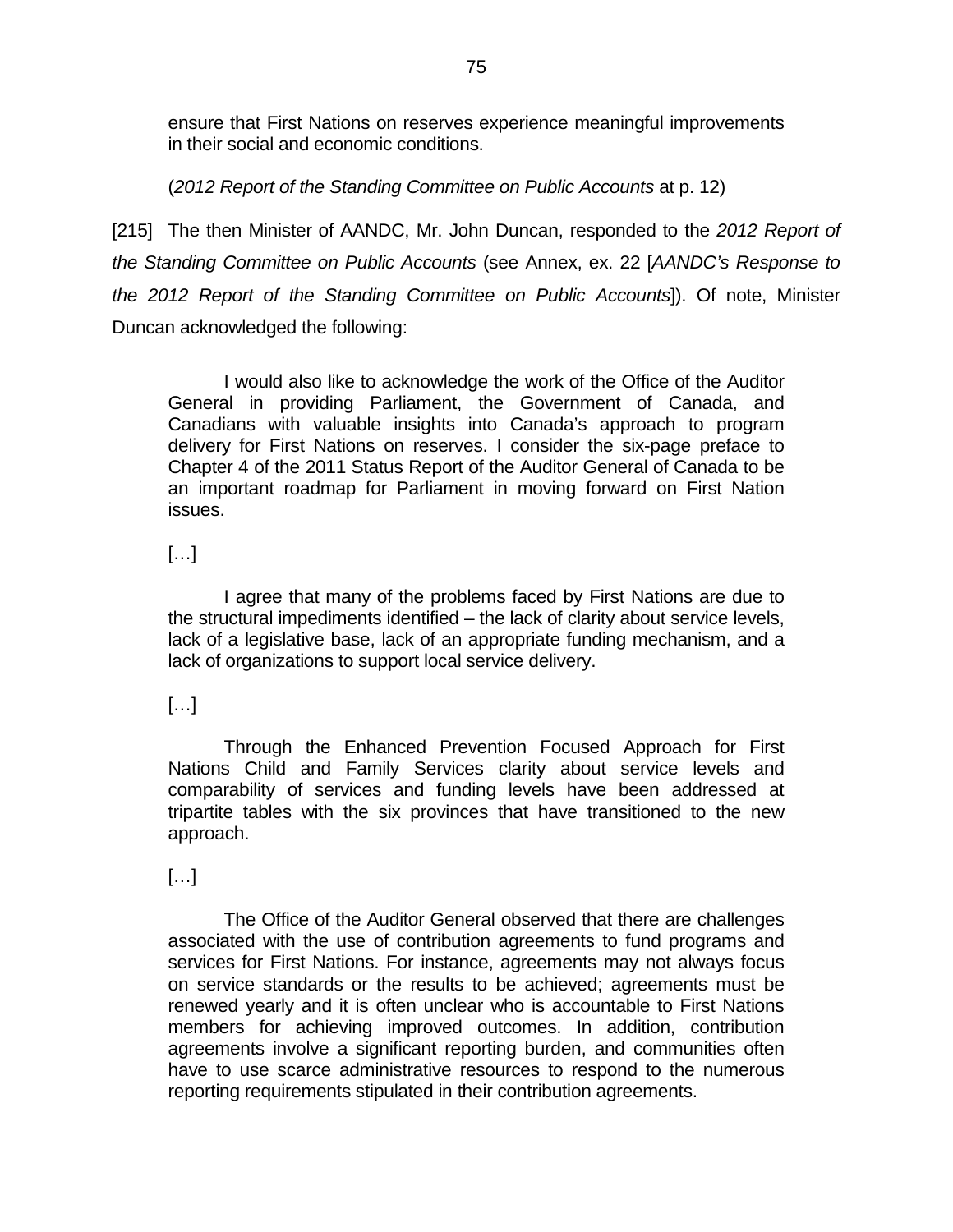> ensure that First Nations on reserves experience meaningful improvements in their social and economic conditions.
>
> (*2012 Report of the Standing Committee on Public Accounts* at p. 12)

[215] The then Minister of AANDC, Mr. John Duncan, responded to the *2012 Report of the Standing Committee on Public Accounts* (see Annex, ex. 22 [*AANDC's Response to the 2012 Report of the Standing Committee on Public Accounts*]). Of note, Minister Duncan acknowledged the following:

> I would also like to acknowledge the work of the Office of the Auditor General in providing Parliament, the Government of Canada, and Canadians with valuable insights into Canada's approach to program delivery for First Nations on reserves. I consider the six-page preface to Chapter 4 of the 2011 Status Report of the Auditor General of Canada to be an important roadmap for Parliament in moving forward on First Nation issues.
>
> […]
>
> I agree that many of the problems faced by First Nations are due to the structural impediments identified – the lack of clarity about service levels, lack of a legislative base, lack of an appropriate funding mechanism, and a lack of organizations to support local service delivery.
>
> […]
>
> Through the Enhanced Prevention Focused Approach for First Nations Child and Family Services clarity about service levels and comparability of services and funding levels have been addressed at tripartite tables with the six provinces that have transitioned to the new approach.
>
> […]
>
> The Office of the Auditor General observed that there are challenges associated with the use of contribution agreements to fund programs and services for First Nations. For instance, agreements may not always focus on service standards or the results to be achieved; agreements must be renewed yearly and it is often unclear who is accountable to First Nations members for achieving improved outcomes. In addition, contribution agreements involve a significant reporting burden, and communities often have to use scarce administrative resources to respond to the numerous reporting requirements stipulated in their contribution agreements.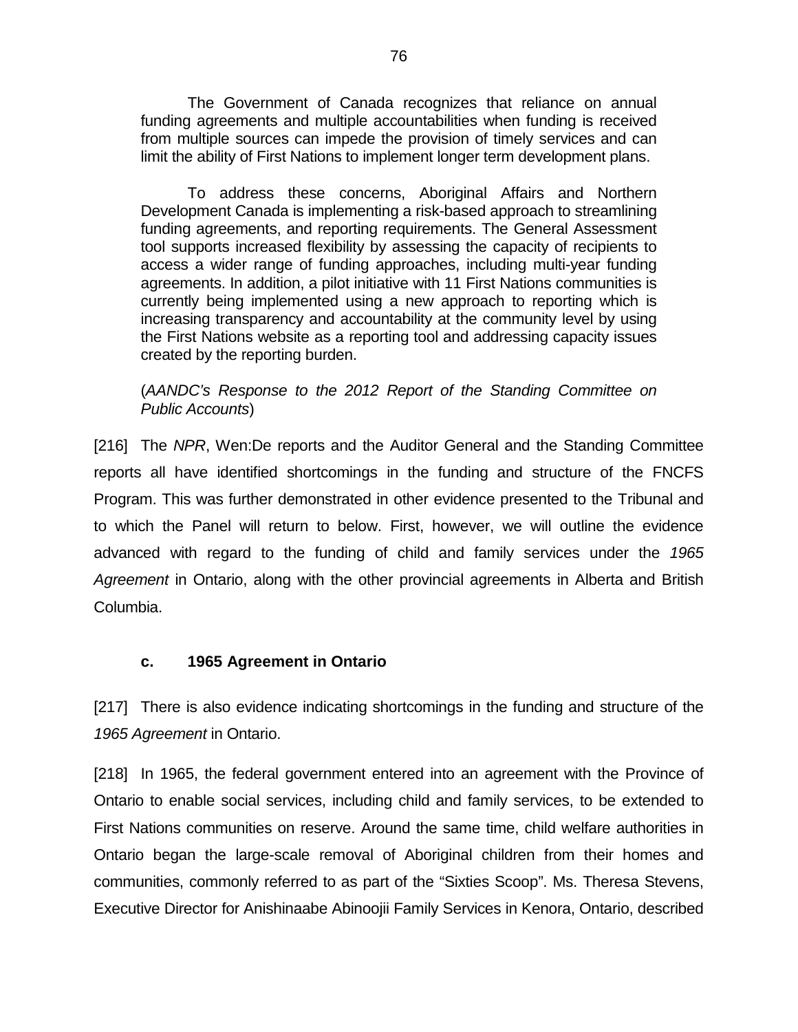> The Government of Canada recognizes that reliance on annual funding agreements and multiple accountabilities when funding is received from multiple sources can impede the provision of timely services and can limit the ability of First Nations to implement longer term development plans.
>
> To address these concerns, Aboriginal Affairs and Northern Development Canada is implementing a risk-based approach to streamlining funding agreements, and reporting requirements. The General Assessment tool supports increased flexibility by assessing the capacity of recipients to access a wider range of funding approaches, including multi-year funding agreements. In addition, a pilot initiative with 11 First Nations communities is currently being implemented using a new approach to reporting which is increasing transparency and accountability at the community level by using the First Nations website as a reporting tool and addressing capacity issues created by the reporting burden.
>
> (*AANDC's Response to the 2012 Report of the Standing Committee on Public Accounts*)

[216] The *NPR*, Wen:De reports and the Auditor General and the Standing Committee reports all have identified shortcomings in the funding and structure of the FNCFS Program. This was further demonstrated in other evidence presented to the Tribunal and to which the Panel will return to below. First, however, we will outline the evidence advanced with regard to the funding of child and family services under the *1965 Agreement* in Ontario, along with the other provincial agreements in Alberta and British Columbia.

#### c. 1965 Agreement in Ontario

[217] There is also evidence indicating shortcomings in the funding and structure of the *1965 Agreement* in Ontario.

[218] In 1965, the federal government entered into an agreement with the Province of Ontario to enable social services, including child and family services, to be extended to First Nations communities on reserve. Around the same time, child welfare authorities in Ontario began the large-scale removal of Aboriginal children from their homes and communities, commonly referred to as part of the "Sixties Scoop". Ms. Theresa Stevens, Executive Director for Anishinaabe Abinoojii Family Services in Kenora, Ontario, described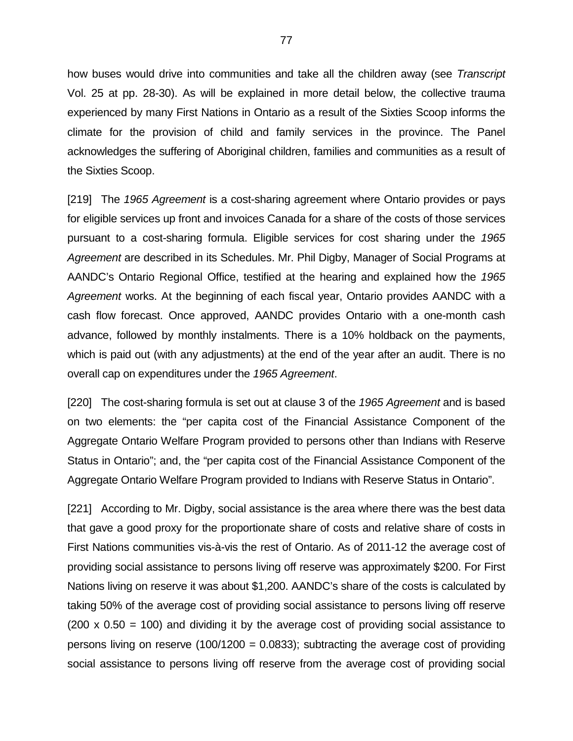how buses would drive into communities and take all the children away (see *Transcript* Vol. 25 at pp. 28-30). As will be explained in more detail below, the collective trauma experienced by many First Nations in Ontario as a result of the Sixties Scoop informs the climate for the provision of child and family services in the province. The Panel acknowledges the suffering of Aboriginal children, families and communities as a result of the Sixties Scoop.

[219] The *1965 Agreement* is a cost-sharing agreement where Ontario provides or pays for eligible services up front and invoices Canada for a share of the costs of those services pursuant to a cost-sharing formula. Eligible services for cost sharing under the *1965 Agreement* are described in its Schedules. Mr. Phil Digby, Manager of Social Programs at AANDC's Ontario Regional Office, testified at the hearing and explained how the *1965 Agreement* works. At the beginning of each fiscal year, Ontario provides AANDC with a cash flow forecast. Once approved, AANDC provides Ontario with a one-month cash advance, followed by monthly instalments. There is a 10% holdback on the payments, which is paid out (with any adjustments) at the end of the year after an audit. There is no overall cap on expenditures under the *1965 Agreement*.

[220] The cost-sharing formula is set out at clause 3 of the *1965 Agreement* and is based on two elements: the "per capita cost of the Financial Assistance Component of the Aggregate Ontario Welfare Program provided to persons other than Indians with Reserve Status in Ontario"; and, the "per capita cost of the Financial Assistance Component of the Aggregate Ontario Welfare Program provided to Indians with Reserve Status in Ontario".

[221] According to Mr. Digby, social assistance is the area where there was the best data that gave a good proxy for the proportionate share of costs and relative share of costs in First Nations communities vis-à-vis the rest of Ontario. As of 2011-12 the average cost of providing social assistance to persons living off reserve was approximately $200. For First Nations living on reserve it was about $1,200. AANDC's share of the costs is calculated by taking 50% of the average cost of providing social assistance to persons living off reserve (200 x 0.50 = 100) and dividing it by the average cost of providing social assistance to persons living on reserve (100/1200 = 0.0833); subtracting the average cost of providing social assistance to persons living off reserve from the average cost of providing social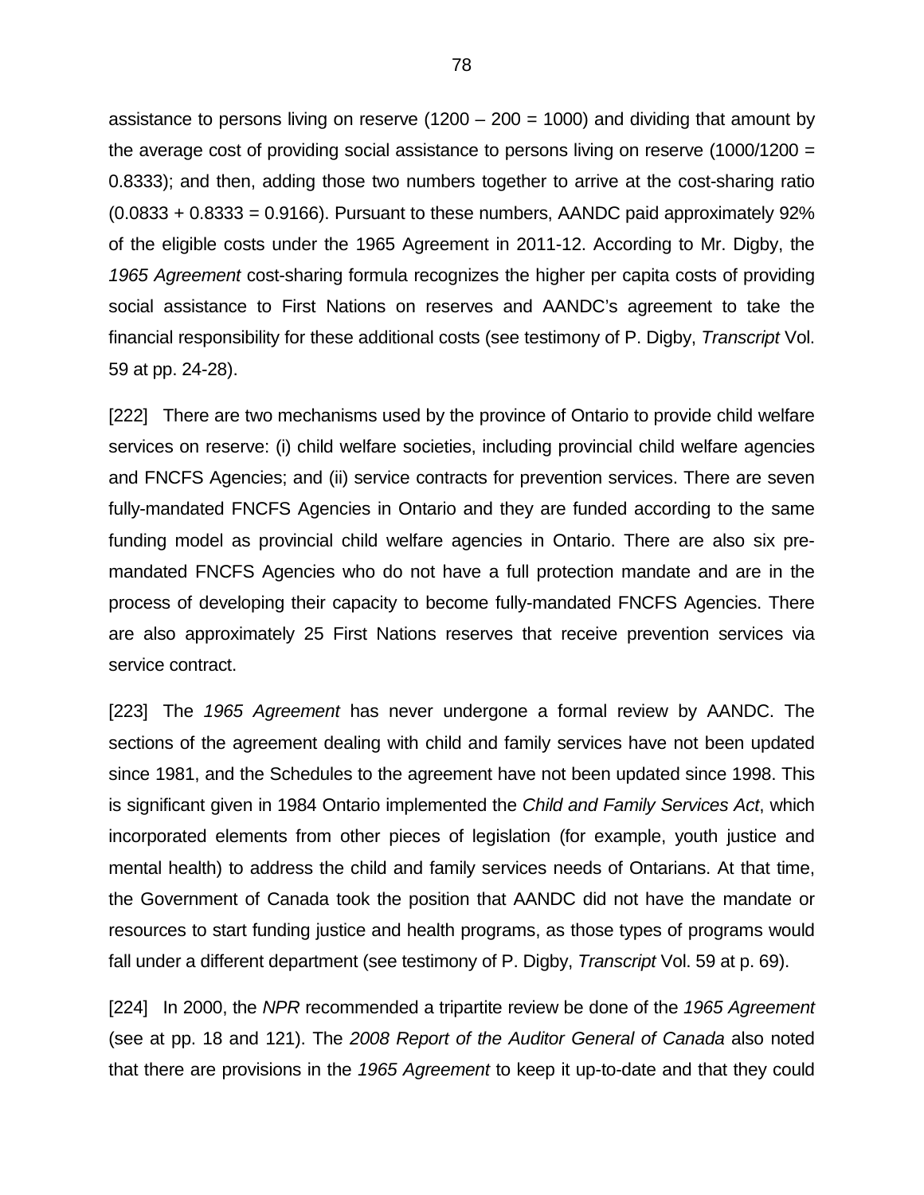assistance to persons living on reserve (1200 – 200 = 1000) and dividing that amount by the average cost of providing social assistance to persons living on reserve (1000/1200 = 0.8333); and then, adding those two numbers together to arrive at the cost-sharing ratio (0.0833 + 0.8333 = 0.9166). Pursuant to these numbers, AANDC paid approximately 92% of the eligible costs under the 1965 Agreement in 2011-12. According to Mr. Digby, the *1965 Agreement* cost-sharing formula recognizes the higher per capita costs of providing social assistance to First Nations on reserves and AANDC's agreement to take the financial responsibility for these additional costs (see testimony of P. Digby, *Transcript* Vol. 59 at pp. 24-28).

[222] There are two mechanisms used by the province of Ontario to provide child welfare services on reserve: (i) child welfare societies, including provincial child welfare agencies and FNCFS Agencies; and (ii) service contracts for prevention services. There are seven fully-mandated FNCFS Agencies in Ontario and they are funded according to the same funding model as provincial child welfare agencies in Ontario. There are also six pre-mandated FNCFS Agencies who do not have a full protection mandate and are in the process of developing their capacity to become fully-mandated FNCFS Agencies. There are also approximately 25 First Nations reserves that receive prevention services via service contract.

[223] The *1965 Agreement* has never undergone a formal review by AANDC. The sections of the agreement dealing with child and family services have not been updated since 1981, and the Schedules to the agreement have not been updated since 1998. This is significant given in 1984 Ontario implemented the *Child and Family Services Act*, which incorporated elements from other pieces of legislation (for example, youth justice and mental health) to address the child and family services needs of Ontarians. At that time, the Government of Canada took the position that AANDC did not have the mandate or resources to start funding justice and health programs, as those types of programs would fall under a different department (see testimony of P. Digby, *Transcript* Vol. 59 at p. 69).

[224] In 2000, the *NPR* recommended a tripartite review be done of the *1965 Agreement* (see at pp. 18 and 121). The *2008 Report of the Auditor General of Canada* also noted that there are provisions in the *1965 Agreement* to keep it up-to-date and that they could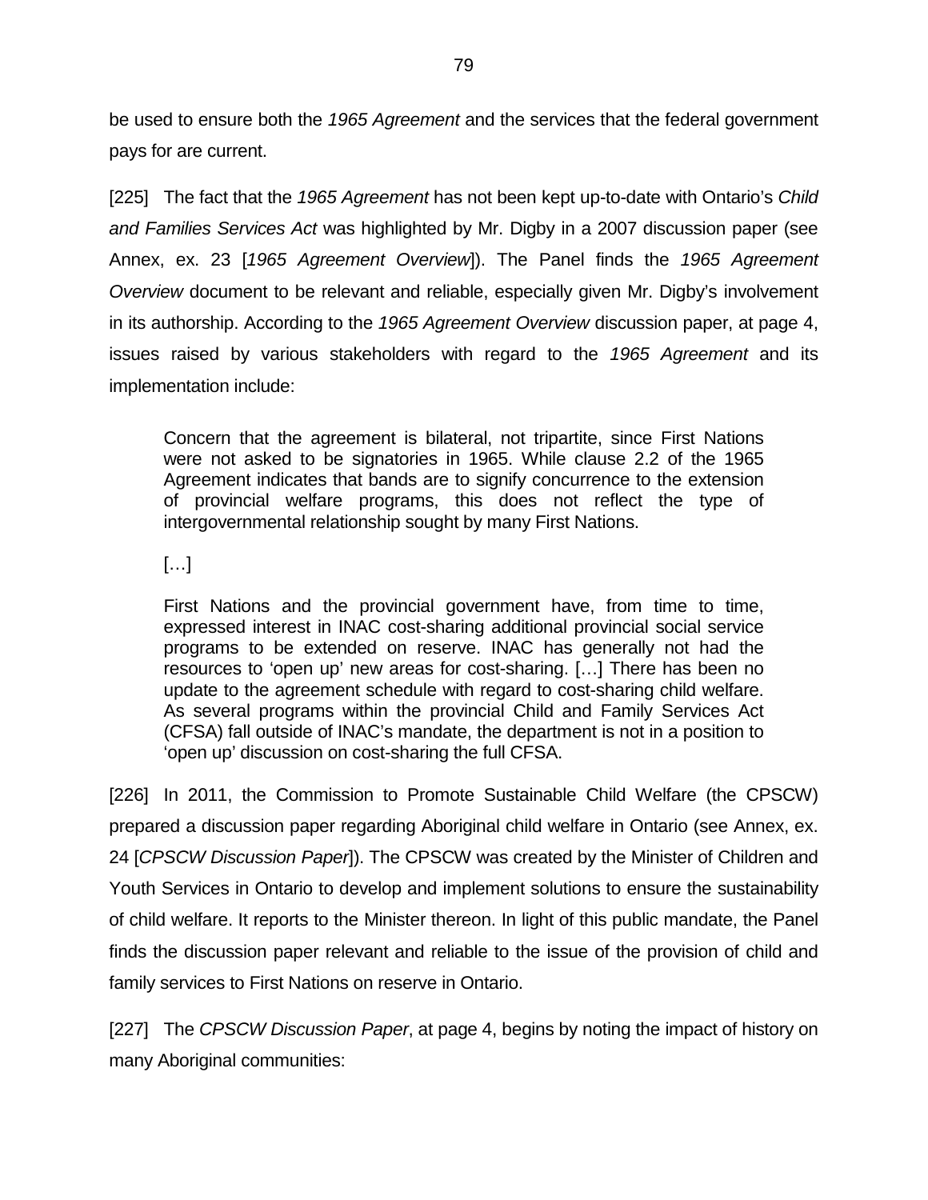be used to ensure both the *1965 Agreement* and the services that the federal government pays for are current.

[225] The fact that the *1965 Agreement* has not been kept up-to-date with Ontario's *Child and Families Services Act* was highlighted by Mr. Digby in a 2007 discussion paper (see Annex, ex. 23 [*1965 Agreement Overview*]). The Panel finds the *1965 Agreement Overview* document to be relevant and reliable, especially given Mr. Digby's involvement in its authorship. According to the *1965 Agreement Overview* discussion paper, at page 4, issues raised by various stakeholders with regard to the *1965 Agreement* and its implementation include:

> Concern that the agreement is bilateral, not tripartite, since First Nations were not asked to be signatories in 1965. While clause 2.2 of the 1965 Agreement indicates that bands are to signify concurrence to the extension of provincial welfare programs, this does not reflect the type of intergovernmental relationship sought by many First Nations.
>
> […]
>
> First Nations and the provincial government have, from time to time, expressed interest in INAC cost-sharing additional provincial social service programs to be extended on reserve. INAC has generally not had the resources to 'open up' new areas for cost-sharing. […] There has been no update to the agreement schedule with regard to cost-sharing child welfare. As several programs within the provincial Child and Family Services Act (CFSA) fall outside of INAC's mandate, the department is not in a position to 'open up' discussion on cost-sharing the full CFSA.

[226] In 2011, the Commission to Promote Sustainable Child Welfare (the CPSCW) prepared a discussion paper regarding Aboriginal child welfare in Ontario (see Annex, ex. 24 [*CPSCW Discussion Paper*]). The CPSCW was created by the Minister of Children and Youth Services in Ontario to develop and implement solutions to ensure the sustainability of child welfare. It reports to the Minister thereon. In light of this public mandate, the Panel finds the discussion paper relevant and reliable to the issue of the provision of child and family services to First Nations on reserve in Ontario.

[227] The *CPSCW Discussion Paper*, at page 4, begins by noting the impact of history on many Aboriginal communities: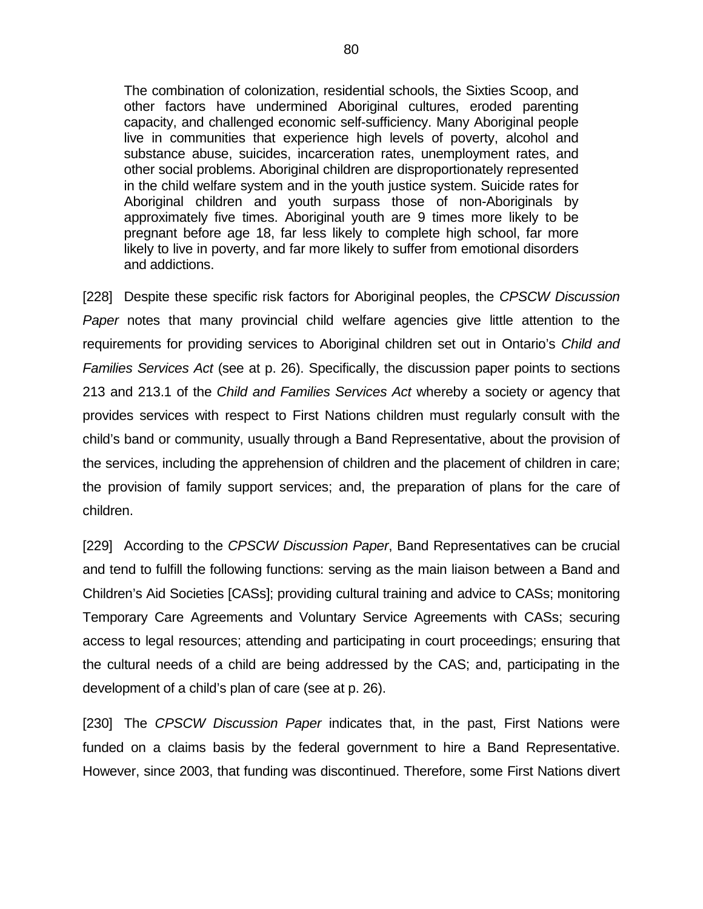> The combination of colonization, residential schools, the Sixties Scoop, and other factors have undermined Aboriginal cultures, eroded parenting capacity, and challenged economic self-sufficiency. Many Aboriginal people live in communities that experience high levels of poverty, alcohol and substance abuse, suicides, incarceration rates, unemployment rates, and other social problems. Aboriginal children are disproportionately represented in the child welfare system and in the youth justice system. Suicide rates for Aboriginal children and youth surpass those of non-Aboriginals by approximately five times. Aboriginal youth are 9 times more likely to be pregnant before age 18, far less likely to complete high school, far more likely to live in poverty, and far more likely to suffer from emotional disorders and addictions.

[228] Despite these specific risk factors for Aboriginal peoples, the *CPSCW Discussion Paper* notes that many provincial child welfare agencies give little attention to the requirements for providing services to Aboriginal children set out in Ontario's *Child and Families Services Act* (see at p. 26). Specifically, the discussion paper points to sections 213 and 213.1 of the *Child and Families Services Act* whereby a society or agency that provides services with respect to First Nations children must regularly consult with the child's band or community, usually through a Band Representative, about the provision of the services, including the apprehension of children and the placement of children in care; the provision of family support services; and, the preparation of plans for the care of children.

[229] According to the *CPSCW Discussion Paper*, Band Representatives can be crucial and tend to fulfill the following functions: serving as the main liaison between a Band and Children's Aid Societies [CASs]; providing cultural training and advice to CASs; monitoring Temporary Care Agreements and Voluntary Service Agreements with CASs; securing access to legal resources; attending and participating in court proceedings; ensuring that the cultural needs of a child are being addressed by the CAS; and, participating in the development of a child's plan of care (see at p. 26).

[230] The *CPSCW Discussion Paper* indicates that, in the past, First Nations were funded on a claims basis by the federal government to hire a Band Representative. However, since 2003, that funding was discontinued. Therefore, some First Nations divert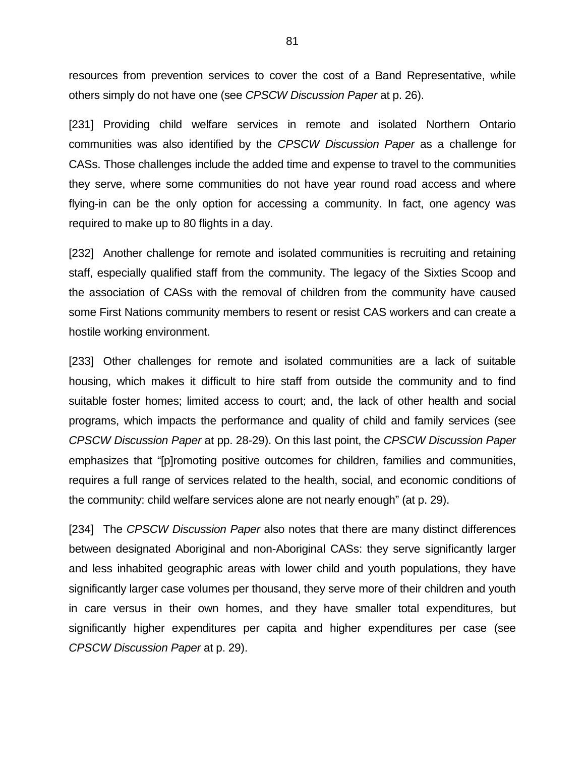resources from prevention services to cover the cost of a Band Representative, while others simply do not have one (see *CPSCW Discussion Paper* at p. 26).

[231] Providing child welfare services in remote and isolated Northern Ontario communities was also identified by the *CPSCW Discussion Paper* as a challenge for CASs. Those challenges include the added time and expense to travel to the communities they serve, where some communities do not have year round road access and where flying-in can be the only option for accessing a community. In fact, one agency was required to make up to 80 flights in a day.

[232] Another challenge for remote and isolated communities is recruiting and retaining staff, especially qualified staff from the community. The legacy of the Sixties Scoop and the association of CASs with the removal of children from the community have caused some First Nations community members to resent or resist CAS workers and can create a hostile working environment.

[233] Other challenges for remote and isolated communities are a lack of suitable housing, which makes it difficult to hire staff from outside the community and to find suitable foster homes; limited access to court; and, the lack of other health and social programs, which impacts the performance and quality of child and family services (see *CPSCW Discussion Paper* at pp. 28-29). On this last point, the *CPSCW Discussion Paper* emphasizes that "[p]romoting positive outcomes for children, families and communities, requires a full range of services related to the health, social, and economic conditions of the community: child welfare services alone are not nearly enough" (at p. 29).

[234] The *CPSCW Discussion Paper* also notes that there are many distinct differences between designated Aboriginal and non-Aboriginal CASs: they serve significantly larger and less inhabited geographic areas with lower child and youth populations, they have significantly larger case volumes per thousand, they serve more of their children and youth in care versus in their own homes, and they have smaller total expenditures, but significantly higher expenditures per capita and higher expenditures per case (see *CPSCW Discussion Paper* at p. 29).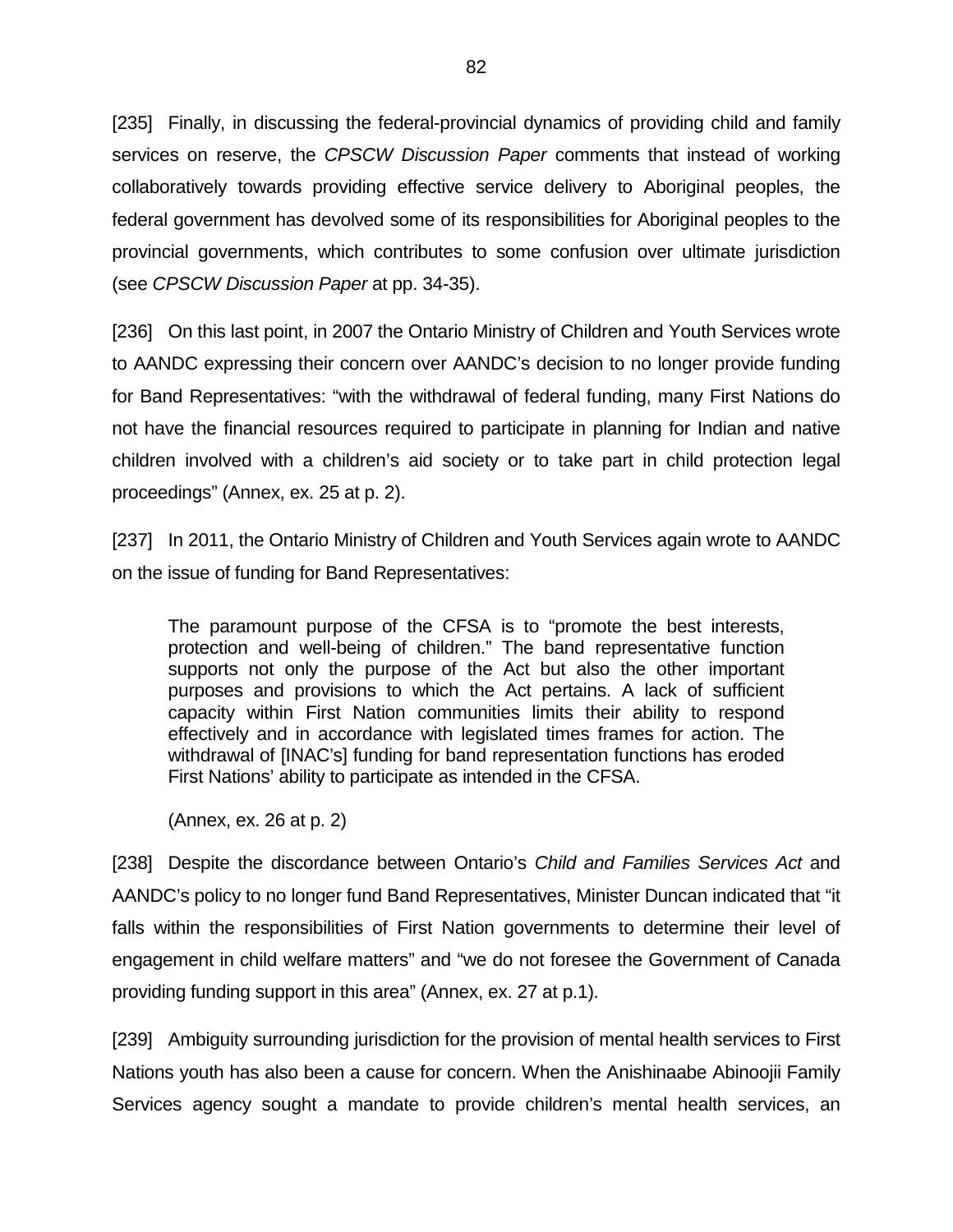[235] Finally, in discussing the federal-provincial dynamics of providing child and family services on reserve, the *CPSCW Discussion Paper* comments that instead of working collaboratively towards providing effective service delivery to Aboriginal peoples, the federal government has devolved some of its responsibilities for Aboriginal peoples to the provincial governments, which contributes to some confusion over ultimate jurisdiction (see *CPSCW Discussion Paper* at pp. 34-35).

[236] On this last point, in 2007 the Ontario Ministry of Children and Youth Services wrote to AANDC expressing their concern over AANDC's decision to no longer provide funding for Band Representatives: "with the withdrawal of federal funding, many First Nations do not have the financial resources required to participate in planning for Indian and native children involved with a children's aid society or to take part in child protection legal proceedings" (Annex, ex. 25 at p. 2).

[237] In 2011, the Ontario Ministry of Children and Youth Services again wrote to AANDC on the issue of funding for Band Representatives:

> The paramount purpose of the CFSA is to "promote the best interests, protection and well-being of children." The band representative function supports not only the purpose of the Act but also the other important purposes and provisions to which the Act pertains. A lack of sufficient capacity within First Nation communities limits their ability to respond effectively and in accordance with legislated times frames for action. The withdrawal of [INAC's] funding for band representation functions has eroded First Nations' ability to participate as intended in the CFSA.
>
> (Annex, ex. 26 at p. 2)

[238] Despite the discordance between Ontario's *Child and Families Services Act* and AANDC's policy to no longer fund Band Representatives, Minister Duncan indicated that "it falls within the responsibilities of First Nation governments to determine their level of engagement in child welfare matters" and "we do not foresee the Government of Canada providing funding support in this area" (Annex, ex. 27 at p.1).

[239] Ambiguity surrounding jurisdiction for the provision of mental health services to First Nations youth has also been a cause for concern. When the Anishinaabe Abinoojii Family Services agency sought a mandate to provide children's mental health services, an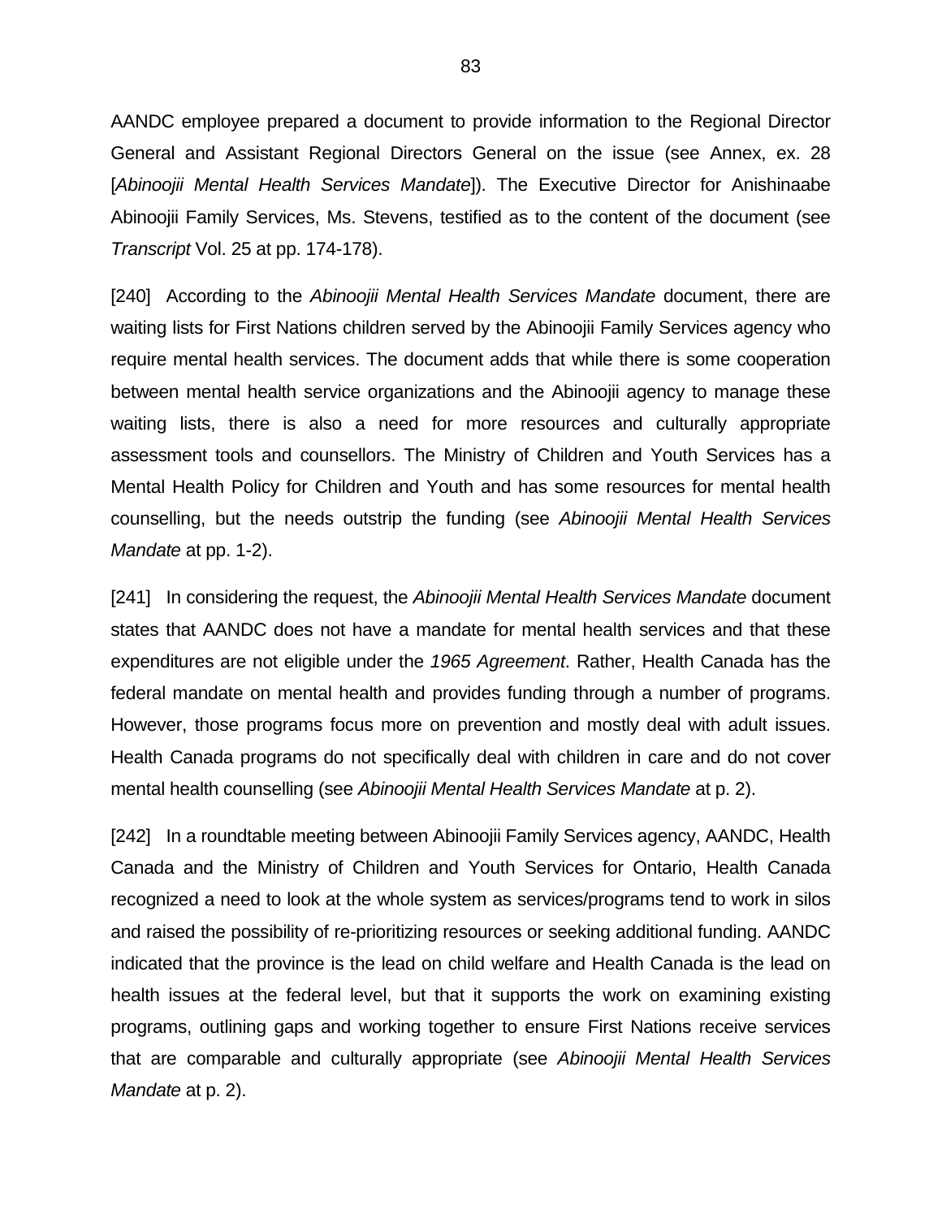AANDC employee prepared a document to provide information to the Regional Director General and Assistant Regional Directors General on the issue (see Annex, ex. 28 [*Abinoojii Mental Health Services Mandate*]). The Executive Director for Anishinaabe Abinoojii Family Services, Ms. Stevens, testified as to the content of the document (see *Transcript* Vol. 25 at pp. 174-178).

[240] According to the *Abinoojii Mental Health Services Mandate* document, there are waiting lists for First Nations children served by the Abinoojii Family Services agency who require mental health services. The document adds that while there is some cooperation between mental health service organizations and the Abinoojii agency to manage these waiting lists, there is also a need for more resources and culturally appropriate assessment tools and counsellors. The Ministry of Children and Youth Services has a Mental Health Policy for Children and Youth and has some resources for mental health counselling, but the needs outstrip the funding (see *Abinoojii Mental Health Services Mandate* at pp. 1-2).

[241] In considering the request, the *Abinoojii Mental Health Services Mandate* document states that AANDC does not have a mandate for mental health services and that these expenditures are not eligible under the *1965 Agreement*. Rather, Health Canada has the federal mandate on mental health and provides funding through a number of programs. However, those programs focus more on prevention and mostly deal with adult issues. Health Canada programs do not specifically deal with children in care and do not cover mental health counselling (see *Abinoojii Mental Health Services Mandate* at p. 2).

[242] In a roundtable meeting between Abinoojii Family Services agency, AANDC, Health Canada and the Ministry of Children and Youth Services for Ontario, Health Canada recognized a need to look at the whole system as services/programs tend to work in silos and raised the possibility of re-prioritizing resources or seeking additional funding. AANDC indicated that the province is the lead on child welfare and Health Canada is the lead on health issues at the federal level, but that it supports the work on examining existing programs, outlining gaps and working together to ensure First Nations receive services that are comparable and culturally appropriate (see *Abinoojii Mental Health Services Mandate* at p. 2).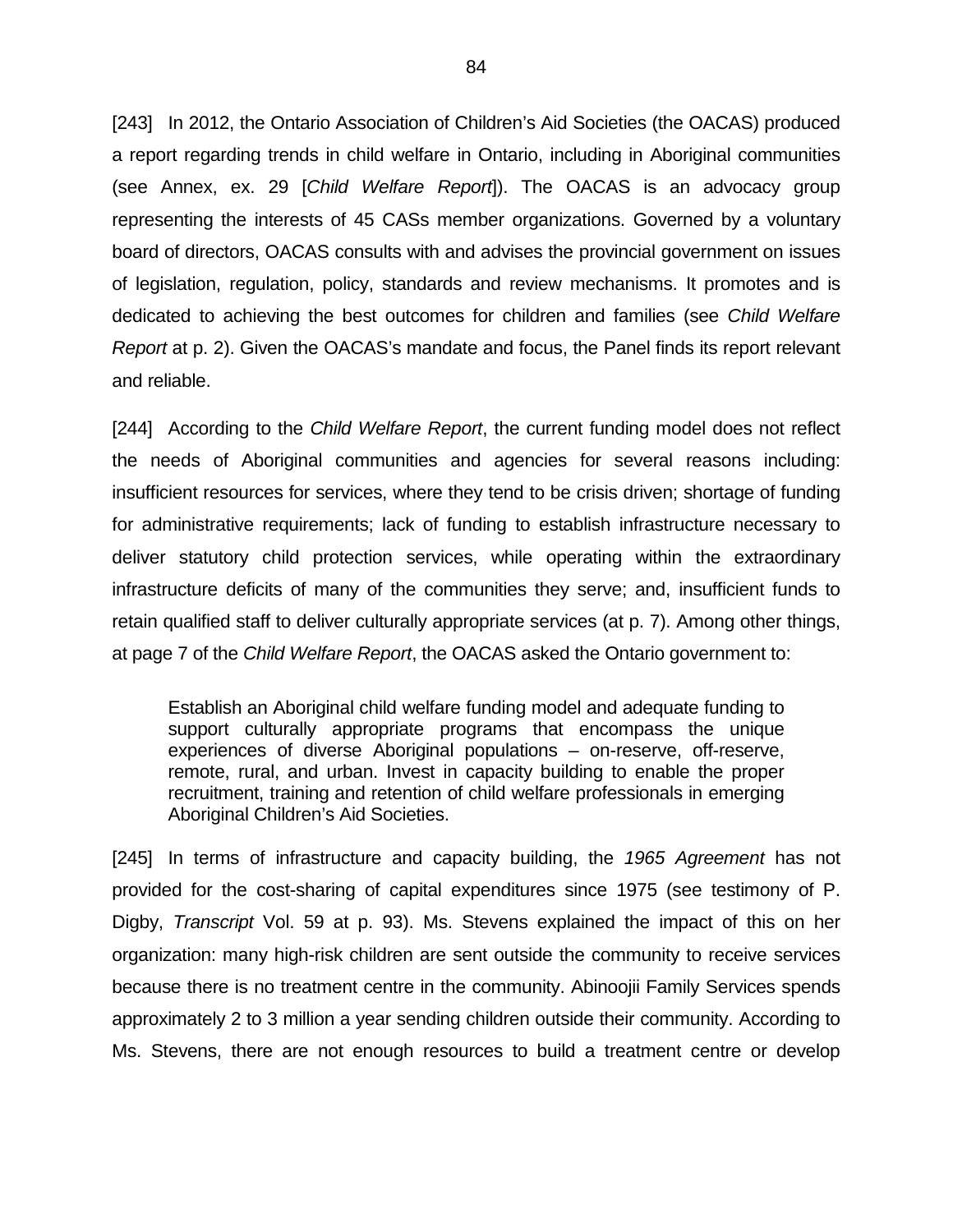[243] In 2012, the Ontario Association of Children's Aid Societies (the OACAS) produced a report regarding trends in child welfare in Ontario, including in Aboriginal communities (see Annex, ex. 29 [*Child Welfare Report*]). The OACAS is an advocacy group representing the interests of 45 CASs member organizations. Governed by a voluntary board of directors, OACAS consults with and advises the provincial government on issues of legislation, regulation, policy, standards and review mechanisms. It promotes and is dedicated to achieving the best outcomes for children and families (see *Child Welfare Report* at p. 2). Given the OACAS's mandate and focus, the Panel finds its report relevant and reliable.

[244] According to the *Child Welfare Report*, the current funding model does not reflect the needs of Aboriginal communities and agencies for several reasons including: insufficient resources for services, where they tend to be crisis driven; shortage of funding for administrative requirements; lack of funding to establish infrastructure necessary to deliver statutory child protection services, while operating within the extraordinary infrastructure deficits of many of the communities they serve; and, insufficient funds to retain qualified staff to deliver culturally appropriate services (at p. 7). Among other things, at page 7 of the *Child Welfare Report*, the OACAS asked the Ontario government to:

> Establish an Aboriginal child welfare funding model and adequate funding to support culturally appropriate programs that encompass the unique experiences of diverse Aboriginal populations – on-reserve, off-reserve, remote, rural, and urban. Invest in capacity building to enable the proper recruitment, training and retention of child welfare professionals in emerging Aboriginal Children's Aid Societies.

[245] In terms of infrastructure and capacity building, the *1965 Agreement* has not provided for the cost-sharing of capital expenditures since 1975 (see testimony of P. Digby, *Transcript* Vol. 59 at p. 93). Ms. Stevens explained the impact of this on her organization: many high-risk children are sent outside the community to receive services because there is no treatment centre in the community. Abinoojii Family Services spends approximately 2 to 3 million a year sending children outside their community. According to Ms. Stevens, there are not enough resources to build a treatment centre or develop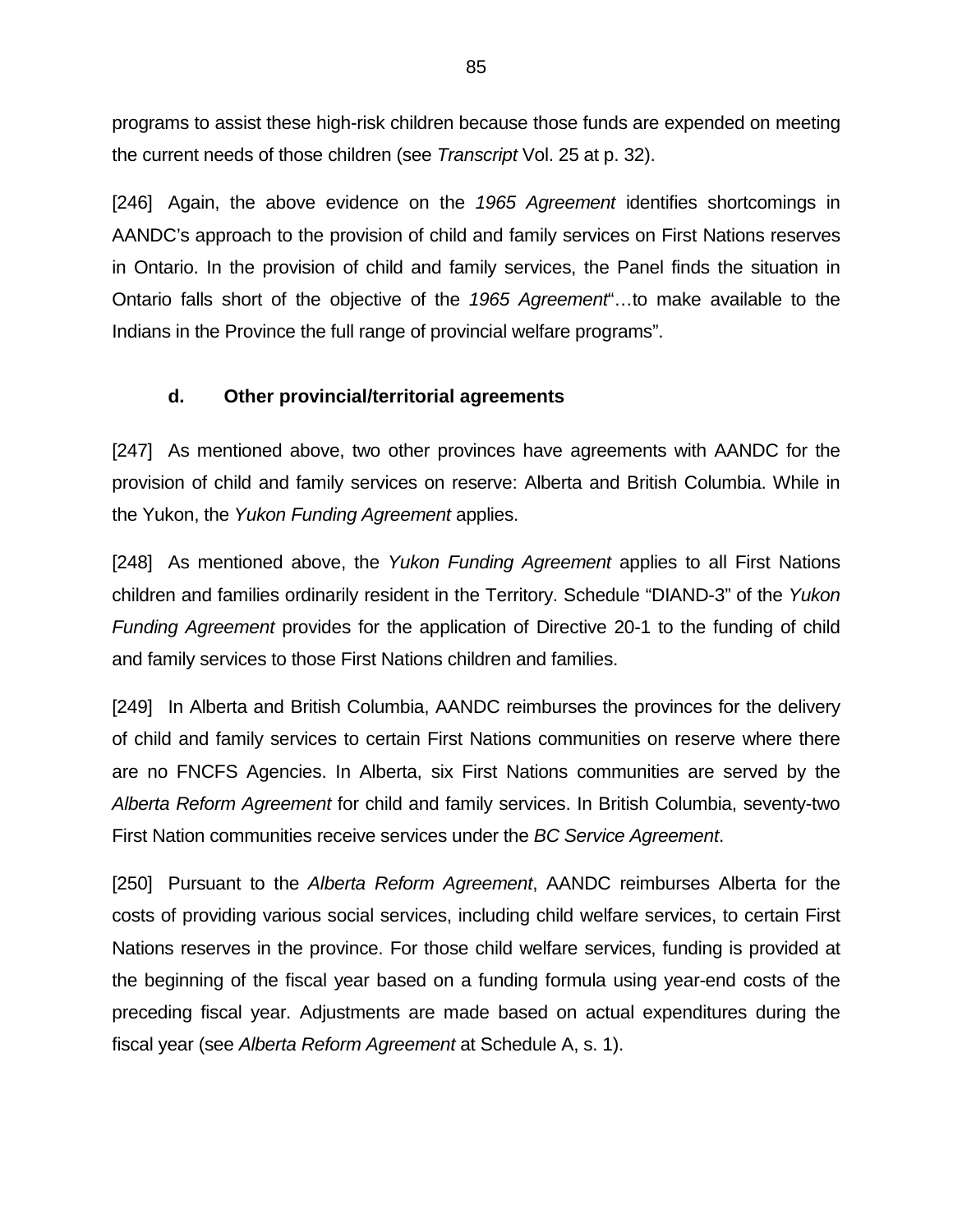programs to assist these high-risk children because those funds are expended on meeting the current needs of those children (see *Transcript* Vol. 25 at p. 32).

[246] Again, the above evidence on the *1965 Agreement* identifies shortcomings in AANDC's approach to the provision of child and family services on First Nations reserves in Ontario. In the provision of child and family services, the Panel finds the situation in Ontario falls short of the objective of the *1965 Agreement*"…to make available to the Indians in the Province the full range of provincial welfare programs".

### d. Other provincial/territorial agreements

[247] As mentioned above, two other provinces have agreements with AANDC for the provision of child and family services on reserve: Alberta and British Columbia. While in the Yukon, the *Yukon Funding Agreement* applies.

[248] As mentioned above, the *Yukon Funding Agreement* applies to all First Nations children and families ordinarily resident in the Territory. Schedule "DIAND-3" of the *Yukon Funding Agreement* provides for the application of Directive 20-1 to the funding of child and family services to those First Nations children and families.

[249] In Alberta and British Columbia, AANDC reimburses the provinces for the delivery of child and family services to certain First Nations communities on reserve where there are no FNCFS Agencies. In Alberta, six First Nations communities are served by the *Alberta Reform Agreement* for child and family services. In British Columbia, seventy-two First Nation communities receive services under the *BC Service Agreement*.

[250] Pursuant to the *Alberta Reform Agreement*, AANDC reimburses Alberta for the costs of providing various social services, including child welfare services, to certain First Nations reserves in the province. For those child welfare services, funding is provided at the beginning of the fiscal year based on a funding formula using year-end costs of the preceding fiscal year. Adjustments are made based on actual expenditures during the fiscal year (see *Alberta Reform Agreement* at Schedule A, s. 1).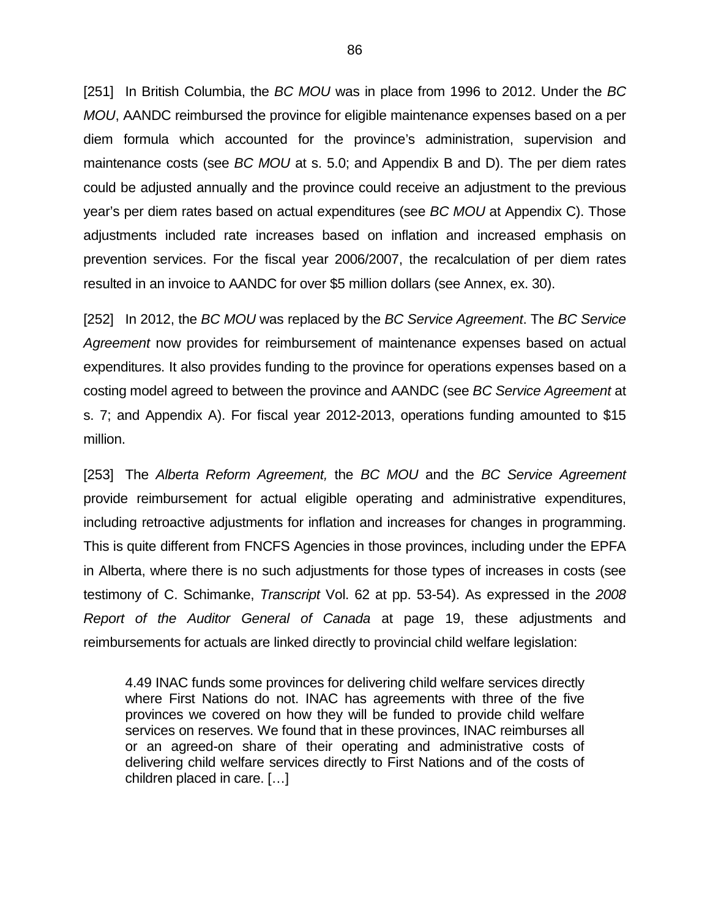[251] In British Columbia, the *BC MOU* was in place from 1996 to 2012. Under the *BC MOU*, AANDC reimbursed the province for eligible maintenance expenses based on a per diem formula which accounted for the province's administration, supervision and maintenance costs (see *BC MOU* at s. 5.0; and Appendix B and D). The per diem rates could be adjusted annually and the province could receive an adjustment to the previous year's per diem rates based on actual expenditures (see *BC MOU* at Appendix C). Those adjustments included rate increases based on inflation and increased emphasis on prevention services. For the fiscal year 2006/2007, the recalculation of per diem rates resulted in an invoice to AANDC for over $5 million dollars (see Annex, ex. 30).

[252] In 2012, the *BC MOU* was replaced by the *BC Service Agreement*. The *BC Service Agreement* now provides for reimbursement of maintenance expenses based on actual expenditures. It also provides funding to the province for operations expenses based on a costing model agreed to between the province and AANDC (see *BC Service Agreement* at s. 7; and Appendix A). For fiscal year 2012-2013, operations funding amounted to $15 million.

[253] The *Alberta Reform Agreement,* the *BC MOU* and the *BC Service Agreement* provide reimbursement for actual eligible operating and administrative expenditures, including retroactive adjustments for inflation and increases for changes in programming. This is quite different from FNCFS Agencies in those provinces, including under the EPFA in Alberta, where there is no such adjustments for those types of increases in costs (see testimony of C. Schimanke, *Transcript* Vol. 62 at pp. 53-54). As expressed in the *2008 Report of the Auditor General of Canada* at page 19, these adjustments and reimbursements for actuals are linked directly to provincial child welfare legislation:

> 4.49 INAC funds some provinces for delivering child welfare services directly where First Nations do not. INAC has agreements with three of the five provinces we covered on how they will be funded to provide child welfare services on reserves. We found that in these provinces, INAC reimburses all or an agreed-on share of their operating and administrative costs of delivering child welfare services directly to First Nations and of the costs of children placed in care. […]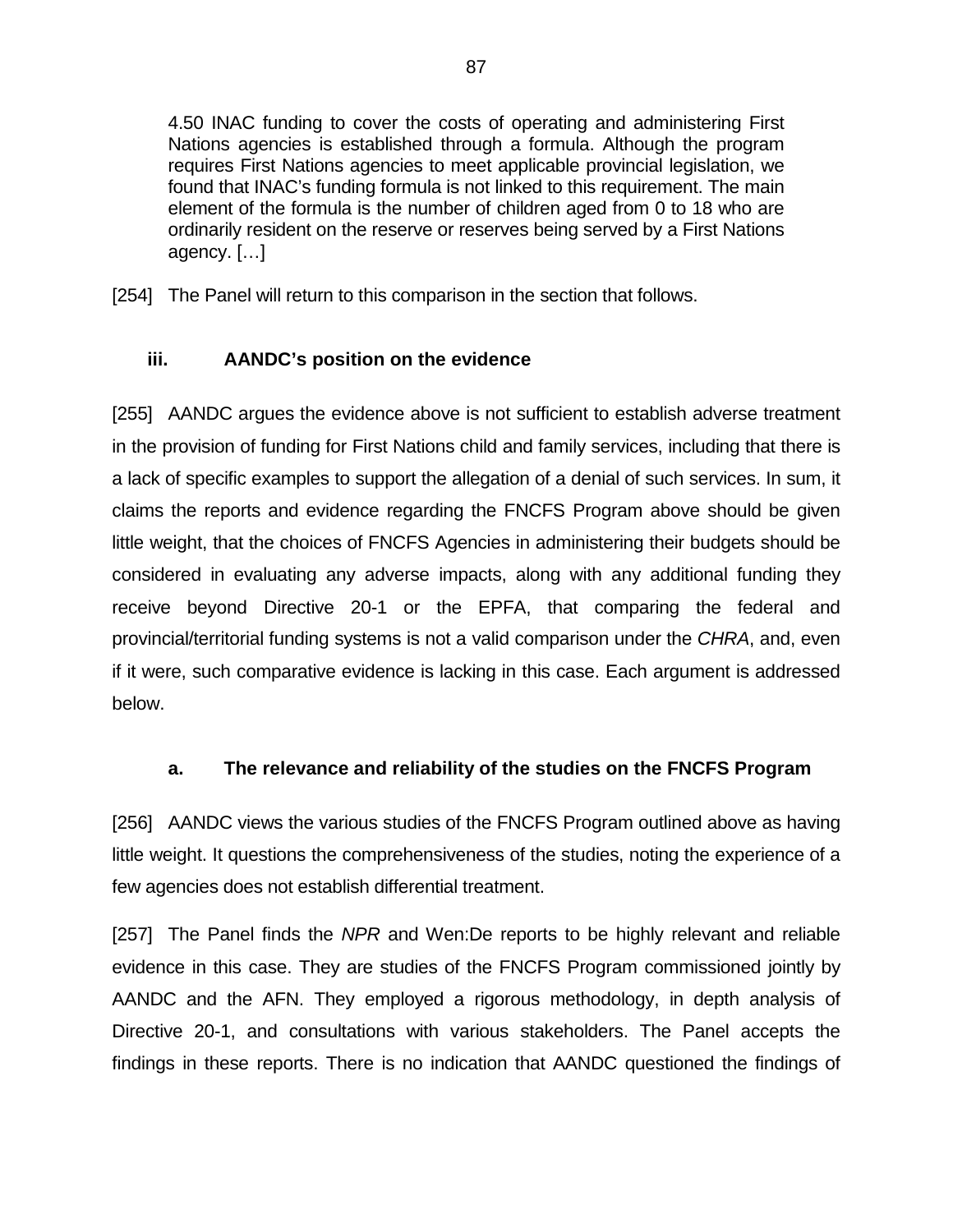> 4.50 INAC funding to cover the costs of operating and administering First Nations agencies is established through a formula. Although the program requires First Nations agencies to meet applicable provincial legislation, we found that INAC's funding formula is not linked to this requirement. The main element of the formula is the number of children aged from 0 to 18 who are ordinarily resident on the reserve or reserves being served by a First Nations agency. […]

[254] The Panel will return to this comparison in the section that follows.

### iii. AANDC's position on the evidence

[255] AANDC argues the evidence above is not sufficient to establish adverse treatment in the provision of funding for First Nations child and family services, including that there is a lack of specific examples to support the allegation of a denial of such services. In sum, it claims the reports and evidence regarding the FNCFS Program above should be given little weight, that the choices of FNCFS Agencies in administering their budgets should be considered in evaluating any adverse impacts, along with any additional funding they receive beyond Directive 20-1 or the EPFA, that comparing the federal and provincial/territorial funding systems is not a valid comparison under the *CHRA*, and, even if it were, such comparative evidence is lacking in this case. Each argument is addressed below.

#### a. The relevance and reliability of the studies on the FNCFS Program

[256] AANDC views the various studies of the FNCFS Program outlined above as having little weight. It questions the comprehensiveness of the studies, noting the experience of a few agencies does not establish differential treatment.

[257] The Panel finds the *NPR* and Wen:De reports to be highly relevant and reliable evidence in this case. They are studies of the FNCFS Program commissioned jointly by AANDC and the AFN. They employed a rigorous methodology, in depth analysis of Directive 20-1, and consultations with various stakeholders. The Panel accepts the findings in these reports. There is no indication that AANDC questioned the findings of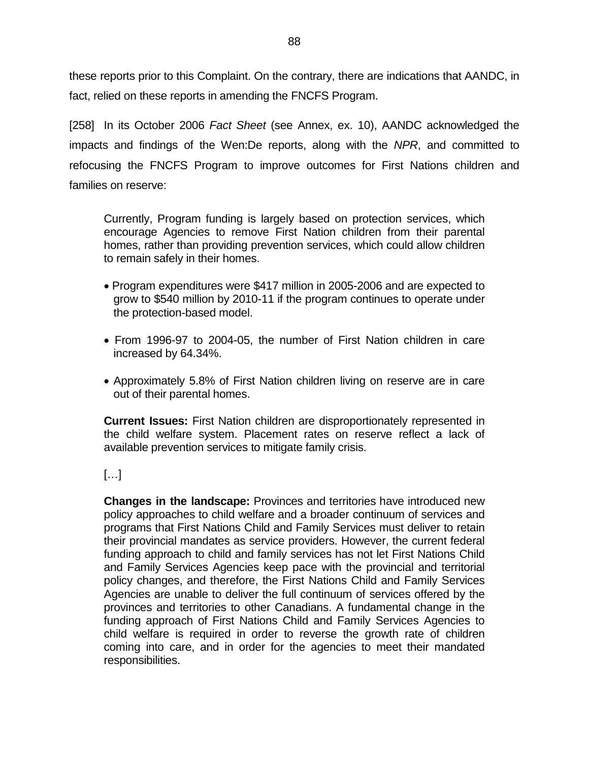these reports prior to this Complaint. On the contrary, there are indications that AANDC, in fact, relied on these reports in amending the FNCFS Program.

[258] In its October 2006 *Fact Sheet* (see Annex, ex. 10), AANDC acknowledged the impacts and findings of the Wen:De reports, along with the *NPR*, and committed to refocusing the FNCFS Program to improve outcomes for First Nations children and families on reserve:

> Currently, Program funding is largely based on protection services, which encourage Agencies to remove First Nation children from their parental homes, rather than providing prevention services, which could allow children to remain safely in their homes.
>
> - Program expenditures were $417 million in 2005-2006 and are expected to grow to $540 million by 2010-11 if the program continues to operate under the protection-based model.
> - From 1996-97 to 2004-05, the number of First Nation children in care increased by 64.34%.
> - Approximately 5.8% of First Nation children living on reserve are in care out of their parental homes.
>
> **Current Issues:** First Nation children are disproportionately represented in the child welfare system. Placement rates on reserve reflect a lack of available prevention services to mitigate family crisis.
>
> […]
>
> **Changes in the landscape:** Provinces and territories have introduced new policy approaches to child welfare and a broader continuum of services and programs that First Nations Child and Family Services must deliver to retain their provincial mandates as service providers. However, the current federal funding approach to child and family services has not let First Nations Child and Family Services Agencies keep pace with the provincial and territorial policy changes, and therefore, the First Nations Child and Family Services Agencies are unable to deliver the full continuum of services offered by the provinces and territories to other Canadians. A fundamental change in the funding approach of First Nations Child and Family Services Agencies to child welfare is required in order to reverse the growth rate of children coming into care, and in order for the agencies to meet their mandated responsibilities.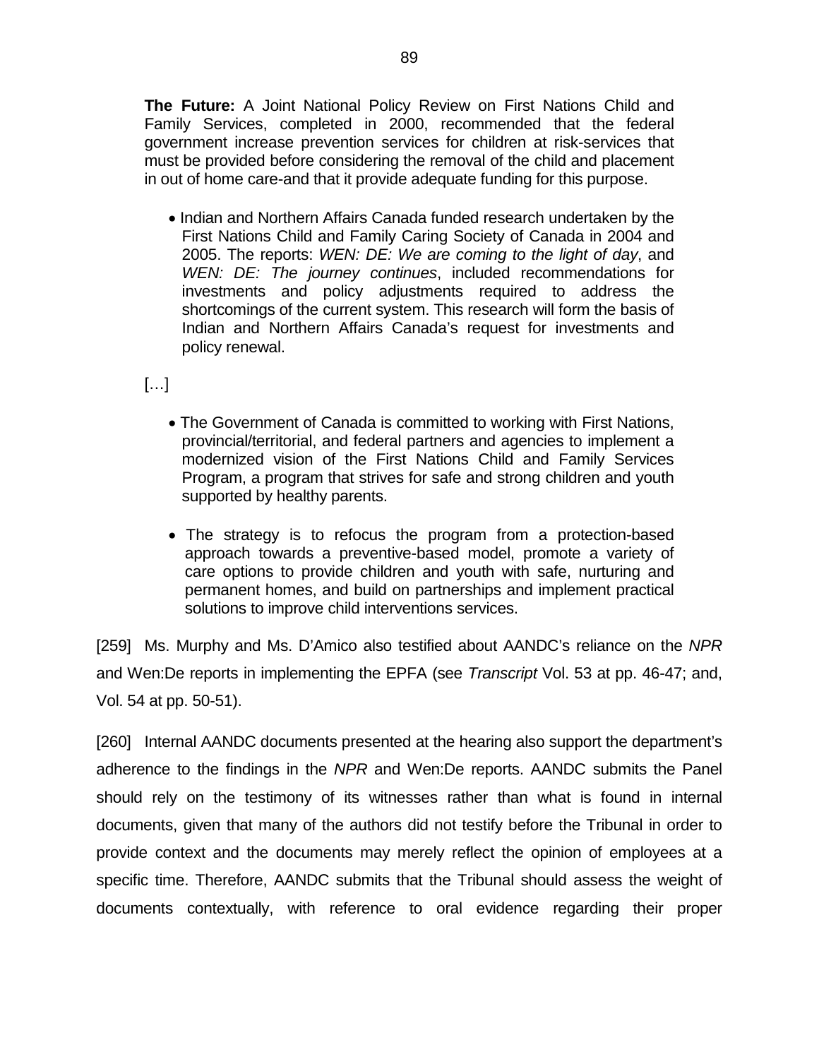**The Future:** A Joint National Policy Review on First Nations Child and Family Services, completed in 2000, recommended that the federal government increase prevention services for children at risk-services that must be provided before considering the removal of the child and placement in out of home care-and that it provide adequate funding for this purpose.

- Indian and Northern Affairs Canada funded research undertaken by the First Nations Child and Family Caring Society of Canada in 2004 and 2005. The reports: *WEN: DE: We are coming to the light of day*, and *WEN: DE: The journey continues*, included recommendations for investments and policy adjustments required to address the shortcomings of the current system. This research will form the basis of Indian and Northern Affairs Canada's request for investments and policy renewal.

[…]

- The Government of Canada is committed to working with First Nations, provincial/territorial, and federal partners and agencies to implement a modernized vision of the First Nations Child and Family Services Program, a program that strives for safe and strong children and youth supported by healthy parents.
- The strategy is to refocus the program from a protection-based approach towards a preventive-based model, promote a variety of care options to provide children and youth with safe, nurturing and permanent homes, and build on partnerships and implement practical solutions to improve child interventions services.

[259] Ms. Murphy and Ms. D'Amico also testified about AANDC's reliance on the *NPR* and Wen:De reports in implementing the EPFA (see *Transcript* Vol. 53 at pp. 46-47; and, Vol. 54 at pp. 50-51).

[260] Internal AANDC documents presented at the hearing also support the department's adherence to the findings in the *NPR* and Wen:De reports. AANDC submits the Panel should rely on the testimony of its witnesses rather than what is found in internal documents, given that many of the authors did not testify before the Tribunal in order to provide context and the documents may merely reflect the opinion of employees at a specific time. Therefore, AANDC submits that the Tribunal should assess the weight of documents contextually, with reference to oral evidence regarding their proper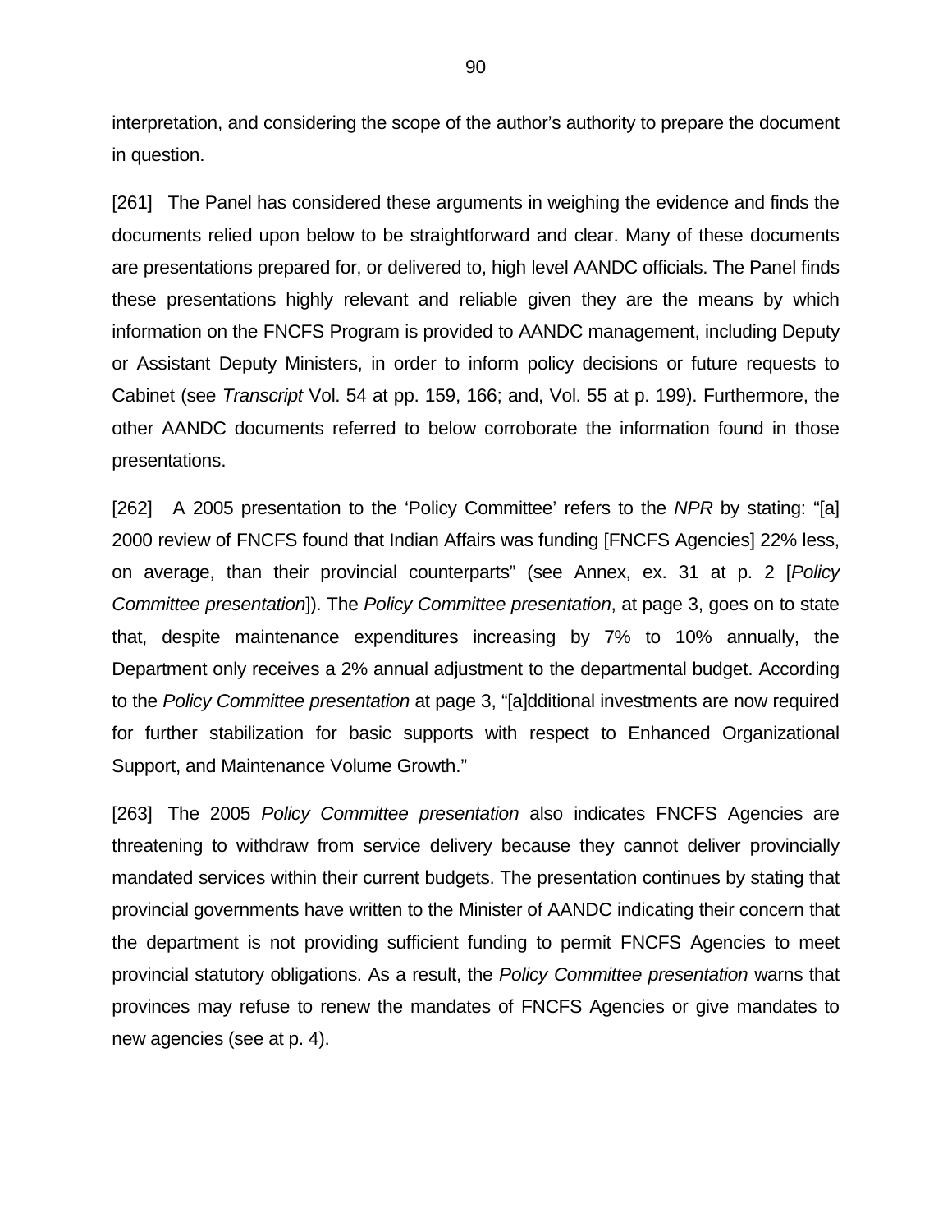interpretation, and considering the scope of the author's authority to prepare the document in question.

[261] The Panel has considered these arguments in weighing the evidence and finds the documents relied upon below to be straightforward and clear. Many of these documents are presentations prepared for, or delivered to, high level AANDC officials. The Panel finds these presentations highly relevant and reliable given they are the means by which information on the FNCFS Program is provided to AANDC management, including Deputy or Assistant Deputy Ministers, in order to inform policy decisions or future requests to Cabinet (see *Transcript* Vol. 54 at pp. 159, 166; and, Vol. 55 at p. 199). Furthermore, the other AANDC documents referred to below corroborate the information found in those presentations.

[262] A 2005 presentation to the 'Policy Committee' refers to the *NPR* by stating: "[a] 2000 review of FNCFS found that Indian Affairs was funding [FNCFS Agencies] 22% less, on average, than their provincial counterparts" (see Annex, ex. 31 at p. 2 [*Policy Committee presentation*]). The *Policy Committee presentation*, at page 3, goes on to state that, despite maintenance expenditures increasing by 7% to 10% annually, the Department only receives a 2% annual adjustment to the departmental budget. According to the *Policy Committee presentation* at page 3, "[a]dditional investments are now required for further stabilization for basic supports with respect to Enhanced Organizational Support, and Maintenance Volume Growth."

[263] The 2005 *Policy Committee presentation* also indicates FNCFS Agencies are threatening to withdraw from service delivery because they cannot deliver provincially mandated services within their current budgets. The presentation continues by stating that provincial governments have written to the Minister of AANDC indicating their concern that the department is not providing sufficient funding to permit FNCFS Agencies to meet provincial statutory obligations. As a result, the *Policy Committee presentation* warns that provinces may refuse to renew the mandates of FNCFS Agencies or give mandates to new agencies (see at p. 4).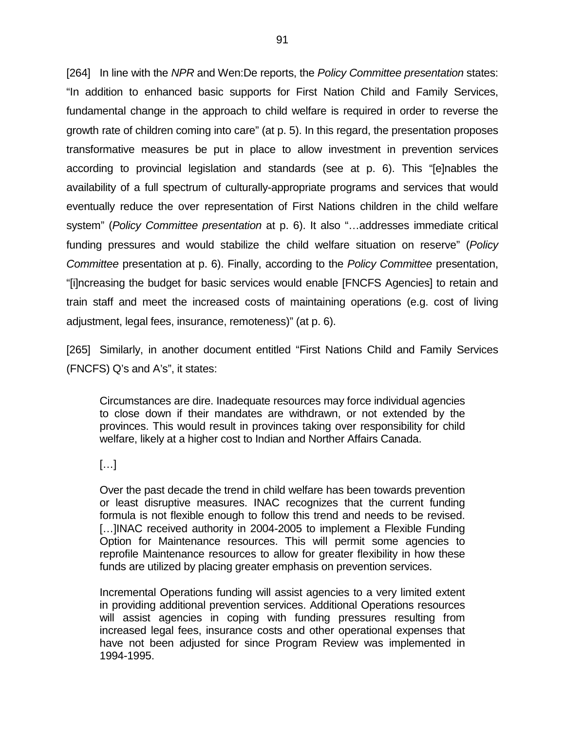[264] In line with the *NPR* and Wen:De reports, the *Policy Committee presentation* states: "In addition to enhanced basic supports for First Nation Child and Family Services, fundamental change in the approach to child welfare is required in order to reverse the growth rate of children coming into care" (at p. 5). In this regard, the presentation proposes transformative measures be put in place to allow investment in prevention services according to provincial legislation and standards (see at p. 6). This "[e]nables the availability of a full spectrum of culturally-appropriate programs and services that would eventually reduce the over representation of First Nations children in the child welfare system" (*Policy Committee presentation* at p. 6). It also "…addresses immediate critical funding pressures and would stabilize the child welfare situation on reserve" (*Policy Committee* presentation at p. 6). Finally, according to the *Policy Committee* presentation, "[i]ncreasing the budget for basic services would enable [FNCFS Agencies] to retain and train staff and meet the increased costs of maintaining operations (e.g. cost of living adjustment, legal fees, insurance, remoteness)" (at p. 6).

[265] Similarly, in another document entitled "First Nations Child and Family Services (FNCFS) Q's and A's", it states:

> Circumstances are dire. Inadequate resources may force individual agencies to close down if their mandates are withdrawn, or not extended by the provinces. This would result in provinces taking over responsibility for child welfare, likely at a higher cost to Indian and Norther Affairs Canada.
>
> […]
>
> Over the past decade the trend in child welfare has been towards prevention or least disruptive measures. INAC recognizes that the current funding formula is not flexible enough to follow this trend and needs to be revised. […]INAC received authority in 2004-2005 to implement a Flexible Funding Option for Maintenance resources. This will permit some agencies to reprofile Maintenance resources to allow for greater flexibility in how these funds are utilized by placing greater emphasis on prevention services.
>
> Incremental Operations funding will assist agencies to a very limited extent in providing additional prevention services. Additional Operations resources will assist agencies in coping with funding pressures resulting from increased legal fees, insurance costs and other operational expenses that have not been adjusted for since Program Review was implemented in 1994-1995.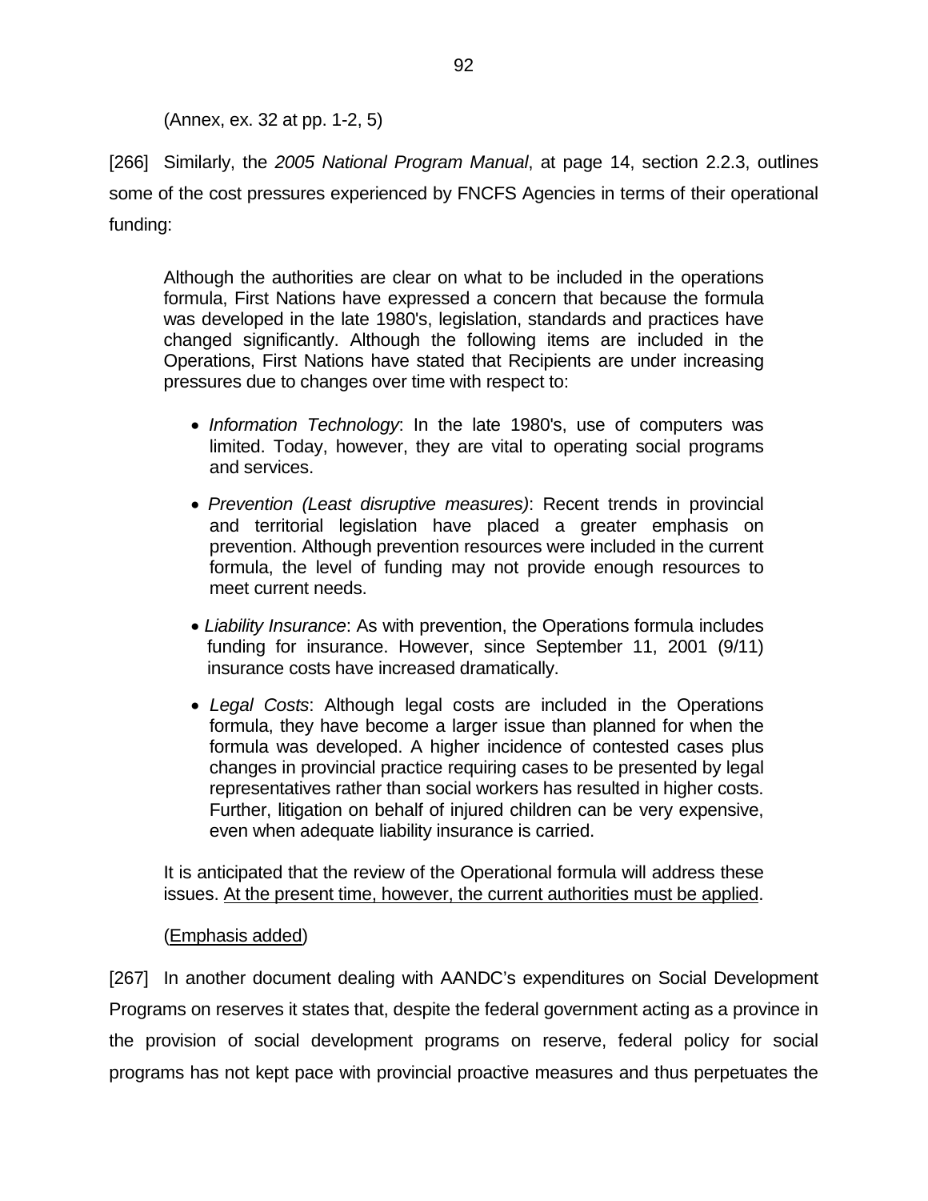(Annex, ex. 32 at pp. 1-2, 5)

[266] Similarly, the *2005 National Program Manual*, at page 14, section 2.2.3, outlines some of the cost pressures experienced by FNCFS Agencies in terms of their operational funding:

> Although the authorities are clear on what to be included in the operations formula, First Nations have expressed a concern that because the formula was developed in the late 1980's, legislation, standards and practices have changed significantly. Although the following items are included in the Operations, First Nations have stated that Recipients are under increasing pressures due to changes over time with respect to:
>
> - *Information Technology*: In the late 1980's, use of computers was limited. Today, however, they are vital to operating social programs and services.
> - *Prevention (Least disruptive measures)*: Recent trends in provincial and territorial legislation have placed a greater emphasis on prevention. Although prevention resources were included in the current formula, the level of funding may not provide enough resources to meet current needs.
> - *Liability Insurance*: As with prevention, the Operations formula includes funding for insurance. However, since September 11, 2001 (9/11) insurance costs have increased dramatically.
> - *Legal Costs*: Although legal costs are included in the Operations formula, they have become a larger issue than planned for when the formula was developed. A higher incidence of contested cases plus changes in provincial practice requiring cases to be presented by legal representatives rather than social workers has resulted in higher costs. Further, litigation on behalf of injured children can be very expensive, even when adequate liability insurance is carried.
>
> It is anticipated that the review of the Operational formula will address these issues. <u>At the present time, however, the current authorities must be applied</u>.
>
> (<u>Emphasis added</u>)

[267] In another document dealing with AANDC's expenditures on Social Development Programs on reserves it states that, despite the federal government acting as a province in the provision of social development programs on reserve, federal policy for social programs has not kept pace with provincial proactive measures and thus perpetuates the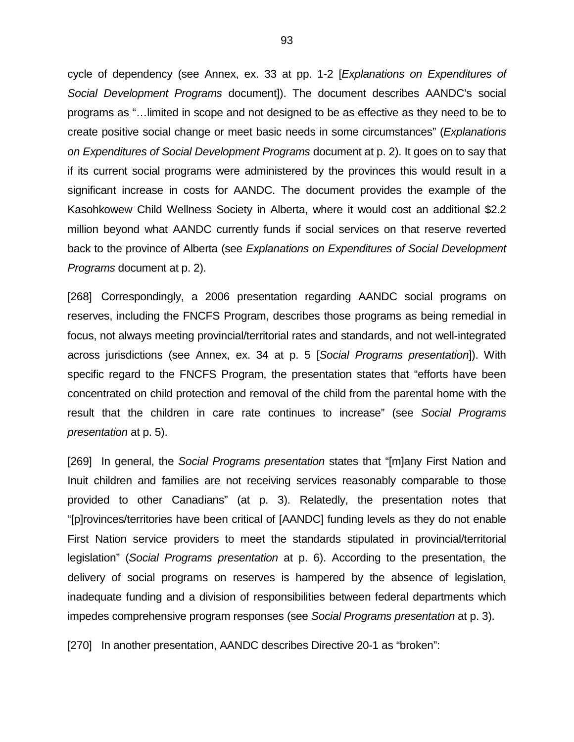cycle of dependency (see Annex, ex. 33 at pp. 1-2 [*Explanations on Expenditures of Social Development Programs* document]). The document describes AANDC's social programs as "…limited in scope and not designed to be as effective as they need to be to create positive social change or meet basic needs in some circumstances" (*Explanations on Expenditures of Social Development Programs* document at p. 2). It goes on to say that if its current social programs were administered by the provinces this would result in a significant increase in costs for AANDC. The document provides the example of the Kasohkowew Child Wellness Society in Alberta, where it would cost an additional $2.2 million beyond what AANDC currently funds if social services on that reserve reverted back to the province of Alberta (see *Explanations on Expenditures of Social Development Programs* document at p. 2).

[268] Correspondingly, a 2006 presentation regarding AANDC social programs on reserves, including the FNCFS Program, describes those programs as being remedial in focus, not always meeting provincial/territorial rates and standards, and not well-integrated across jurisdictions (see Annex, ex. 34 at p. 5 [*Social Programs presentation*]). With specific regard to the FNCFS Program, the presentation states that "efforts have been concentrated on child protection and removal of the child from the parental home with the result that the children in care rate continues to increase" (see *Social Programs presentation* at p. 5).

[269] In general, the *Social Programs presentation* states that "[m]any First Nation and Inuit children and families are not receiving services reasonably comparable to those provided to other Canadians" (at p. 3). Relatedly, the presentation notes that "[p]rovinces/territories have been critical of [AANDC] funding levels as they do not enable First Nation service providers to meet the standards stipulated in provincial/territorial legislation" (*Social Programs presentation* at p. 6). According to the presentation, the delivery of social programs on reserves is hampered by the absence of legislation, inadequate funding and a division of responsibilities between federal departments which impedes comprehensive program responses (see *Social Programs presentation* at p. 3).

[270] In another presentation, AANDC describes Directive 20-1 as "broken":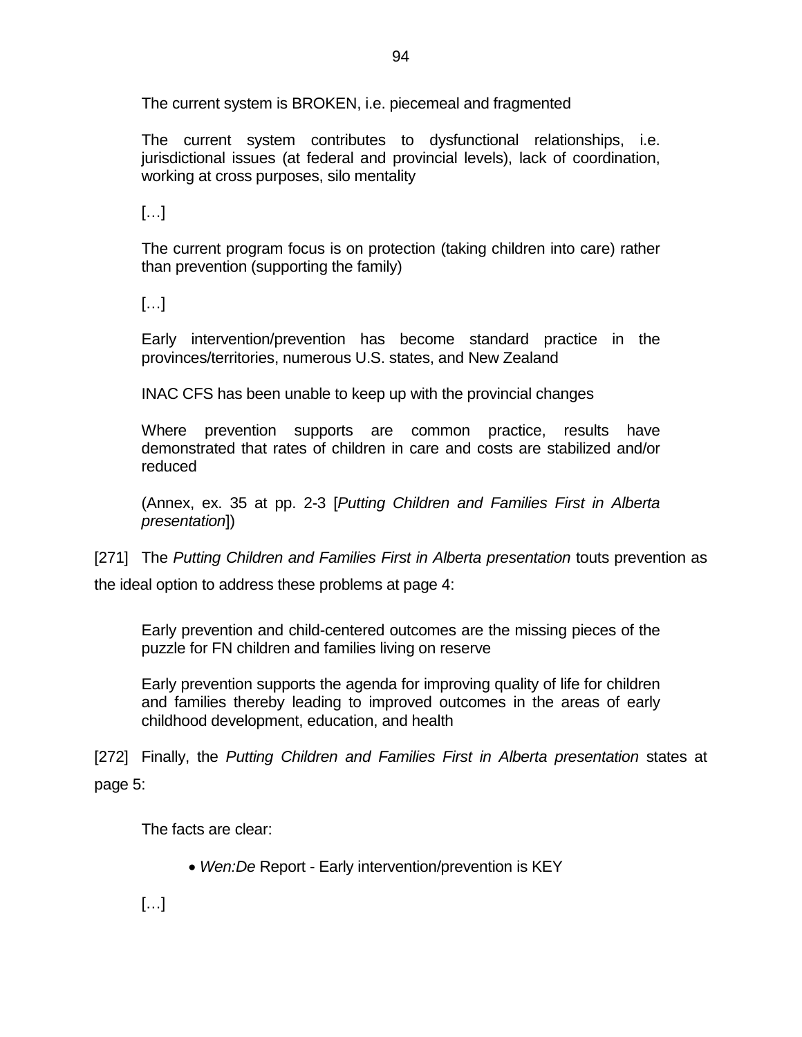> The current system is BROKEN, i.e. piecemeal and fragmented
>
> The current system contributes to dysfunctional relationships, i.e. jurisdictional issues (at federal and provincial levels), lack of coordination, working at cross purposes, silo mentality
>
> […]
>
> The current program focus is on protection (taking children into care) rather than prevention (supporting the family)
>
> […]
>
> Early intervention/prevention has become standard practice in the provinces/territories, numerous U.S. states, and New Zealand
>
> INAC CFS has been unable to keep up with the provincial changes
>
> Where prevention supports are common practice, results have demonstrated that rates of children in care and costs are stabilized and/or reduced
>
> (Annex, ex. 35 at pp. 2-3 [*Putting Children and Families First in Alberta presentation*])

[271] The *Putting Children and Families First in Alberta presentation* touts prevention as the ideal option to address these problems at page 4:

> Early prevention and child-centered outcomes are the missing pieces of the puzzle for FN children and families living on reserve
>
> Early prevention supports the agenda for improving quality of life for children and families thereby leading to improved outcomes in the areas of early childhood development, education, and health

[272] Finally, the *Putting Children and Families First in Alberta presentation* states at page 5:

> The facts are clear:
>
> - *Wen:De* Report - Early intervention/prevention is KEY
>
> […]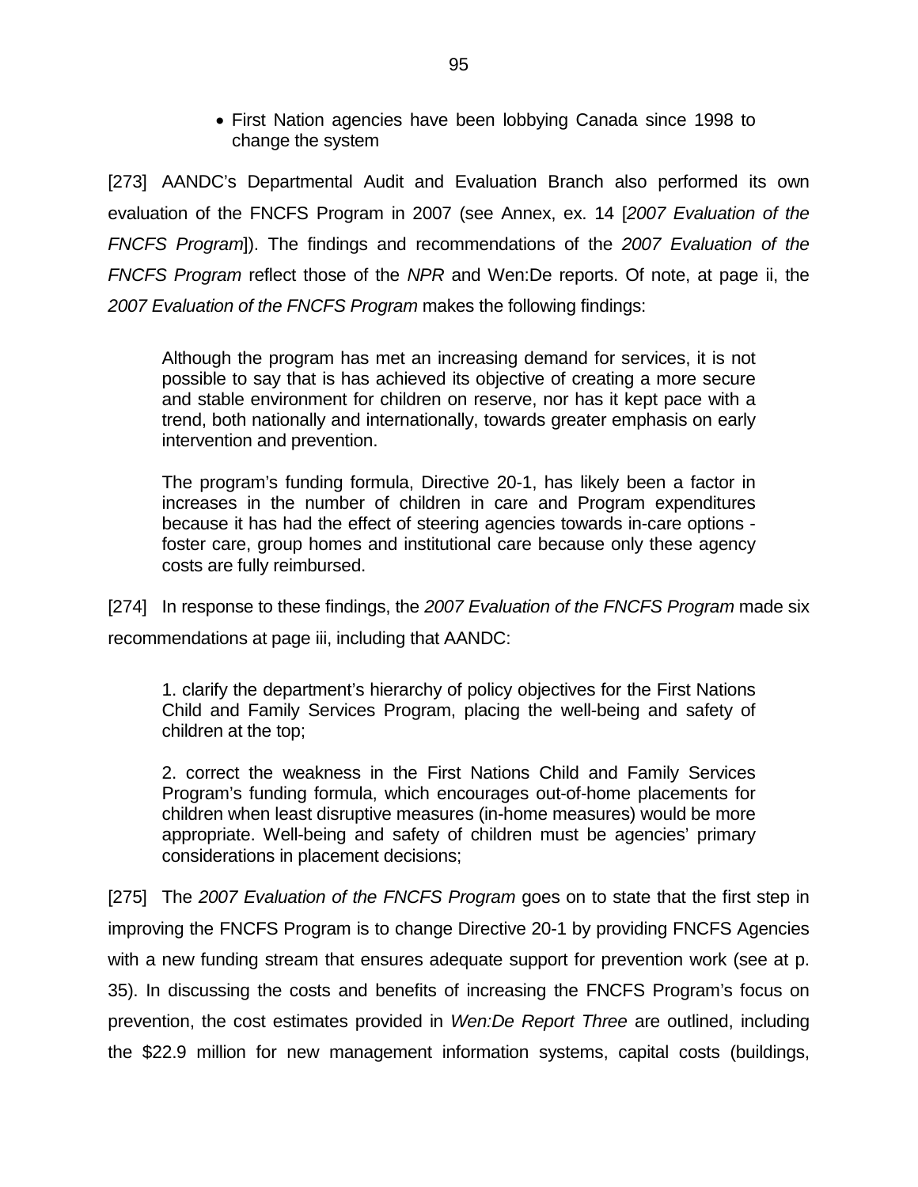- First Nation agencies have been lobbying Canada since 1998 to change the system

[273] AANDC's Departmental Audit and Evaluation Branch also performed its own evaluation of the FNCFS Program in 2007 (see Annex, ex. 14 [*2007 Evaluation of the FNCFS Program*]). The findings and recommendations of the *2007 Evaluation of the FNCFS Program* reflect those of the *NPR* and Wen:De reports. Of note, at page ii, the *2007 Evaluation of the FNCFS Program* makes the following findings:

> Although the program has met an increasing demand for services, it is not possible to say that is has achieved its objective of creating a more secure and stable environment for children on reserve, nor has it kept pace with a trend, both nationally and internationally, towards greater emphasis on early intervention and prevention.
>
> The program's funding formula, Directive 20-1, has likely been a factor in increases in the number of children in care and Program expenditures because it has had the effect of steering agencies towards in-care options - foster care, group homes and institutional care because only these agency costs are fully reimbursed.

[274] In response to these findings, the *2007 Evaluation of the FNCFS Program* made six recommendations at page iii, including that AANDC:

> 1. clarify the department's hierarchy of policy objectives for the First Nations Child and Family Services Program, placing the well-being and safety of children at the top;
>
> 2. correct the weakness in the First Nations Child and Family Services Program's funding formula, which encourages out-of-home placements for children when least disruptive measures (in-home measures) would be more appropriate. Well-being and safety of children must be agencies' primary considerations in placement decisions;

[275] The *2007 Evaluation of the FNCFS Program* goes on to state that the first step in improving the FNCFS Program is to change Directive 20-1 by providing FNCFS Agencies with a new funding stream that ensures adequate support for prevention work (see at p. 35). In discussing the costs and benefits of increasing the FNCFS Program's focus on prevention, the cost estimates provided in *Wen:De Report Three* are outlined, including the $22.9 million for new management information systems, capital costs (buildings,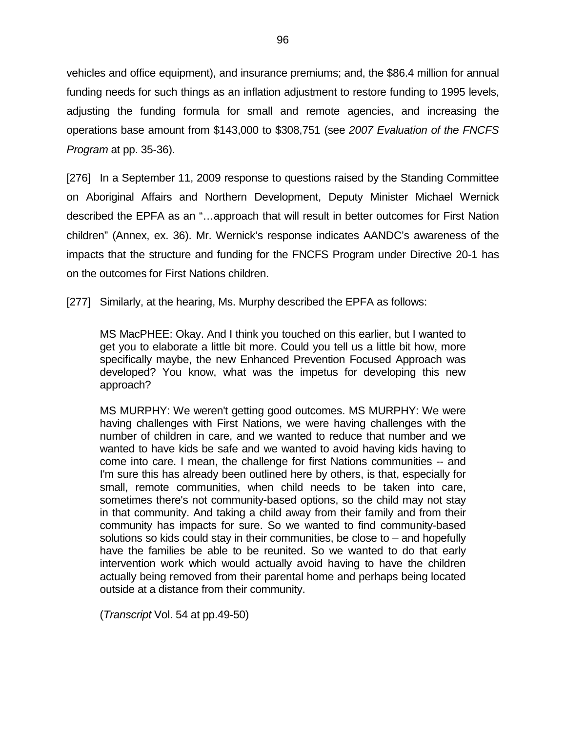vehicles and office equipment), and insurance premiums; and, the $86.4 million for annual funding needs for such things as an inflation adjustment to restore funding to 1995 levels, adjusting the funding formula for small and remote agencies, and increasing the operations base amount from $143,000 to $308,751 (see *2007 Evaluation of the FNCFS Program* at pp. 35-36).

[276] In a September 11, 2009 response to questions raised by the Standing Committee on Aboriginal Affairs and Northern Development, Deputy Minister Michael Wernick described the EPFA as an "…approach that will result in better outcomes for First Nation children" (Annex, ex. 36). Mr. Wernick's response indicates AANDC's awareness of the impacts that the structure and funding for the FNCFS Program under Directive 20-1 has on the outcomes for First Nations children.

[277] Similarly, at the hearing, Ms. Murphy described the EPFA as follows:

> MS MacPHEE: Okay. And I think you touched on this earlier, but I wanted to get you to elaborate a little bit more. Could you tell us a little bit how, more specifically maybe, the new Enhanced Prevention Focused Approach was developed? You know, what was the impetus for developing this new approach?
>
> MS MURPHY: We weren't getting good outcomes. MS MURPHY: We were having challenges with First Nations, we were having challenges with the number of children in care, and we wanted to reduce that number and we wanted to have kids be safe and we wanted to avoid having kids having to come into care. I mean, the challenge for first Nations communities -- and I'm sure this has already been outlined here by others, is that, especially for small, remote communities, when child needs to be taken into care, sometimes there's not community-based options, so the child may not stay in that community. And taking a child away from their family and from their community has impacts for sure. So we wanted to find community-based solutions so kids could stay in their communities, be close to – and hopefully have the families be able to be reunited. So we wanted to do that early intervention work which would actually avoid having to have the children actually being removed from their parental home and perhaps being located outside at a distance from their community.
>
> (*Transcript* Vol. 54 at pp.49-50)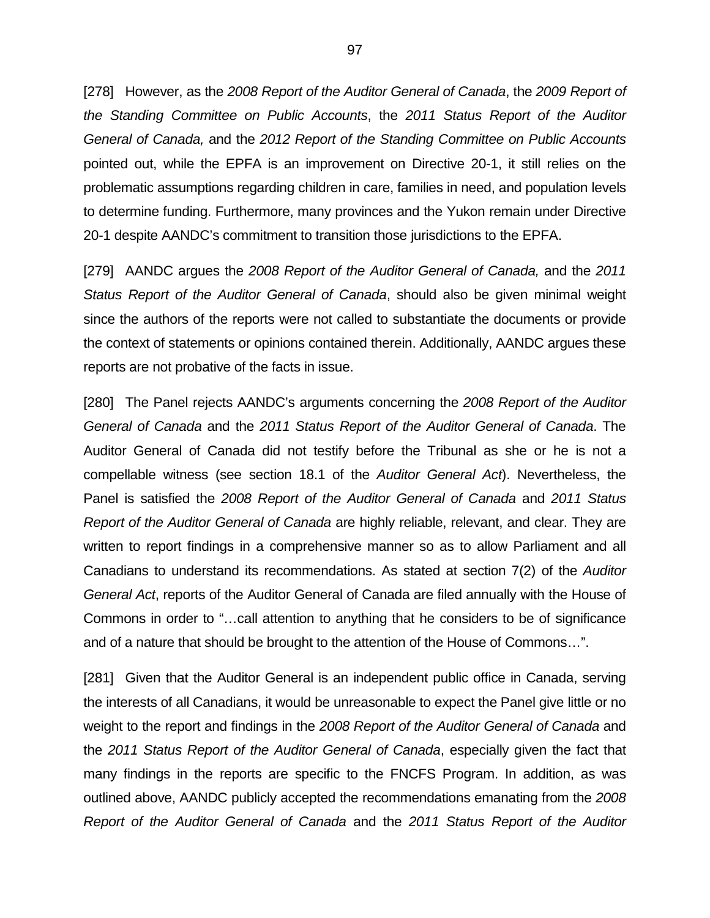[278] However, as the *2008 Report of the Auditor General of Canada*, the *2009 Report of the Standing Committee on Public Accounts*, the *2011 Status Report of the Auditor General of Canada,* and the *2012 Report of the Standing Committee on Public Accounts* pointed out, while the EPFA is an improvement on Directive 20-1, it still relies on the problematic assumptions regarding children in care, families in need, and population levels to determine funding. Furthermore, many provinces and the Yukon remain under Directive 20-1 despite AANDC's commitment to transition those jurisdictions to the EPFA.

[279] AANDC argues the *2008 Report of the Auditor General of Canada,* and the *2011 Status Report of the Auditor General of Canada*, should also be given minimal weight since the authors of the reports were not called to substantiate the documents or provide the context of statements or opinions contained therein. Additionally, AANDC argues these reports are not probative of the facts in issue.

[280] The Panel rejects AANDC's arguments concerning the *2008 Report of the Auditor General of Canada* and the *2011 Status Report of the Auditor General of Canada*. The Auditor General of Canada did not testify before the Tribunal as she or he is not a compellable witness (see section 18.1 of the *Auditor General Act*). Nevertheless, the Panel is satisfied the *2008 Report of the Auditor General of Canada* and *2011 Status Report of the Auditor General of Canada* are highly reliable, relevant, and clear. They are written to report findings in a comprehensive manner so as to allow Parliament and all Canadians to understand its recommendations. As stated at section 7(2) of the *Auditor General Act*, reports of the Auditor General of Canada are filed annually with the House of Commons in order to "…call attention to anything that he considers to be of significance and of a nature that should be brought to the attention of the House of Commons…".

[281] Given that the Auditor General is an independent public office in Canada, serving the interests of all Canadians, it would be unreasonable to expect the Panel give little or no weight to the report and findings in the *2008 Report of the Auditor General of Canada* and the *2011 Status Report of the Auditor General of Canada*, especially given the fact that many findings in the reports are specific to the FNCFS Program. In addition, as was outlined above, AANDC publicly accepted the recommendations emanating from the *2008 Report of the Auditor General of Canada* and the *2011 Status Report of the Auditor*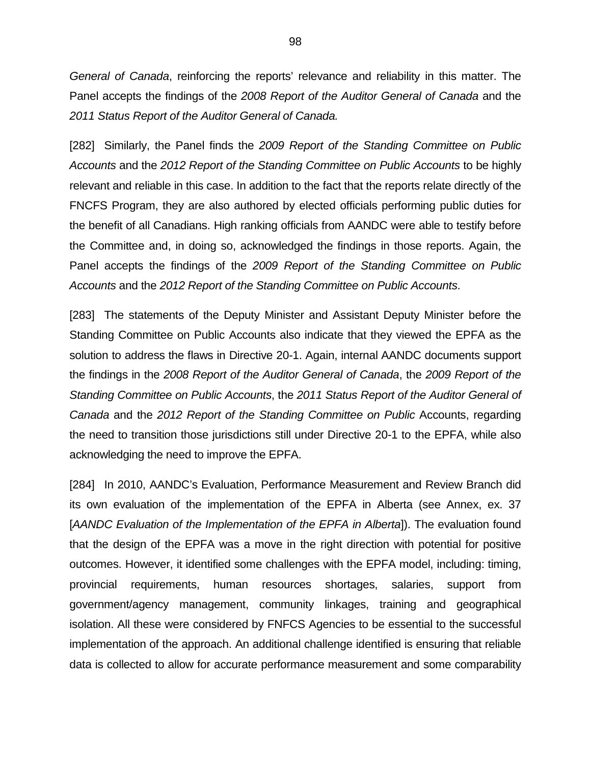*General of Canada*, reinforcing the reports' relevance and reliability in this matter. The Panel accepts the findings of the *2008 Report of the Auditor General of Canada* and the *2011 Status Report of the Auditor General of Canada.*

[282] Similarly, the Panel finds the *2009 Report of the Standing Committee on Public Accounts* and the *2012 Report of the Standing Committee on Public Accounts* to be highly relevant and reliable in this case. In addition to the fact that the reports relate directly of the FNCFS Program, they are also authored by elected officials performing public duties for the benefit of all Canadians. High ranking officials from AANDC were able to testify before the Committee and, in doing so, acknowledged the findings in those reports. Again, the Panel accepts the findings of the *2009 Report of the Standing Committee on Public Accounts* and the *2012 Report of the Standing Committee on Public Accounts*.

[283] The statements of the Deputy Minister and Assistant Deputy Minister before the Standing Committee on Public Accounts also indicate that they viewed the EPFA as the solution to address the flaws in Directive 20-1. Again, internal AANDC documents support the findings in the *2008 Report of the Auditor General of Canada*, the *2009 Report of the Standing Committee on Public Accounts*, the *2011 Status Report of the Auditor General of Canada* and the *2012 Report of the Standing Committee on Public* Accounts, regarding the need to transition those jurisdictions still under Directive 20-1 to the EPFA, while also acknowledging the need to improve the EPFA.

[284] In 2010, AANDC's Evaluation, Performance Measurement and Review Branch did its own evaluation of the implementation of the EPFA in Alberta (see Annex, ex. 37 [*AANDC Evaluation of the Implementation of the EPFA in Alberta*]). The evaluation found that the design of the EPFA was a move in the right direction with potential for positive outcomes. However, it identified some challenges with the EPFA model, including: timing, provincial requirements, human resources shortages, salaries, support from government/agency management, community linkages, training and geographical isolation. All these were considered by FNFCS Agencies to be essential to the successful implementation of the approach. An additional challenge identified is ensuring that reliable data is collected to allow for accurate performance measurement and some comparability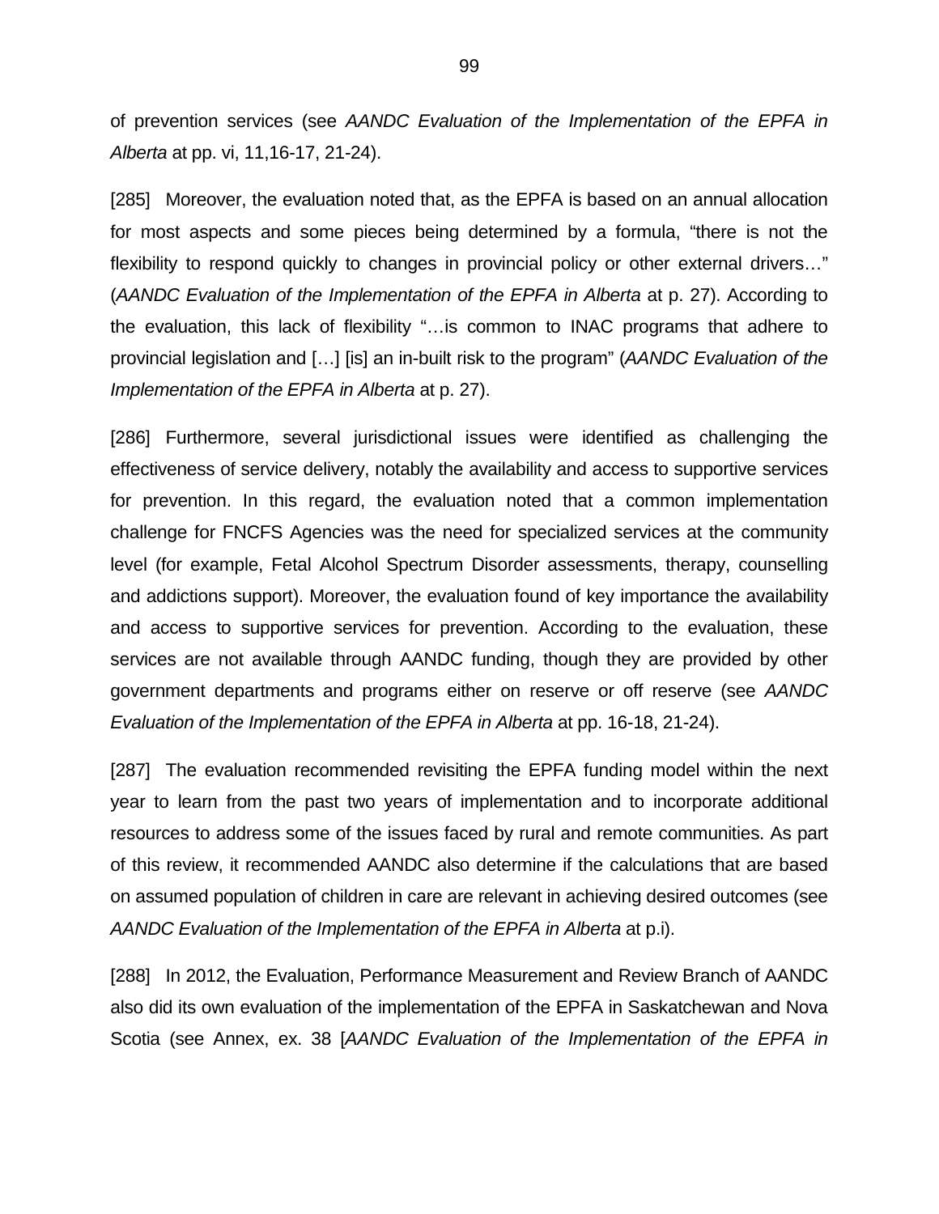of prevention services (see *AANDC Evaluation of the Implementation of the EPFA in Alberta* at pp. vi, 11,16-17, 21-24).

[285] Moreover, the evaluation noted that, as the EPFA is based on an annual allocation for most aspects and some pieces being determined by a formula, “there is not the flexibility to respond quickly to changes in provincial policy or other external drivers…” (*AANDC Evaluation of the Implementation of the EPFA in Alberta* at p. 27). According to the evaluation, this lack of flexibility “…is common to INAC programs that adhere to provincial legislation and […] [is] an in-built risk to the program” (*AANDC Evaluation of the Implementation of the EPFA in Alberta* at p. 27).

[286] Furthermore, several jurisdictional issues were identified as challenging the effectiveness of service delivery, notably the availability and access to supportive services for prevention. In this regard, the evaluation noted that a common implementation challenge for FNCFS Agencies was the need for specialized services at the community level (for example, Fetal Alcohol Spectrum Disorder assessments, therapy, counselling and addictions support). Moreover, the evaluation found of key importance the availability and access to supportive services for prevention. According to the evaluation, these services are not available through AANDC funding, though they are provided by other government departments and programs either on reserve or off reserve (see *AANDC Evaluation of the Implementation of the EPFA in Alberta* at pp. 16-18, 21-24).

[287] The evaluation recommended revisiting the EPFA funding model within the next year to learn from the past two years of implementation and to incorporate additional resources to address some of the issues faced by rural and remote communities. As part of this review, it recommended AANDC also determine if the calculations that are based on assumed population of children in care are relevant in achieving desired outcomes (see *AANDC Evaluation of the Implementation of the EPFA in Alberta* at p.i).

[288] In 2012, the Evaluation, Performance Measurement and Review Branch of AANDC also did its own evaluation of the implementation of the EPFA in Saskatchewan and Nova Scotia (see Annex, ex. 38 [*AANDC Evaluation of the Implementation of the EPFA in*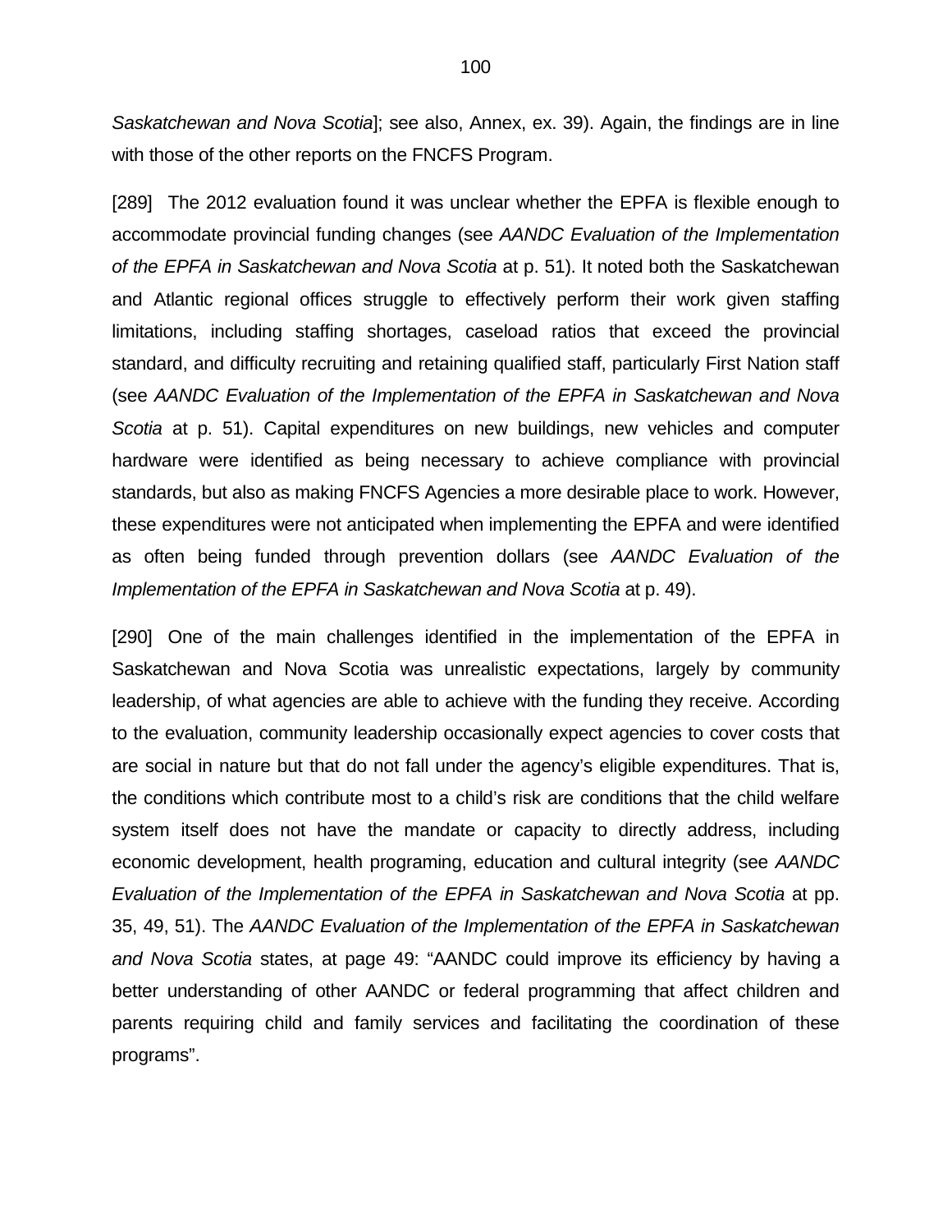*Saskatchewan and Nova Scotia*]; see also, Annex, ex. 39). Again, the findings are in line with those of the other reports on the FNCFS Program.

[289] The 2012 evaluation found it was unclear whether the EPFA is flexible enough to accommodate provincial funding changes (see *AANDC Evaluation of the Implementation of the EPFA in Saskatchewan and Nova Scotia* at p. 51). It noted both the Saskatchewan and Atlantic regional offices struggle to effectively perform their work given staffing limitations, including staffing shortages, caseload ratios that exceed the provincial standard, and difficulty recruiting and retaining qualified staff, particularly First Nation staff (see *AANDC Evaluation of the Implementation of the EPFA in Saskatchewan and Nova Scotia* at p. 51). Capital expenditures on new buildings, new vehicles and computer hardware were identified as being necessary to achieve compliance with provincial standards, but also as making FNCFS Agencies a more desirable place to work. However, these expenditures were not anticipated when implementing the EPFA and were identified as often being funded through prevention dollars (see *AANDC Evaluation of the Implementation of the EPFA in Saskatchewan and Nova Scotia* at p. 49).

[290] One of the main challenges identified in the implementation of the EPFA in Saskatchewan and Nova Scotia was unrealistic expectations, largely by community leadership, of what agencies are able to achieve with the funding they receive. According to the evaluation, community leadership occasionally expect agencies to cover costs that are social in nature but that do not fall under the agency's eligible expenditures. That is, the conditions which contribute most to a child's risk are conditions that the child welfare system itself does not have the mandate or capacity to directly address, including economic development, health programing, education and cultural integrity (see *AANDC Evaluation of the Implementation of the EPFA in Saskatchewan and Nova Scotia* at pp. 35, 49, 51). The *AANDC Evaluation of the Implementation of the EPFA in Saskatchewan and Nova Scotia* states, at page 49: "AANDC could improve its efficiency by having a better understanding of other AANDC or federal programming that affect children and parents requiring child and family services and facilitating the coordination of these programs".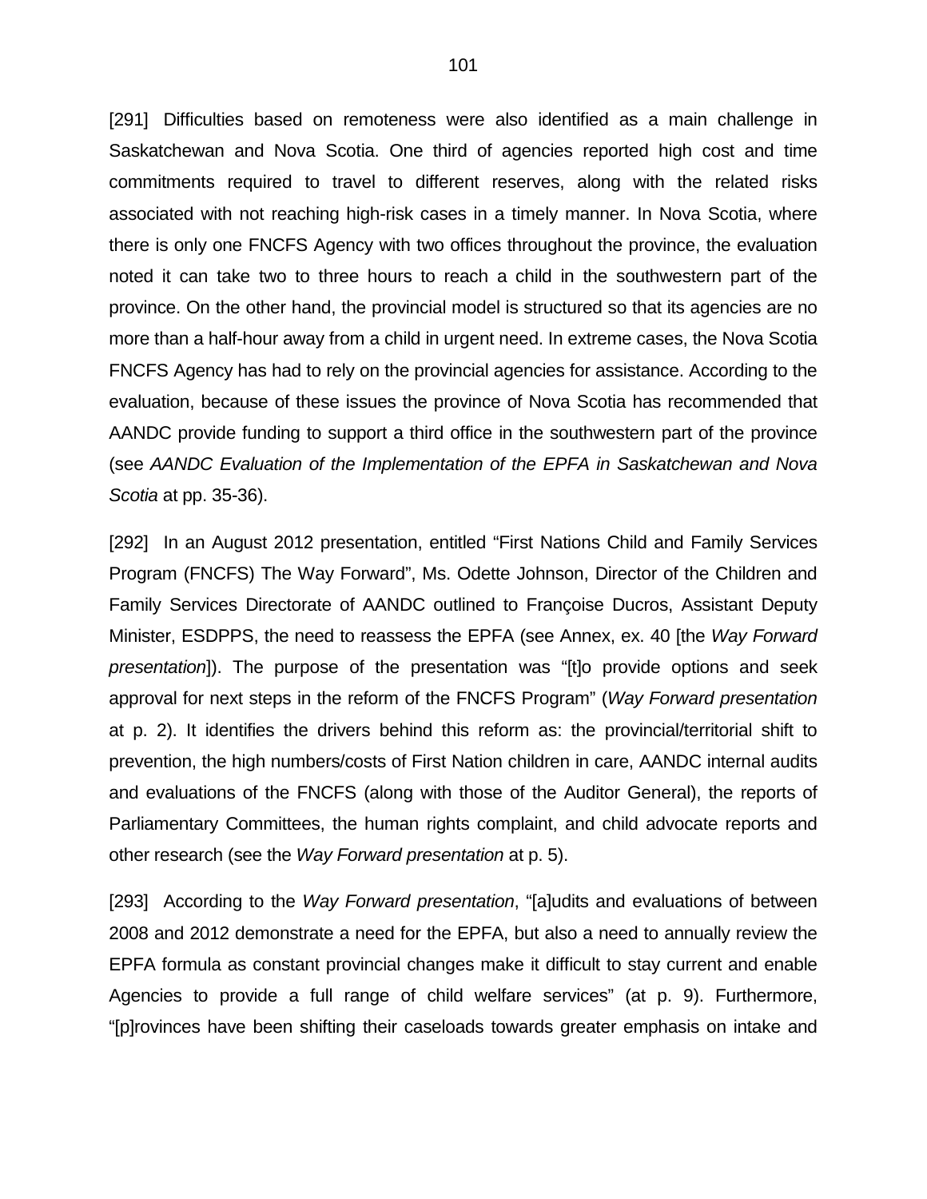[291] Difficulties based on remoteness were also identified as a main challenge in Saskatchewan and Nova Scotia. One third of agencies reported high cost and time commitments required to travel to different reserves, along with the related risks associated with not reaching high-risk cases in a timely manner. In Nova Scotia, where there is only one FNCFS Agency with two offices throughout the province, the evaluation noted it can take two to three hours to reach a child in the southwestern part of the province. On the other hand, the provincial model is structured so that its agencies are no more than a half-hour away from a child in urgent need. In extreme cases, the Nova Scotia FNCFS Agency has had to rely on the provincial agencies for assistance. According to the evaluation, because of these issues the province of Nova Scotia has recommended that AANDC provide funding to support a third office in the southwestern part of the province (see *AANDC Evaluation of the Implementation of the EPFA in Saskatchewan and Nova Scotia* at pp. 35-36).

[292] In an August 2012 presentation, entitled "First Nations Child and Family Services Program (FNCFS) The Way Forward", Ms. Odette Johnson, Director of the Children and Family Services Directorate of AANDC outlined to Françoise Ducros, Assistant Deputy Minister, ESDPPS, the need to reassess the EPFA (see Annex, ex. 40 [the *Way Forward presentation*]). The purpose of the presentation was "[t]o provide options and seek approval for next steps in the reform of the FNCFS Program" (*Way Forward presentation* at p. 2). It identifies the drivers behind this reform as: the provincial/territorial shift to prevention, the high numbers/costs of First Nation children in care, AANDC internal audits and evaluations of the FNCFS (along with those of the Auditor General), the reports of Parliamentary Committees, the human rights complaint, and child advocate reports and other research (see the *Way Forward presentation* at p. 5).

[293] According to the *Way Forward presentation*, "[a]udits and evaluations of between 2008 and 2012 demonstrate a need for the EPFA, but also a need to annually review the EPFA formula as constant provincial changes make it difficult to stay current and enable Agencies to provide a full range of child welfare services" (at p. 9). Furthermore, "[p]rovinces have been shifting their caseloads towards greater emphasis on intake and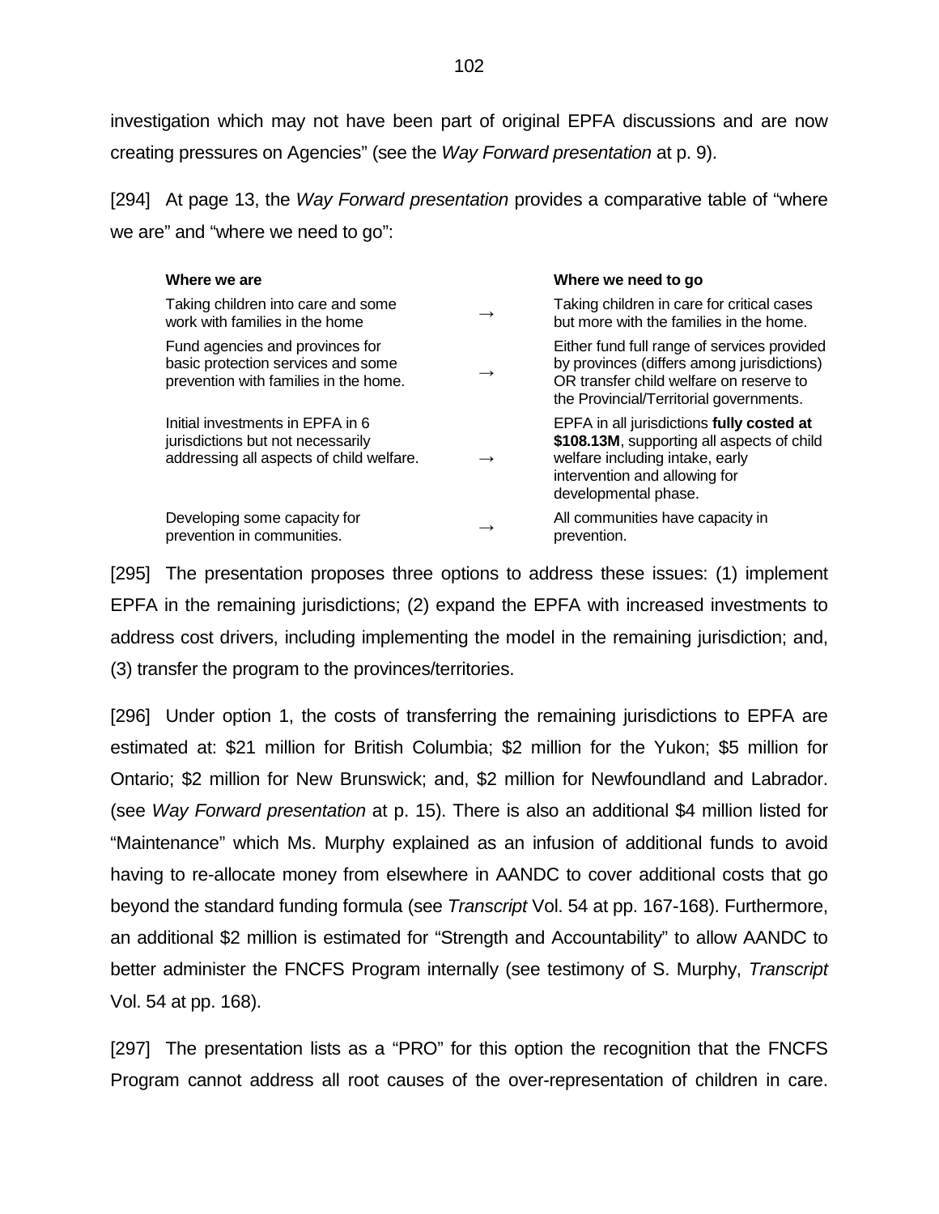investigation which may not have been part of original EPFA discussions and are now creating pressures on Agencies" (see the *Way Forward presentation* at p. 9).

[294] At page 13, the *Way Forward presentation* provides a comparative table of "where we are" and "where we need to go":

| Where we are | | Where we need to go |
|---|---|---|
| Taking children into care and some work with families in the home | → | Taking children in care for critical cases but more with the families in the home. |
| Fund agencies and provinces for basic protection services and some prevention with families in the home. | → | Either fund full range of services provided by provinces (differs among jurisdictions) OR transfer child welfare on reserve to the Provincial/Territorial governments. |
| Initial investments in EPFA in 6 jurisdictions but not necessarily addressing all aspects of child welfare. | → | EPFA in all jurisdictions **fully costed at $108.13M**, supporting all aspects of child welfare including intake, early intervention and allowing for developmental phase. |
| Developing some capacity for prevention in communities. | → | All communities have capacity in prevention. |

[295] The presentation proposes three options to address these issues: (1) implement EPFA in the remaining jurisdictions; (2) expand the EPFA with increased investments to address cost drivers, including implementing the model in the remaining jurisdiction; and, (3) transfer the program to the provinces/territories.

[296] Under option 1, the costs of transferring the remaining jurisdictions to EPFA are estimated at: $21 million for British Columbia; $2 million for the Yukon; $5 million for Ontario; $2 million for New Brunswick; and, $2 million for Newfoundland and Labrador. (see *Way Forward presentation* at p. 15). There is also an additional $4 million listed for "Maintenance" which Ms. Murphy explained as an infusion of additional funds to avoid having to re-allocate money from elsewhere in AANDC to cover additional costs that go beyond the standard funding formula (see *Transcript* Vol. 54 at pp. 167-168). Furthermore, an additional $2 million is estimated for "Strength and Accountability" to allow AANDC to better administer the FNCFS Program internally (see testimony of S. Murphy, *Transcript* Vol. 54 at pp. 168).

[297] The presentation lists as a "PRO" for this option the recognition that the FNCFS Program cannot address all root causes of the over-representation of children in care.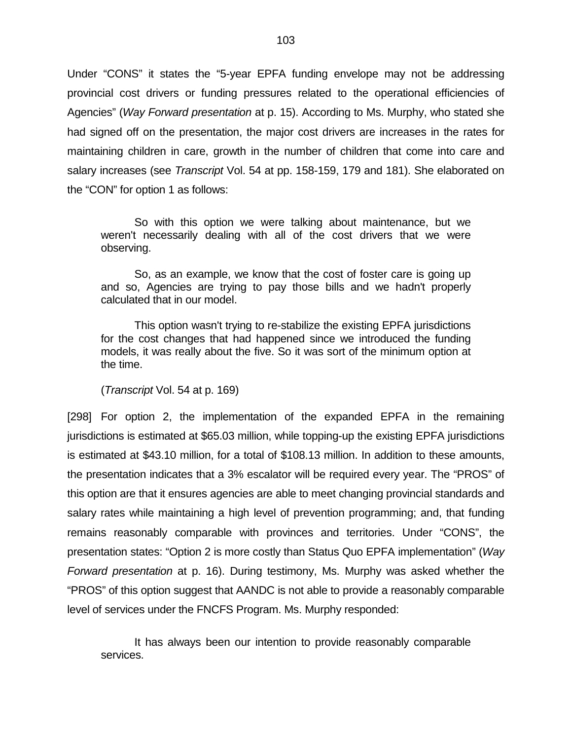Under “CONS” it states the “5-year EPFA funding envelope may not be addressing provincial cost drivers or funding pressures related to the operational efficiencies of Agencies” (*Way Forward presentation* at p. 15). According to Ms. Murphy, who stated she had signed off on the presentation, the major cost drivers are increases in the rates for maintaining children in care, growth in the number of children that come into care and salary increases (see *Transcript* Vol. 54 at pp. 158-159, 179 and 181). She elaborated on the “CON” for option 1 as follows:

> So with this option we were talking about maintenance, but we weren't necessarily dealing with all of the cost drivers that we were observing.
>
> So, as an example, we know that the cost of foster care is going up and so, Agencies are trying to pay those bills and we hadn't properly calculated that in our model.
>
> This option wasn't trying to re-stabilize the existing EPFA jurisdictions for the cost changes that had happened since we introduced the funding models, it was really about the five. So it was sort of the minimum option at the time.
>
> (*Transcript* Vol. 54 at p. 169)

[298] For option 2, the implementation of the expanded EPFA in the remaining jurisdictions is estimated at \$65.03 million, while topping-up the existing EPFA jurisdictions is estimated at \$43.10 million, for a total of \$108.13 million. In addition to these amounts, the presentation indicates that a 3% escalator will be required every year. The “PROS” of this option are that it ensures agencies are able to meet changing provincial standards and salary rates while maintaining a high level of prevention programming; and, that funding remains reasonably comparable with provinces and territories. Under “CONS”, the presentation states: “Option 2 is more costly than Status Quo EPFA implementation” (*Way Forward presentation* at p. 16). During testimony, Ms. Murphy was asked whether the “PROS” of this option suggest that AANDC is not able to provide a reasonably comparable level of services under the FNCFS Program. Ms. Murphy responded:

> It has always been our intention to provide reasonably comparable services.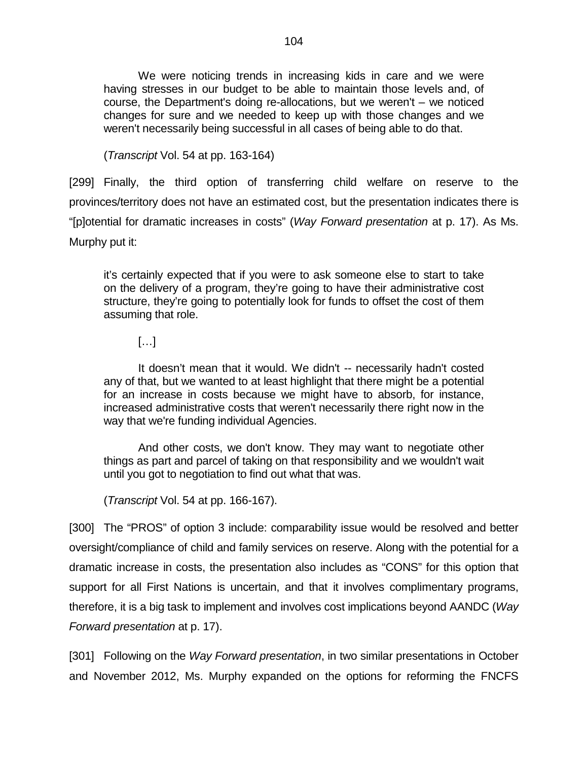> We were noticing trends in increasing kids in care and we were having stresses in our budget to be able to maintain those levels and, of course, the Department's doing re-allocations, but we weren't – we noticed changes for sure and we needed to keep up with those changes and we weren't necessarily being successful in all cases of being able to do that.
>
> (*Transcript* Vol. 54 at pp. 163-164)

[299] Finally, the third option of transferring child welfare on reserve to the provinces/territory does not have an estimated cost, but the presentation indicates there is "[p]otential for dramatic increases in costs" (*Way Forward presentation* at p. 17). As Ms. Murphy put it:

> it's certainly expected that if you were to ask someone else to start to take on the delivery of a program, they're going to have their administrative cost structure, they're going to potentially look for funds to offset the cost of them assuming that role.
>
> […]
>
> It doesn't mean that it would. We didn't -- necessarily hadn't costed any of that, but we wanted to at least highlight that there might be a potential for an increase in costs because we might have to absorb, for instance, increased administrative costs that weren't necessarily there right now in the way that we're funding individual Agencies.
>
> And other costs, we don't know. They may want to negotiate other things as part and parcel of taking on that responsibility and we wouldn't wait until you got to negotiation to find out what that was.
>
> (*Transcript* Vol. 54 at pp. 166-167).

[300] The "PROS" of option 3 include: comparability issue would be resolved and better oversight/compliance of child and family services on reserve. Along with the potential for a dramatic increase in costs, the presentation also includes as "CONS" for this option that support for all First Nations is uncertain, and that it involves complimentary programs, therefore, it is a big task to implement and involves cost implications beyond AANDC (*Way Forward presentation* at p. 17).

[301] Following on the *Way Forward presentation*, in two similar presentations in October and November 2012, Ms. Murphy expanded on the options for reforming the FNCFS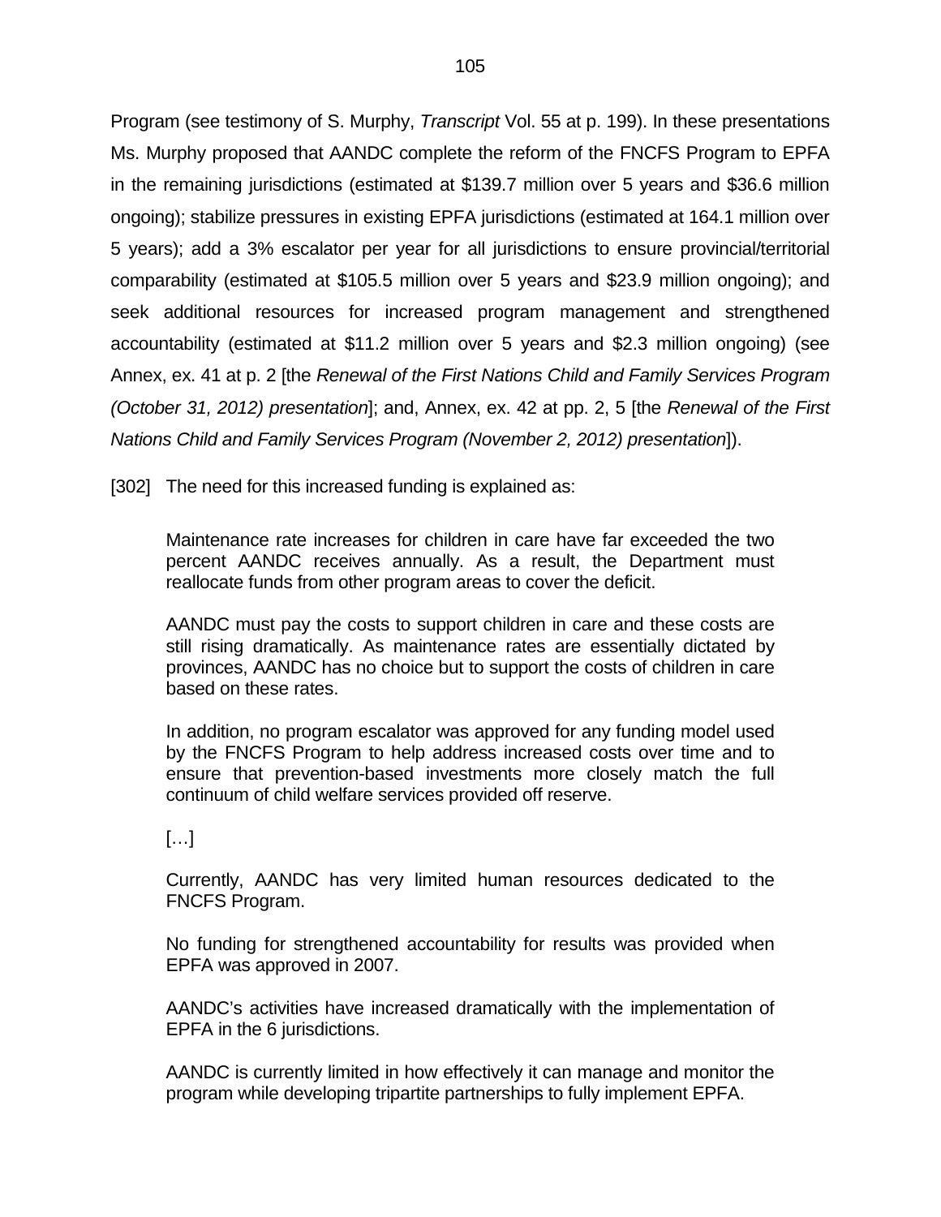Program (see testimony of S. Murphy, *Transcript* Vol. 55 at p. 199). In these presentations Ms. Murphy proposed that AANDC complete the reform of the FNCFS Program to EPFA in the remaining jurisdictions (estimated at $139.7 million over 5 years and $36.6 million ongoing); stabilize pressures in existing EPFA jurisdictions (estimated at 164.1 million over 5 years); add a 3% escalator per year for all jurisdictions to ensure provincial/territorial comparability (estimated at $105.5 million over 5 years and $23.9 million ongoing); and seek additional resources for increased program management and strengthened accountability (estimated at $11.2 million over 5 years and $2.3 million ongoing) (see Annex, ex. 41 at p. 2 [the *Renewal of the First Nations Child and Family Services Program (October 31, 2012) presentation*]; and, Annex, ex. 42 at pp. 2, 5 [the *Renewal of the First Nations Child and Family Services Program (November 2, 2012) presentation*]).

[302] The need for this increased funding is explained as:

> Maintenance rate increases for children in care have far exceeded the two percent AANDC receives annually. As a result, the Department must reallocate funds from other program areas to cover the deficit.
>
> AANDC must pay the costs to support children in care and these costs are still rising dramatically. As maintenance rates are essentially dictated by provinces, AANDC has no choice but to support the costs of children in care based on these rates.
>
> In addition, no program escalator was approved for any funding model used by the FNCFS Program to help address increased costs over time and to ensure that prevention-based investments more closely match the full continuum of child welfare services provided off reserve.
>
> […]
>
> Currently, AANDC has very limited human resources dedicated to the FNCFS Program.
>
> No funding for strengthened accountability for results was provided when EPFA was approved in 2007.
>
> AANDC's activities have increased dramatically with the implementation of EPFA in the 6 jurisdictions.
>
> AANDC is currently limited in how effectively it can manage and monitor the program while developing tripartite partnerships to fully implement EPFA.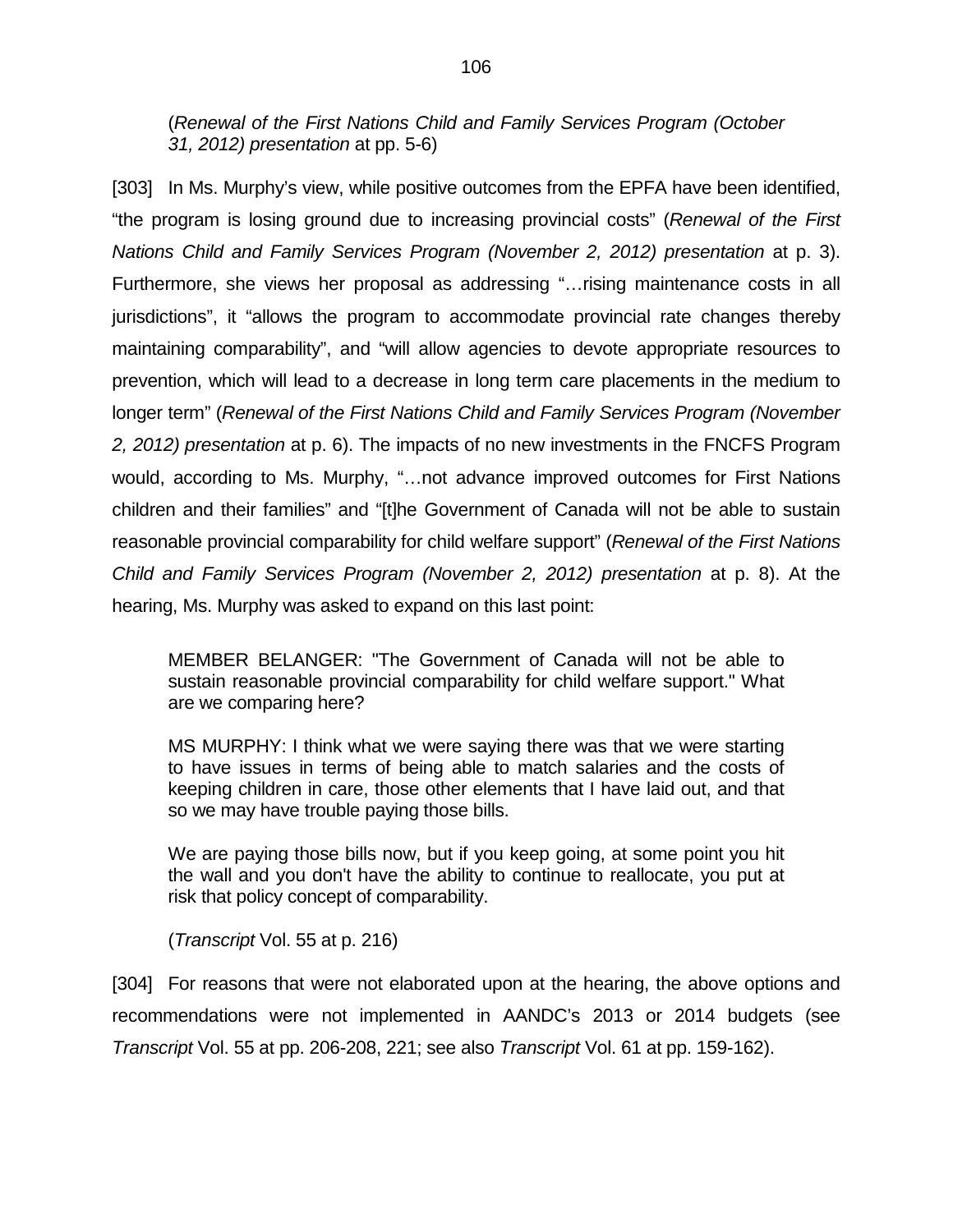(*Renewal of the First Nations Child and Family Services Program (October 31, 2012) presentation* at pp. 5-6)

[303] In Ms. Murphy's view, while positive outcomes from the EPFA have been identified, "the program is losing ground due to increasing provincial costs" (*Renewal of the First Nations Child and Family Services Program (November 2, 2012) presentation* at p. 3). Furthermore, she views her proposal as addressing "…rising maintenance costs in all jurisdictions", it "allows the program to accommodate provincial rate changes thereby maintaining comparability", and "will allow agencies to devote appropriate resources to prevention, which will lead to a decrease in long term care placements in the medium to longer term" (*Renewal of the First Nations Child and Family Services Program (November 2, 2012) presentation* at p. 6). The impacts of no new investments in the FNCFS Program would, according to Ms. Murphy, "…not advance improved outcomes for First Nations children and their families" and "[t]he Government of Canada will not be able to sustain reasonable provincial comparability for child welfare support" (*Renewal of the First Nations Child and Family Services Program (November 2, 2012) presentation* at p. 8). At the hearing, Ms. Murphy was asked to expand on this last point:

> MEMBER BELANGER: "The Government of Canada will not be able to sustain reasonable provincial comparability for child welfare support." What are we comparing here?
>
> MS MURPHY: I think what we were saying there was that we were starting to have issues in terms of being able to match salaries and the costs of keeping children in care, those other elements that I have laid out, and that so we may have trouble paying those bills.
>
> We are paying those bills now, but if you keep going, at some point you hit the wall and you don't have the ability to continue to reallocate, you put at risk that policy concept of comparability.
>
> (*Transcript* Vol. 55 at p. 216)

[304] For reasons that were not elaborated upon at the hearing, the above options and recommendations were not implemented in AANDC's 2013 or 2014 budgets (see *Transcript* Vol. 55 at pp. 206-208, 221; see also *Transcript* Vol. 61 at pp. 159-162).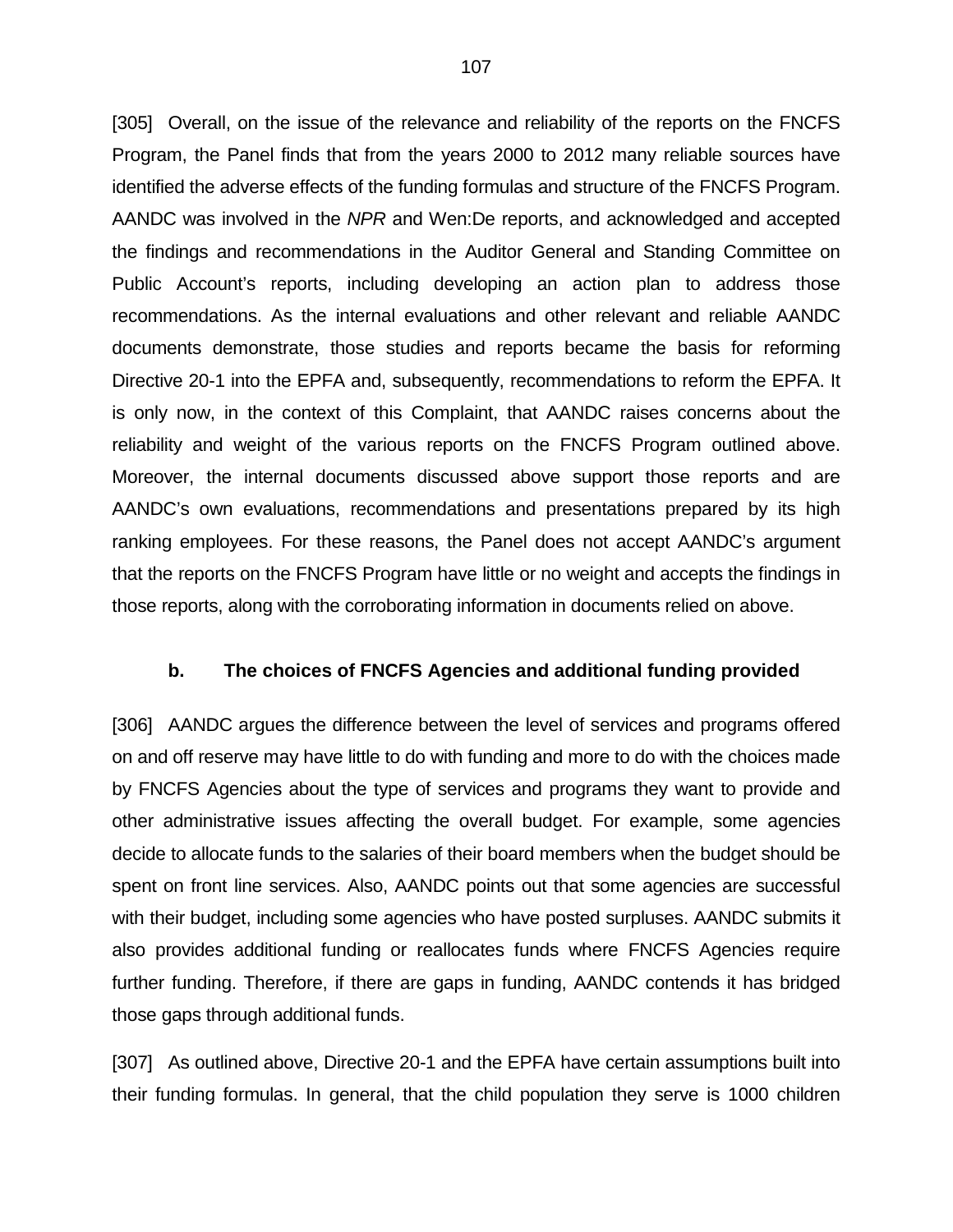[305] Overall, on the issue of the relevance and reliability of the reports on the FNCFS Program, the Panel finds that from the years 2000 to 2012 many reliable sources have identified the adverse effects of the funding formulas and structure of the FNCFS Program. AANDC was involved in the *NPR* and Wen:De reports, and acknowledged and accepted the findings and recommendations in the Auditor General and Standing Committee on Public Account's reports, including developing an action plan to address those recommendations. As the internal evaluations and other relevant and reliable AANDC documents demonstrate, those studies and reports became the basis for reforming Directive 20-1 into the EPFA and, subsequently, recommendations to reform the EPFA. It is only now, in the context of this Complaint, that AANDC raises concerns about the reliability and weight of the various reports on the FNCFS Program outlined above. Moreover, the internal documents discussed above support those reports and are AANDC's own evaluations, recommendations and presentations prepared by its high ranking employees. For these reasons, the Panel does not accept AANDC's argument that the reports on the FNCFS Program have little or no weight and accepts the findings in those reports, along with the corroborating information in documents relied on above.

### b. The choices of FNCFS Agencies and additional funding provided

[306] AANDC argues the difference between the level of services and programs offered on and off reserve may have little to do with funding and more to do with the choices made by FNCFS Agencies about the type of services and programs they want to provide and other administrative issues affecting the overall budget. For example, some agencies decide to allocate funds to the salaries of their board members when the budget should be spent on front line services. Also, AANDC points out that some agencies are successful with their budget, including some agencies who have posted surpluses. AANDC submits it also provides additional funding or reallocates funds where FNCFS Agencies require further funding. Therefore, if there are gaps in funding, AANDC contends it has bridged those gaps through additional funds.

[307] As outlined above, Directive 20-1 and the EPFA have certain assumptions built into their funding formulas. In general, that the child population they serve is 1000 children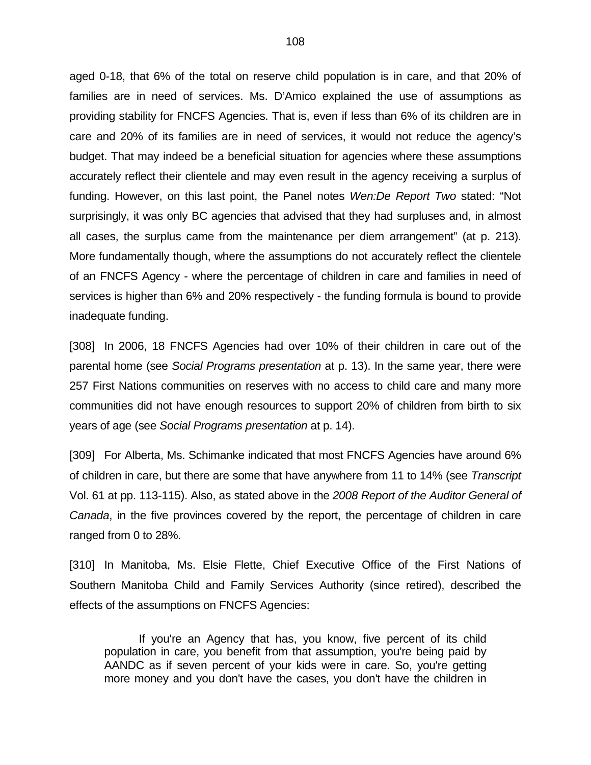aged 0-18, that 6% of the total on reserve child population is in care, and that 20% of families are in need of services. Ms. D'Amico explained the use of assumptions as providing stability for FNCFS Agencies. That is, even if less than 6% of its children are in care and 20% of its families are in need of services, it would not reduce the agency's budget. That may indeed be a beneficial situation for agencies where these assumptions accurately reflect their clientele and may even result in the agency receiving a surplus of funding. However, on this last point, the Panel notes *Wen:De Report Two* stated: "Not surprisingly, it was only BC agencies that advised that they had surpluses and, in almost all cases, the surplus came from the maintenance per diem arrangement" (at p. 213). More fundamentally though, where the assumptions do not accurately reflect the clientele of an FNCFS Agency - where the percentage of children in care and families in need of services is higher than 6% and 20% respectively - the funding formula is bound to provide inadequate funding.

[308] In 2006, 18 FNCFS Agencies had over 10% of their children in care out of the parental home (see *Social Programs presentation* at p. 13). In the same year, there were 257 First Nations communities on reserves with no access to child care and many more communities did not have enough resources to support 20% of children from birth to six years of age (see *Social Programs presentation* at p. 14).

[309] For Alberta, Ms. Schimanke indicated that most FNCFS Agencies have around 6% of children in care, but there are some that have anywhere from 11 to 14% (see *Transcript* Vol. 61 at pp. 113-115). Also, as stated above in the *2008 Report of the Auditor General of Canada*, in the five provinces covered by the report, the percentage of children in care ranged from 0 to 28%.

[310] In Manitoba, Ms. Elsie Flette, Chief Executive Office of the First Nations of Southern Manitoba Child and Family Services Authority (since retired), described the effects of the assumptions on FNCFS Agencies:

> If you're an Agency that has, you know, five percent of its child population in care, you benefit from that assumption, you're being paid by AANDC as if seven percent of your kids were in care. So, you're getting more money and you don't have the cases, you don't have the children in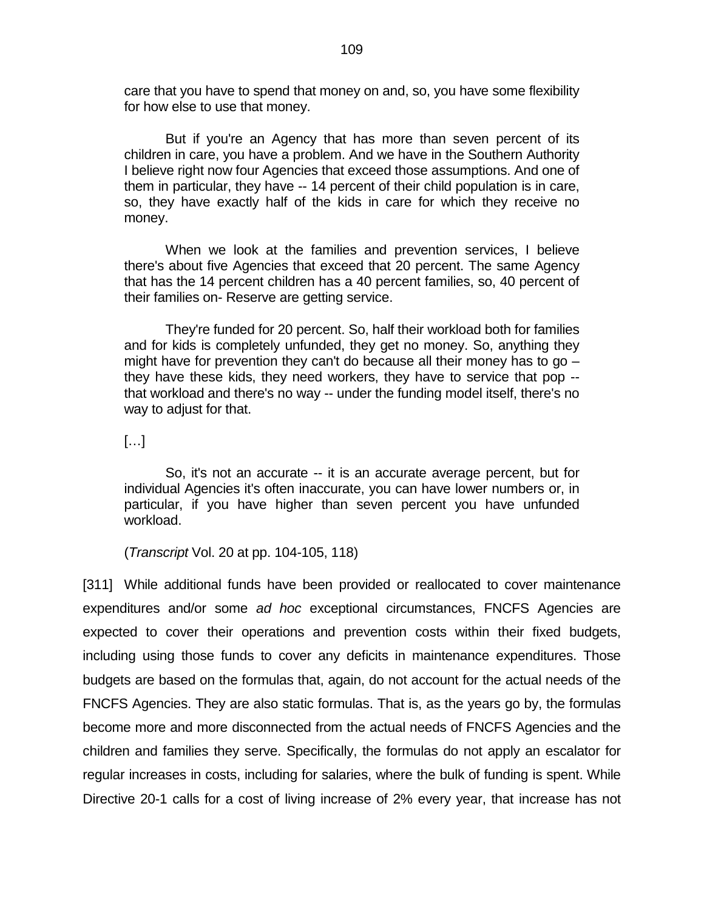> care that you have to spend that money on and, so, you have some flexibility for how else to use that money.
>
> But if you're an Agency that has more than seven percent of its children in care, you have a problem. And we have in the Southern Authority I believe right now four Agencies that exceed those assumptions. And one of them in particular, they have -- 14 percent of their child population is in care, so, they have exactly half of the kids in care for which they receive no money.
>
> When we look at the families and prevention services, I believe there's about five Agencies that exceed that 20 percent. The same Agency that has the 14 percent children has a 40 percent families, so, 40 percent of their families on- Reserve are getting service.
>
> They're funded for 20 percent. So, half their workload both for families and for kids is completely unfunded, they get no money. So, anything they might have for prevention they can't do because all their money has to go – they have these kids, they need workers, they have to service that pop -- that workload and there's no way -- under the funding model itself, there's no way to adjust for that.
>
> […]
>
> So, it's not an accurate -- it is an accurate average percent, but for individual Agencies it's often inaccurate, you can have lower numbers or, in particular, if you have higher than seven percent you have unfunded workload.
>
> (*Transcript* Vol. 20 at pp. 104-105, 118)

[311] While additional funds have been provided or reallocated to cover maintenance expenditures and/or some *ad hoc* exceptional circumstances, FNCFS Agencies are expected to cover their operations and prevention costs within their fixed budgets, including using those funds to cover any deficits in maintenance expenditures. Those budgets are based on the formulas that, again, do not account for the actual needs of the FNCFS Agencies. They are also static formulas. That is, as the years go by, the formulas become more and more disconnected from the actual needs of FNCFS Agencies and the children and families they serve. Specifically, the formulas do not apply an escalator for regular increases in costs, including for salaries, where the bulk of funding is spent. While Directive 20-1 calls for a cost of living increase of 2% every year, that increase has not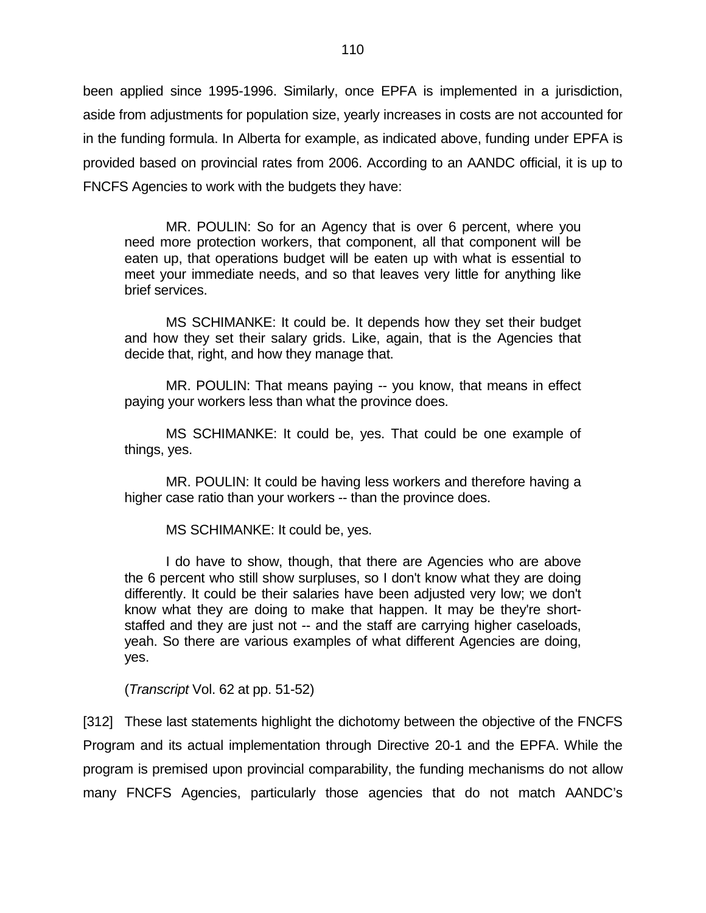been applied since 1995-1996. Similarly, once EPFA is implemented in a jurisdiction, aside from adjustments for population size, yearly increases in costs are not accounted for in the funding formula. In Alberta for example, as indicated above, funding under EPFA is provided based on provincial rates from 2006. According to an AANDC official, it is up to FNCFS Agencies to work with the budgets they have:

> MR. POULIN: So for an Agency that is over 6 percent, where you need more protection workers, that component, all that component will be eaten up, that operations budget will be eaten up with what is essential to meet your immediate needs, and so that leaves very little for anything like brief services.
>
> MS SCHIMANKE: It could be. It depends how they set their budget and how they set their salary grids. Like, again, that is the Agencies that decide that, right, and how they manage that.
>
> MR. POULIN: That means paying -- you know, that means in effect paying your workers less than what the province does.
>
> MS SCHIMANKE: It could be, yes. That could be one example of things, yes.
>
> MR. POULIN: It could be having less workers and therefore having a higher case ratio than your workers -- than the province does.
>
> MS SCHIMANKE: It could be, yes.
>
> I do have to show, though, that there are Agencies who are above the 6 percent who still show surpluses, so I don't know what they are doing differently. It could be their salaries have been adjusted very low; we don't know what they are doing to make that happen. It may be they're short-staffed and they are just not -- and the staff are carrying higher caseloads, yeah. So there are various examples of what different Agencies are doing, yes.
>
> (*Transcript* Vol. 62 at pp. 51-52)

[312] These last statements highlight the dichotomy between the objective of the FNCFS Program and its actual implementation through Directive 20-1 and the EPFA. While the program is premised upon provincial comparability, the funding mechanisms do not allow many FNCFS Agencies, particularly those agencies that do not match AANDC's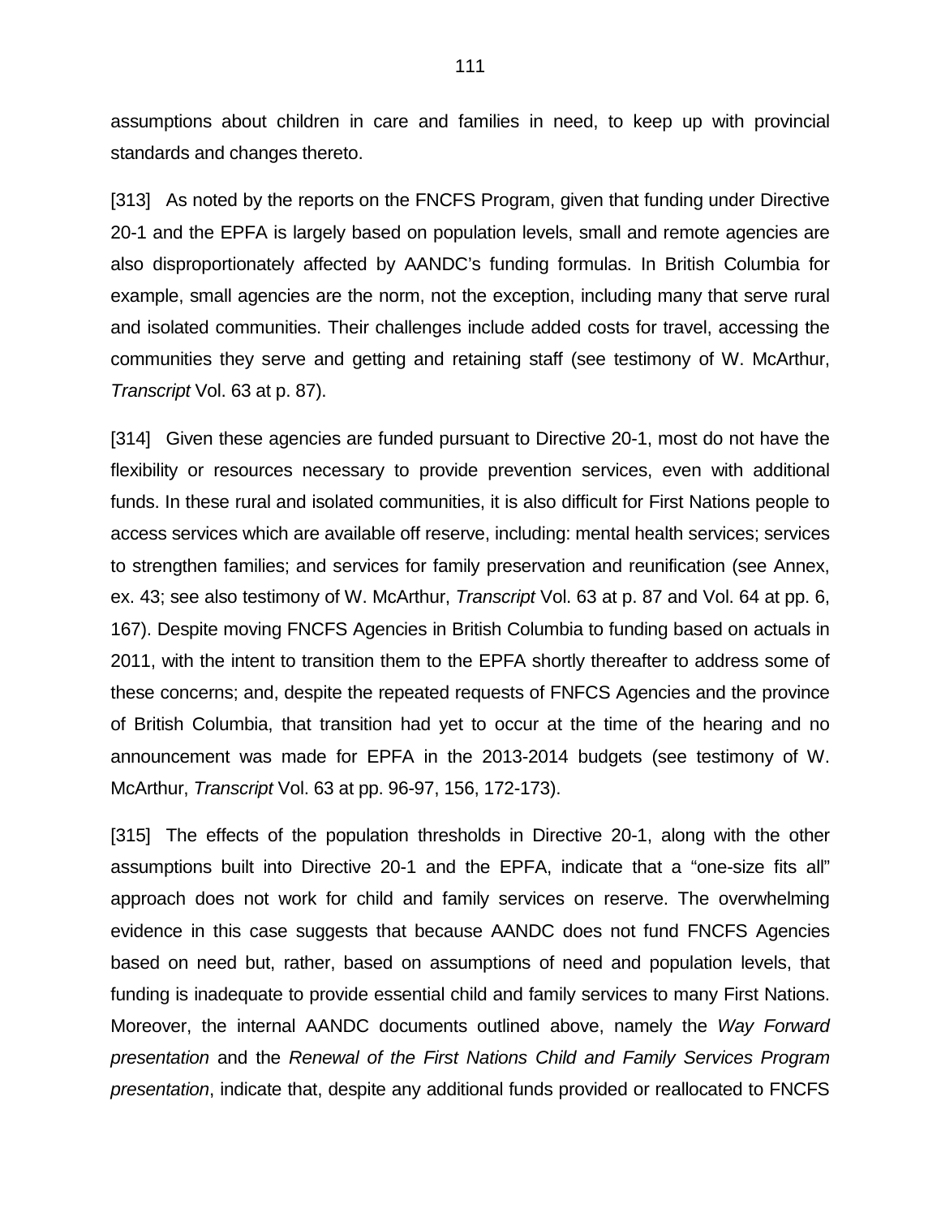assumptions about children in care and families in need, to keep up with provincial standards and changes thereto.

[313] As noted by the reports on the FNCFS Program, given that funding under Directive 20-1 and the EPFA is largely based on population levels, small and remote agencies are also disproportionately affected by AANDC's funding formulas. In British Columbia for example, small agencies are the norm, not the exception, including many that serve rural and isolated communities. Their challenges include added costs for travel, accessing the communities they serve and getting and retaining staff (see testimony of W. McArthur, *Transcript* Vol. 63 at p. 87).

[314] Given these agencies are funded pursuant to Directive 20-1, most do not have the flexibility or resources necessary to provide prevention services, even with additional funds. In these rural and isolated communities, it is also difficult for First Nations people to access services which are available off reserve, including: mental health services; services to strengthen families; and services for family preservation and reunification (see Annex, ex. 43; see also testimony of W. McArthur, *Transcript* Vol. 63 at p. 87 and Vol. 64 at pp. 6, 167). Despite moving FNCFS Agencies in British Columbia to funding based on actuals in 2011, with the intent to transition them to the EPFA shortly thereafter to address some of these concerns; and, despite the repeated requests of FNFCS Agencies and the province of British Columbia, that transition had yet to occur at the time of the hearing and no announcement was made for EPFA in the 2013-2014 budgets (see testimony of W. McArthur, *Transcript* Vol. 63 at pp. 96-97, 156, 172-173).

[315] The effects of the population thresholds in Directive 20-1, along with the other assumptions built into Directive 20-1 and the EPFA, indicate that a "one-size fits all" approach does not work for child and family services on reserve. The overwhelming evidence in this case suggests that because AANDC does not fund FNCFS Agencies based on need but, rather, based on assumptions of need and population levels, that funding is inadequate to provide essential child and family services to many First Nations. Moreover, the internal AANDC documents outlined above, namely the *Way Forward presentation* and the *Renewal of the First Nations Child and Family Services Program presentation*, indicate that, despite any additional funds provided or reallocated to FNCFS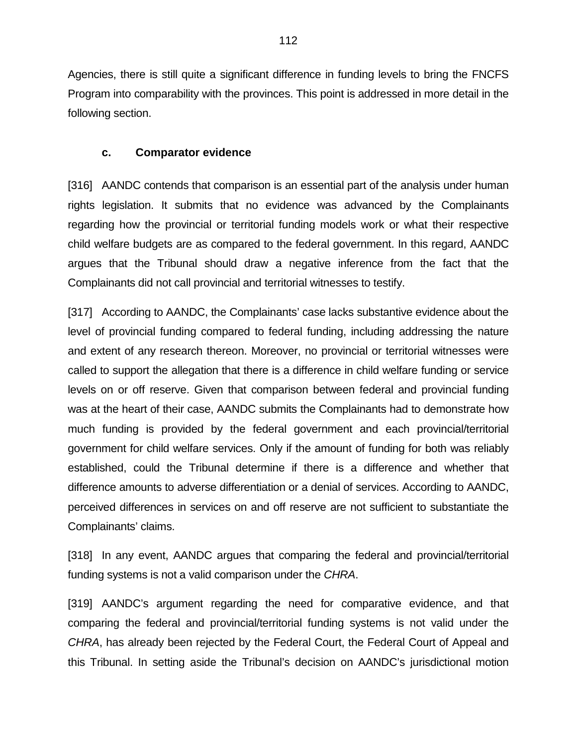Agencies, there is still quite a significant difference in funding levels to bring the FNCFS Program into comparability with the provinces. This point is addressed in more detail in the following section.

### c. Comparator evidence

[316] AANDC contends that comparison is an essential part of the analysis under human rights legislation. It submits that no evidence was advanced by the Complainants regarding how the provincial or territorial funding models work or what their respective child welfare budgets are as compared to the federal government. In this regard, AANDC argues that the Tribunal should draw a negative inference from the fact that the Complainants did not call provincial and territorial witnesses to testify.

[317] According to AANDC, the Complainants' case lacks substantive evidence about the level of provincial funding compared to federal funding, including addressing the nature and extent of any research thereon. Moreover, no provincial or territorial witnesses were called to support the allegation that there is a difference in child welfare funding or service levels on or off reserve. Given that comparison between federal and provincial funding was at the heart of their case, AANDC submits the Complainants had to demonstrate how much funding is provided by the federal government and each provincial/territorial government for child welfare services. Only if the amount of funding for both was reliably established, could the Tribunal determine if there is a difference and whether that difference amounts to adverse differentiation or a denial of services. According to AANDC, perceived differences in services on and off reserve are not sufficient to substantiate the Complainants' claims.

[318] In any event, AANDC argues that comparing the federal and provincial/territorial funding systems is not a valid comparison under the *CHRA*.

[319] AANDC's argument regarding the need for comparative evidence, and that comparing the federal and provincial/territorial funding systems is not valid under the *CHRA*, has already been rejected by the Federal Court, the Federal Court of Appeal and this Tribunal. In setting aside the Tribunal's decision on AANDC's jurisdictional motion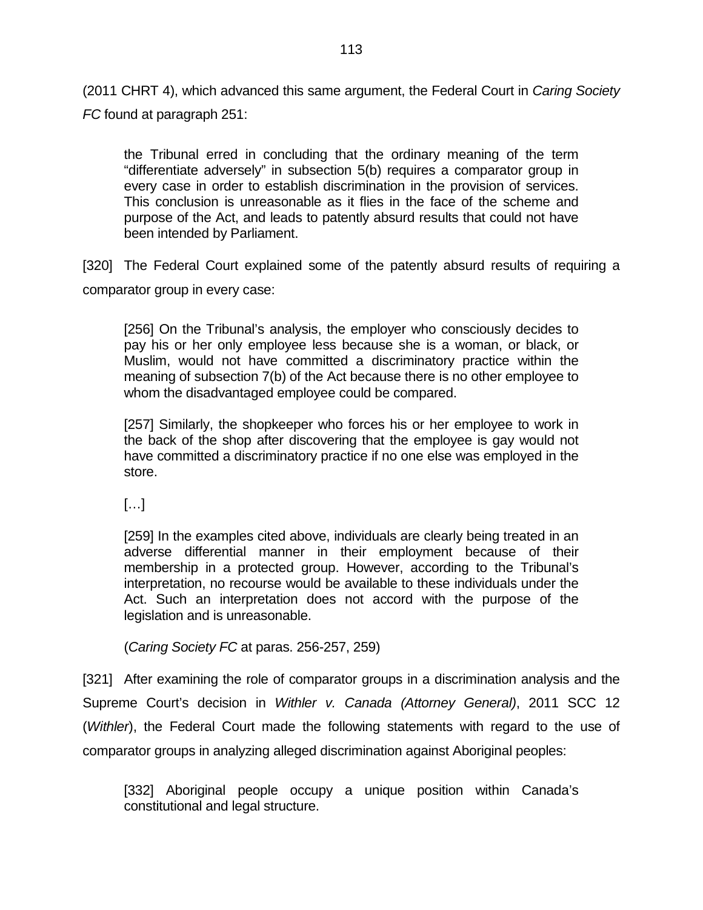(2011 CHRT 4), which advanced this same argument, the Federal Court in *Caring Society FC* found at paragraph 251:

> the Tribunal erred in concluding that the ordinary meaning of the term "differentiate adversely" in subsection 5(b) requires a comparator group in every case in order to establish discrimination in the provision of services. This conclusion is unreasonable as it flies in the face of the scheme and purpose of the Act, and leads to patently absurd results that could not have been intended by Parliament.

[320] The Federal Court explained some of the patently absurd results of requiring a comparator group in every case:

> [256] On the Tribunal's analysis, the employer who consciously decides to pay his or her only employee less because she is a woman, or black, or Muslim, would not have committed a discriminatory practice within the meaning of subsection 7(b) of the Act because there is no other employee to whom the disadvantaged employee could be compared.
>
> [257] Similarly, the shopkeeper who forces his or her employee to work in the back of the shop after discovering that the employee is gay would not have committed a discriminatory practice if no one else was employed in the store.
>
> […]
>
> [259] In the examples cited above, individuals are clearly being treated in an adverse differential manner in their employment because of their membership in a protected group. However, according to the Tribunal's interpretation, no recourse would be available to these individuals under the Act. Such an interpretation does not accord with the purpose of the legislation and is unreasonable.
>
> (*Caring Society FC* at paras. 256-257, 259)

[321] After examining the role of comparator groups in a discrimination analysis and the Supreme Court's decision in *Withler v. Canada (Attorney General)*, 2011 SCC 12 (*Withler*), the Federal Court made the following statements with regard to the use of comparator groups in analyzing alleged discrimination against Aboriginal peoples:

> [332] Aboriginal people occupy a unique position within Canada's constitutional and legal structure.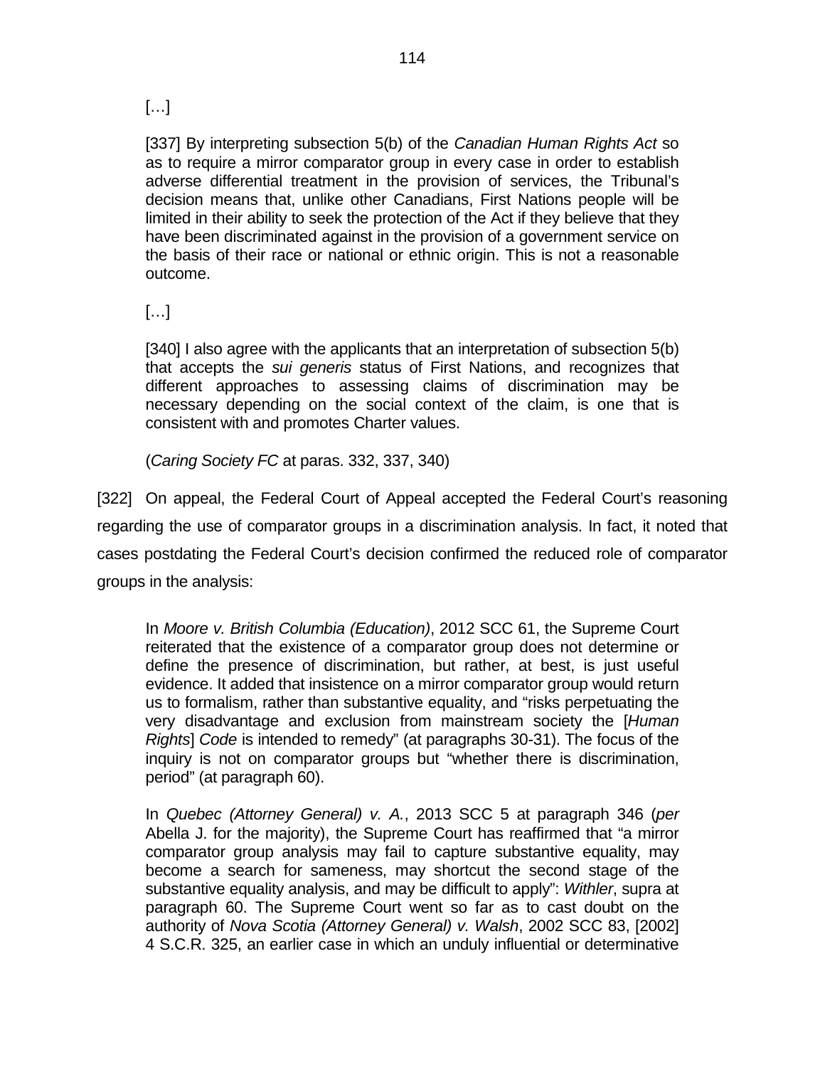> […]
>
> [337] By interpreting subsection 5(b) of the *Canadian Human Rights Act* so as to require a mirror comparator group in every case in order to establish adverse differential treatment in the provision of services, the Tribunal's decision means that, unlike other Canadians, First Nations people will be limited in their ability to seek the protection of the Act if they believe that they have been discriminated against in the provision of a government service on the basis of their race or national or ethnic origin. This is not a reasonable outcome.
>
> […]
>
> [340] I also agree with the applicants that an interpretation of subsection 5(b) that accepts the *sui generis* status of First Nations, and recognizes that different approaches to assessing claims of discrimination may be necessary depending on the social context of the claim, is one that is consistent with and promotes Charter values.
>
> (*Caring Society FC* at paras. 332, 337, 340)

[322] On appeal, the Federal Court of Appeal accepted the Federal Court's reasoning regarding the use of comparator groups in a discrimination analysis. In fact, it noted that cases postdating the Federal Court's decision confirmed the reduced role of comparator groups in the analysis:

> In *Moore v. British Columbia (Education)*, 2012 SCC 61, the Supreme Court reiterated that the existence of a comparator group does not determine or define the presence of discrimination, but rather, at best, is just useful evidence. It added that insistence on a mirror comparator group would return us to formalism, rather than substantive equality, and "risks perpetuating the very disadvantage and exclusion from mainstream society the [*Human Rights*] *Code* is intended to remedy" (at paragraphs 30-31). The focus of the inquiry is not on comparator groups but "whether there is discrimination, period" (at paragraph 60).
>
> In *Quebec (Attorney General) v. A.*, 2013 SCC 5 at paragraph 346 (*per* Abella J. for the majority), the Supreme Court has reaffirmed that "a mirror comparator group analysis may fail to capture substantive equality, may become a search for sameness, may shortcut the second stage of the substantive equality analysis, and may be difficult to apply": *Withler*, supra at paragraph 60. The Supreme Court went so far as to cast doubt on the authority of *Nova Scotia (Attorney General) v. Walsh*, 2002 SCC 83, [2002] 4 S.C.R. 325, an earlier case in which an unduly influential or determinative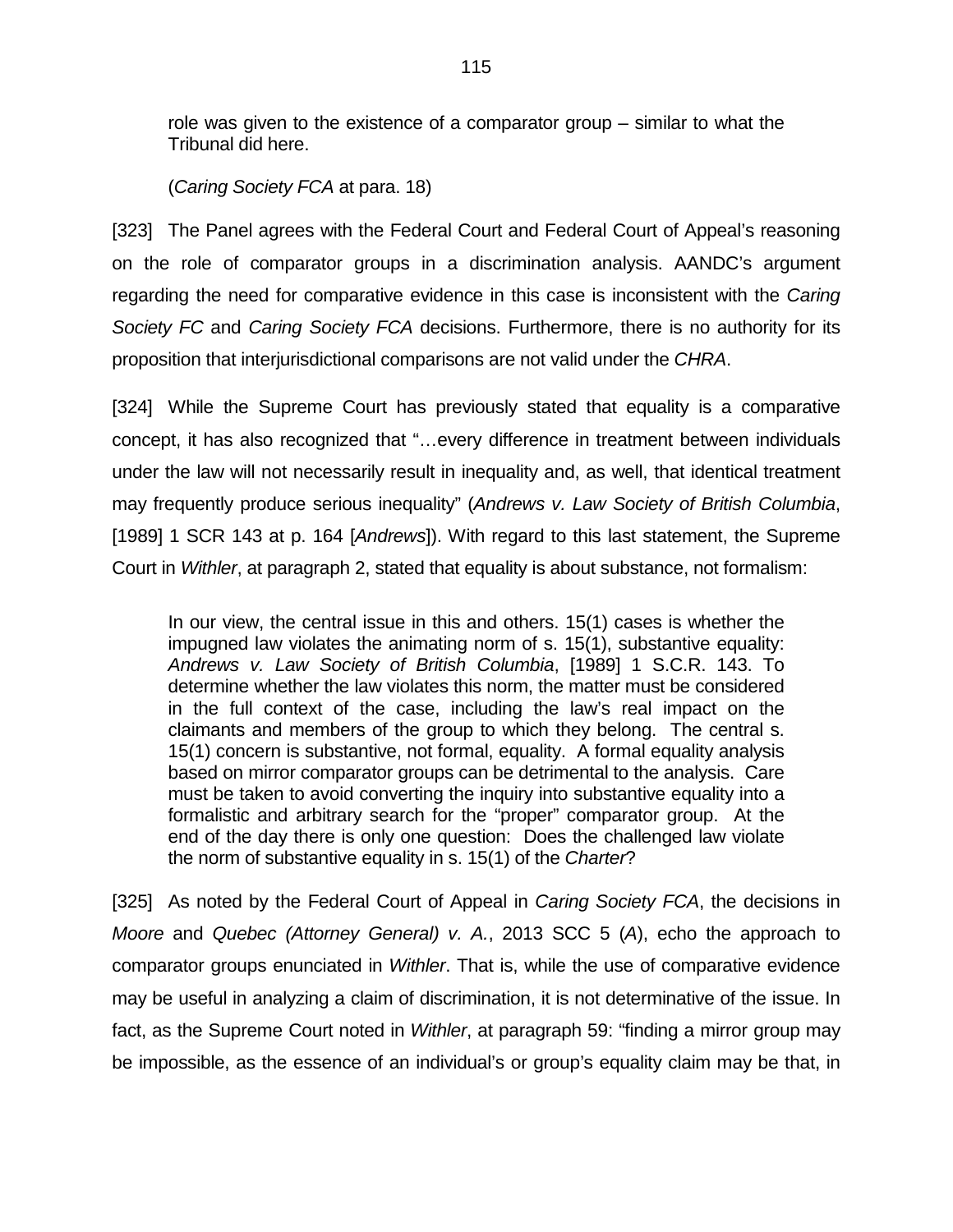> role was given to the existence of a comparator group – similar to what the Tribunal did here.
>
> (*Caring Society FCA* at para. 18)

[323] The Panel agrees with the Federal Court and Federal Court of Appeal's reasoning on the role of comparator groups in a discrimination analysis. AANDC's argument regarding the need for comparative evidence in this case is inconsistent with the *Caring Society FC* and *Caring Society FCA* decisions. Furthermore, there is no authority for its proposition that interjurisdictional comparisons are not valid under the *CHRA*.

[324] While the Supreme Court has previously stated that equality is a comparative concept, it has also recognized that "…every difference in treatment between individuals under the law will not necessarily result in inequality and, as well, that identical treatment may frequently produce serious inequality" (*Andrews v. Law Society of British Columbia*, [1989] 1 SCR 143 at p. 164 [*Andrews*]). With regard to this last statement, the Supreme Court in *Withler*, at paragraph 2, stated that equality is about substance, not formalism:

> In our view, the central issue in this and others. 15(1) cases is whether the impugned law violates the animating norm of s. 15(1), substantive equality: *Andrews v. Law Society of British Columbia*, [1989] 1 S.C.R. 143. To determine whether the law violates this norm, the matter must be considered in the full context of the case, including the law's real impact on the claimants and members of the group to which they belong. The central s. 15(1) concern is substantive, not formal, equality. A formal equality analysis based on mirror comparator groups can be detrimental to the analysis. Care must be taken to avoid converting the inquiry into substantive equality into a formalistic and arbitrary search for the "proper" comparator group. At the end of the day there is only one question: Does the challenged law violate the norm of substantive equality in s. 15(1) of the *Charter*?

[325] As noted by the Federal Court of Appeal in *Caring Society FCA*, the decisions in *Moore* and *Quebec (Attorney General) v. A.*, 2013 SCC 5 (*A*), echo the approach to comparator groups enunciated in *Withler*. That is, while the use of comparative evidence may be useful in analyzing a claim of discrimination, it is not determinative of the issue. In fact, as the Supreme Court noted in *Withler*, at paragraph 59: "finding a mirror group may be impossible, as the essence of an individual's or group's equality claim may be that, in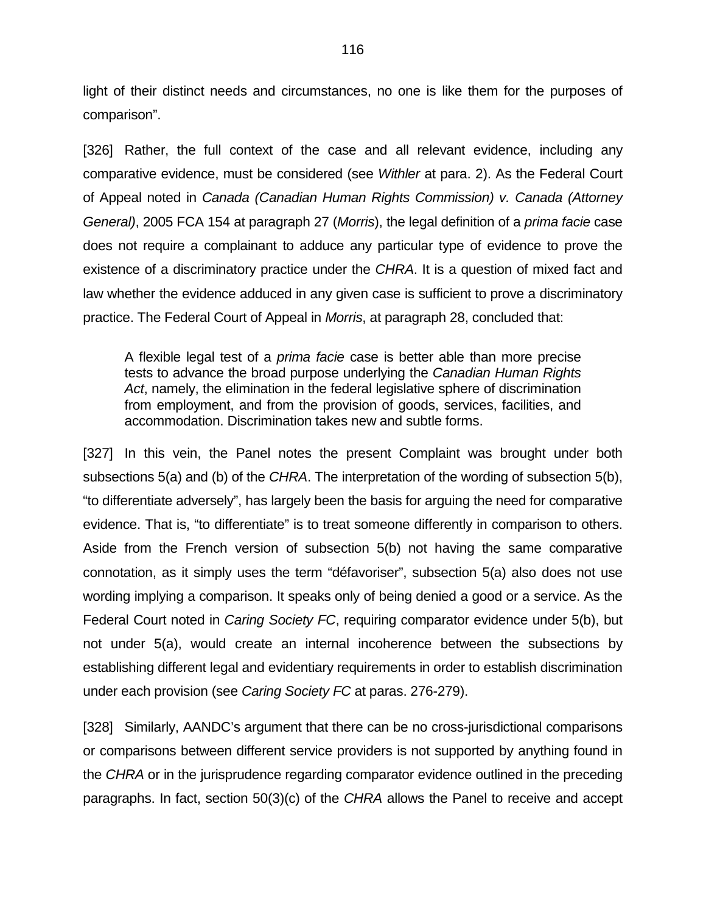light of their distinct needs and circumstances, no one is like them for the purposes of comparison".

[326] Rather, the full context of the case and all relevant evidence, including any comparative evidence, must be considered (see *Withler* at para. 2). As the Federal Court of Appeal noted in *Canada (Canadian Human Rights Commission) v. Canada (Attorney General)*, 2005 FCA 154 at paragraph 27 (*Morris*), the legal definition of a *prima facie* case does not require a complainant to adduce any particular type of evidence to prove the existence of a discriminatory practice under the *CHRA*. It is a question of mixed fact and law whether the evidence adduced in any given case is sufficient to prove a discriminatory practice. The Federal Court of Appeal in *Morris*, at paragraph 28, concluded that:

> A flexible legal test of a *prima facie* case is better able than more precise tests to advance the broad purpose underlying the *Canadian Human Rights Act*, namely, the elimination in the federal legislative sphere of discrimination from employment, and from the provision of goods, services, facilities, and accommodation. Discrimination takes new and subtle forms.

[327] In this vein, the Panel notes the present Complaint was brought under both subsections 5(a) and (b) of the *CHRA*. The interpretation of the wording of subsection 5(b), "to differentiate adversely", has largely been the basis for arguing the need for comparative evidence. That is, "to differentiate" is to treat someone differently in comparison to others. Aside from the French version of subsection 5(b) not having the same comparative connotation, as it simply uses the term "défavoriser", subsection 5(a) also does not use wording implying a comparison. It speaks only of being denied a good or a service. As the Federal Court noted in *Caring Society FC*, requiring comparator evidence under 5(b), but not under 5(a), would create an internal incoherence between the subsections by establishing different legal and evidentiary requirements in order to establish discrimination under each provision (see *Caring Society FC* at paras. 276-279).

[328] Similarly, AANDC's argument that there can be no cross-jurisdictional comparisons or comparisons between different service providers is not supported by anything found in the *CHRA* or in the jurisprudence regarding comparator evidence outlined in the preceding paragraphs. In fact, section 50(3)(c) of the *CHRA* allows the Panel to receive and accept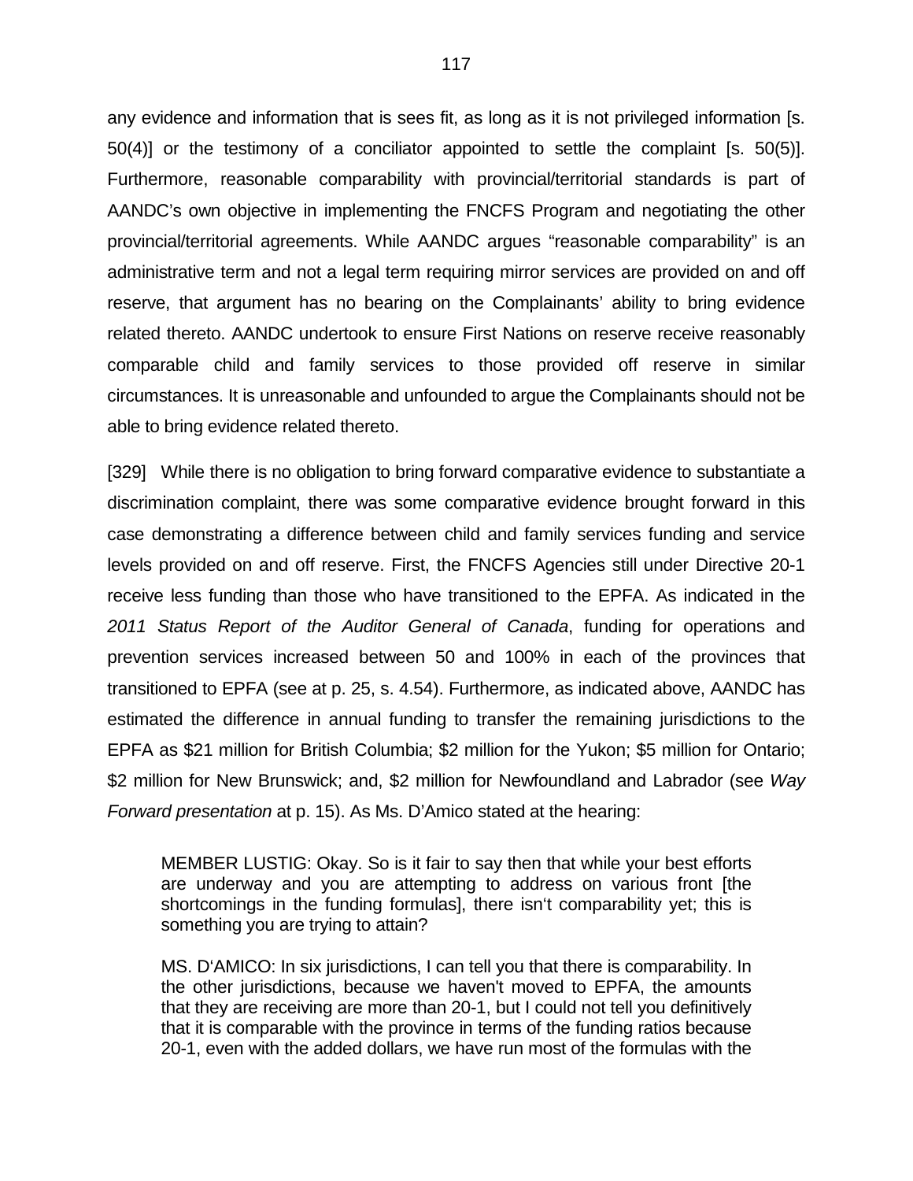any evidence and information that is sees fit, as long as it is not privileged information [s. 50(4)] or the testimony of a conciliator appointed to settle the complaint [s. 50(5)]. Furthermore, reasonable comparability with provincial/territorial standards is part of AANDC's own objective in implementing the FNCFS Program and negotiating the other provincial/territorial agreements. While AANDC argues "reasonable comparability" is an administrative term and not a legal term requiring mirror services are provided on and off reserve, that argument has no bearing on the Complainants' ability to bring evidence related thereto. AANDC undertook to ensure First Nations on reserve receive reasonably comparable child and family services to those provided off reserve in similar circumstances. It is unreasonable and unfounded to argue the Complainants should not be able to bring evidence related thereto.

[329] While there is no obligation to bring forward comparative evidence to substantiate a discrimination complaint, there was some comparative evidence brought forward in this case demonstrating a difference between child and family services funding and service levels provided on and off reserve. First, the FNCFS Agencies still under Directive 20-1 receive less funding than those who have transitioned to the EPFA. As indicated in the *2011 Status Report of the Auditor General of Canada*, funding for operations and prevention services increased between 50 and 100% in each of the provinces that transitioned to EPFA (see at p. 25, s. 4.54). Furthermore, as indicated above, AANDC has estimated the difference in annual funding to transfer the remaining jurisdictions to the EPFA as $21 million for British Columbia; $2 million for the Yukon; $5 million for Ontario; $2 million for New Brunswick; and, $2 million for Newfoundland and Labrador (see *Way Forward presentation* at p. 15). As Ms. D'Amico stated at the hearing:

> MEMBER LUSTIG: Okay. So is it fair to say then that while your best efforts are underway and you are attempting to address on various front [the shortcomings in the funding formulas], there isn't comparability yet; this is something you are trying to attain?
>
> MS. D'AMICO: In six jurisdictions, I can tell you that there is comparability. In the other jurisdictions, because we haven't moved to EPFA, the amounts that they are receiving are more than 20-1, but I could not tell you definitively that it is comparable with the province in terms of the funding ratios because 20-1, even with the added dollars, we have run most of the formulas with the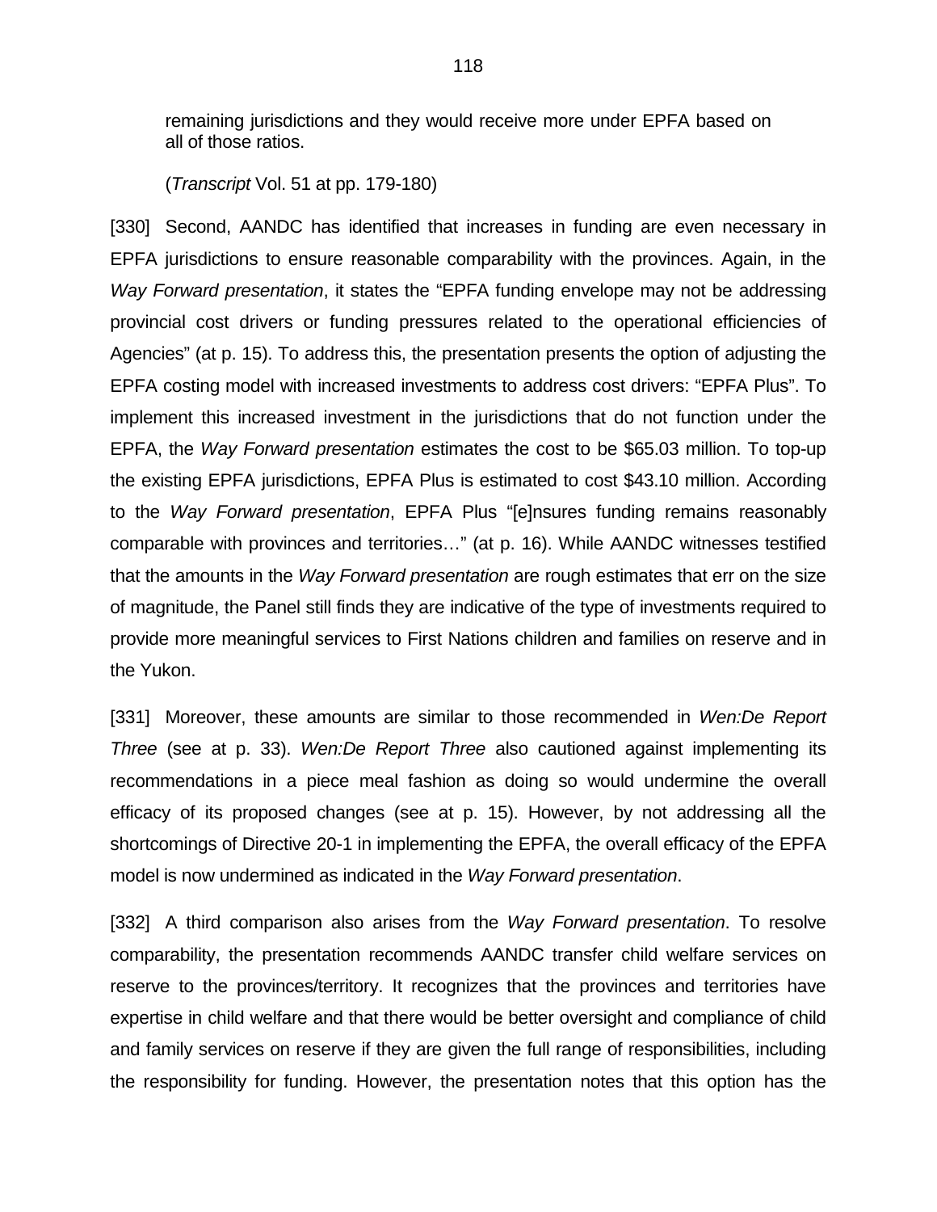remaining jurisdictions and they would receive more under EPFA based on all of those ratios.

(*Transcript* Vol. 51 at pp. 179-180)

[330] Second, AANDC has identified that increases in funding are even necessary in EPFA jurisdictions to ensure reasonable comparability with the provinces. Again, in the *Way Forward presentation*, it states the “EPFA funding envelope may not be addressing provincial cost drivers or funding pressures related to the operational efficiencies of Agencies” (at p. 15). To address this, the presentation presents the option of adjusting the EPFA costing model with increased investments to address cost drivers: “EPFA Plus”. To implement this increased investment in the jurisdictions that do not function under the EPFA, the *Way Forward presentation* estimates the cost to be $65.03 million. To top-up the existing EPFA jurisdictions, EPFA Plus is estimated to cost $43.10 million. According to the *Way Forward presentation*, EPFA Plus “[e]nsures funding remains reasonably comparable with provinces and territories…” (at p. 16). While AANDC witnesses testified that the amounts in the *Way Forward presentation* are rough estimates that err on the size of magnitude, the Panel still finds they are indicative of the type of investments required to provide more meaningful services to First Nations children and families on reserve and in the Yukon.

[331] Moreover, these amounts are similar to those recommended in *Wen:De Report Three* (see at p. 33). *Wen:De Report Three* also cautioned against implementing its recommendations in a piece meal fashion as doing so would undermine the overall efficacy of its proposed changes (see at p. 15). However, by not addressing all the shortcomings of Directive 20-1 in implementing the EPFA, the overall efficacy of the EPFA model is now undermined as indicated in the *Way Forward presentation*.

[332] A third comparison also arises from the *Way Forward presentation*. To resolve comparability, the presentation recommends AANDC transfer child welfare services on reserve to the provinces/territory. It recognizes that the provinces and territories have expertise in child welfare and that there would be better oversight and compliance of child and family services on reserve if they are given the full range of responsibilities, including the responsibility for funding. However, the presentation notes that this option has the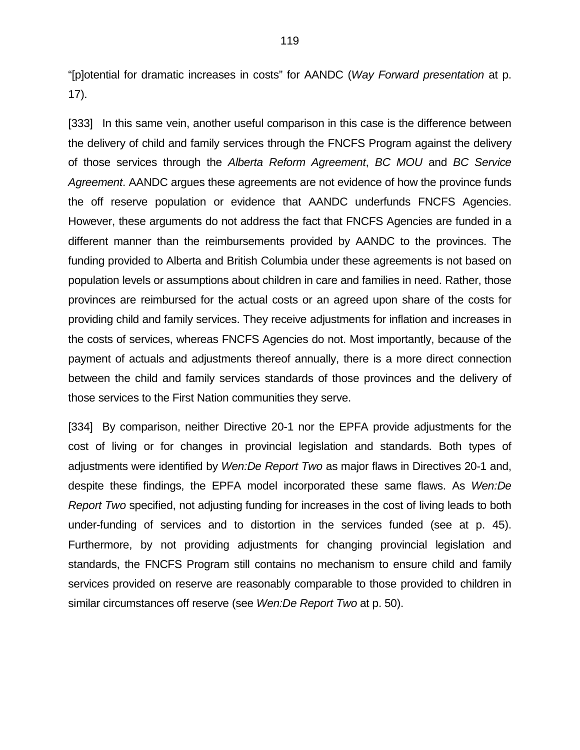"[p]otential for dramatic increases in costs" for AANDC (*Way Forward presentation* at p. 17).

[333] In this same vein, another useful comparison in this case is the difference between the delivery of child and family services through the FNCFS Program against the delivery of those services through the *Alberta Reform Agreement*, *BC MOU* and *BC Service Agreement*. AANDC argues these agreements are not evidence of how the province funds the off reserve population or evidence that AANDC underfunds FNCFS Agencies. However, these arguments do not address the fact that FNCFS Agencies are funded in a different manner than the reimbursements provided by AANDC to the provinces. The funding provided to Alberta and British Columbia under these agreements is not based on population levels or assumptions about children in care and families in need. Rather, those provinces are reimbursed for the actual costs or an agreed upon share of the costs for providing child and family services. They receive adjustments for inflation and increases in the costs of services, whereas FNCFS Agencies do not. Most importantly, because of the payment of actuals and adjustments thereof annually, there is a more direct connection between the child and family services standards of those provinces and the delivery of those services to the First Nation communities they serve.

[334] By comparison, neither Directive 20-1 nor the EPFA provide adjustments for the cost of living or for changes in provincial legislation and standards. Both types of adjustments were identified by *Wen:De Report Two* as major flaws in Directives 20-1 and, despite these findings, the EPFA model incorporated these same flaws. As *Wen:De Report Two* specified, not adjusting funding for increases in the cost of living leads to both under-funding of services and to distortion in the services funded (see at p. 45). Furthermore, by not providing adjustments for changing provincial legislation and standards, the FNCFS Program still contains no mechanism to ensure child and family services provided on reserve are reasonably comparable to those provided to children in similar circumstances off reserve (see *Wen:De Report Two* at p. 50).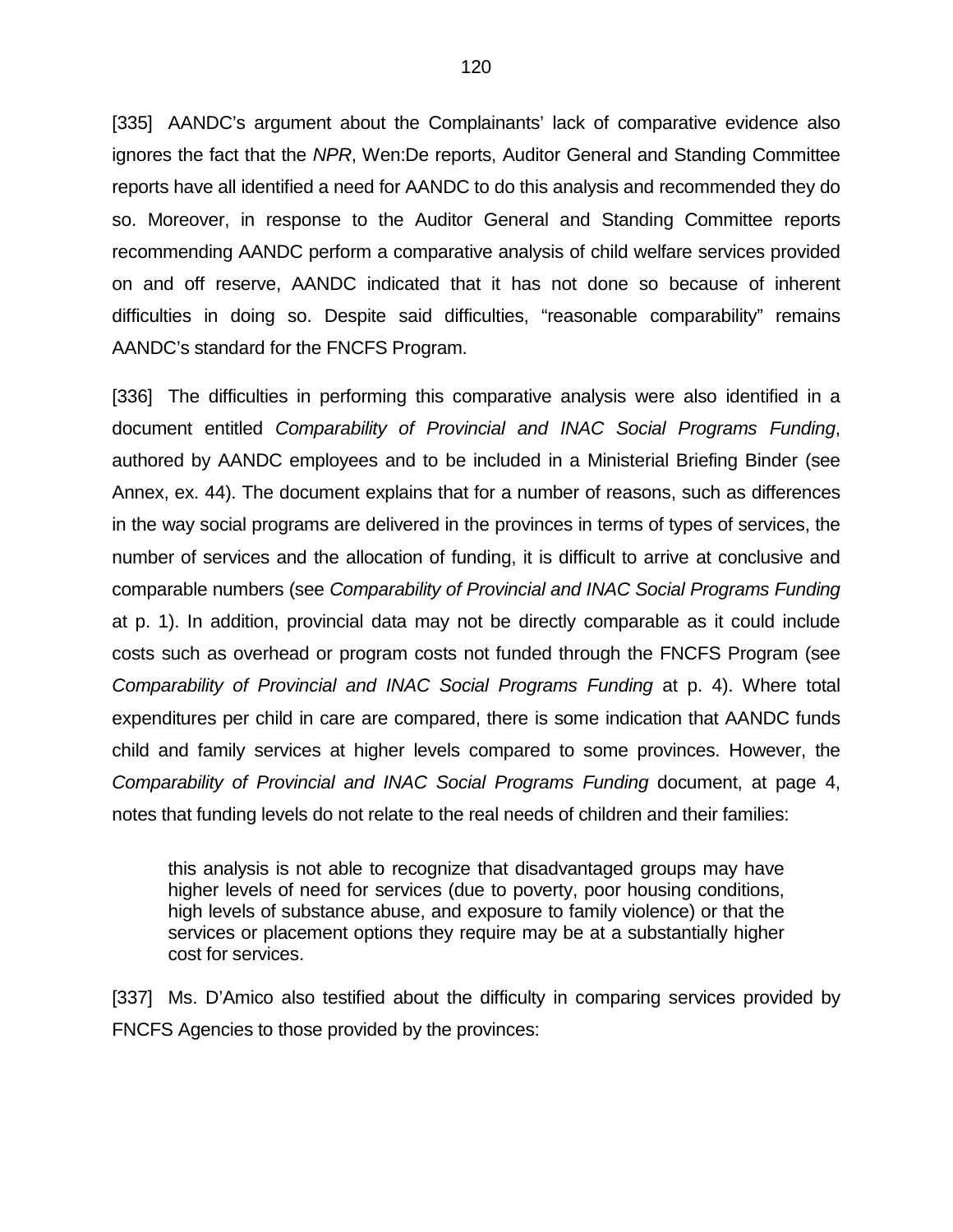[335] AANDC's argument about the Complainants' lack of comparative evidence also ignores the fact that the *NPR*, Wen:De reports, Auditor General and Standing Committee reports have all identified a need for AANDC to do this analysis and recommended they do so. Moreover, in response to the Auditor General and Standing Committee reports recommending AANDC perform a comparative analysis of child welfare services provided on and off reserve, AANDC indicated that it has not done so because of inherent difficulties in doing so. Despite said difficulties, "reasonable comparability" remains AANDC's standard for the FNCFS Program.

[336] The difficulties in performing this comparative analysis were also identified in a document entitled *Comparability of Provincial and INAC Social Programs Funding*, authored by AANDC employees and to be included in a Ministerial Briefing Binder (see Annex, ex. 44). The document explains that for a number of reasons, such as differences in the way social programs are delivered in the provinces in terms of types of services, the number of services and the allocation of funding, it is difficult to arrive at conclusive and comparable numbers (see *Comparability of Provincial and INAC Social Programs Funding* at p. 1). In addition, provincial data may not be directly comparable as it could include costs such as overhead or program costs not funded through the FNCFS Program (see *Comparability of Provincial and INAC Social Programs Funding* at p. 4). Where total expenditures per child in care are compared, there is some indication that AANDC funds child and family services at higher levels compared to some provinces. However, the *Comparability of Provincial and INAC Social Programs Funding* document, at page 4, notes that funding levels do not relate to the real needs of children and their families:

> this analysis is not able to recognize that disadvantaged groups may have higher levels of need for services (due to poverty, poor housing conditions, high levels of substance abuse, and exposure to family violence) or that the services or placement options they require may be at a substantially higher cost for services.

[337] Ms. D'Amico also testified about the difficulty in comparing services provided by FNCFS Agencies to those provided by the provinces: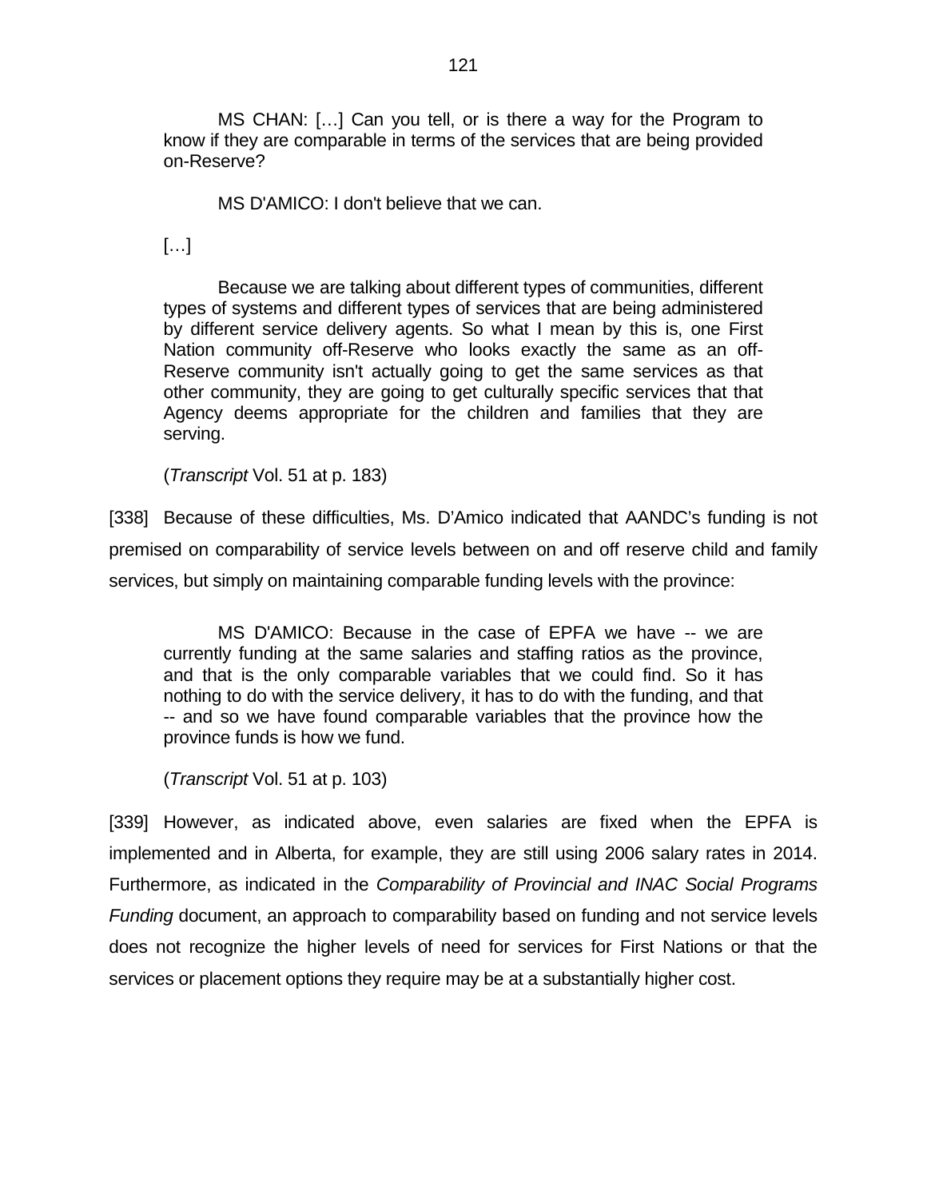> MS CHAN: […] Can you tell, or is there a way for the Program to know if they are comparable in terms of the services that are being provided on-Reserve?
>
> MS D'AMICO: I don't believe that we can.
>
> […]
>
> Because we are talking about different types of communities, different types of systems and different types of services that are being administered by different service delivery agents. So what I mean by this is, one First Nation community off-Reserve who looks exactly the same as an off-Reserve community isn't actually going to get the same services as that other community, they are going to get culturally specific services that that Agency deems appropriate for the children and families that they are serving.
>
> (*Transcript* Vol. 51 at p. 183)

[338] Because of these difficulties, Ms. D'Amico indicated that AANDC's funding is not premised on comparability of service levels between on and off reserve child and family services, but simply on maintaining comparable funding levels with the province:

> MS D'AMICO: Because in the case of EPFA we have -- we are currently funding at the same salaries and staffing ratios as the province, and that is the only comparable variables that we could find. So it has nothing to do with the service delivery, it has to do with the funding, and that -- and so we have found comparable variables that the province how the province funds is how we fund.
>
> (*Transcript* Vol. 51 at p. 103)

[339] However, as indicated above, even salaries are fixed when the EPFA is implemented and in Alberta, for example, they are still using 2006 salary rates in 2014. Furthermore, as indicated in the *Comparability of Provincial and INAC Social Programs Funding* document, an approach to comparability based on funding and not service levels does not recognize the higher levels of need for services for First Nations or that the services or placement options they require may be at a substantially higher cost.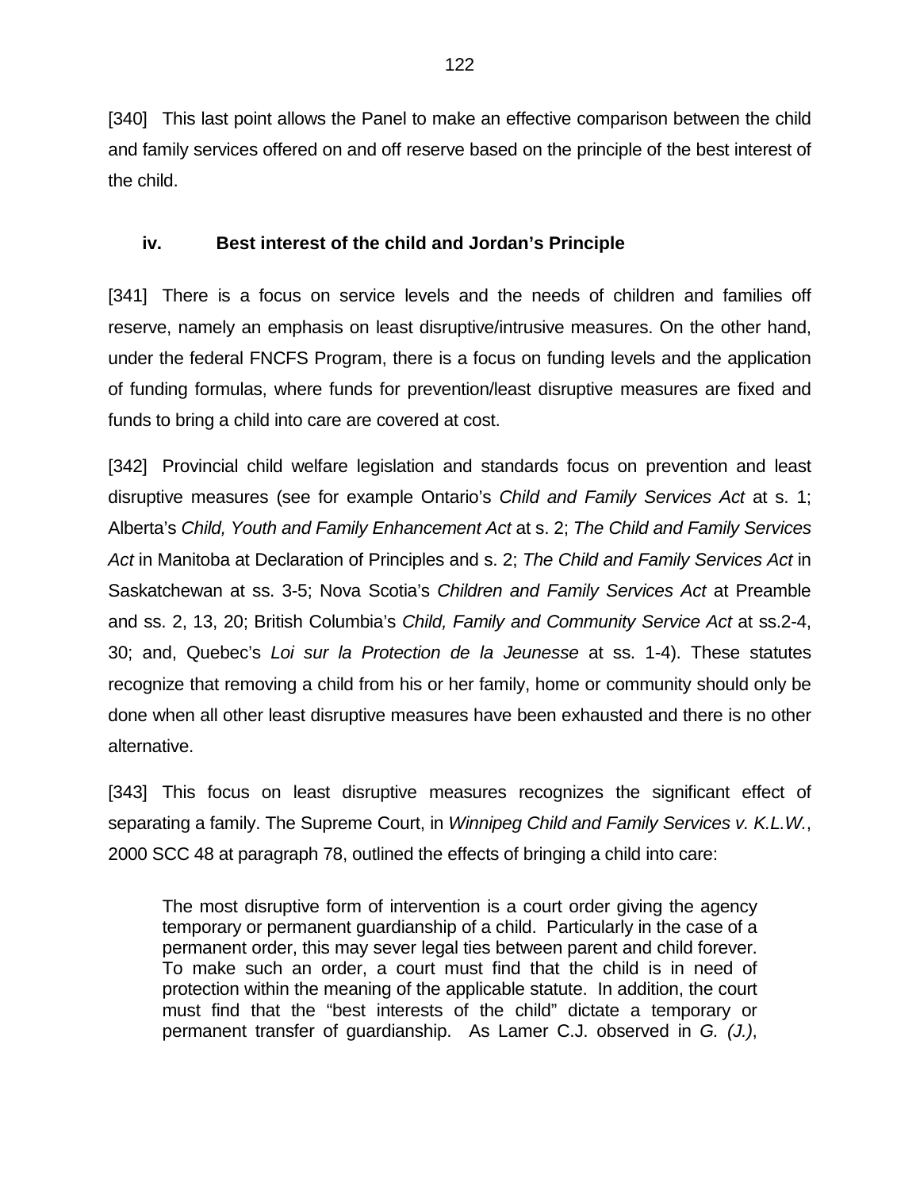[340] This last point allows the Panel to make an effective comparison between the child and family services offered on and off reserve based on the principle of the best interest of the child.

### iv. Best interest of the child and Jordan's Principle

[341] There is a focus on service levels and the needs of children and families off reserve, namely an emphasis on least disruptive/intrusive measures. On the other hand, under the federal FNCFS Program, there is a focus on funding levels and the application of funding formulas, where funds for prevention/least disruptive measures are fixed and funds to bring a child into care are covered at cost.

[342] Provincial child welfare legislation and standards focus on prevention and least disruptive measures (see for example Ontario's *Child and Family Services Act* at s. 1; Alberta's *Child, Youth and Family Enhancement Act* at s. 2; *The Child and Family Services Act* in Manitoba at Declaration of Principles and s. 2; *The Child and Family Services Act* in Saskatchewan at ss. 3-5; Nova Scotia's *Children and Family Services Act* at Preamble and ss. 2, 13, 20; British Columbia's *Child, Family and Community Service Act* at ss.2-4, 30; and, Quebec's *Loi sur la Protection de la Jeunesse* at ss. 1-4). These statutes recognize that removing a child from his or her family, home or community should only be done when all other least disruptive measures have been exhausted and there is no other alternative.

[343] This focus on least disruptive measures recognizes the significant effect of separating a family. The Supreme Court, in *Winnipeg Child and Family Services v. K.L.W.*, 2000 SCC 48 at paragraph 78, outlined the effects of bringing a child into care:

> The most disruptive form of intervention is a court order giving the agency temporary or permanent guardianship of a child. Particularly in the case of a permanent order, this may sever legal ties between parent and child forever. To make such an order, a court must find that the child is in need of protection within the meaning of the applicable statute. In addition, the court must find that the "best interests of the child" dictate a temporary or permanent transfer of guardianship. As Lamer C.J. observed in *G. (J.)*,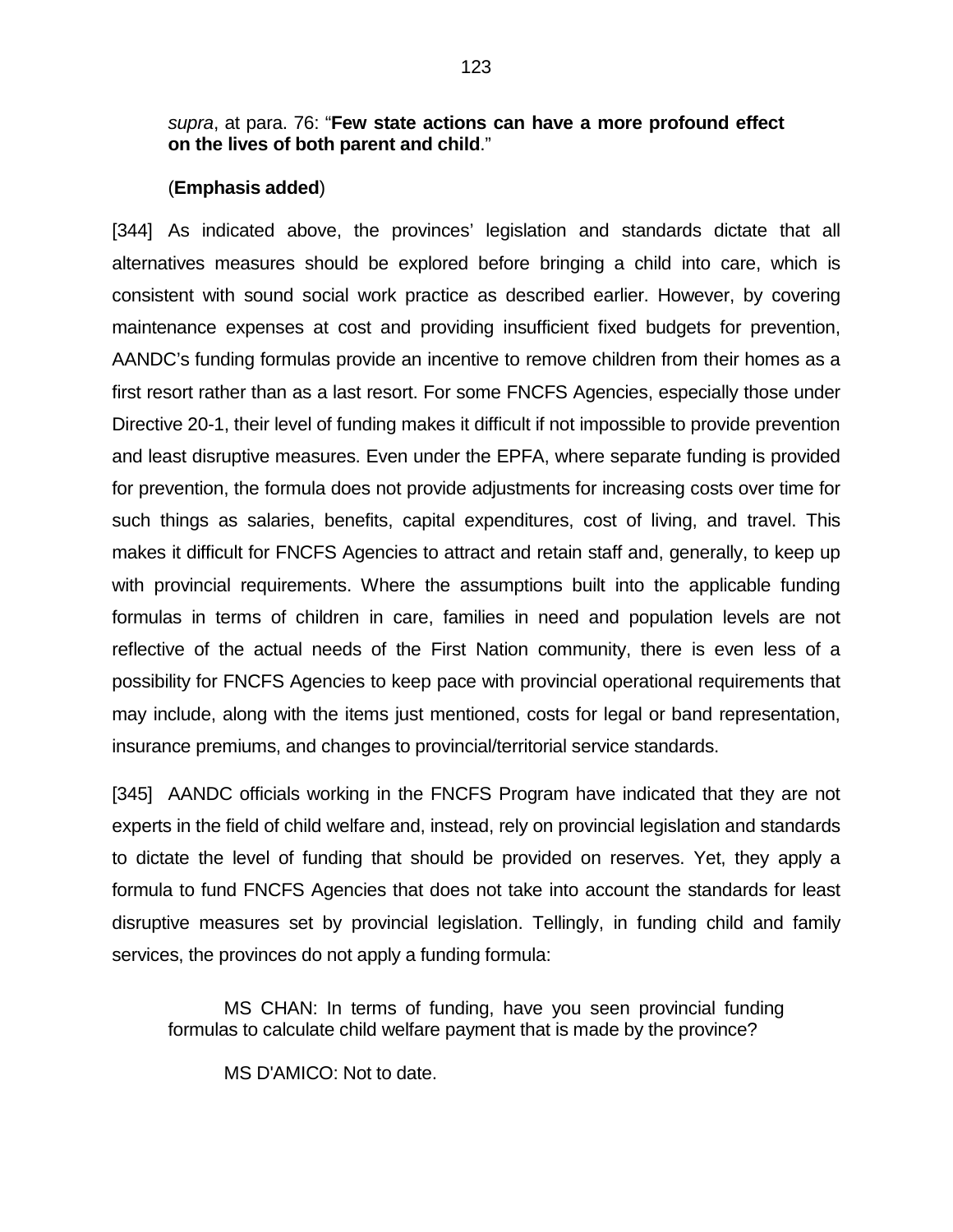> *supra*, at para. 76: "**Few state actions can have a more profound effect on the lives of both parent and child**."
>
> (**Emphasis added**)

[344] As indicated above, the provinces' legislation and standards dictate that all alternatives measures should be explored before bringing a child into care, which is consistent with sound social work practice as described earlier. However, by covering maintenance expenses at cost and providing insufficient fixed budgets for prevention, AANDC's funding formulas provide an incentive to remove children from their homes as a first resort rather than as a last resort. For some FNCFS Agencies, especially those under Directive 20-1, their level of funding makes it difficult if not impossible to provide prevention and least disruptive measures. Even under the EPFA, where separate funding is provided for prevention, the formula does not provide adjustments for increasing costs over time for such things as salaries, benefits, capital expenditures, cost of living, and travel. This makes it difficult for FNCFS Agencies to attract and retain staff and, generally, to keep up with provincial requirements. Where the assumptions built into the applicable funding formulas in terms of children in care, families in need and population levels are not reflective of the actual needs of the First Nation community, there is even less of a possibility for FNCFS Agencies to keep pace with provincial operational requirements that may include, along with the items just mentioned, costs for legal or band representation, insurance premiums, and changes to provincial/territorial service standards.

[345] AANDC officials working in the FNCFS Program have indicated that they are not experts in the field of child welfare and, instead, rely on provincial legislation and standards to dictate the level of funding that should be provided on reserves. Yet, they apply a formula to fund FNCFS Agencies that does not take into account the standards for least disruptive measures set by provincial legislation. Tellingly, in funding child and family services, the provinces do not apply a funding formula:

> MS CHAN: In terms of funding, have you seen provincial funding formulas to calculate child welfare payment that is made by the province?
>
> MS D'AMICO: Not to date.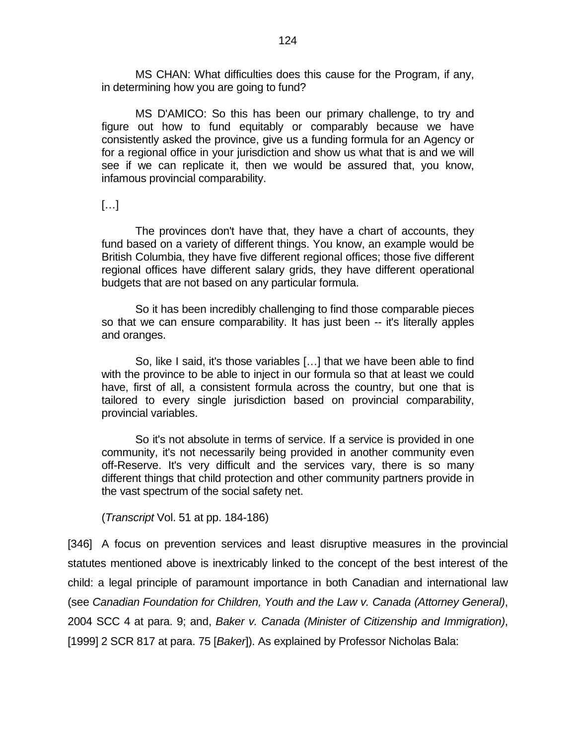MS CHAN: What difficulties does this cause for the Program, if any, in determining how you are going to fund?

MS D'AMICO: So this has been our primary challenge, to try and figure out how to fund equitably or comparably because we have consistently asked the province, give us a funding formula for an Agency or for a regional office in your jurisdiction and show us what that is and we will see if we can replicate it, then we would be assured that, you know, infamous provincial comparability.

[…]

The provinces don't have that, they have a chart of accounts, they fund based on a variety of different things. You know, an example would be British Columbia, they have five different regional offices; those five different regional offices have different salary grids, they have different operational budgets that are not based on any particular formula.

So it has been incredibly challenging to find those comparable pieces so that we can ensure comparability. It has just been -- it's literally apples and oranges.

So, like I said, it's those variables […] that we have been able to find with the province to be able to inject in our formula so that at least we could have, first of all, a consistent formula across the country, but one that is tailored to every single jurisdiction based on provincial comparability, provincial variables.

So it's not absolute in terms of service. If a service is provided in one community, it's not necessarily being provided in another community even off-Reserve. It's very difficult and the services vary, there is so many different things that child protection and other community partners provide in the vast spectrum of the social safety net.

(*Transcript* Vol. 51 at pp. 184-186)

[346] A focus on prevention services and least disruptive measures in the provincial statutes mentioned above is inextricably linked to the concept of the best interest of the child: a legal principle of paramount importance in both Canadian and international law (see *Canadian Foundation for Children, Youth and the Law v. Canada (Attorney General)*, 2004 SCC 4 at para. 9; and, *Baker v. Canada (Minister of Citizenship and Immigration)*, [1999] 2 SCR 817 at para. 75 [*Baker*]). As explained by Professor Nicholas Bala: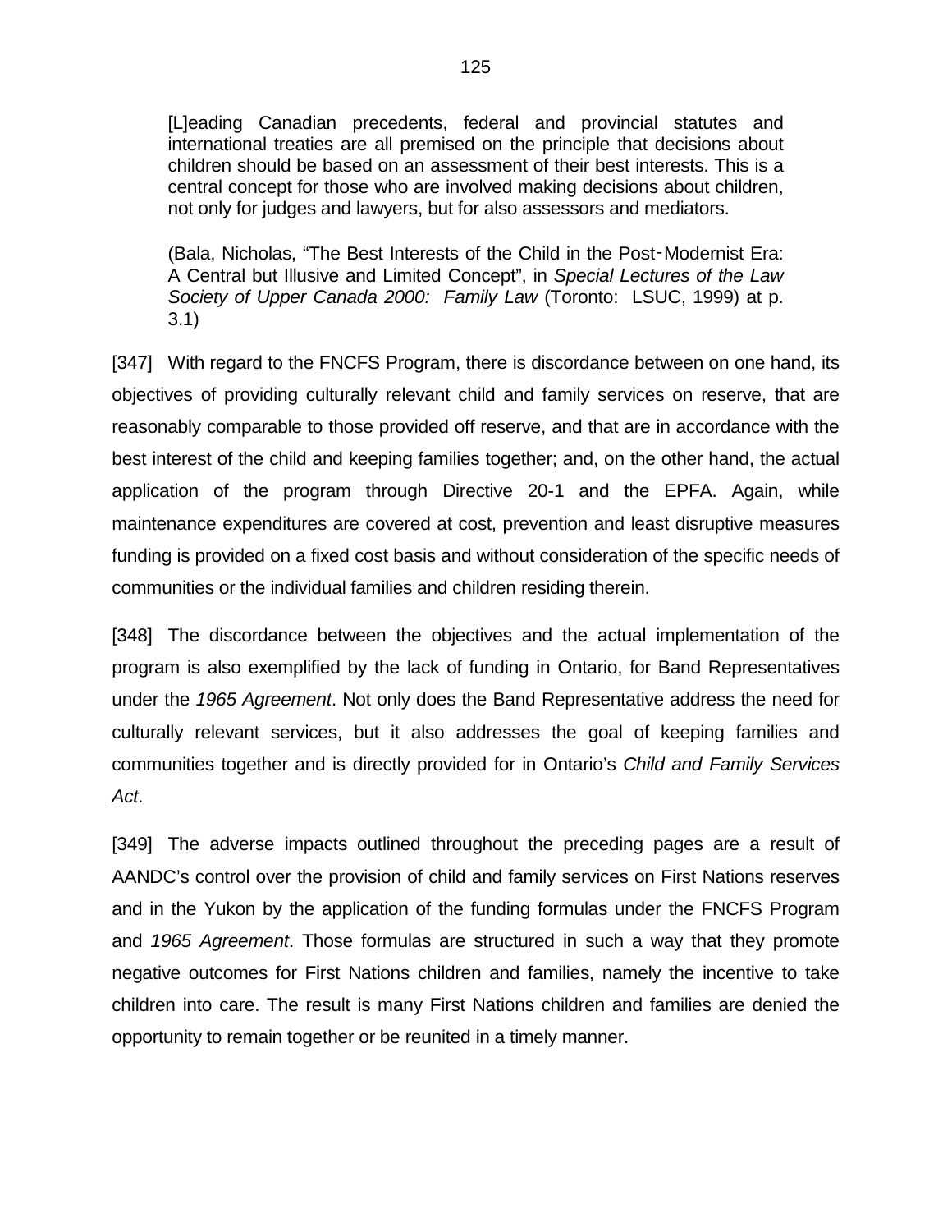> [L]eading Canadian precedents, federal and provincial statutes and international treaties are all premised on the principle that decisions about children should be based on an assessment of their best interests. This is a central concept for those who are involved making decisions about children, not only for judges and lawyers, but for also assessors and mediators.
>
> (Bala, Nicholas, "The Best Interests of the Child in the Post-Modernist Era: A Central but Illusive and Limited Concept", in *Special Lectures of the Law Society of Upper Canada 2000: Family Law* (Toronto: LSUC, 1999) at p. 3.1)

[347] With regard to the FNCFS Program, there is discordance between on one hand, its objectives of providing culturally relevant child and family services on reserve, that are reasonably comparable to those provided off reserve, and that are in accordance with the best interest of the child and keeping families together; and, on the other hand, the actual application of the program through Directive 20-1 and the EPFA. Again, while maintenance expenditures are covered at cost, prevention and least disruptive measures funding is provided on a fixed cost basis and without consideration of the specific needs of communities or the individual families and children residing therein.

[348] The discordance between the objectives and the actual implementation of the program is also exemplified by the lack of funding in Ontario, for Band Representatives under the *1965 Agreement*. Not only does the Band Representative address the need for culturally relevant services, but it also addresses the goal of keeping families and communities together and is directly provided for in Ontario's *Child and Family Services Act*.

[349] The adverse impacts outlined throughout the preceding pages are a result of AANDC's control over the provision of child and family services on First Nations reserves and in the Yukon by the application of the funding formulas under the FNCFS Program and *1965 Agreement*. Those formulas are structured in such a way that they promote negative outcomes for First Nations children and families, namely the incentive to take children into care. The result is many First Nations children and families are denied the opportunity to remain together or be reunited in a timely manner.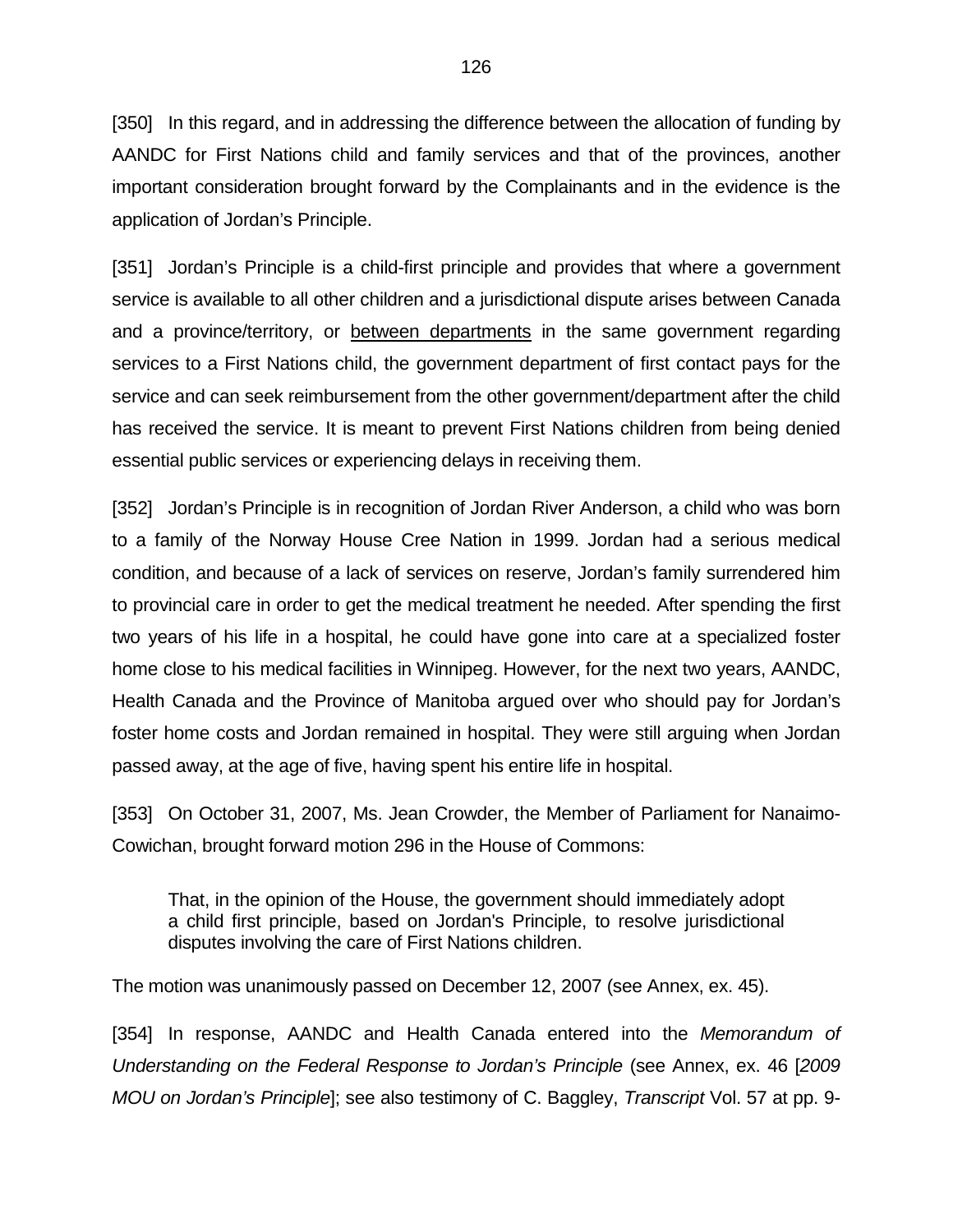[350] In this regard, and in addressing the difference between the allocation of funding by AANDC for First Nations child and family services and that of the provinces, another important consideration brought forward by the Complainants and in the evidence is the application of Jordan's Principle.

[351] Jordan's Principle is a child-first principle and provides that where a government service is available to all other children and a jurisdictional dispute arises between Canada and a province/territory, or <u>between departments</u> in the same government regarding services to a First Nations child, the government department of first contact pays for the service and can seek reimbursement from the other government/department after the child has received the service. It is meant to prevent First Nations children from being denied essential public services or experiencing delays in receiving them.

[352] Jordan's Principle is in recognition of Jordan River Anderson, a child who was born to a family of the Norway House Cree Nation in 1999. Jordan had a serious medical condition, and because of a lack of services on reserve, Jordan's family surrendered him to provincial care in order to get the medical treatment he needed. After spending the first two years of his life in a hospital, he could have gone into care at a specialized foster home close to his medical facilities in Winnipeg. However, for the next two years, AANDC, Health Canada and the Province of Manitoba argued over who should pay for Jordan's foster home costs and Jordan remained in hospital. They were still arguing when Jordan passed away, at the age of five, having spent his entire life in hospital.

[353] On October 31, 2007, Ms. Jean Crowder, the Member of Parliament for Nanaimo-Cowichan, brought forward motion 296 in the House of Commons:

> That, in the opinion of the House, the government should immediately adopt a child first principle, based on Jordan's Principle, to resolve jurisdictional disputes involving the care of First Nations children.

The motion was unanimously passed on December 12, 2007 (see Annex, ex. 45).

[354] In response, AANDC and Health Canada entered into the *Memorandum of Understanding on the Federal Response to Jordan's Principle* (see Annex, ex. 46 [*2009 MOU on Jordan's Principle*]; see also testimony of C. Baggley, *Transcript* Vol. 57 at pp. 9-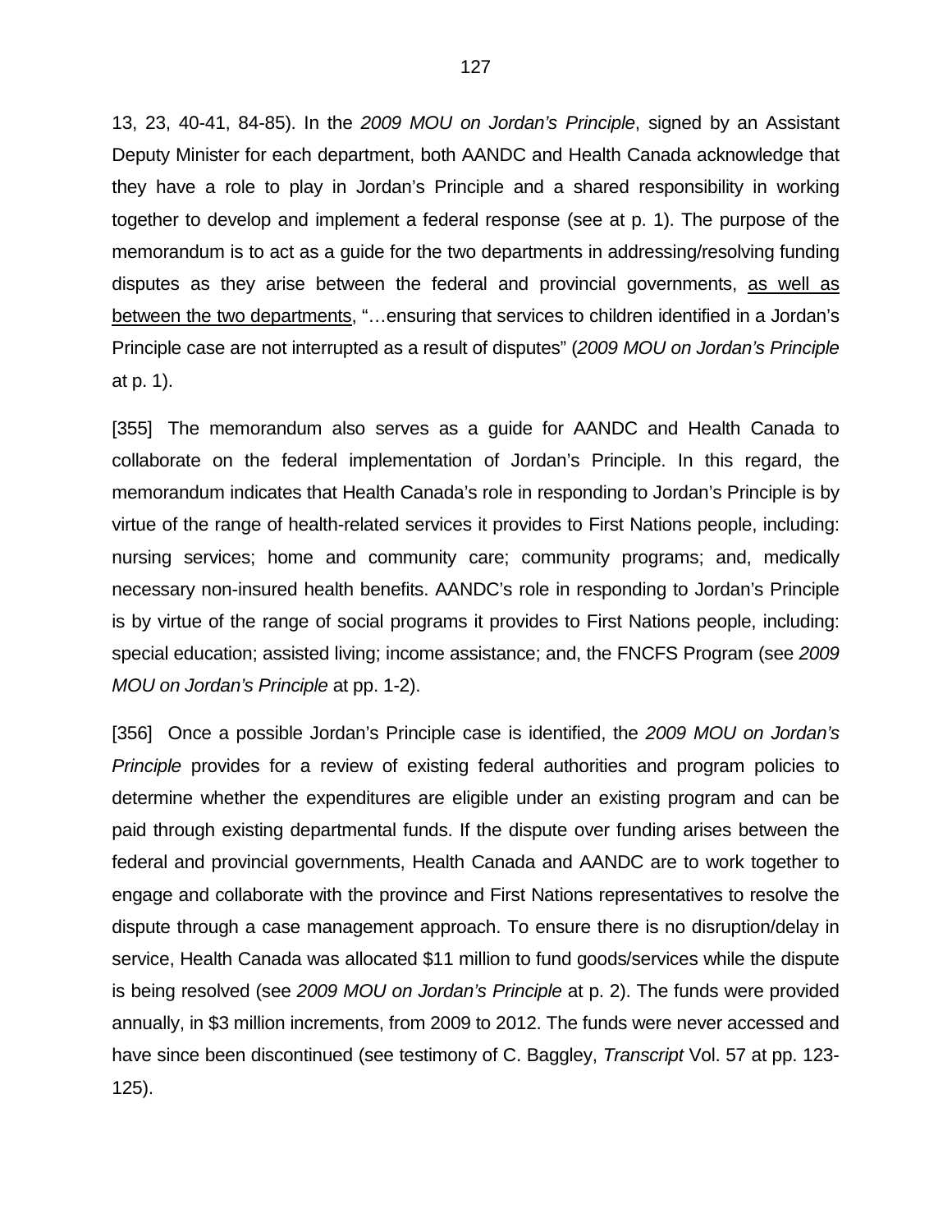13, 23, 40-41, 84-85). In the *2009 MOU on Jordan's Principle*, signed by an Assistant Deputy Minister for each department, both AANDC and Health Canada acknowledge that they have a role to play in Jordan's Principle and a shared responsibility in working together to develop and implement a federal response (see at p. 1). The purpose of the memorandum is to act as a guide for the two departments in addressing/resolving funding disputes as they arise between the federal and provincial governments, <u>as well as between the two departments</u>, "…ensuring that services to children identified in a Jordan's Principle case are not interrupted as a result of disputes" (*2009 MOU on Jordan's Principle* at p. 1).

[355] The memorandum also serves as a guide for AANDC and Health Canada to collaborate on the federal implementation of Jordan's Principle. In this regard, the memorandum indicates that Health Canada's role in responding to Jordan's Principle is by virtue of the range of health-related services it provides to First Nations people, including: nursing services; home and community care; community programs; and, medically necessary non-insured health benefits. AANDC's role in responding to Jordan's Principle is by virtue of the range of social programs it provides to First Nations people, including: special education; assisted living; income assistance; and, the FNCFS Program (see *2009 MOU on Jordan's Principle* at pp. 1-2).

[356] Once a possible Jordan's Principle case is identified, the *2009 MOU on Jordan's Principle* provides for a review of existing federal authorities and program policies to determine whether the expenditures are eligible under an existing program and can be paid through existing departmental funds. If the dispute over funding arises between the federal and provincial governments, Health Canada and AANDC are to work together to engage and collaborate with the province and First Nations representatives to resolve the dispute through a case management approach. To ensure there is no disruption/delay in service, Health Canada was allocated $11 million to fund goods/services while the dispute is being resolved (see *2009 MOU on Jordan's Principle* at p. 2). The funds were provided annually, in $3 million increments, from 2009 to 2012. The funds were never accessed and have since been discontinued (see testimony of C. Baggley, *Transcript* Vol. 57 at pp. 123-125).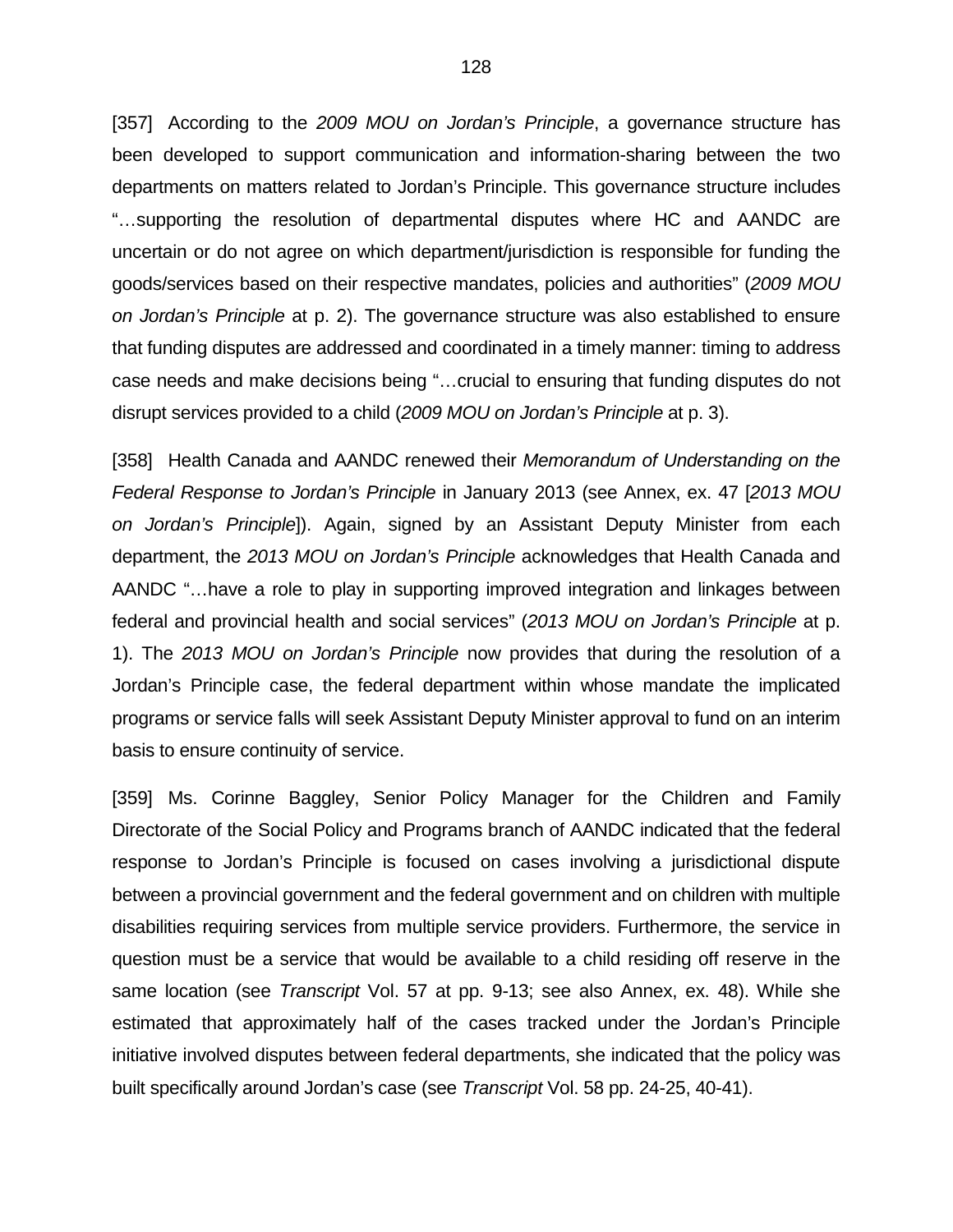[357] According to the *2009 MOU on Jordan's Principle*, a governance structure has been developed to support communication and information-sharing between the two departments on matters related to Jordan's Principle. This governance structure includes "…supporting the resolution of departmental disputes where HC and AANDC are uncertain or do not agree on which department/jurisdiction is responsible for funding the goods/services based on their respective mandates, policies and authorities" (*2009 MOU on Jordan's Principle* at p. 2). The governance structure was also established to ensure that funding disputes are addressed and coordinated in a timely manner: timing to address case needs and make decisions being "…crucial to ensuring that funding disputes do not disrupt services provided to a child (*2009 MOU on Jordan's Principle* at p. 3).

[358] Health Canada and AANDC renewed their *Memorandum of Understanding on the Federal Response to Jordan's Principle* in January 2013 (see Annex, ex. 47 [*2013 MOU on Jordan's Principle*]). Again, signed by an Assistant Deputy Minister from each department, the *2013 MOU on Jordan's Principle* acknowledges that Health Canada and AANDC "…have a role to play in supporting improved integration and linkages between federal and provincial health and social services" (*2013 MOU on Jordan's Principle* at p. 1). The *2013 MOU on Jordan's Principle* now provides that during the resolution of a Jordan's Principle case, the federal department within whose mandate the implicated programs or service falls will seek Assistant Deputy Minister approval to fund on an interim basis to ensure continuity of service.

[359] Ms. Corinne Baggley, Senior Policy Manager for the Children and Family Directorate of the Social Policy and Programs branch of AANDC indicated that the federal response to Jordan's Principle is focused on cases involving a jurisdictional dispute between a provincial government and the federal government and on children with multiple disabilities requiring services from multiple service providers. Furthermore, the service in question must be a service that would be available to a child residing off reserve in the same location (see *Transcript* Vol. 57 at pp. 9-13; see also Annex, ex. 48). While she estimated that approximately half of the cases tracked under the Jordan's Principle initiative involved disputes between federal departments, she indicated that the policy was built specifically around Jordan's case (see *Transcript* Vol. 58 pp. 24-25, 40-41).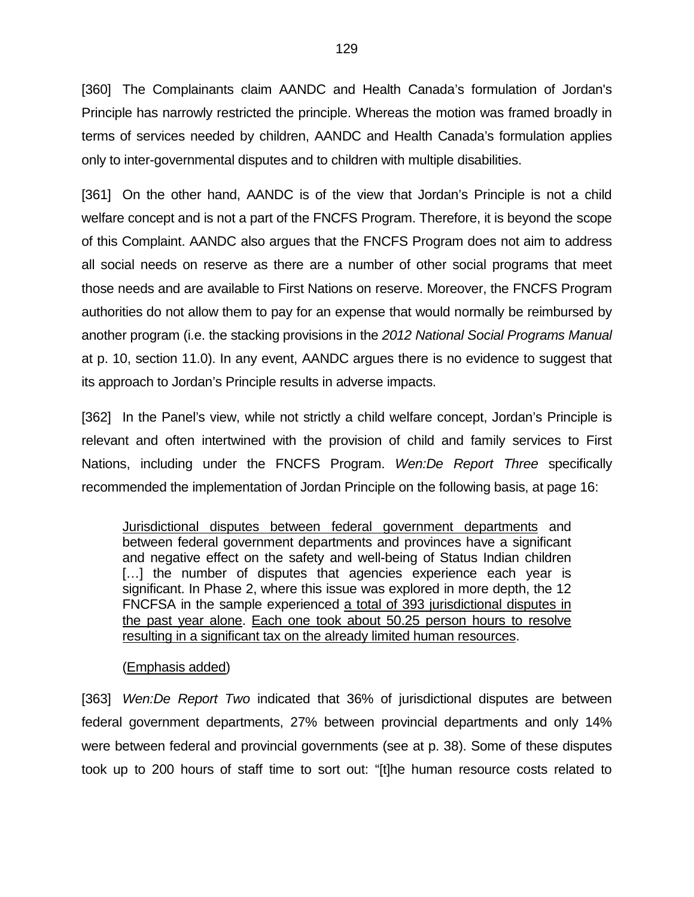[360] The Complainants claim AANDC and Health Canada's formulation of Jordan's Principle has narrowly restricted the principle. Whereas the motion was framed broadly in terms of services needed by children, AANDC and Health Canada's formulation applies only to inter-governmental disputes and to children with multiple disabilities.

[361] On the other hand, AANDC is of the view that Jordan's Principle is not a child welfare concept and is not a part of the FNCFS Program. Therefore, it is beyond the scope of this Complaint. AANDC also argues that the FNCFS Program does not aim to address all social needs on reserve as there are a number of other social programs that meet those needs and are available to First Nations on reserve. Moreover, the FNCFS Program authorities do not allow them to pay for an expense that would normally be reimbursed by another program (i.e. the stacking provisions in the *2012 National Social Programs Manual* at p. 10, section 11.0). In any event, AANDC argues there is no evidence to suggest that its approach to Jordan's Principle results in adverse impacts.

[362] In the Panel's view, while not strictly a child welfare concept, Jordan's Principle is relevant and often intertwined with the provision of child and family services to First Nations, including under the FNCFS Program. *Wen:De Report Three* specifically recommended the implementation of Jordan Principle on the following basis, at page 16:

> <u>Jurisdictional disputes between federal government departments</u> and between federal government departments and provinces have a significant and negative effect on the safety and well-being of Status Indian children […] the number of disputes that agencies experience each year is significant. In Phase 2, where this issue was explored in more depth, the 12 FNCFSA in the sample experienced <u>a total of 393 jurisdictional disputes in the past year alone</u>. <u>Each one took about 50.25 person hours to resolve resulting in a significant tax on the already limited human resources</u>.
>
> (<u>Emphasis added</u>)

[363] *Wen:De Report Two* indicated that 36% of jurisdictional disputes are between federal government departments, 27% between provincial departments and only 14% were between federal and provincial governments (see at p. 38). Some of these disputes took up to 200 hours of staff time to sort out: "[t]he human resource costs related to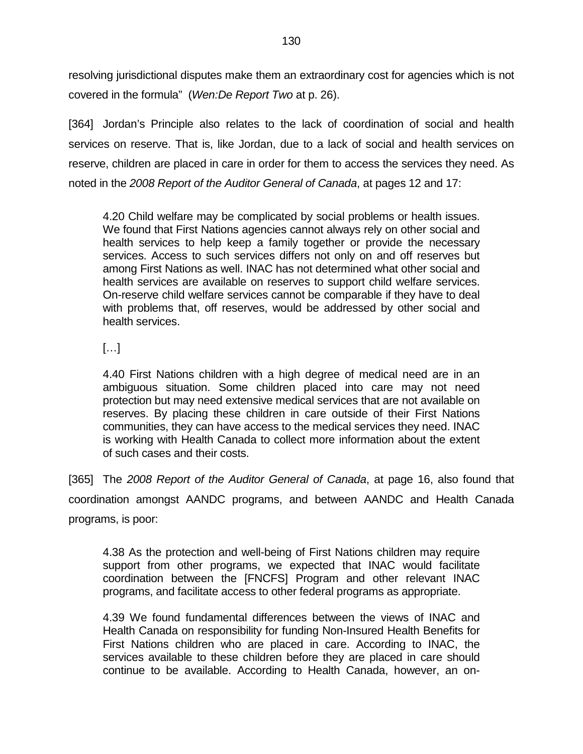resolving jurisdictional disputes make them an extraordinary cost for agencies which is not covered in the formula" (*Wen:De Report Two* at p. 26).

[364] Jordan's Principle also relates to the lack of coordination of social and health services on reserve. That is, like Jordan, due to a lack of social and health services on reserve, children are placed in care in order for them to access the services they need. As noted in the *2008 Report of the Auditor General of Canada*, at pages 12 and 17:

> 4.20 Child welfare may be complicated by social problems or health issues. We found that First Nations agencies cannot always rely on other social and health services to help keep a family together or provide the necessary services. Access to such services differs not only on and off reserves but among First Nations as well. INAC has not determined what other social and health services are available on reserves to support child welfare services. On-reserve child welfare services cannot be comparable if they have to deal with problems that, off reserves, would be addressed by other social and health services.
>
> […]
>
> 4.40 First Nations children with a high degree of medical need are in an ambiguous situation. Some children placed into care may not need protection but may need extensive medical services that are not available on reserves. By placing these children in care outside of their First Nations communities, they can have access to the medical services they need. INAC is working with Health Canada to collect more information about the extent of such cases and their costs.

[365] The *2008 Report of the Auditor General of Canada*, at page 16, also found that coordination amongst AANDC programs, and between AANDC and Health Canada programs, is poor:

> 4.38 As the protection and well-being of First Nations children may require support from other programs, we expected that INAC would facilitate coordination between the [FNCFS] Program and other relevant INAC programs, and facilitate access to other federal programs as appropriate.
>
> 4.39 We found fundamental differences between the views of INAC and Health Canada on responsibility for funding Non-Insured Health Benefits for First Nations children who are placed in care. According to INAC, the services available to these children before they are placed in care should continue to be available. According to Health Canada, however, an on-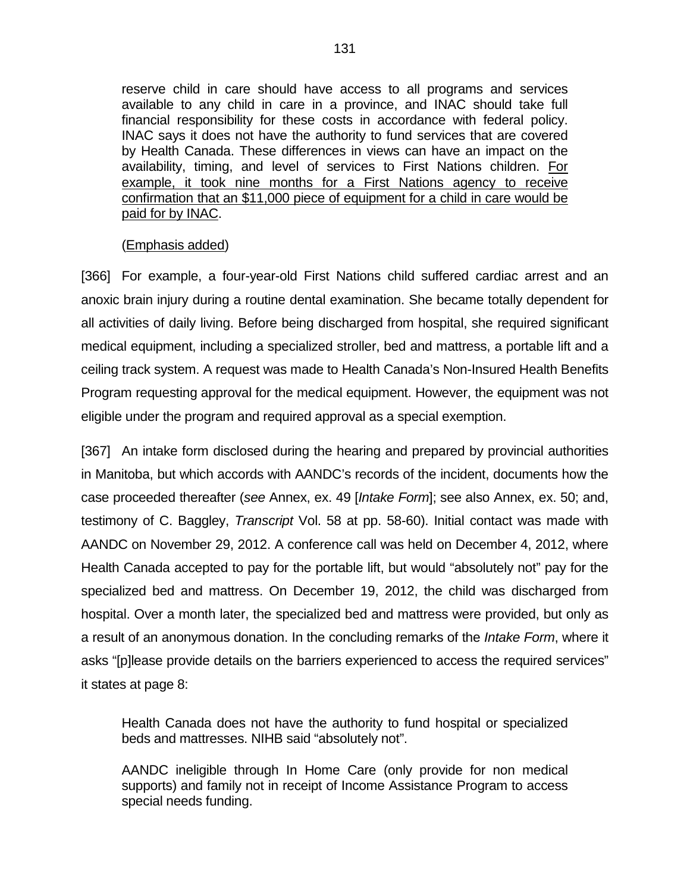> reserve child in care should have access to all programs and services available to any child in care in a province, and INAC should take full financial responsibility for these costs in accordance with federal policy. INAC says it does not have the authority to fund services that are covered by Health Canada. These differences in views can have an impact on the availability, timing, and level of services to First Nations children. <u>For example, it took nine months for a First Nations agency to receive confirmation that an $11,000 piece of equipment for a child in care would be paid for by INAC</u>.
>
> (<u>Emphasis added</u>)

[366] For example, a four-year-old First Nations child suffered cardiac arrest and an anoxic brain injury during a routine dental examination. She became totally dependent for all activities of daily living. Before being discharged from hospital, she required significant medical equipment, including a specialized stroller, bed and mattress, a portable lift and a ceiling track system. A request was made to Health Canada's Non-Insured Health Benefits Program requesting approval for the medical equipment. However, the equipment was not eligible under the program and required approval as a special exemption.

[367] An intake form disclosed during the hearing and prepared by provincial authorities in Manitoba, but which accords with AANDC's records of the incident, documents how the case proceeded thereafter (*see* Annex, ex. 49 [*Intake Form*]; see also Annex, ex. 50; and, testimony of C. Baggley, *Transcript* Vol. 58 at pp. 58-60). Initial contact was made with AANDC on November 29, 2012. A conference call was held on December 4, 2012, where Health Canada accepted to pay for the portable lift, but would "absolutely not" pay for the specialized bed and mattress. On December 19, 2012, the child was discharged from hospital. Over a month later, the specialized bed and mattress were provided, but only as a result of an anonymous donation. In the concluding remarks of the *Intake Form*, where it asks "[p]lease provide details on the barriers experienced to access the required services" it states at page 8:

> Health Canada does not have the authority to fund hospital or specialized beds and mattresses. NIHB said "absolutely not".
>
> AANDC ineligible through In Home Care (only provide for non medical supports) and family not in receipt of Income Assistance Program to access special needs funding.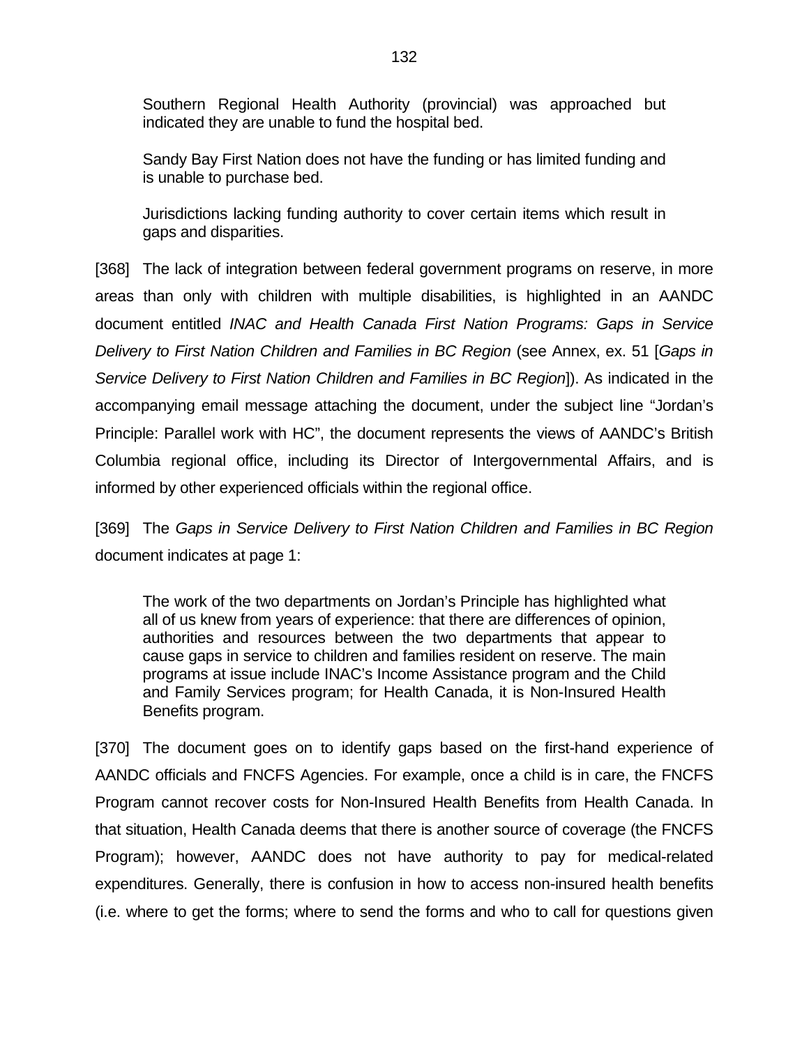> Southern Regional Health Authority (provincial) was approached but indicated they are unable to fund the hospital bed.
>
> Sandy Bay First Nation does not have the funding or has limited funding and is unable to purchase bed.
>
> Jurisdictions lacking funding authority to cover certain items which result in gaps and disparities.

[368] The lack of integration between federal government programs on reserve, in more areas than only with children with multiple disabilities, is highlighted in an AANDC document entitled *INAC and Health Canada First Nation Programs: Gaps in Service Delivery to First Nation Children and Families in BC Region* (see Annex, ex. 51 [*Gaps in Service Delivery to First Nation Children and Families in BC Region*]). As indicated in the accompanying email message attaching the document, under the subject line "Jordan's Principle: Parallel work with HC", the document represents the views of AANDC's British Columbia regional office, including its Director of Intergovernmental Affairs, and is informed by other experienced officials within the regional office.

[369] The *Gaps in Service Delivery to First Nation Children and Families in BC Region* document indicates at page 1:

> The work of the two departments on Jordan's Principle has highlighted what all of us knew from years of experience: that there are differences of opinion, authorities and resources between the two departments that appear to cause gaps in service to children and families resident on reserve. The main programs at issue include INAC's Income Assistance program and the Child and Family Services program; for Health Canada, it is Non-Insured Health Benefits program.

[370] The document goes on to identify gaps based on the first-hand experience of AANDC officials and FNCFS Agencies. For example, once a child is in care, the FNCFS Program cannot recover costs for Non-Insured Health Benefits from Health Canada. In that situation, Health Canada deems that there is another source of coverage (the FNCFS Program); however, AANDC does not have authority to pay for medical-related expenditures. Generally, there is confusion in how to access non-insured health benefits (i.e. where to get the forms; where to send the forms and who to call for questions given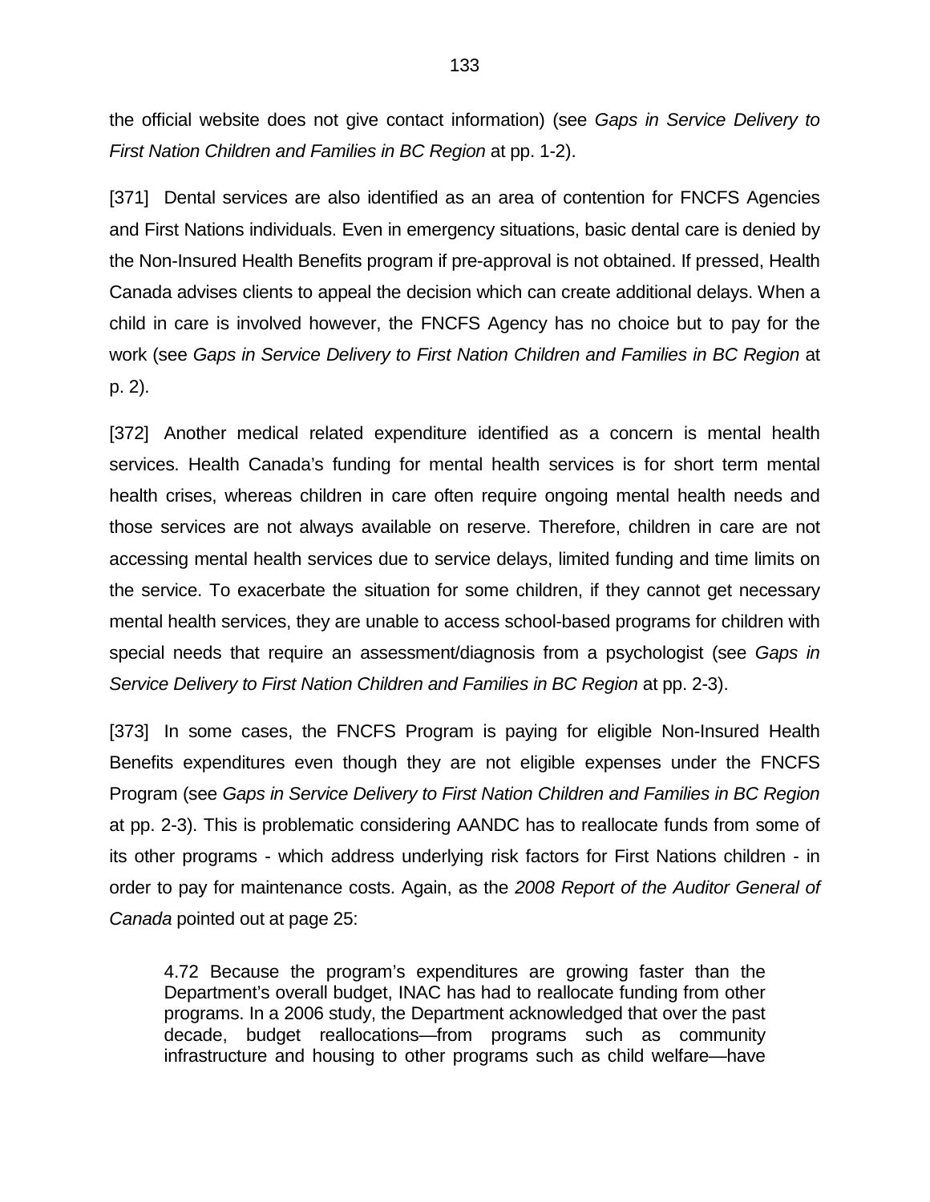the official website does not give contact information) (see *Gaps in Service Delivery to First Nation Children and Families in BC Region* at pp. 1-2).

[371] Dental services are also identified as an area of contention for FNCFS Agencies and First Nations individuals. Even in emergency situations, basic dental care is denied by the Non-Insured Health Benefits program if pre-approval is not obtained. If pressed, Health Canada advises clients to appeal the decision which can create additional delays. When a child in care is involved however, the FNCFS Agency has no choice but to pay for the work (see *Gaps in Service Delivery to First Nation Children and Families in BC Region* at p. 2).

[372] Another medical related expenditure identified as a concern is mental health services. Health Canada's funding for mental health services is for short term mental health crises, whereas children in care often require ongoing mental health needs and those services are not always available on reserve. Therefore, children in care are not accessing mental health services due to service delays, limited funding and time limits on the service. To exacerbate the situation for some children, if they cannot get necessary mental health services, they are unable to access school-based programs for children with special needs that require an assessment/diagnosis from a psychologist (see *Gaps in Service Delivery to First Nation Children and Families in BC Region* at pp. 2-3).

[373] In some cases, the FNCFS Program is paying for eligible Non-Insured Health Benefits expenditures even though they are not eligible expenses under the FNCFS Program (see *Gaps in Service Delivery to First Nation Children and Families in BC Region* at pp. 2-3). This is problematic considering AANDC has to reallocate funds from some of its other programs - which address underlying risk factors for First Nations children - in order to pay for maintenance costs. Again, as the *2008 Report of the Auditor General of Canada* pointed out at page 25:

> 4.72 Because the program's expenditures are growing faster than the Department's overall budget, INAC has had to reallocate funding from other programs. In a 2006 study, the Department acknowledged that over the past decade, budget reallocations—from programs such as community infrastructure and housing to other programs such as child welfare—have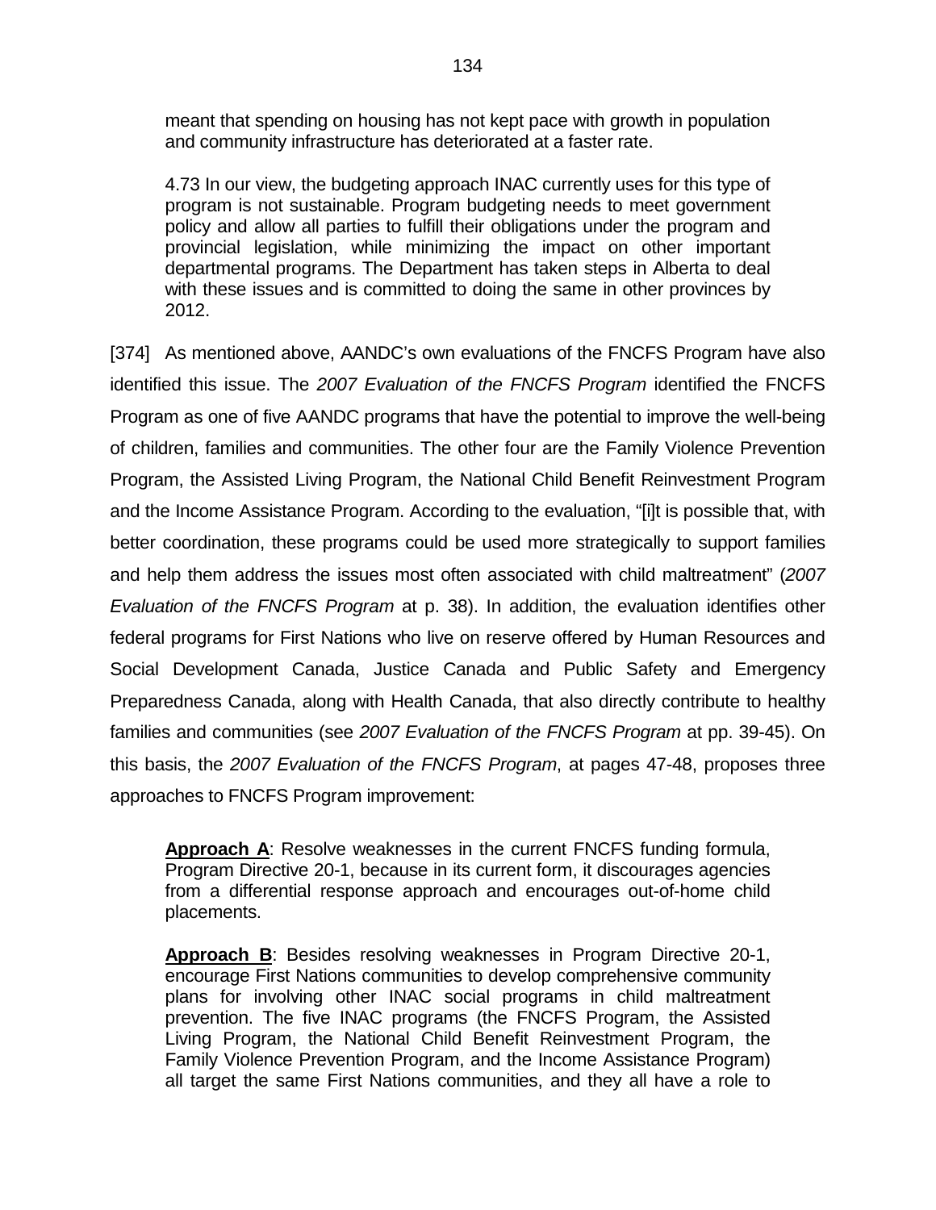> meant that spending on housing has not kept pace with growth in population and community infrastructure has deteriorated at a faster rate.
>
> 4.73 In our view, the budgeting approach INAC currently uses for this type of program is not sustainable. Program budgeting needs to meet government policy and allow all parties to fulfill their obligations under the program and provincial legislation, while minimizing the impact on other important departmental programs. The Department has taken steps in Alberta to deal with these issues and is committed to doing the same in other provinces by 2012.

[374] As mentioned above, AANDC's own evaluations of the FNCFS Program have also identified this issue. The *2007 Evaluation of the FNCFS Program* identified the FNCFS Program as one of five AANDC programs that have the potential to improve the well-being of children, families and communities. The other four are the Family Violence Prevention Program, the Assisted Living Program, the National Child Benefit Reinvestment Program and the Income Assistance Program. According to the evaluation, "[i]t is possible that, with better coordination, these programs could be used more strategically to support families and help them address the issues most often associated with child maltreatment" (*2007 Evaluation of the FNCFS Program* at p. 38). In addition, the evaluation identifies other federal programs for First Nations who live on reserve offered by Human Resources and Social Development Canada, Justice Canada and Public Safety and Emergency Preparedness Canada, along with Health Canada, that also directly contribute to healthy families and communities (see *2007 Evaluation of the FNCFS Program* at pp. 39-45). On this basis, the *2007 Evaluation of the FNCFS Program*, at pages 47-48, proposes three approaches to FNCFS Program improvement:

> **Approach A**: Resolve weaknesses in the current FNCFS funding formula, Program Directive 20-1, because in its current form, it discourages agencies from a differential response approach and encourages out-of-home child placements.
>
> **Approach B**: Besides resolving weaknesses in Program Directive 20-1, encourage First Nations communities to develop comprehensive community plans for involving other INAC social programs in child maltreatment prevention. The five INAC programs (the FNCFS Program, the Assisted Living Program, the National Child Benefit Reinvestment Program, the Family Violence Prevention Program, and the Income Assistance Program) all target the same First Nations communities, and they all have a role to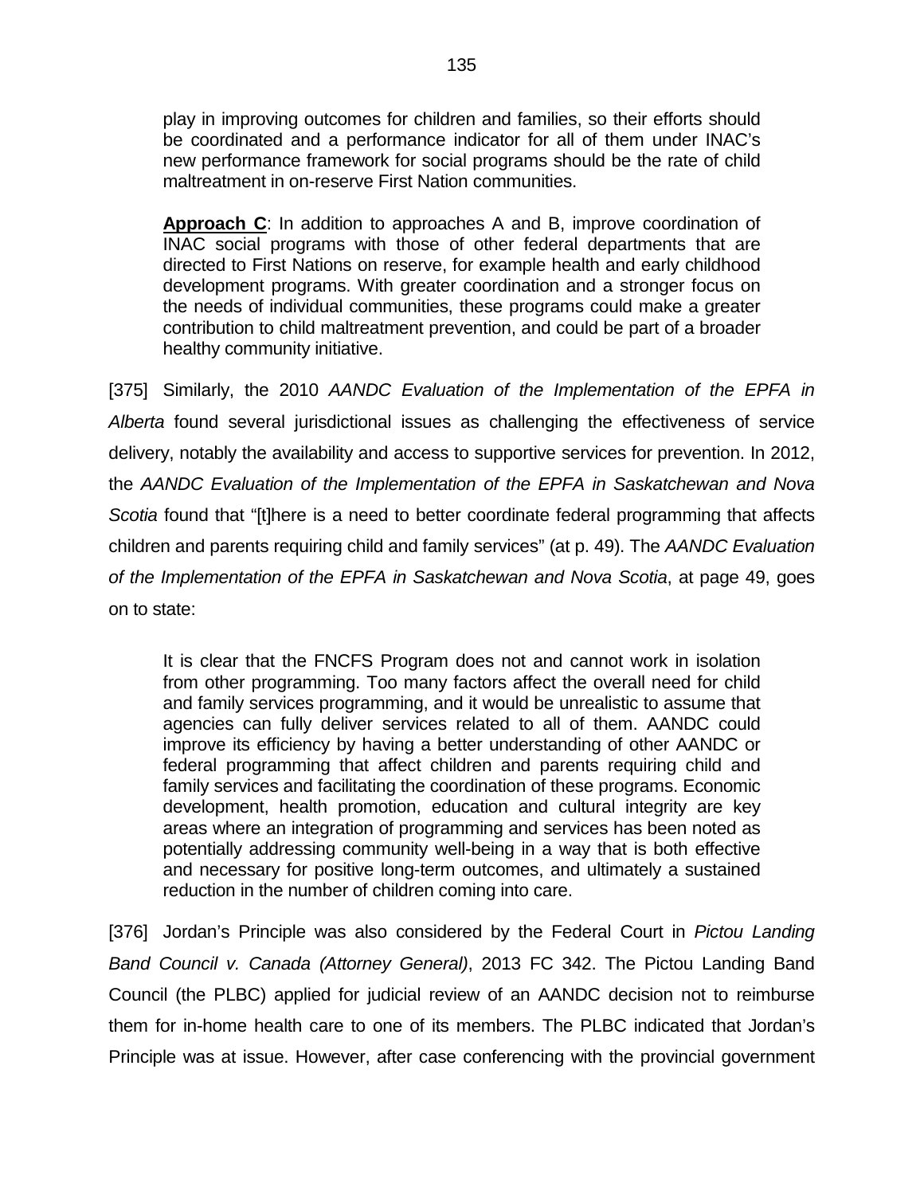> play in improving outcomes for children and families, so their efforts should be coordinated and a performance indicator for all of them under INAC's new performance framework for social programs should be the rate of child maltreatment in on-reserve First Nation communities.
>
> **Approach C**: In addition to approaches A and B, improve coordination of INAC social programs with those of other federal departments that are directed to First Nations on reserve, for example health and early childhood development programs. With greater coordination and a stronger focus on the needs of individual communities, these programs could make a greater contribution to child maltreatment prevention, and could be part of a broader healthy community initiative.

[375] Similarly, the 2010 *AANDC Evaluation of the Implementation of the EPFA in Alberta* found several jurisdictional issues as challenging the effectiveness of service delivery, notably the availability and access to supportive services for prevention. In 2012, the *AANDC Evaluation of the Implementation of the EPFA in Saskatchewan and Nova Scotia* found that "[t]here is a need to better coordinate federal programming that affects children and parents requiring child and family services" (at p. 49). The *AANDC Evaluation of the Implementation of the EPFA in Saskatchewan and Nova Scotia*, at page 49, goes on to state:

> It is clear that the FNCFS Program does not and cannot work in isolation from other programming. Too many factors affect the overall need for child and family services programming, and it would be unrealistic to assume that agencies can fully deliver services related to all of them. AANDC could improve its efficiency by having a better understanding of other AANDC or federal programming that affect children and parents requiring child and family services and facilitating the coordination of these programs. Economic development, health promotion, education and cultural integrity are key areas where an integration of programming and services has been noted as potentially addressing community well-being in a way that is both effective and necessary for positive long-term outcomes, and ultimately a sustained reduction in the number of children coming into care.

[376] Jordan's Principle was also considered by the Federal Court in *Pictou Landing Band Council v. Canada (Attorney General)*, 2013 FC 342. The Pictou Landing Band Council (the PLBC) applied for judicial review of an AANDC decision not to reimburse them for in-home health care to one of its members. The PLBC indicated that Jordan's Principle was at issue. However, after case conferencing with the provincial government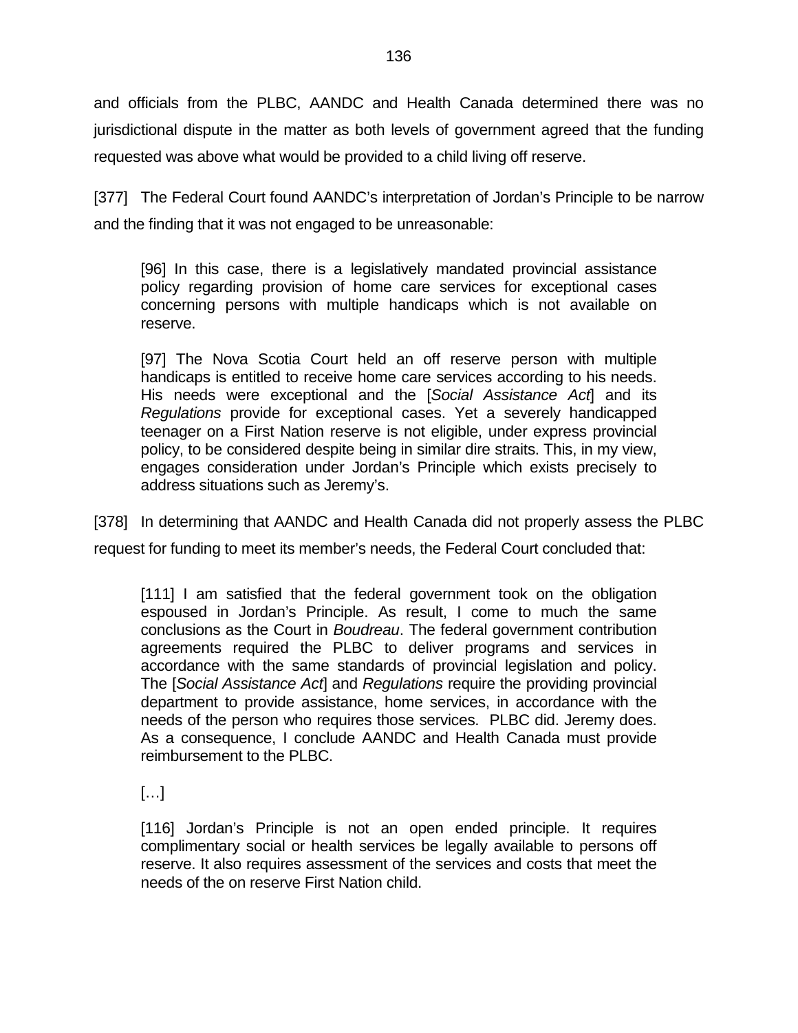and officials from the PLBC, AANDC and Health Canada determined there was no jurisdictional dispute in the matter as both levels of government agreed that the funding requested was above what would be provided to a child living off reserve.

[377] The Federal Court found AANDC's interpretation of Jordan's Principle to be narrow and the finding that it was not engaged to be unreasonable:

> [96] In this case, there is a legislatively mandated provincial assistance policy regarding provision of home care services for exceptional cases concerning persons with multiple handicaps which is not available on reserve.
>
> [97] The Nova Scotia Court held an off reserve person with multiple handicaps is entitled to receive home care services according to his needs. His needs were exceptional and the [*Social Assistance Act*] and its *Regulations* provide for exceptional cases. Yet a severely handicapped teenager on a First Nation reserve is not eligible, under express provincial policy, to be considered despite being in similar dire straits. This, in my view, engages consideration under Jordan's Principle which exists precisely to address situations such as Jeremy's.

[378] In determining that AANDC and Health Canada did not properly assess the PLBC request for funding to meet its member's needs, the Federal Court concluded that:

> [111] I am satisfied that the federal government took on the obligation espoused in Jordan's Principle. As result, I come to much the same conclusions as the Court in *Boudreau*. The federal government contribution agreements required the PLBC to deliver programs and services in accordance with the same standards of provincial legislation and policy. The [*Social Assistance Act*] and *Regulations* require the providing provincial department to provide assistance, home services, in accordance with the needs of the person who requires those services. PLBC did. Jeremy does. As a consequence, I conclude AANDC and Health Canada must provide reimbursement to the PLBC.
>
> […]
>
> [116] Jordan's Principle is not an open ended principle. It requires complimentary social or health services be legally available to persons off reserve. It also requires assessment of the services and costs that meet the needs of the on reserve First Nation child.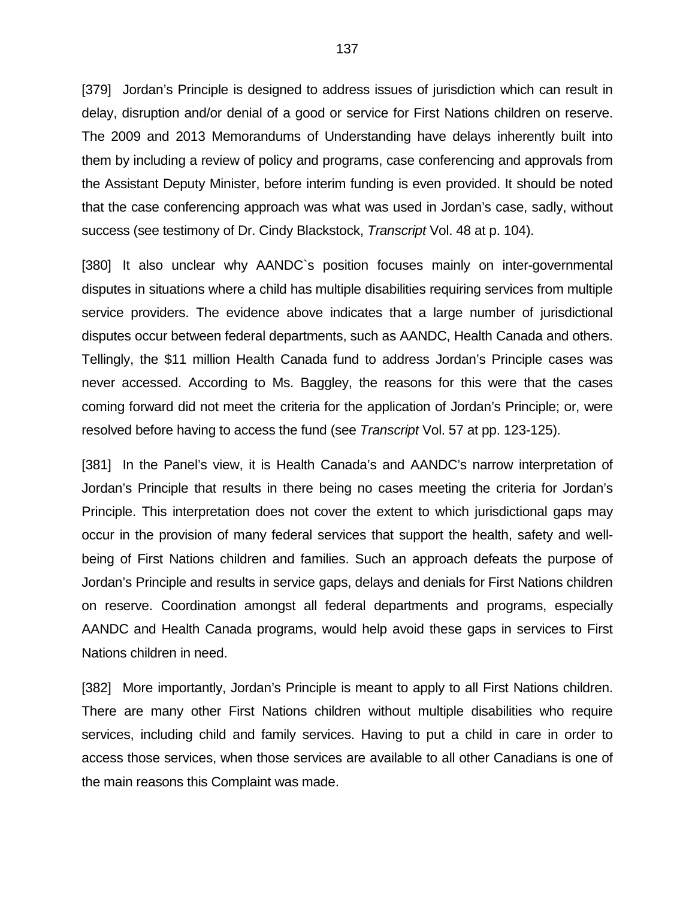[379] Jordan's Principle is designed to address issues of jurisdiction which can result in delay, disruption and/or denial of a good or service for First Nations children on reserve. The 2009 and 2013 Memorandums of Understanding have delays inherently built into them by including a review of policy and programs, case conferencing and approvals from the Assistant Deputy Minister, before interim funding is even provided. It should be noted that the case conferencing approach was what was used in Jordan's case, sadly, without success (see testimony of Dr. Cindy Blackstock, *Transcript* Vol. 48 at p. 104).

[380] It also unclear why AANDC`s position focuses mainly on inter-governmental disputes in situations where a child has multiple disabilities requiring services from multiple service providers. The evidence above indicates that a large number of jurisdictional disputes occur between federal departments, such as AANDC, Health Canada and others. Tellingly, the $11 million Health Canada fund to address Jordan's Principle cases was never accessed. According to Ms. Baggley, the reasons for this were that the cases coming forward did not meet the criteria for the application of Jordan's Principle; or, were resolved before having to access the fund (see *Transcript* Vol. 57 at pp. 123-125).

[381] In the Panel's view, it is Health Canada's and AANDC's narrow interpretation of Jordan's Principle that results in there being no cases meeting the criteria for Jordan's Principle. This interpretation does not cover the extent to which jurisdictional gaps may occur in the provision of many federal services that support the health, safety and well-being of First Nations children and families. Such an approach defeats the purpose of Jordan's Principle and results in service gaps, delays and denials for First Nations children on reserve. Coordination amongst all federal departments and programs, especially AANDC and Health Canada programs, would help avoid these gaps in services to First Nations children in need.

[382] More importantly, Jordan's Principle is meant to apply to all First Nations children. There are many other First Nations children without multiple disabilities who require services, including child and family services. Having to put a child in care in order to access those services, when those services are available to all other Canadians is one of the main reasons this Complaint was made.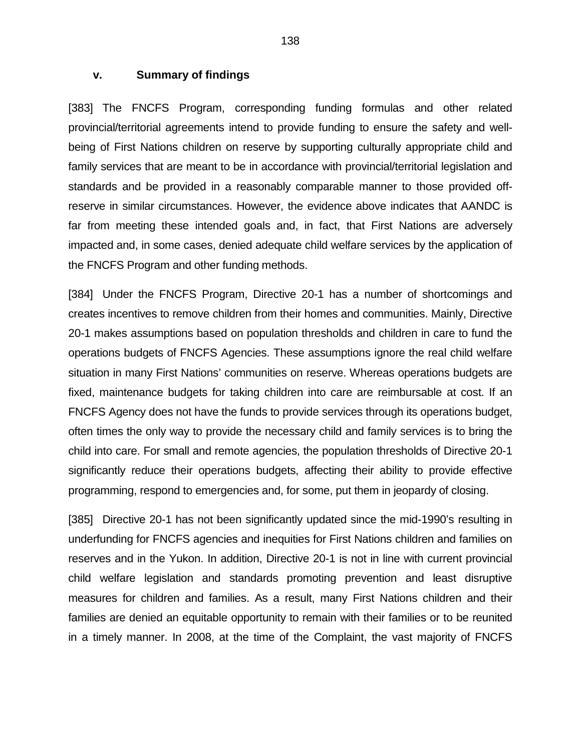### v. Summary of findings

[383] The FNCFS Program, corresponding funding formulas and other related provincial/territorial agreements intend to provide funding to ensure the safety and well-being of First Nations children on reserve by supporting culturally appropriate child and family services that are meant to be in accordance with provincial/territorial legislation and standards and be provided in a reasonably comparable manner to those provided off-reserve in similar circumstances. However, the evidence above indicates that AANDC is far from meeting these intended goals and, in fact, that First Nations are adversely impacted and, in some cases, denied adequate child welfare services by the application of the FNCFS Program and other funding methods.

[384] Under the FNCFS Program, Directive 20-1 has a number of shortcomings and creates incentives to remove children from their homes and communities. Mainly, Directive 20-1 makes assumptions based on population thresholds and children in care to fund the operations budgets of FNCFS Agencies. These assumptions ignore the real child welfare situation in many First Nations' communities on reserve. Whereas operations budgets are fixed, maintenance budgets for taking children into care are reimbursable at cost. If an FNCFS Agency does not have the funds to provide services through its operations budget, often times the only way to provide the necessary child and family services is to bring the child into care. For small and remote agencies, the population thresholds of Directive 20-1 significantly reduce their operations budgets, affecting their ability to provide effective programming, respond to emergencies and, for some, put them in jeopardy of closing.

[385] Directive 20-1 has not been significantly updated since the mid-1990's resulting in underfunding for FNCFS agencies and inequities for First Nations children and families on reserves and in the Yukon. In addition, Directive 20-1 is not in line with current provincial child welfare legislation and standards promoting prevention and least disruptive measures for children and families. As a result, many First Nations children and their families are denied an equitable opportunity to remain with their families or to be reunited in a timely manner. In 2008, at the time of the Complaint, the vast majority of FNCFS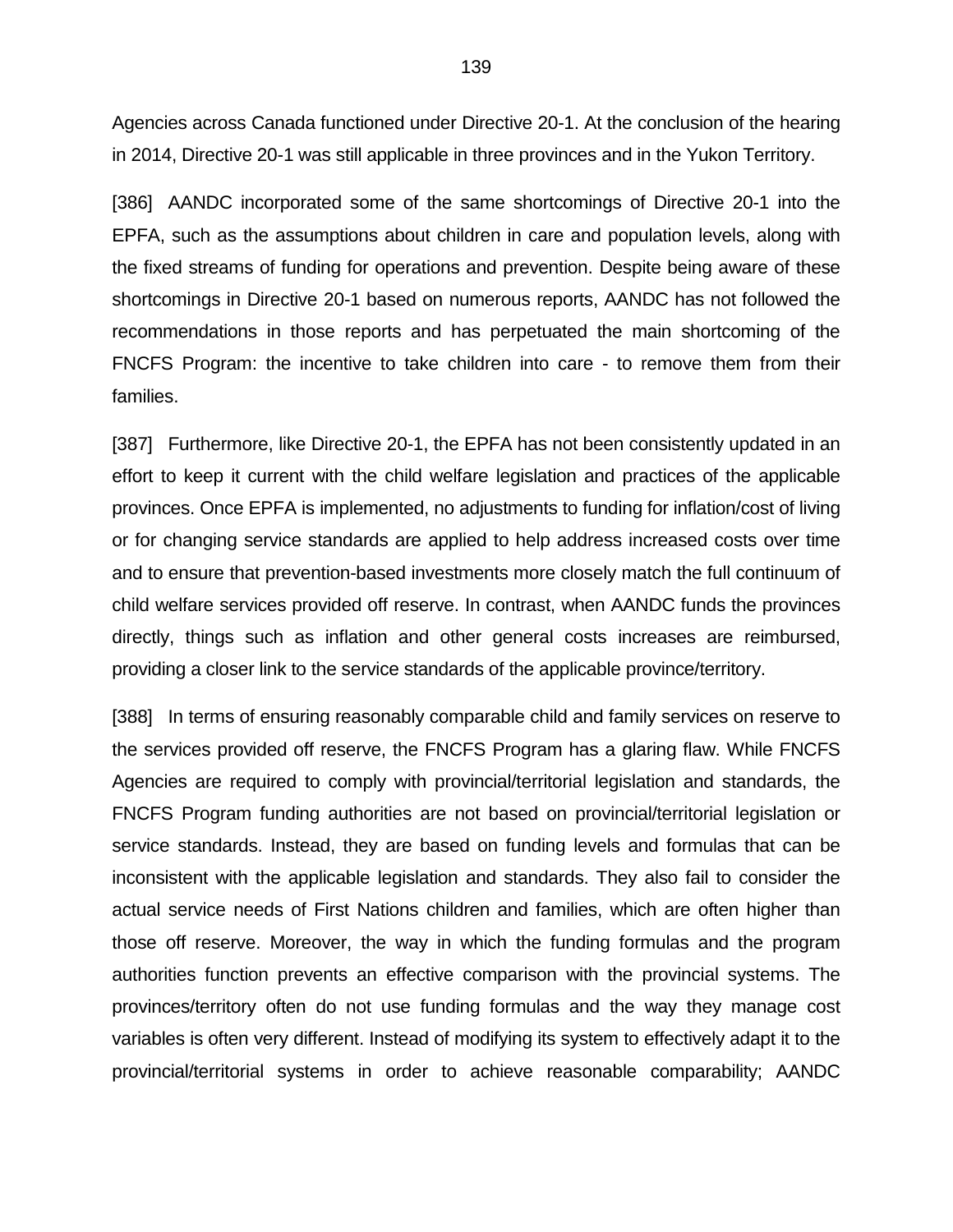Agencies across Canada functioned under Directive 20-1. At the conclusion of the hearing in 2014, Directive 20-1 was still applicable in three provinces and in the Yukon Territory.

[386] AANDC incorporated some of the same shortcomings of Directive 20-1 into the EPFA, such as the assumptions about children in care and population levels, along with the fixed streams of funding for operations and prevention. Despite being aware of these shortcomings in Directive 20-1 based on numerous reports, AANDC has not followed the recommendations in those reports and has perpetuated the main shortcoming of the FNCFS Program: the incentive to take children into care - to remove them from their families.

[387] Furthermore, like Directive 20-1, the EPFA has not been consistently updated in an effort to keep it current with the child welfare legislation and practices of the applicable provinces. Once EPFA is implemented, no adjustments to funding for inflation/cost of living or for changing service standards are applied to help address increased costs over time and to ensure that prevention-based investments more closely match the full continuum of child welfare services provided off reserve. In contrast, when AANDC funds the provinces directly, things such as inflation and other general costs increases are reimbursed, providing a closer link to the service standards of the applicable province/territory.

[388] In terms of ensuring reasonably comparable child and family services on reserve to the services provided off reserve, the FNCFS Program has a glaring flaw. While FNCFS Agencies are required to comply with provincial/territorial legislation and standards, the FNCFS Program funding authorities are not based on provincial/territorial legislation or service standards. Instead, they are based on funding levels and formulas that can be inconsistent with the applicable legislation and standards. They also fail to consider the actual service needs of First Nations children and families, which are often higher than those off reserve. Moreover, the way in which the funding formulas and the program authorities function prevents an effective comparison with the provincial systems. The provinces/territory often do not use funding formulas and the way they manage cost variables is often very different. Instead of modifying its system to effectively adapt it to the provincial/territorial systems in order to achieve reasonable comparability; AANDC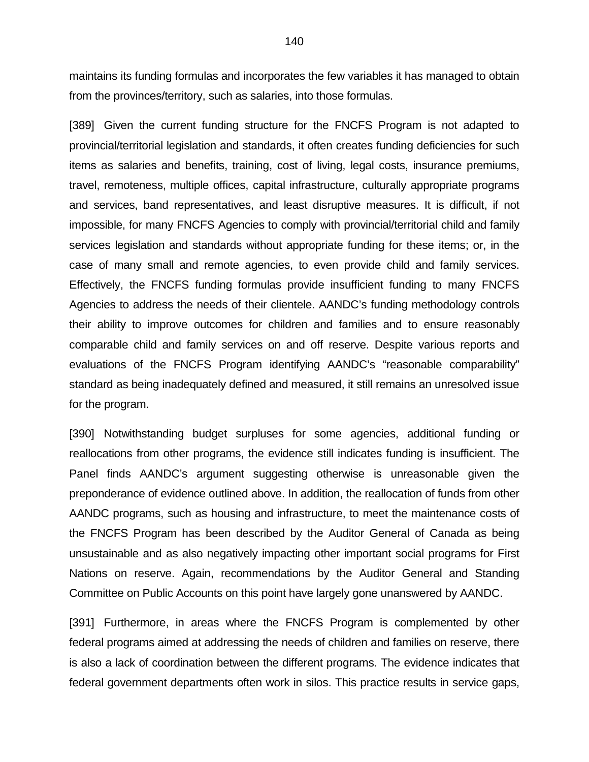maintains its funding formulas and incorporates the few variables it has managed to obtain from the provinces/territory, such as salaries, into those formulas.

[389] Given the current funding structure for the FNCFS Program is not adapted to provincial/territorial legislation and standards, it often creates funding deficiencies for such items as salaries and benefits, training, cost of living, legal costs, insurance premiums, travel, remoteness, multiple offices, capital infrastructure, culturally appropriate programs and services, band representatives, and least disruptive measures. It is difficult, if not impossible, for many FNCFS Agencies to comply with provincial/territorial child and family services legislation and standards without appropriate funding for these items; or, in the case of many small and remote agencies, to even provide child and family services. Effectively, the FNCFS funding formulas provide insufficient funding to many FNCFS Agencies to address the needs of their clientele. AANDC's funding methodology controls their ability to improve outcomes for children and families and to ensure reasonably comparable child and family services on and off reserve. Despite various reports and evaluations of the FNCFS Program identifying AANDC's "reasonable comparability" standard as being inadequately defined and measured, it still remains an unresolved issue for the program.

[390] Notwithstanding budget surpluses for some agencies, additional funding or reallocations from other programs, the evidence still indicates funding is insufficient. The Panel finds AANDC's argument suggesting otherwise is unreasonable given the preponderance of evidence outlined above. In addition, the reallocation of funds from other AANDC programs, such as housing and infrastructure, to meet the maintenance costs of the FNCFS Program has been described by the Auditor General of Canada as being unsustainable and as also negatively impacting other important social programs for First Nations on reserve. Again, recommendations by the Auditor General and Standing Committee on Public Accounts on this point have largely gone unanswered by AANDC.

[391] Furthermore, in areas where the FNCFS Program is complemented by other federal programs aimed at addressing the needs of children and families on reserve, there is also a lack of coordination between the different programs. The evidence indicates that federal government departments often work in silos. This practice results in service gaps,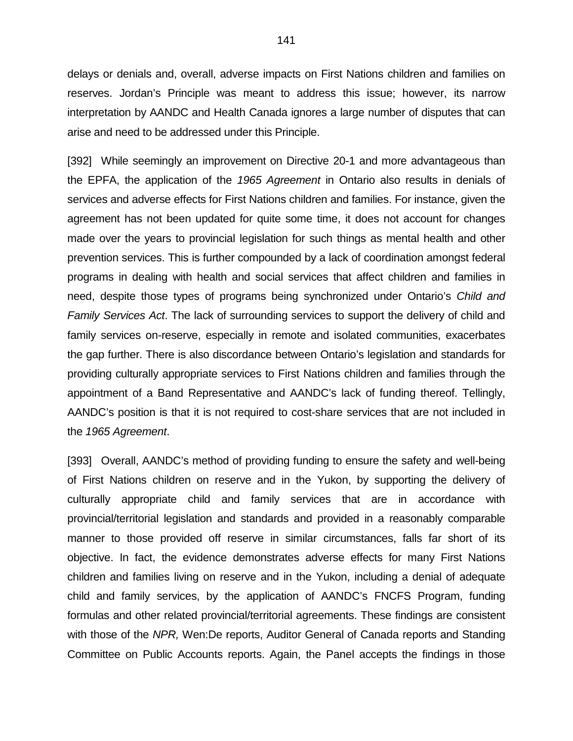delays or denials and, overall, adverse impacts on First Nations children and families on reserves. Jordan's Principle was meant to address this issue; however, its narrow interpretation by AANDC and Health Canada ignores a large number of disputes that can arise and need to be addressed under this Principle.

[392] While seemingly an improvement on Directive 20-1 and more advantageous than the EPFA, the application of the *1965 Agreement* in Ontario also results in denials of services and adverse effects for First Nations children and families. For instance, given the agreement has not been updated for quite some time, it does not account for changes made over the years to provincial legislation for such things as mental health and other prevention services. This is further compounded by a lack of coordination amongst federal programs in dealing with health and social services that affect children and families in need, despite those types of programs being synchronized under Ontario's *Child and Family Services Act*. The lack of surrounding services to support the delivery of child and family services on-reserve, especially in remote and isolated communities, exacerbates the gap further. There is also discordance between Ontario's legislation and standards for providing culturally appropriate services to First Nations children and families through the appointment of a Band Representative and AANDC's lack of funding thereof. Tellingly, AANDC's position is that it is not required to cost-share services that are not included in the *1965 Agreement*.

[393] Overall, AANDC's method of providing funding to ensure the safety and well-being of First Nations children on reserve and in the Yukon, by supporting the delivery of culturally appropriate child and family services that are in accordance with provincial/territorial legislation and standards and provided in a reasonably comparable manner to those provided off reserve in similar circumstances, falls far short of its objective. In fact, the evidence demonstrates adverse effects for many First Nations children and families living on reserve and in the Yukon, including a denial of adequate child and family services, by the application of AANDC's FNCFS Program, funding formulas and other related provincial/territorial agreements. These findings are consistent with those of the *NPR,* Wen:De reports, Auditor General of Canada reports and Standing Committee on Public Accounts reports. Again, the Panel accepts the findings in those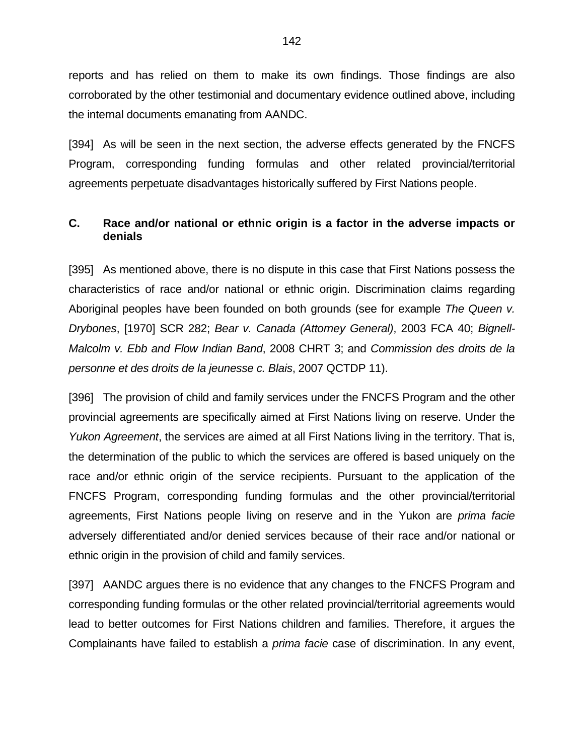reports and has relied on them to make its own findings. Those findings are also corroborated by the other testimonial and documentary evidence outlined above, including the internal documents emanating from AANDC.

[394] As will be seen in the next section, the adverse effects generated by the FNCFS Program, corresponding funding formulas and other related provincial/territorial agreements perpetuate disadvantages historically suffered by First Nations people.

### C. Race and/or national or ethnic origin is a factor in the adverse impacts or denials

[395] As mentioned above, there is no dispute in this case that First Nations possess the characteristics of race and/or national or ethnic origin. Discrimination claims regarding Aboriginal peoples have been founded on both grounds (see for example *The Queen v. Drybones*, [1970] SCR 282; *Bear v. Canada (Attorney General)*, 2003 FCA 40; *Bignell-Malcolm v. Ebb and Flow Indian Band*, 2008 CHRT 3; and *Commission des droits de la personne et des droits de la jeunesse c. Blais*, 2007 QCTDP 11).

[396] The provision of child and family services under the FNCFS Program and the other provincial agreements are specifically aimed at First Nations living on reserve. Under the *Yukon Agreement*, the services are aimed at all First Nations living in the territory. That is, the determination of the public to which the services are offered is based uniquely on the race and/or ethnic origin of the service recipients. Pursuant to the application of the FNCFS Program, corresponding funding formulas and the other provincial/territorial agreements, First Nations people living on reserve and in the Yukon are *prima facie* adversely differentiated and/or denied services because of their race and/or national or ethnic origin in the provision of child and family services.

[397] AANDC argues there is no evidence that any changes to the FNCFS Program and corresponding funding formulas or the other related provincial/territorial agreements would lead to better outcomes for First Nations children and families. Therefore, it argues the Complainants have failed to establish a *prima facie* case of discrimination. In any event,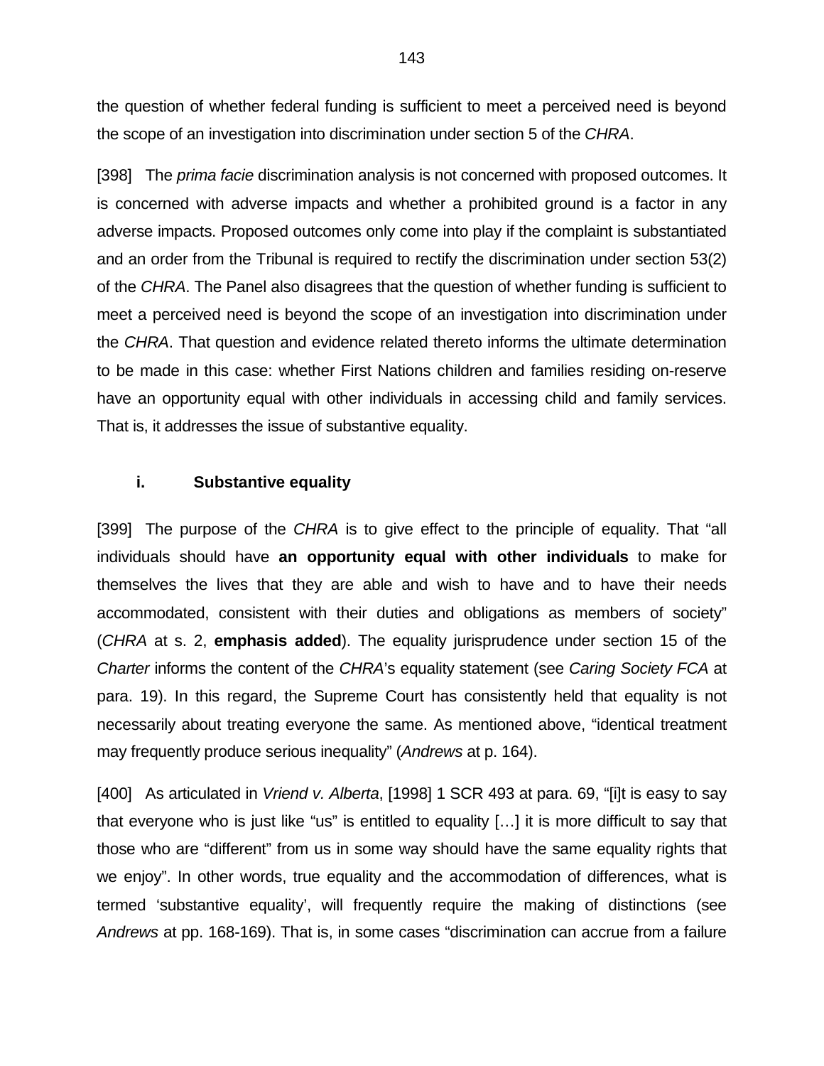the question of whether federal funding is sufficient to meet a perceived need is beyond the scope of an investigation into discrimination under section 5 of the *CHRA*.

[398] The *prima facie* discrimination analysis is not concerned with proposed outcomes. It is concerned with adverse impacts and whether a prohibited ground is a factor in any adverse impacts. Proposed outcomes only come into play if the complaint is substantiated and an order from the Tribunal is required to rectify the discrimination under section 53(2) of the *CHRA*. The Panel also disagrees that the question of whether funding is sufficient to meet a perceived need is beyond the scope of an investigation into discrimination under the *CHRA*. That question and evidence related thereto informs the ultimate determination to be made in this case: whether First Nations children and families residing on-reserve have an opportunity equal with other individuals in accessing child and family services. That is, it addresses the issue of substantive equality.

#### i. Substantive equality

[399] The purpose of the *CHRA* is to give effect to the principle of equality. That "all individuals should have **an opportunity equal with other individuals** to make for themselves the lives that they are able and wish to have and to have their needs accommodated, consistent with their duties and obligations as members of society" (*CHRA* at s. 2, **emphasis added**). The equality jurisprudence under section 15 of the *Charter* informs the content of the *CHRA*'s equality statement (see *Caring Society FCA* at para. 19). In this regard, the Supreme Court has consistently held that equality is not necessarily about treating everyone the same. As mentioned above, "identical treatment may frequently produce serious inequality" (*Andrews* at p. 164).

[400] As articulated in *Vriend v. Alberta*, [1998] 1 SCR 493 at para. 69, "[i]t is easy to say that everyone who is just like "us" is entitled to equality […] it is more difficult to say that those who are "different" from us in some way should have the same equality rights that we enjoy". In other words, true equality and the accommodation of differences, what is termed 'substantive equality', will frequently require the making of distinctions (see *Andrews* at pp. 168-169). That is, in some cases "discrimination can accrue from a failure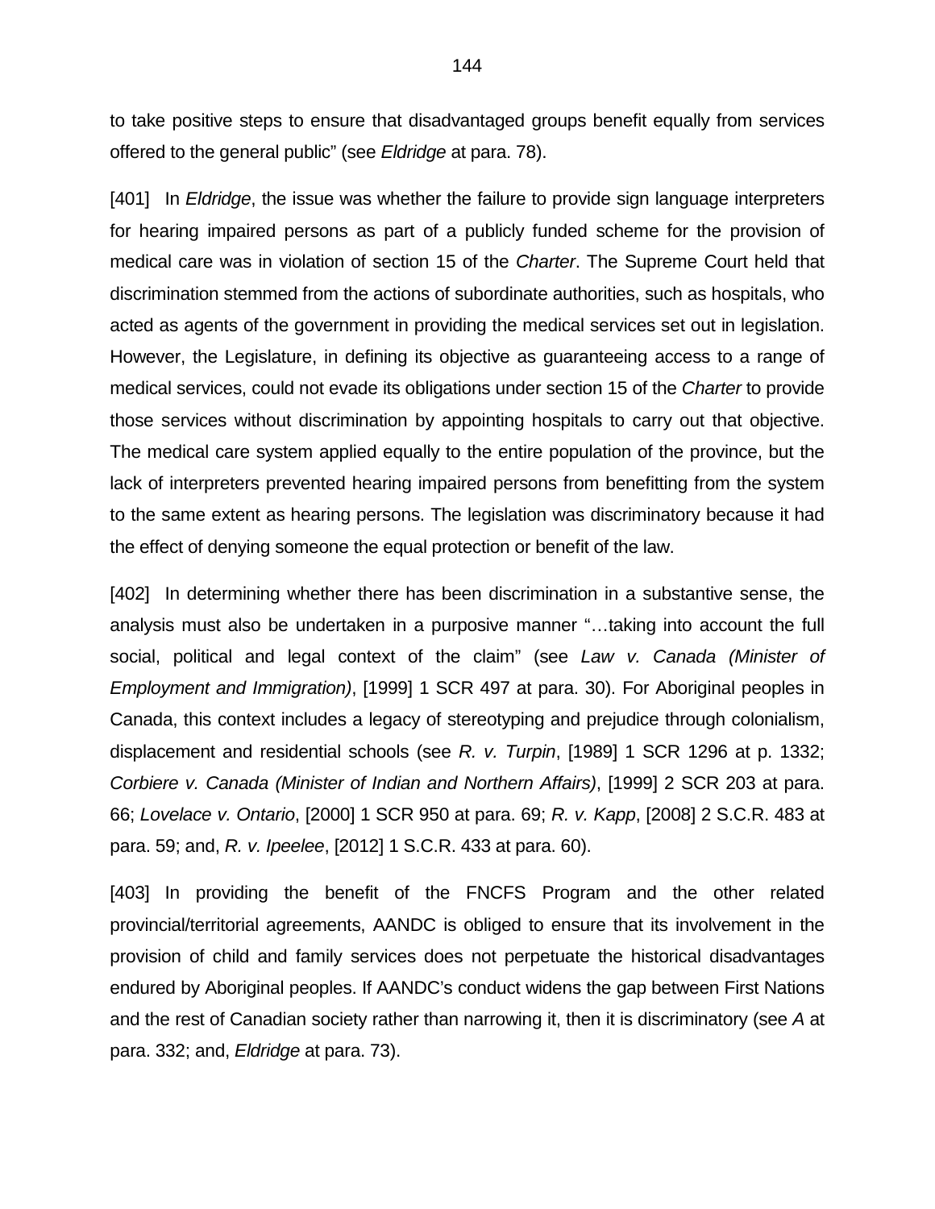to take positive steps to ensure that disadvantaged groups benefit equally from services offered to the general public" (see *Eldridge* at para. 78).

[401] In *Eldridge*, the issue was whether the failure to provide sign language interpreters for hearing impaired persons as part of a publicly funded scheme for the provision of medical care was in violation of section 15 of the *Charter*. The Supreme Court held that discrimination stemmed from the actions of subordinate authorities, such as hospitals, who acted as agents of the government in providing the medical services set out in legislation. However, the Legislature, in defining its objective as guaranteeing access to a range of medical services, could not evade its obligations under section 15 of the *Charter* to provide those services without discrimination by appointing hospitals to carry out that objective. The medical care system applied equally to the entire population of the province, but the lack of interpreters prevented hearing impaired persons from benefitting from the system to the same extent as hearing persons. The legislation was discriminatory because it had the effect of denying someone the equal protection or benefit of the law.

[402] In determining whether there has been discrimination in a substantive sense, the analysis must also be undertaken in a purposive manner "…taking into account the full social, political and legal context of the claim" (see *Law v. Canada (Minister of Employment and Immigration)*, [1999] 1 SCR 497 at para. 30). For Aboriginal peoples in Canada, this context includes a legacy of stereotyping and prejudice through colonialism, displacement and residential schools (see *R. v. Turpin*, [1989] 1 SCR 1296 at p. 1332; *Corbiere v. Canada (Minister of Indian and Northern Affairs)*, [1999] 2 SCR 203 at para. 66; *Lovelace v. Ontario*, [2000] 1 SCR 950 at para. 69; *R. v. Kapp*, [2008] 2 S.C.R. 483 at para. 59; and, *R. v. Ipeelee*, [2012] 1 S.C.R. 433 at para. 60).

[403] In providing the benefit of the FNCFS Program and the other related provincial/territorial agreements, AANDC is obliged to ensure that its involvement in the provision of child and family services does not perpetuate the historical disadvantages endured by Aboriginal peoples. If AANDC's conduct widens the gap between First Nations and the rest of Canadian society rather than narrowing it, then it is discriminatory (see *A* at para. 332; and, *Eldridge* at para. 73).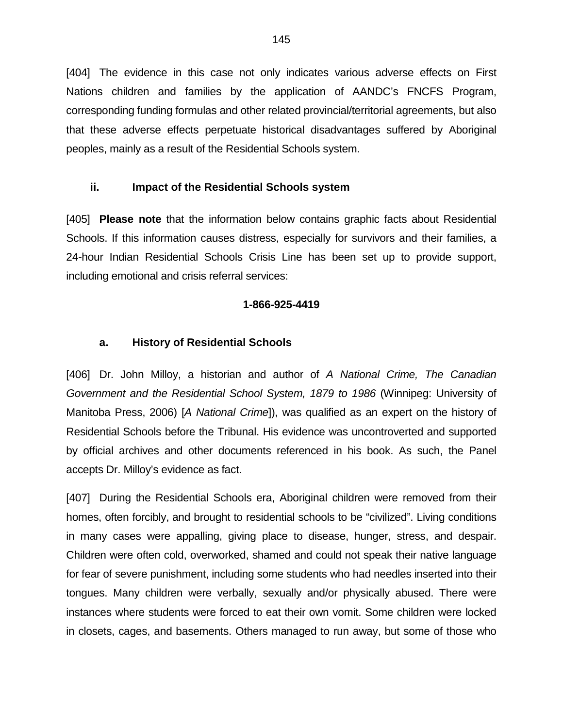[404] The evidence in this case not only indicates various adverse effects on First Nations children and families by the application of AANDC's FNCFS Program, corresponding funding formulas and other related provincial/territorial agreements, but also that these adverse effects perpetuate historical disadvantages suffered by Aboriginal peoples, mainly as a result of the Residential Schools system.

#### ii. Impact of the Residential Schools system

[405] **Please note** that the information below contains graphic facts about Residential Schools. If this information causes distress, especially for survivors and their families, a 24-hour Indian Residential Schools Crisis Line has been set up to provide support, including emotional and crisis referral services:

**1-866-925-4419**

##### a. History of Residential Schools

[406] Dr. John Milloy, a historian and author of *A National Crime, The Canadian Government and the Residential School System, 1879 to 1986* (Winnipeg: University of Manitoba Press, 2006) [*A National Crime*]), was qualified as an expert on the history of Residential Schools before the Tribunal. His evidence was uncontroverted and supported by official archives and other documents referenced in his book. As such, the Panel accepts Dr. Milloy's evidence as fact.

[407] During the Residential Schools era, Aboriginal children were removed from their homes, often forcibly, and brought to residential schools to be "civilized". Living conditions in many cases were appalling, giving place to disease, hunger, stress, and despair. Children were often cold, overworked, shamed and could not speak their native language for fear of severe punishment, including some students who had needles inserted into their tongues. Many children were verbally, sexually and/or physically abused. There were instances where students were forced to eat their own vomit. Some children were locked in closets, cages, and basements. Others managed to run away, but some of those who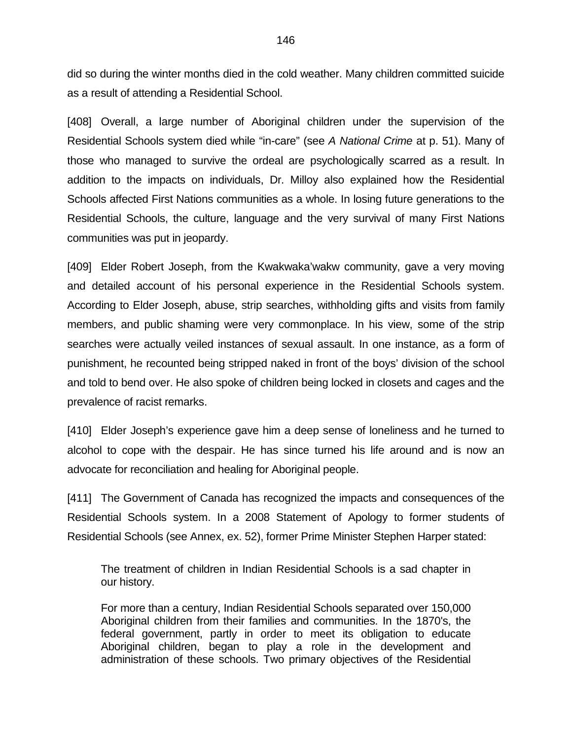did so during the winter months died in the cold weather. Many children committed suicide as a result of attending a Residential School.

[408] Overall, a large number of Aboriginal children under the supervision of the Residential Schools system died while "in-care" (see *A National Crime* at p. 51). Many of those who managed to survive the ordeal are psychologically scarred as a result. In addition to the impacts on individuals, Dr. Milloy also explained how the Residential Schools affected First Nations communities as a whole. In losing future generations to the Residential Schools, the culture, language and the very survival of many First Nations communities was put in jeopardy.

[409] Elder Robert Joseph, from the Kwakwaka'wakw community, gave a very moving and detailed account of his personal experience in the Residential Schools system. According to Elder Joseph, abuse, strip searches, withholding gifts and visits from family members, and public shaming were very commonplace. In his view, some of the strip searches were actually veiled instances of sexual assault. In one instance, as a form of punishment, he recounted being stripped naked in front of the boys' division of the school and told to bend over. He also spoke of children being locked in closets and cages and the prevalence of racist remarks.

[410] Elder Joseph's experience gave him a deep sense of loneliness and he turned to alcohol to cope with the despair. He has since turned his life around and is now an advocate for reconciliation and healing for Aboriginal people.

[411] The Government of Canada has recognized the impacts and consequences of the Residential Schools system. In a 2008 Statement of Apology to former students of Residential Schools (see Annex, ex. 52), former Prime Minister Stephen Harper stated:

> The treatment of children in Indian Residential Schools is a sad chapter in our history.
>
> For more than a century, Indian Residential Schools separated over 150,000 Aboriginal children from their families and communities. In the 1870's, the federal government, partly in order to meet its obligation to educate Aboriginal children, began to play a role in the development and administration of these schools. Two primary objectives of the Residential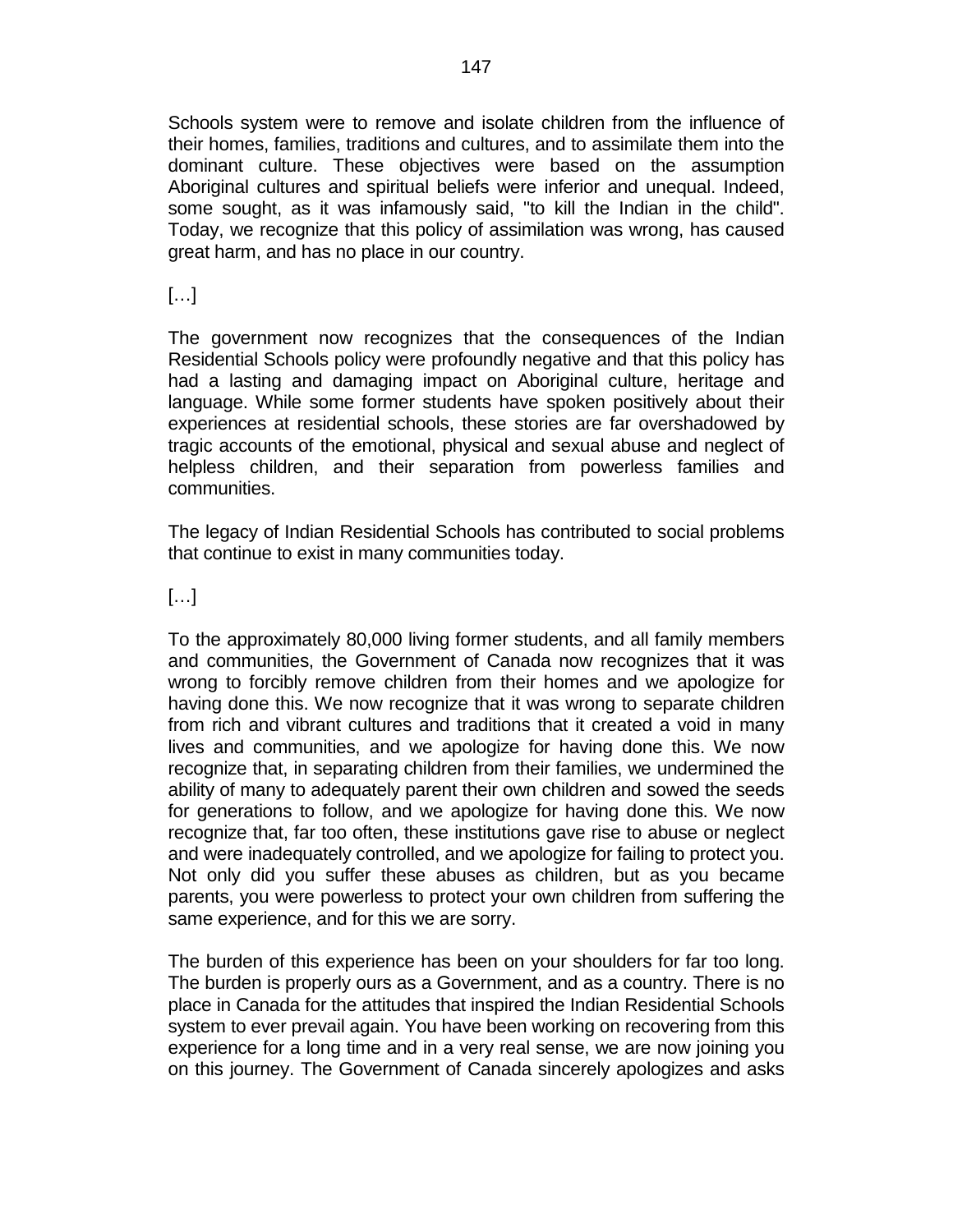Schools system were to remove and isolate children from the influence of their homes, families, traditions and cultures, and to assimilate them into the dominant culture. These objectives were based on the assumption Aboriginal cultures and spiritual beliefs were inferior and unequal. Indeed, some sought, as it was infamously said, "to kill the Indian in the child". Today, we recognize that this policy of assimilation was wrong, has caused great harm, and has no place in our country.

[…]

The government now recognizes that the consequences of the Indian Residential Schools policy were profoundly negative and that this policy has had a lasting and damaging impact on Aboriginal culture, heritage and language. While some former students have spoken positively about their experiences at residential schools, these stories are far overshadowed by tragic accounts of the emotional, physical and sexual abuse and neglect of helpless children, and their separation from powerless families and communities.

The legacy of Indian Residential Schools has contributed to social problems that continue to exist in many communities today.

[…]

To the approximately 80,000 living former students, and all family members and communities, the Government of Canada now recognizes that it was wrong to forcibly remove children from their homes and we apologize for having done this. We now recognize that it was wrong to separate children from rich and vibrant cultures and traditions that it created a void in many lives and communities, and we apologize for having done this. We now recognize that, in separating children from their families, we undermined the ability of many to adequately parent their own children and sowed the seeds for generations to follow, and we apologize for having done this. We now recognize that, far too often, these institutions gave rise to abuse or neglect and were inadequately controlled, and we apologize for failing to protect you. Not only did you suffer these abuses as children, but as you became parents, you were powerless to protect your own children from suffering the same experience, and for this we are sorry.

The burden of this experience has been on your shoulders for far too long. The burden is properly ours as a Government, and as a country. There is no place in Canada for the attitudes that inspired the Indian Residential Schools system to ever prevail again. You have been working on recovering from this experience for a long time and in a very real sense, we are now joining you on this journey. The Government of Canada sincerely apologizes and asks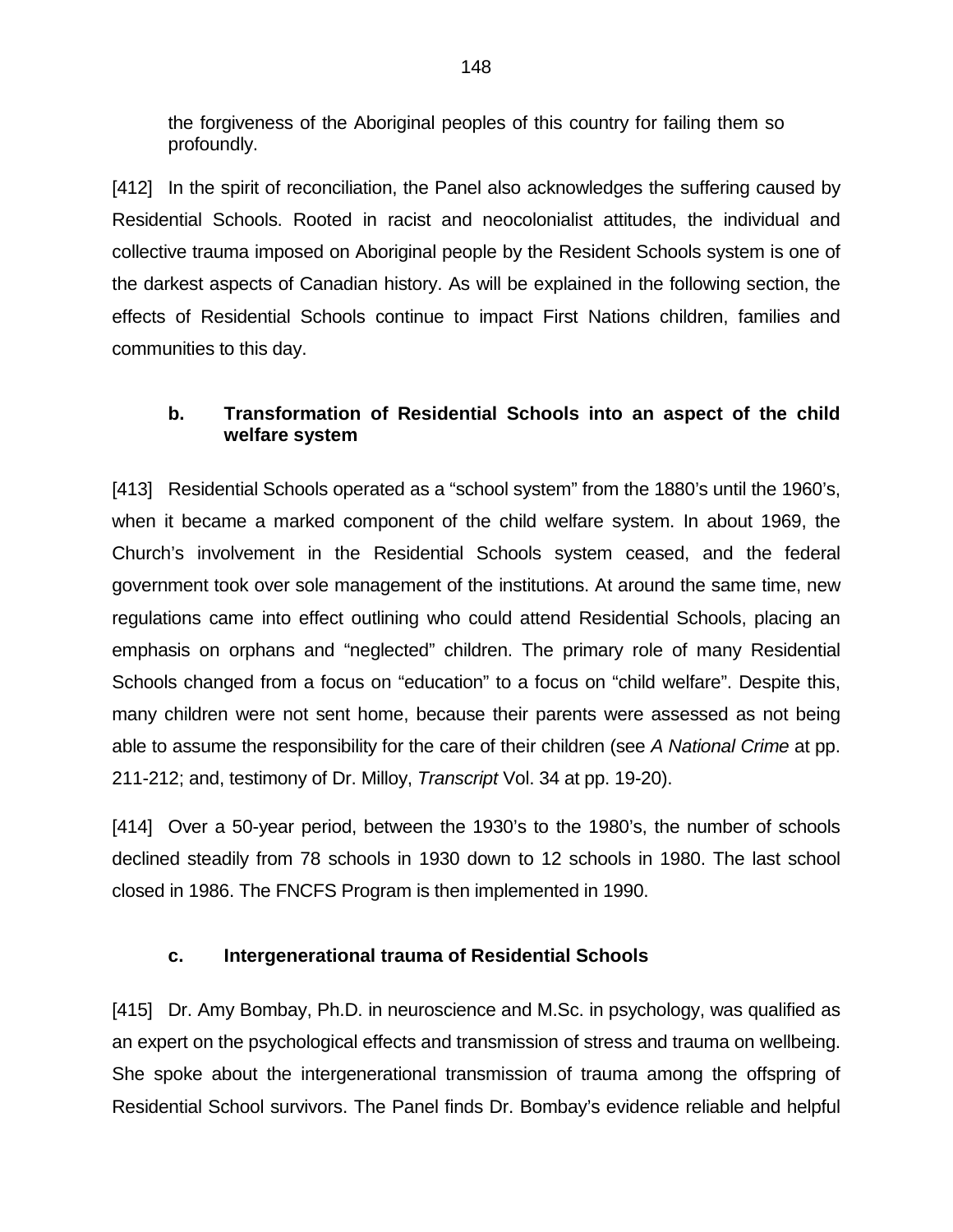the forgiveness of the Aboriginal peoples of this country for failing them so profoundly.

[412] In the spirit of reconciliation, the Panel also acknowledges the suffering caused by Residential Schools. Rooted in racist and neocolonialist attitudes, the individual and collective trauma imposed on Aboriginal people by the Resident Schools system is one of the darkest aspects of Canadian history. As will be explained in the following section, the effects of Residential Schools continue to impact First Nations children, families and communities to this day.

### b. Transformation of Residential Schools into an aspect of the child welfare system

[413] Residential Schools operated as a "school system" from the 1880's until the 1960's, when it became a marked component of the child welfare system. In about 1969, the Church's involvement in the Residential Schools system ceased, and the federal government took over sole management of the institutions. At around the same time, new regulations came into effect outlining who could attend Residential Schools, placing an emphasis on orphans and "neglected" children. The primary role of many Residential Schools changed from a focus on "education" to a focus on "child welfare". Despite this, many children were not sent home, because their parents were assessed as not being able to assume the responsibility for the care of their children (see *A National Crime* at pp. 211-212; and, testimony of Dr. Milloy, *Transcript* Vol. 34 at pp. 19-20).

[414] Over a 50-year period, between the 1930's to the 1980's, the number of schools declined steadily from 78 schools in 1930 down to 12 schools in 1980. The last school closed in 1986. The FNCFS Program is then implemented in 1990.

### c. Intergenerational trauma of Residential Schools

[415] Dr. Amy Bombay, Ph.D. in neuroscience and M.Sc. in psychology, was qualified as an expert on the psychological effects and transmission of stress and trauma on wellbeing. She spoke about the intergenerational transmission of trauma among the offspring of Residential School survivors. The Panel finds Dr. Bombay's evidence reliable and helpful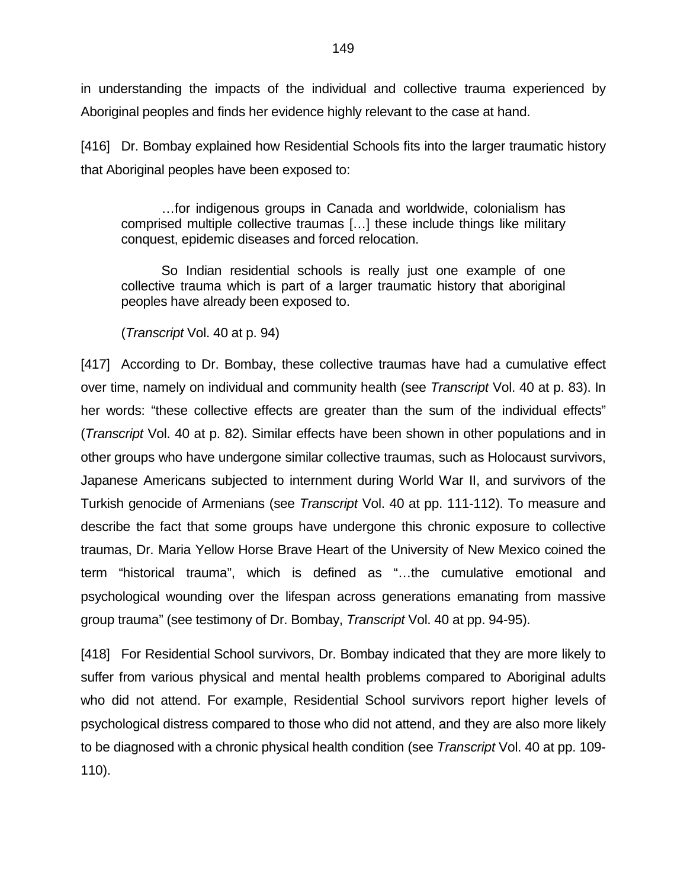in understanding the impacts of the individual and collective trauma experienced by Aboriginal peoples and finds her evidence highly relevant to the case at hand.

[416] Dr. Bombay explained how Residential Schools fits into the larger traumatic history that Aboriginal peoples have been exposed to:

> …for indigenous groups in Canada and worldwide, colonialism has comprised multiple collective traumas […] these include things like military conquest, epidemic diseases and forced relocation.
>
> So Indian residential schools is really just one example of one collective trauma which is part of a larger traumatic history that aboriginal peoples have already been exposed to.
>
> (*Transcript* Vol. 40 at p. 94)

[417] According to Dr. Bombay, these collective traumas have had a cumulative effect over time, namely on individual and community health (see *Transcript* Vol. 40 at p. 83). In her words: "these collective effects are greater than the sum of the individual effects" (*Transcript* Vol. 40 at p. 82). Similar effects have been shown in other populations and in other groups who have undergone similar collective traumas, such as Holocaust survivors, Japanese Americans subjected to internment during World War II, and survivors of the Turkish genocide of Armenians (see *Transcript* Vol. 40 at pp. 111-112). To measure and describe the fact that some groups have undergone this chronic exposure to collective traumas, Dr. Maria Yellow Horse Brave Heart of the University of New Mexico coined the term "historical trauma", which is defined as "…the cumulative emotional and psychological wounding over the lifespan across generations emanating from massive group trauma" (see testimony of Dr. Bombay, *Transcript* Vol. 40 at pp. 94-95).

[418] For Residential School survivors, Dr. Bombay indicated that they are more likely to suffer from various physical and mental health problems compared to Aboriginal adults who did not attend. For example, Residential School survivors report higher levels of psychological distress compared to those who did not attend, and they are also more likely to be diagnosed with a chronic physical health condition (see *Transcript* Vol. 40 at pp. 109-110).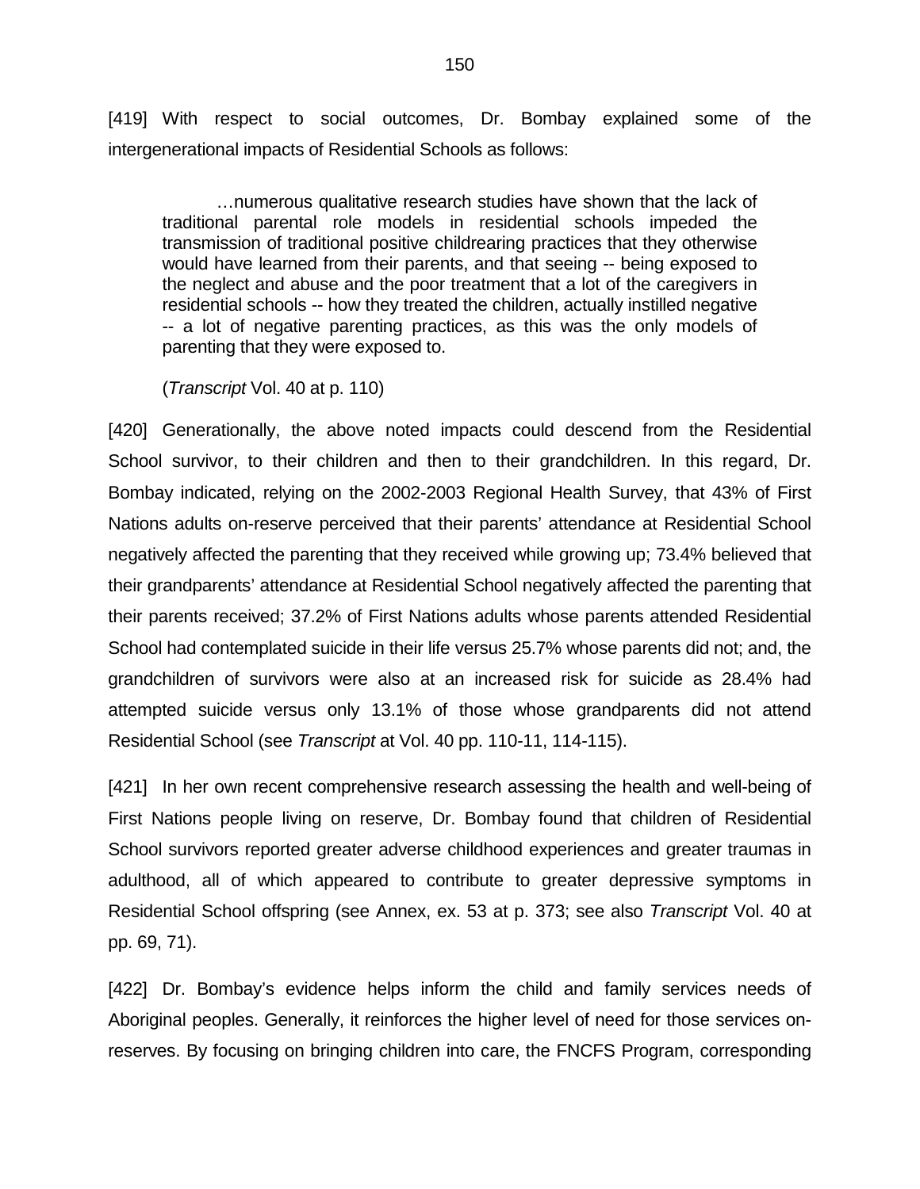[419] With respect to social outcomes, Dr. Bombay explained some of the intergenerational impacts of Residential Schools as follows:

> …numerous qualitative research studies have shown that the lack of traditional parental role models in residential schools impeded the transmission of traditional positive childrearing practices that they otherwise would have learned from their parents, and that seeing -- being exposed to the neglect and abuse and the poor treatment that a lot of the caregivers in residential schools -- how they treated the children, actually instilled negative -- a lot of negative parenting practices, as this was the only models of parenting that they were exposed to.
>
> (*Transcript* Vol. 40 at p. 110)

[420] Generationally, the above noted impacts could descend from the Residential School survivor, to their children and then to their grandchildren. In this regard, Dr. Bombay indicated, relying on the 2002-2003 Regional Health Survey, that 43% of First Nations adults on-reserve perceived that their parents' attendance at Residential School negatively affected the parenting that they received while growing up; 73.4% believed that their grandparents' attendance at Residential School negatively affected the parenting that their parents received; 37.2% of First Nations adults whose parents attended Residential School had contemplated suicide in their life versus 25.7% whose parents did not; and, the grandchildren of survivors were also at an increased risk for suicide as 28.4% had attempted suicide versus only 13.1% of those whose grandparents did not attend Residential School (see *Transcript* at Vol. 40 pp. 110-11, 114-115).

[421] In her own recent comprehensive research assessing the health and well-being of First Nations people living on reserve, Dr. Bombay found that children of Residential School survivors reported greater adverse childhood experiences and greater traumas in adulthood, all of which appeared to contribute to greater depressive symptoms in Residential School offspring (see Annex, ex. 53 at p. 373; see also *Transcript* Vol. 40 at pp. 69, 71).

[422] Dr. Bombay's evidence helps inform the child and family services needs of Aboriginal peoples. Generally, it reinforces the higher level of need for those services on-reserves. By focusing on bringing children into care, the FNCFS Program, corresponding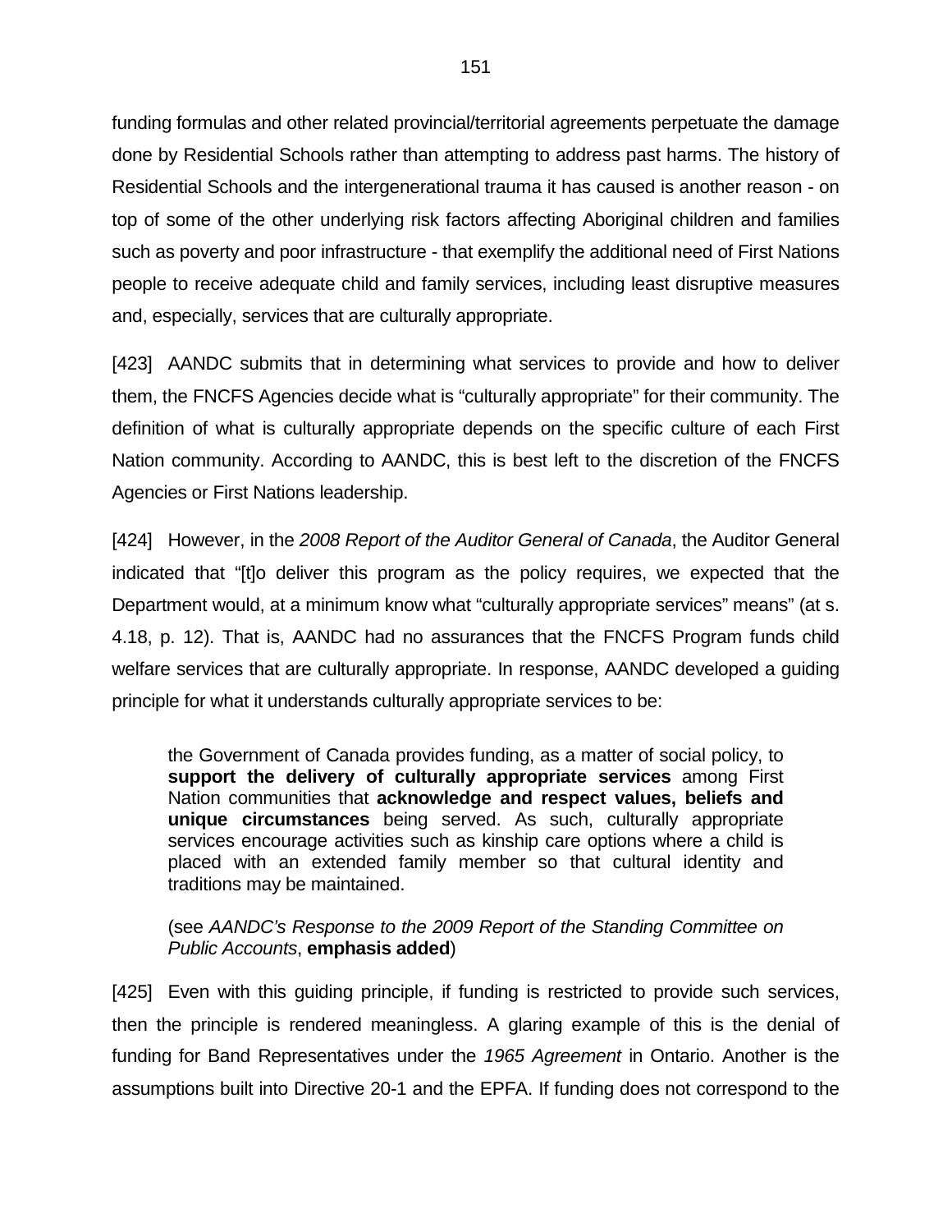funding formulas and other related provincial/territorial agreements perpetuate the damage done by Residential Schools rather than attempting to address past harms. The history of Residential Schools and the intergenerational trauma it has caused is another reason - on top of some of the other underlying risk factors affecting Aboriginal children and families such as poverty and poor infrastructure - that exemplify the additional need of First Nations people to receive adequate child and family services, including least disruptive measures and, especially, services that are culturally appropriate.

[423] AANDC submits that in determining what services to provide and how to deliver them, the FNCFS Agencies decide what is "culturally appropriate" for their community. The definition of what is culturally appropriate depends on the specific culture of each First Nation community. According to AANDC, this is best left to the discretion of the FNCFS Agencies or First Nations leadership.

[424] However, in the *2008 Report of the Auditor General of Canada*, the Auditor General indicated that "[t]o deliver this program as the policy requires, we expected that the Department would, at a minimum know what "culturally appropriate services" means" (at s. 4.18, p. 12). That is, AANDC had no assurances that the FNCFS Program funds child welfare services that are culturally appropriate. In response, AANDC developed a guiding principle for what it understands culturally appropriate services to be:

> the Government of Canada provides funding, as a matter of social policy, to **support the delivery of culturally appropriate services** among First Nation communities that **acknowledge and respect values, beliefs and unique circumstances** being served. As such, culturally appropriate services encourage activities such as kinship care options where a child is placed with an extended family member so that cultural identity and traditions may be maintained.
>
> (see *AANDC's Response to the 2009 Report of the Standing Committee on Public Accounts*, **emphasis added**)

[425] Even with this guiding principle, if funding is restricted to provide such services, then the principle is rendered meaningless. A glaring example of this is the denial of funding for Band Representatives under the *1965 Agreement* in Ontario. Another is the assumptions built into Directive 20-1 and the EPFA. If funding does not correspond to the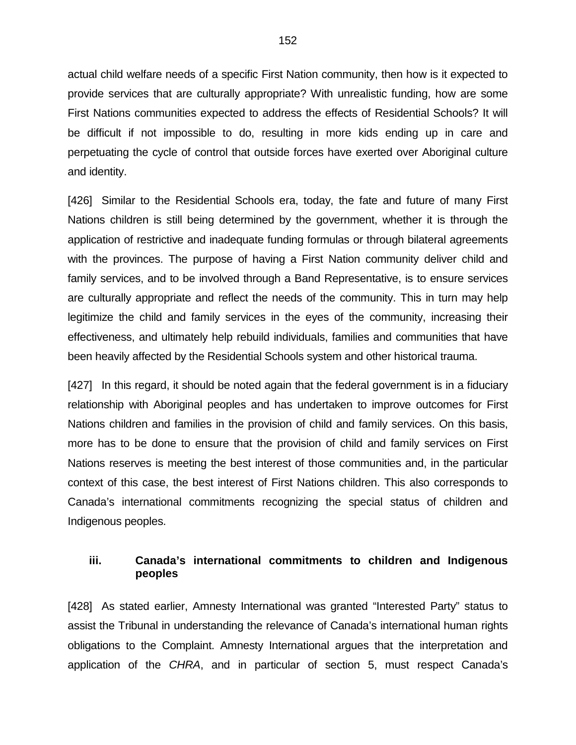actual child welfare needs of a specific First Nation community, then how is it expected to provide services that are culturally appropriate? With unrealistic funding, how are some First Nations communities expected to address the effects of Residential Schools? It will be difficult if not impossible to do, resulting in more kids ending up in care and perpetuating the cycle of control that outside forces have exerted over Aboriginal culture and identity.

[426] Similar to the Residential Schools era, today, the fate and future of many First Nations children is still being determined by the government, whether it is through the application of restrictive and inadequate funding formulas or through bilateral agreements with the provinces. The purpose of having a First Nation community deliver child and family services, and to be involved through a Band Representative, is to ensure services are culturally appropriate and reflect the needs of the community. This in turn may help legitimize the child and family services in the eyes of the community, increasing their effectiveness, and ultimately help rebuild individuals, families and communities that have been heavily affected by the Residential Schools system and other historical trauma.

[427] In this regard, it should be noted again that the federal government is in a fiduciary relationship with Aboriginal peoples and has undertaken to improve outcomes for First Nations children and families in the provision of child and family services. On this basis, more has to be done to ensure that the provision of child and family services on First Nations reserves is meeting the best interest of those communities and, in the particular context of this case, the best interest of First Nations children. This also corresponds to Canada's international commitments recognizing the special status of children and Indigenous peoples.

### iii. Canada's international commitments to children and Indigenous peoples

[428] As stated earlier, Amnesty International was granted "Interested Party" status to assist the Tribunal in understanding the relevance of Canada's international human rights obligations to the Complaint. Amnesty International argues that the interpretation and application of the *CHRA*, and in particular of section 5, must respect Canada's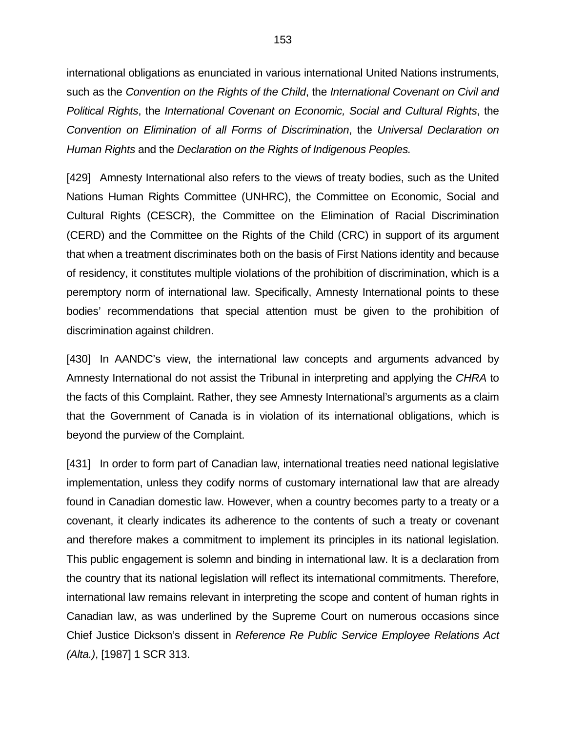international obligations as enunciated in various international United Nations instruments, such as the *Convention on the Rights of the Child*, the *International Covenant on Civil and Political Rights*, the *International Covenant on Economic, Social and Cultural Rights*, the *Convention on Elimination of all Forms of Discrimination*, the *Universal Declaration on Human Rights* and the *Declaration on the Rights of Indigenous Peoples.*

[429] Amnesty International also refers to the views of treaty bodies, such as the United Nations Human Rights Committee (UNHRC), the Committee on Economic, Social and Cultural Rights (CESCR), the Committee on the Elimination of Racial Discrimination (CERD) and the Committee on the Rights of the Child (CRC) in support of its argument that when a treatment discriminates both on the basis of First Nations identity and because of residency, it constitutes multiple violations of the prohibition of discrimination, which is a peremptory norm of international law. Specifically, Amnesty International points to these bodies' recommendations that special attention must be given to the prohibition of discrimination against children.

[430] In AANDC's view, the international law concepts and arguments advanced by Amnesty International do not assist the Tribunal in interpreting and applying the *CHRA* to the facts of this Complaint. Rather, they see Amnesty International's arguments as a claim that the Government of Canada is in violation of its international obligations, which is beyond the purview of the Complaint.

[431] In order to form part of Canadian law, international treaties need national legislative implementation, unless they codify norms of customary international law that are already found in Canadian domestic law. However, when a country becomes party to a treaty or a covenant, it clearly indicates its adherence to the contents of such a treaty or covenant and therefore makes a commitment to implement its principles in its national legislation. This public engagement is solemn and binding in international law. It is a declaration from the country that its national legislation will reflect its international commitments. Therefore, international law remains relevant in interpreting the scope and content of human rights in Canadian law, as was underlined by the Supreme Court on numerous occasions since Chief Justice Dickson's dissent in *Reference Re Public Service Employee Relations Act (Alta.)*, [1987] 1 SCR 313.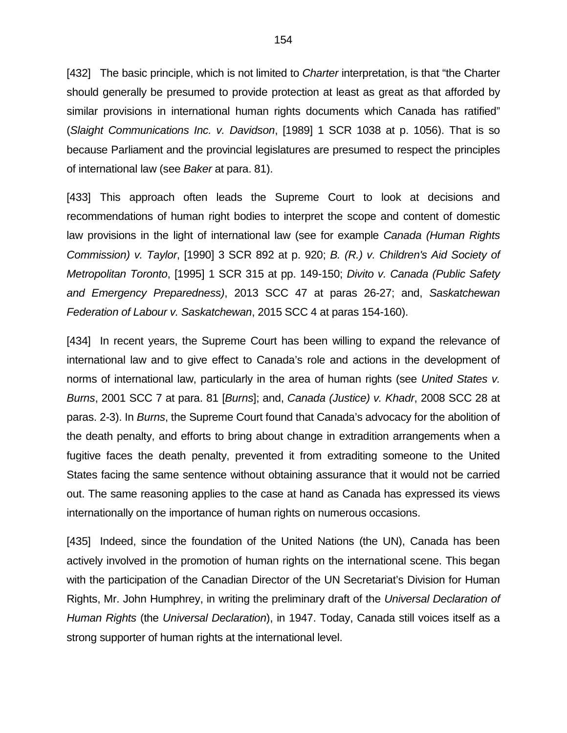[432] The basic principle, which is not limited to *Charter* interpretation, is that "the Charter should generally be presumed to provide protection at least as great as that afforded by similar provisions in international human rights documents which Canada has ratified" (*Slaight Communications Inc. v. Davidson*, [1989] 1 SCR 1038 at p. 1056). That is so because Parliament and the provincial legislatures are presumed to respect the principles of international law (see *Baker* at para. 81).

[433] This approach often leads the Supreme Court to look at decisions and recommendations of human right bodies to interpret the scope and content of domestic law provisions in the light of international law (see for example *Canada (Human Rights Commission) v. Taylor*, [1990] 3 SCR 892 at p. 920; *B. (R.) v. Children's Aid Society of Metropolitan Toronto*, [1995] 1 SCR 315 at pp. 149-150; *Divito v. Canada (Public Safety and Emergency Preparedness)*, 2013 SCC 47 at paras 26-27; and, *Saskatchewan Federation of Labour v. Saskatchewan*, 2015 SCC 4 at paras 154-160).

[434] In recent years, the Supreme Court has been willing to expand the relevance of international law and to give effect to Canada's role and actions in the development of norms of international law, particularly in the area of human rights (see *United States v. Burns*, 2001 SCC 7 at para. 81 [*Burns*]; and, *Canada (Justice) v. Khadr*, 2008 SCC 28 at paras. 2-3). In *Burns*, the Supreme Court found that Canada's advocacy for the abolition of the death penalty, and efforts to bring about change in extradition arrangements when a fugitive faces the death penalty, prevented it from extraditing someone to the United States facing the same sentence without obtaining assurance that it would not be carried out. The same reasoning applies to the case at hand as Canada has expressed its views internationally on the importance of human rights on numerous occasions.

[435] Indeed, since the foundation of the United Nations (the UN), Canada has been actively involved in the promotion of human rights on the international scene. This began with the participation of the Canadian Director of the UN Secretariat's Division for Human Rights, Mr. John Humphrey, in writing the preliminary draft of the *Universal Declaration of Human Rights* (the *Universal Declaration*), in 1947. Today, Canada still voices itself as a strong supporter of human rights at the international level.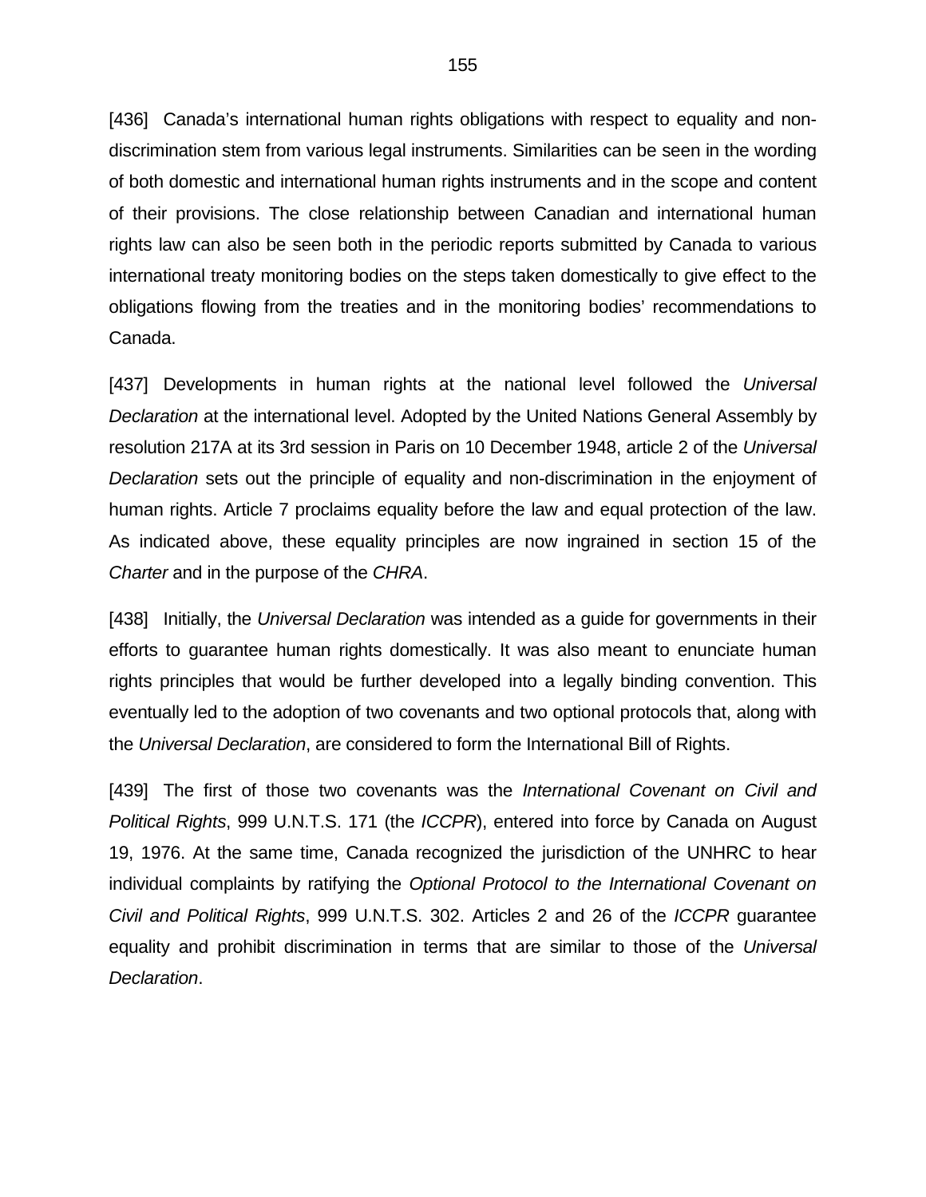[436] Canada's international human rights obligations with respect to equality and non-discrimination stem from various legal instruments. Similarities can be seen in the wording of both domestic and international human rights instruments and in the scope and content of their provisions. The close relationship between Canadian and international human rights law can also be seen both in the periodic reports submitted by Canada to various international treaty monitoring bodies on the steps taken domestically to give effect to the obligations flowing from the treaties and in the monitoring bodies' recommendations to Canada.

[437] Developments in human rights at the national level followed the *Universal Declaration* at the international level. Adopted by the United Nations General Assembly by resolution 217A at its 3rd session in Paris on 10 December 1948, article 2 of the *Universal Declaration* sets out the principle of equality and non-discrimination in the enjoyment of human rights. Article 7 proclaims equality before the law and equal protection of the law. As indicated above, these equality principles are now ingrained in section 15 of the *Charter* and in the purpose of the *CHRA*.

[438] Initially, the *Universal Declaration* was intended as a guide for governments in their efforts to guarantee human rights domestically. It was also meant to enunciate human rights principles that would be further developed into a legally binding convention. This eventually led to the adoption of two covenants and two optional protocols that, along with the *Universal Declaration*, are considered to form the International Bill of Rights.

[439] The first of those two covenants was the *International Covenant on Civil and Political Rights*, 999 U.N.T.S. 171 (the *ICCPR*), entered into force by Canada on August 19, 1976. At the same time, Canada recognized the jurisdiction of the UNHRC to hear individual complaints by ratifying the *Optional Protocol to the International Covenant on Civil and Political Rights*, 999 U.N.T.S. 302. Articles 2 and 26 of the *ICCPR* guarantee equality and prohibit discrimination in terms that are similar to those of the *Universal Declaration*.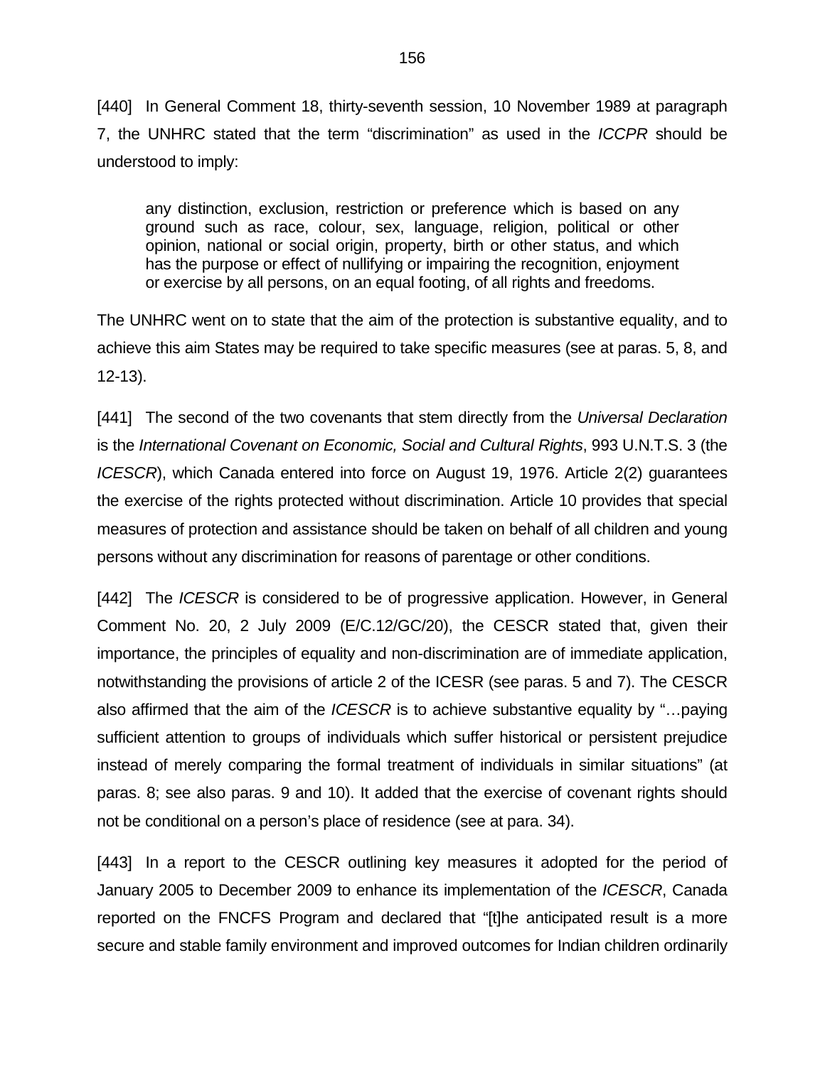[440] In General Comment 18, thirty-seventh session, 10 November 1989 at paragraph 7, the UNHRC stated that the term "discrimination" as used in the *ICCPR* should be understood to imply:

> any distinction, exclusion, restriction or preference which is based on any ground such as race, colour, sex, language, religion, political or other opinion, national or social origin, property, birth or other status, and which has the purpose or effect of nullifying or impairing the recognition, enjoyment or exercise by all persons, on an equal footing, of all rights and freedoms.

The UNHRC went on to state that the aim of the protection is substantive equality, and to achieve this aim States may be required to take specific measures (see at paras. 5, 8, and 12-13).

[441] The second of the two covenants that stem directly from the *Universal Declaration* is the *International Covenant on Economic, Social and Cultural Rights*, 993 U.N.T.S. 3 (the *ICESCR*), which Canada entered into force on August 19, 1976. Article 2(2) guarantees the exercise of the rights protected without discrimination. Article 10 provides that special measures of protection and assistance should be taken on behalf of all children and young persons without any discrimination for reasons of parentage or other conditions.

[442] The *ICESCR* is considered to be of progressive application. However, in General Comment No. 20, 2 July 2009 (E/C.12/GC/20), the CESCR stated that, given their importance, the principles of equality and non-discrimination are of immediate application, notwithstanding the provisions of article 2 of the ICESR (see paras. 5 and 7). The CESCR also affirmed that the aim of the *ICESCR* is to achieve substantive equality by "…paying sufficient attention to groups of individuals which suffer historical or persistent prejudice instead of merely comparing the formal treatment of individuals in similar situations" (at paras. 8; see also paras. 9 and 10). It added that the exercise of covenant rights should not be conditional on a person's place of residence (see at para. 34).

[443] In a report to the CESCR outlining key measures it adopted for the period of January 2005 to December 2009 to enhance its implementation of the *ICESCR*, Canada reported on the FNCFS Program and declared that "[t]he anticipated result is a more secure and stable family environment and improved outcomes for Indian children ordinarily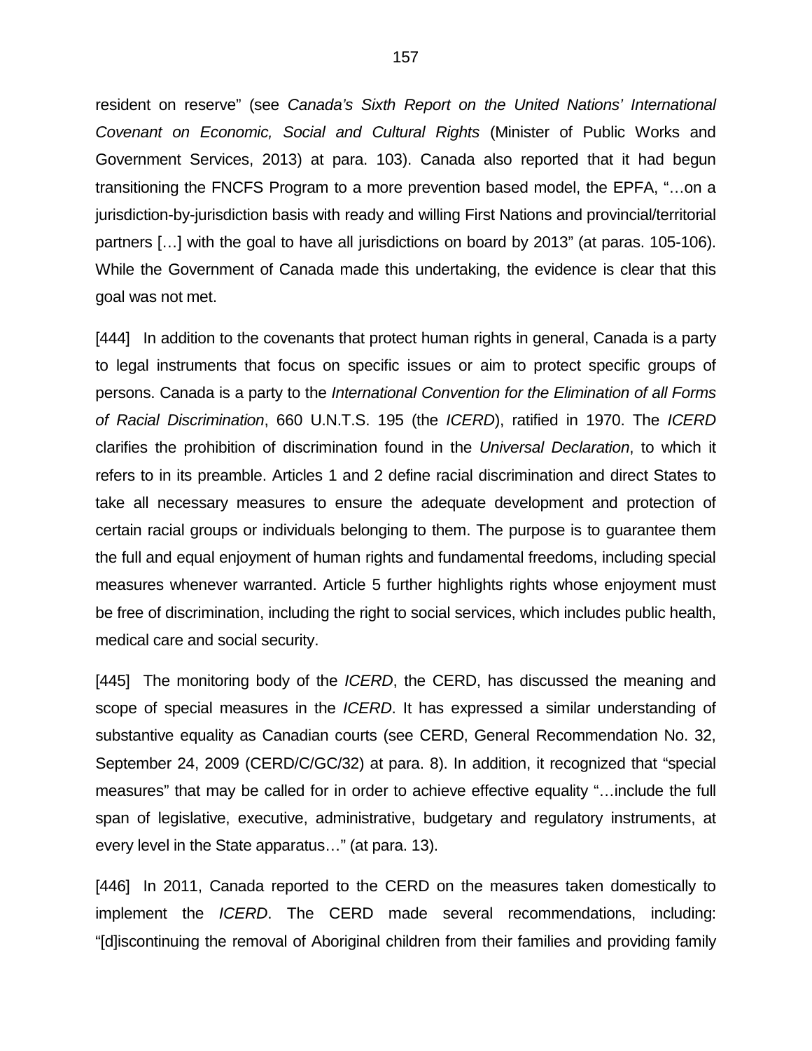resident on reserve" (see *Canada's Sixth Report on the United Nations' International Covenant on Economic, Social and Cultural Rights* (Minister of Public Works and Government Services, 2013) at para. 103). Canada also reported that it had begun transitioning the FNCFS Program to a more prevention based model, the EPFA, "…on a jurisdiction-by-jurisdiction basis with ready and willing First Nations and provincial/territorial partners […] with the goal to have all jurisdictions on board by 2013" (at paras. 105-106). While the Government of Canada made this undertaking, the evidence is clear that this goal was not met.

[444] In addition to the covenants that protect human rights in general, Canada is a party to legal instruments that focus on specific issues or aim to protect specific groups of persons. Canada is a party to the *International Convention for the Elimination of all Forms of Racial Discrimination*, 660 U.N.T.S. 195 (the *ICERD*), ratified in 1970. The *ICERD* clarifies the prohibition of discrimination found in the *Universal Declaration*, to which it refers to in its preamble. Articles 1 and 2 define racial discrimination and direct States to take all necessary measures to ensure the adequate development and protection of certain racial groups or individuals belonging to them. The purpose is to guarantee them the full and equal enjoyment of human rights and fundamental freedoms, including special measures whenever warranted. Article 5 further highlights rights whose enjoyment must be free of discrimination, including the right to social services, which includes public health, medical care and social security.

[445] The monitoring body of the *ICERD*, the CERD, has discussed the meaning and scope of special measures in the *ICERD*. It has expressed a similar understanding of substantive equality as Canadian courts (see CERD, General Recommendation No. 32, September 24, 2009 (CERD/C/GC/32) at para. 8). In addition, it recognized that "special measures" that may be called for in order to achieve effective equality "…include the full span of legislative, executive, administrative, budgetary and regulatory instruments, at every level in the State apparatus…" (at para. 13).

[446] In 2011, Canada reported to the CERD on the measures taken domestically to implement the *ICERD*. The CERD made several recommendations, including: "[d]iscontinuing the removal of Aboriginal children from their families and providing family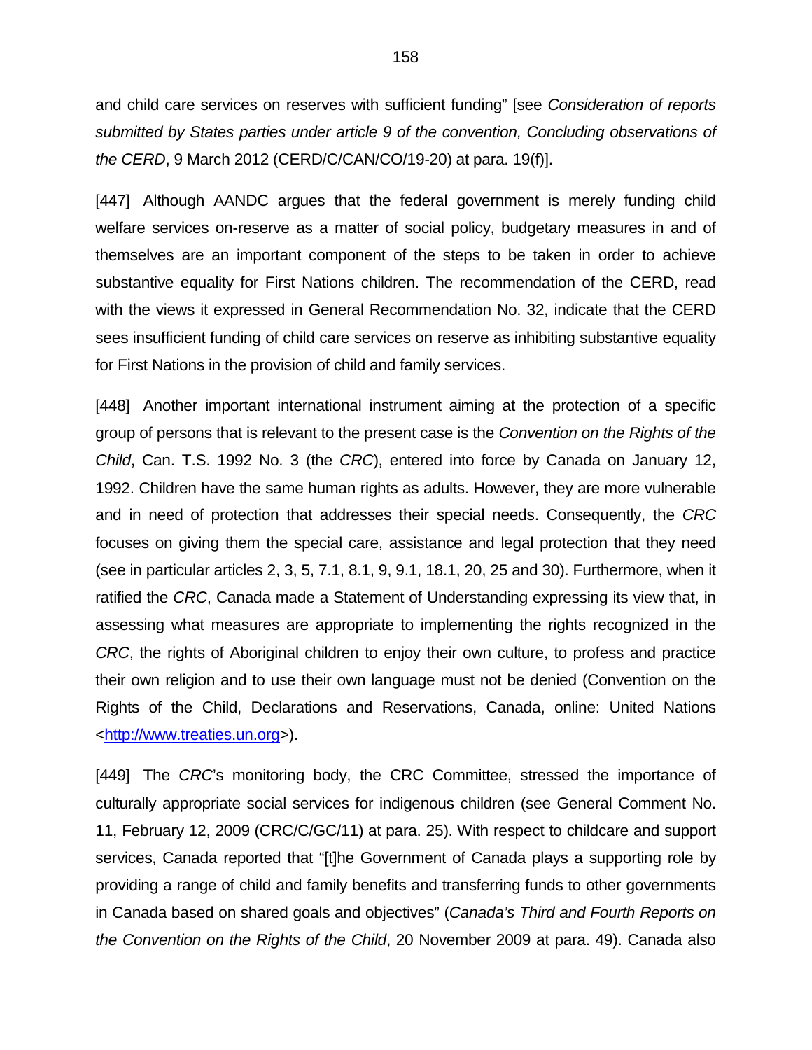and child care services on reserves with sufficient funding" [see *Consideration of reports submitted by States parties under article 9 of the convention, Concluding observations of the CERD*, 9 March 2012 (CERD/C/CAN/CO/19-20) at para. 19(f)].

[447] Although AANDC argues that the federal government is merely funding child welfare services on-reserve as a matter of social policy, budgetary measures in and of themselves are an important component of the steps to be taken in order to achieve substantive equality for First Nations children. The recommendation of the CERD, read with the views it expressed in General Recommendation No. 32, indicate that the CERD sees insufficient funding of child care services on reserve as inhibiting substantive equality for First Nations in the provision of child and family services.

[448] Another important international instrument aiming at the protection of a specific group of persons that is relevant to the present case is the *Convention on the Rights of the Child*, Can. T.S. 1992 No. 3 (the *CRC*), entered into force by Canada on January 12, 1992. Children have the same human rights as adults. However, they are more vulnerable and in need of protection that addresses their special needs. Consequently, the *CRC* focuses on giving them the special care, assistance and legal protection that they need (see in particular articles 2, 3, 5, 7.1, 8.1, 9, 9.1, 18.1, 20, 25 and 30). Furthermore, when it ratified the *CRC*, Canada made a Statement of Understanding expressing its view that, in assessing what measures are appropriate to implementing the rights recognized in the *CRC*, the rights of Aboriginal children to enjoy their own culture, to profess and practice their own religion and to use their own language must not be denied (Convention on the Rights of the Child, Declarations and Reservations, Canada, online: United Nations <http://www.treaties.un.org>).

[449] The *CRC*'s monitoring body, the CRC Committee, stressed the importance of culturally appropriate social services for indigenous children (see General Comment No. 11, February 12, 2009 (CRC/C/GC/11) at para. 25). With respect to childcare and support services, Canada reported that "[t]he Government of Canada plays a supporting role by providing a range of child and family benefits and transferring funds to other governments in Canada based on shared goals and objectives" (*Canada's Third and Fourth Reports on the Convention on the Rights of the Child*, 20 November 2009 at para. 49). Canada also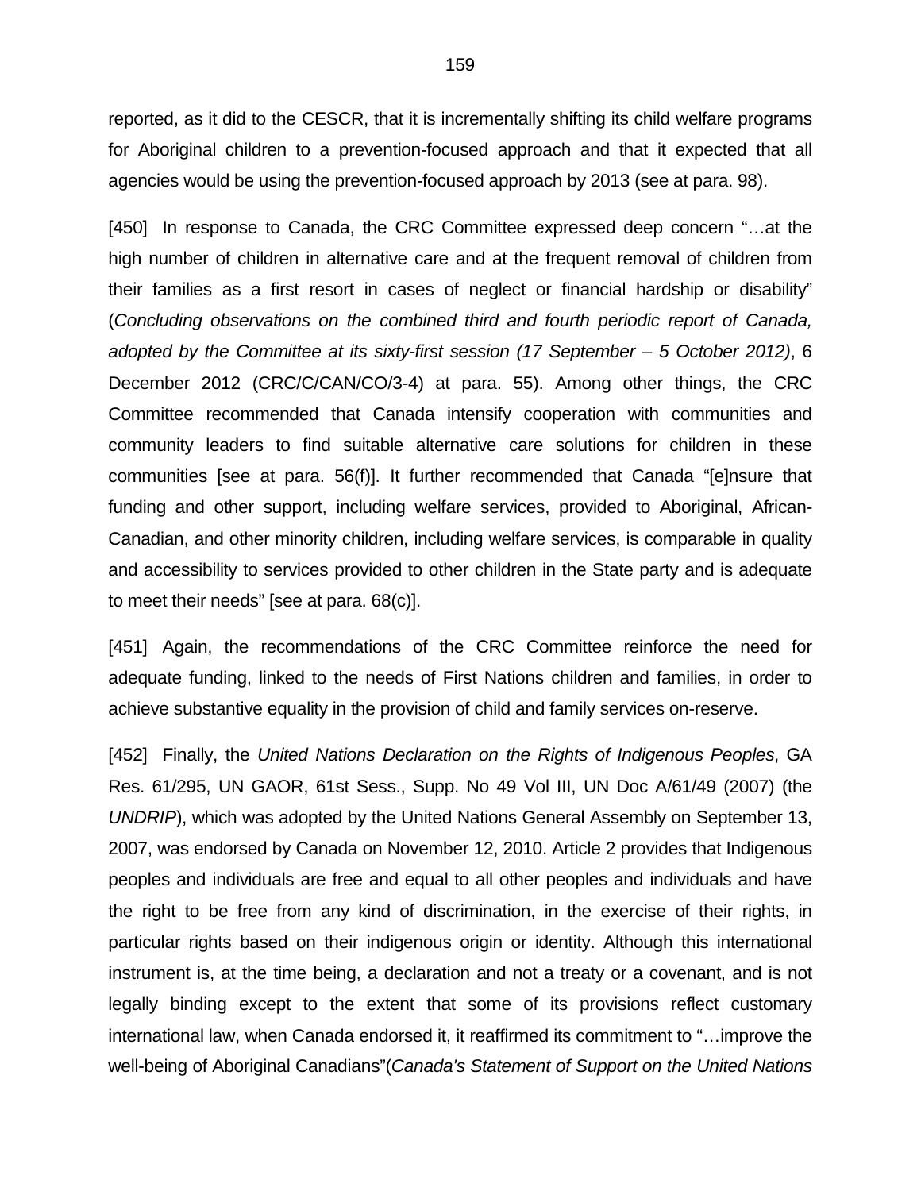reported, as it did to the CESCR, that it is incrementally shifting its child welfare programs for Aboriginal children to a prevention-focused approach and that it expected that all agencies would be using the prevention-focused approach by 2013 (see at para. 98).

[450] In response to Canada, the CRC Committee expressed deep concern "…at the high number of children in alternative care and at the frequent removal of children from their families as a first resort in cases of neglect or financial hardship or disability" (*Concluding observations on the combined third and fourth periodic report of Canada, adopted by the Committee at its sixty-first session (17 September – 5 October 2012)*, 6 December 2012 (CRC/C/CAN/CO/3-4) at para. 55). Among other things, the CRC Committee recommended that Canada intensify cooperation with communities and community leaders to find suitable alternative care solutions for children in these communities [see at para. 56(f)]. It further recommended that Canada "[e]nsure that funding and other support, including welfare services, provided to Aboriginal, African-Canadian, and other minority children, including welfare services, is comparable in quality and accessibility to services provided to other children in the State party and is adequate to meet their needs" [see at para. 68(c)].

[451] Again, the recommendations of the CRC Committee reinforce the need for adequate funding, linked to the needs of First Nations children and families, in order to achieve substantive equality in the provision of child and family services on-reserve.

[452] Finally, the *United Nations Declaration on the Rights of Indigenous Peoples*, GA Res. 61/295, UN GAOR, 61st Sess., Supp. No 49 Vol III, UN Doc A/61/49 (2007) (the *UNDRIP*), which was adopted by the United Nations General Assembly on September 13, 2007, was endorsed by Canada on November 12, 2010. Article 2 provides that Indigenous peoples and individuals are free and equal to all other peoples and individuals and have the right to be free from any kind of discrimination, in the exercise of their rights, in particular rights based on their indigenous origin or identity. Although this international instrument is, at the time being, a declaration and not a treaty or a covenant, and is not legally binding except to the extent that some of its provisions reflect customary international law, when Canada endorsed it, it reaffirmed its commitment to "…improve the well-being of Aboriginal Canadians"(*Canada's Statement of Support on the United Nations*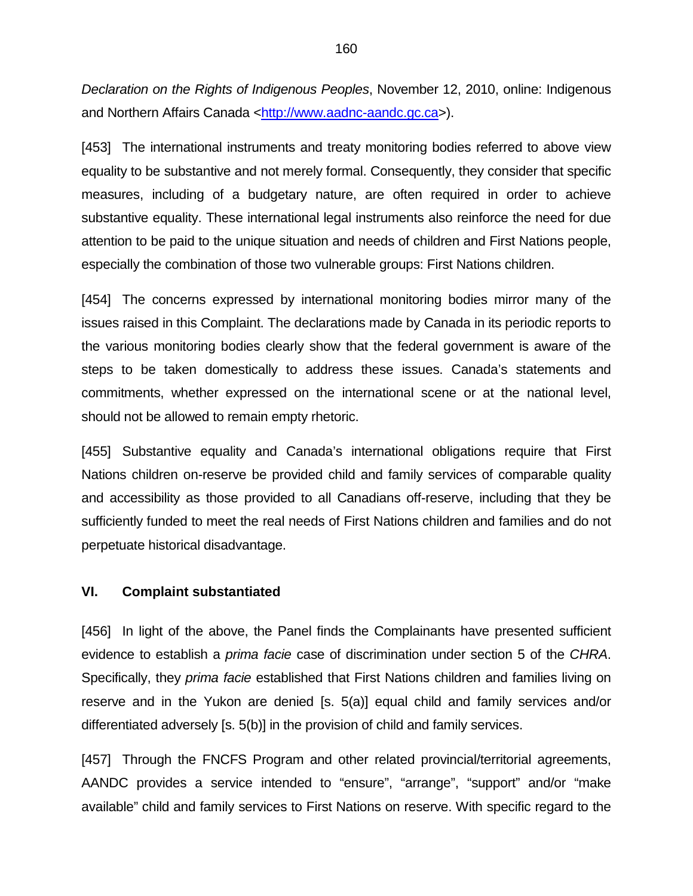*Declaration on the Rights of Indigenous Peoples*, November 12, 2010, online: Indigenous and Northern Affairs Canada <http://www.aadnc-aandc.gc.ca>).

[453] The international instruments and treaty monitoring bodies referred to above view equality to be substantive and not merely formal. Consequently, they consider that specific measures, including of a budgetary nature, are often required in order to achieve substantive equality. These international legal instruments also reinforce the need for due attention to be paid to the unique situation and needs of children and First Nations people, especially the combination of those two vulnerable groups: First Nations children.

[454] The concerns expressed by international monitoring bodies mirror many of the issues raised in this Complaint. The declarations made by Canada in its periodic reports to the various monitoring bodies clearly show that the federal government is aware of the steps to be taken domestically to address these issues. Canada's statements and commitments, whether expressed on the international scene or at the national level, should not be allowed to remain empty rhetoric.

[455] Substantive equality and Canada's international obligations require that First Nations children on-reserve be provided child and family services of comparable quality and accessibility as those provided to all Canadians off-reserve, including that they be sufficiently funded to meet the real needs of First Nations children and families and do not perpetuate historical disadvantage.

## VI. Complaint substantiated

[456] In light of the above, the Panel finds the Complainants have presented sufficient evidence to establish a *prima facie* case of discrimination under section 5 of the *CHRA*. Specifically, they *prima facie* established that First Nations children and families living on reserve and in the Yukon are denied [s. 5(a)] equal child and family services and/or differentiated adversely [s. 5(b)] in the provision of child and family services.

[457] Through the FNCFS Program and other related provincial/territorial agreements, AANDC provides a service intended to "ensure", "arrange", "support" and/or "make available" child and family services to First Nations on reserve. With specific regard to the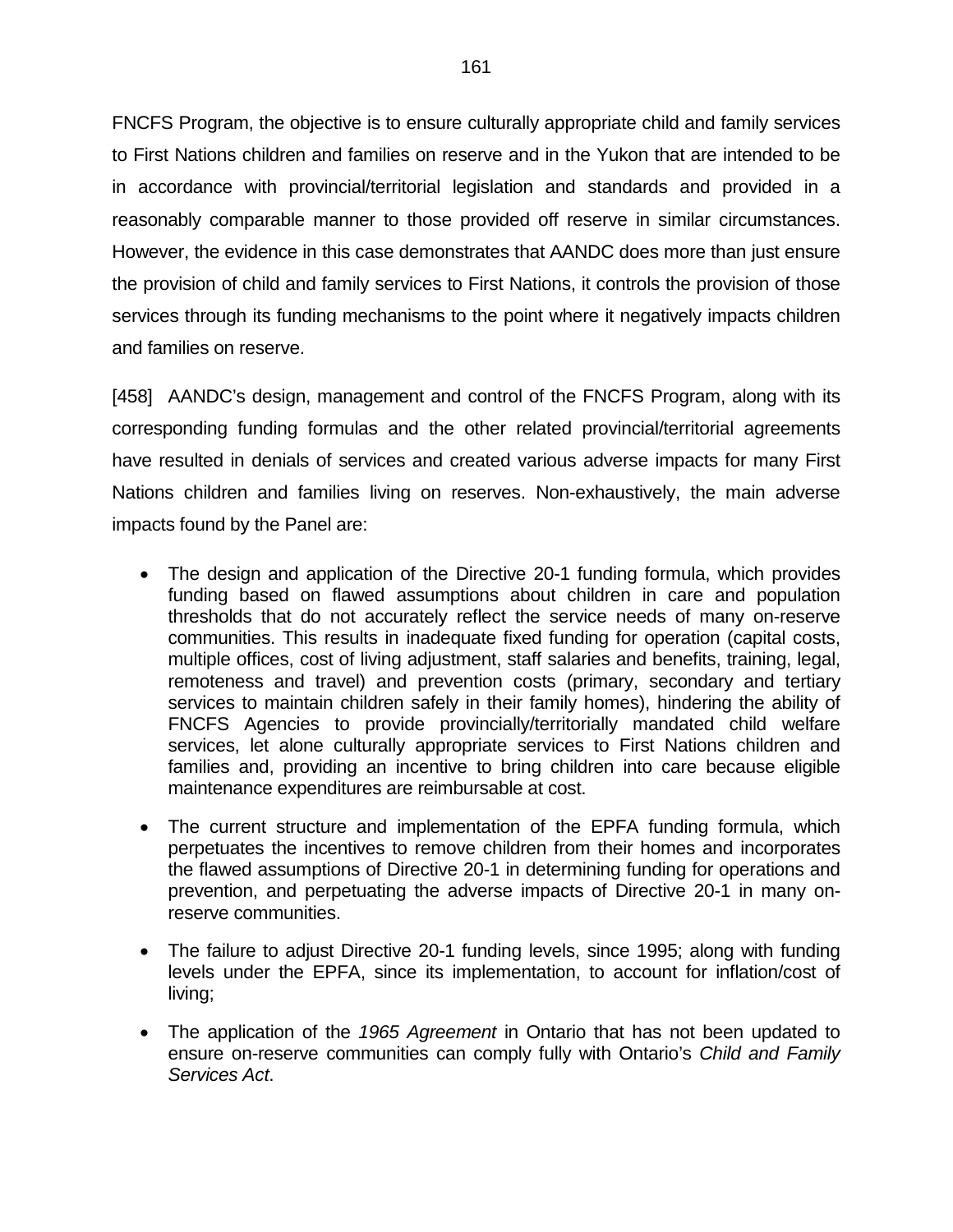FNCFS Program, the objective is to ensure culturally appropriate child and family services to First Nations children and families on reserve and in the Yukon that are intended to be in accordance with provincial/territorial legislation and standards and provided in a reasonably comparable manner to those provided off reserve in similar circumstances. However, the evidence in this case demonstrates that AANDC does more than just ensure the provision of child and family services to First Nations, it controls the provision of those services through its funding mechanisms to the point where it negatively impacts children and families on reserve.

[458] AANDC's design, management and control of the FNCFS Program, along with its corresponding funding formulas and the other related provincial/territorial agreements have resulted in denials of services and created various adverse impacts for many First Nations children and families living on reserves. Non-exhaustively, the main adverse impacts found by the Panel are:

- The design and application of the Directive 20-1 funding formula, which provides funding based on flawed assumptions about children in care and population thresholds that do not accurately reflect the service needs of many on-reserve communities. This results in inadequate fixed funding for operation (capital costs, multiple offices, cost of living adjustment, staff salaries and benefits, training, legal, remoteness and travel) and prevention costs (primary, secondary and tertiary services to maintain children safely in their family homes), hindering the ability of FNCFS Agencies to provide provincially/territorially mandated child welfare services, let alone culturally appropriate services to First Nations children and families and, providing an incentive to bring children into care because eligible maintenance expenditures are reimbursable at cost.
- The current structure and implementation of the EPFA funding formula, which perpetuates the incentives to remove children from their homes and incorporates the flawed assumptions of Directive 20-1 in determining funding for operations and prevention, and perpetuating the adverse impacts of Directive 20-1 in many on-reserve communities.
- The failure to adjust Directive 20-1 funding levels, since 1995; along with funding levels under the EPFA, since its implementation, to account for inflation/cost of living;
- The application of the *1965 Agreement* in Ontario that has not been updated to ensure on-reserve communities can comply fully with Ontario's *Child and Family Services Act*.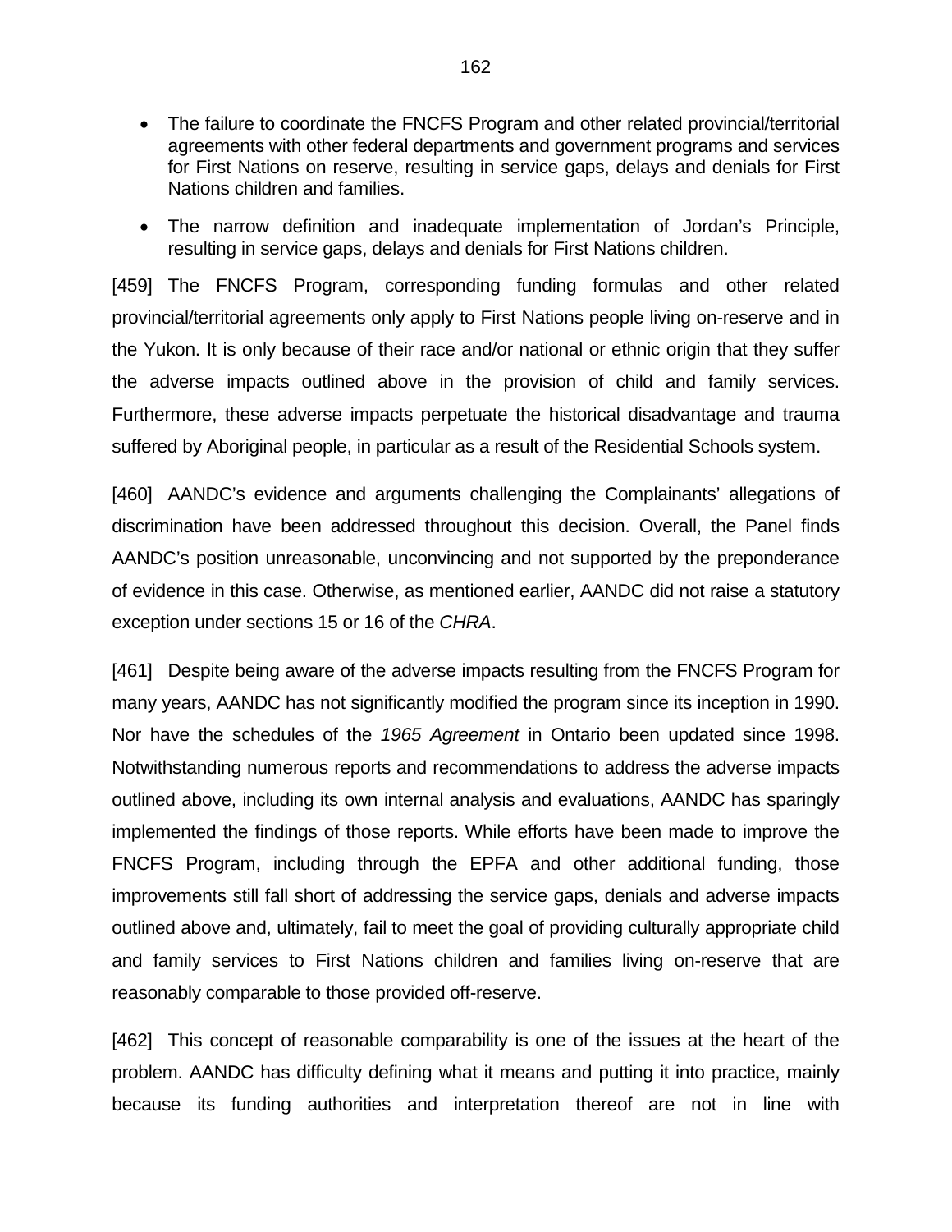- The failure to coordinate the FNCFS Program and other related provincial/territorial agreements with other federal departments and government programs and services for First Nations on reserve, resulting in service gaps, delays and denials for First Nations children and families.
- The narrow definition and inadequate implementation of Jordan's Principle, resulting in service gaps, delays and denials for First Nations children.

[459] The FNCFS Program, corresponding funding formulas and other related provincial/territorial agreements only apply to First Nations people living on-reserve and in the Yukon. It is only because of their race and/or national or ethnic origin that they suffer the adverse impacts outlined above in the provision of child and family services. Furthermore, these adverse impacts perpetuate the historical disadvantage and trauma suffered by Aboriginal people, in particular as a result of the Residential Schools system.

[460] AANDC's evidence and arguments challenging the Complainants' allegations of discrimination have been addressed throughout this decision. Overall, the Panel finds AANDC's position unreasonable, unconvincing and not supported by the preponderance of evidence in this case. Otherwise, as mentioned earlier, AANDC did not raise a statutory exception under sections 15 or 16 of the *CHRA*.

[461] Despite being aware of the adverse impacts resulting from the FNCFS Program for many years, AANDC has not significantly modified the program since its inception in 1990. Nor have the schedules of the *1965 Agreement* in Ontario been updated since 1998. Notwithstanding numerous reports and recommendations to address the adverse impacts outlined above, including its own internal analysis and evaluations, AANDC has sparingly implemented the findings of those reports. While efforts have been made to improve the FNCFS Program, including through the EPFA and other additional funding, those improvements still fall short of addressing the service gaps, denials and adverse impacts outlined above and, ultimately, fail to meet the goal of providing culturally appropriate child and family services to First Nations children and families living on-reserve that are reasonably comparable to those provided off-reserve.

[462] This concept of reasonable comparability is one of the issues at the heart of the problem. AANDC has difficulty defining what it means and putting it into practice, mainly because its funding authorities and interpretation thereof are not in line with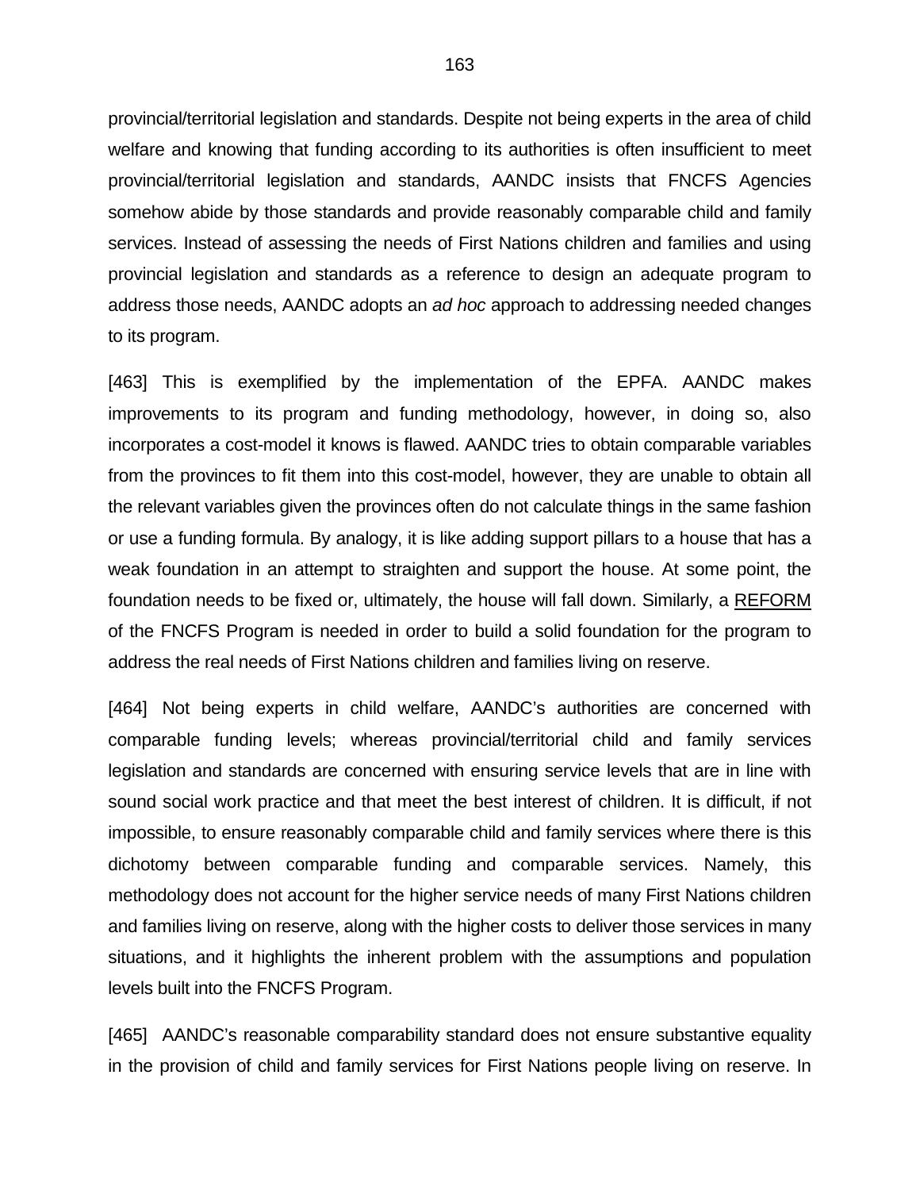provincial/territorial legislation and standards. Despite not being experts in the area of child welfare and knowing that funding according to its authorities is often insufficient to meet provincial/territorial legislation and standards, AANDC insists that FNCFS Agencies somehow abide by those standards and provide reasonably comparable child and family services. Instead of assessing the needs of First Nations children and families and using provincial legislation and standards as a reference to design an adequate program to address those needs, AANDC adopts an *ad hoc* approach to addressing needed changes to its program.

[463] This is exemplified by the implementation of the EPFA. AANDC makes improvements to its program and funding methodology, however, in doing so, also incorporates a cost-model it knows is flawed. AANDC tries to obtain comparable variables from the provinces to fit them into this cost-model, however, they are unable to obtain all the relevant variables given the provinces often do not calculate things in the same fashion or use a funding formula. By analogy, it is like adding support pillars to a house that has a weak foundation in an attempt to straighten and support the house. At some point, the foundation needs to be fixed or, ultimately, the house will fall down. Similarly, a <u>REFORM</u> of the FNCFS Program is needed in order to build a solid foundation for the program to address the real needs of First Nations children and families living on reserve.

[464] Not being experts in child welfare, AANDC's authorities are concerned with comparable funding levels; whereas provincial/territorial child and family services legislation and standards are concerned with ensuring service levels that are in line with sound social work practice and that meet the best interest of children. It is difficult, if not impossible, to ensure reasonably comparable child and family services where there is this dichotomy between comparable funding and comparable services. Namely, this methodology does not account for the higher service needs of many First Nations children and families living on reserve, along with the higher costs to deliver those services in many situations, and it highlights the inherent problem with the assumptions and population levels built into the FNCFS Program.

[465] AANDC's reasonable comparability standard does not ensure substantive equality in the provision of child and family services for First Nations people living on reserve. In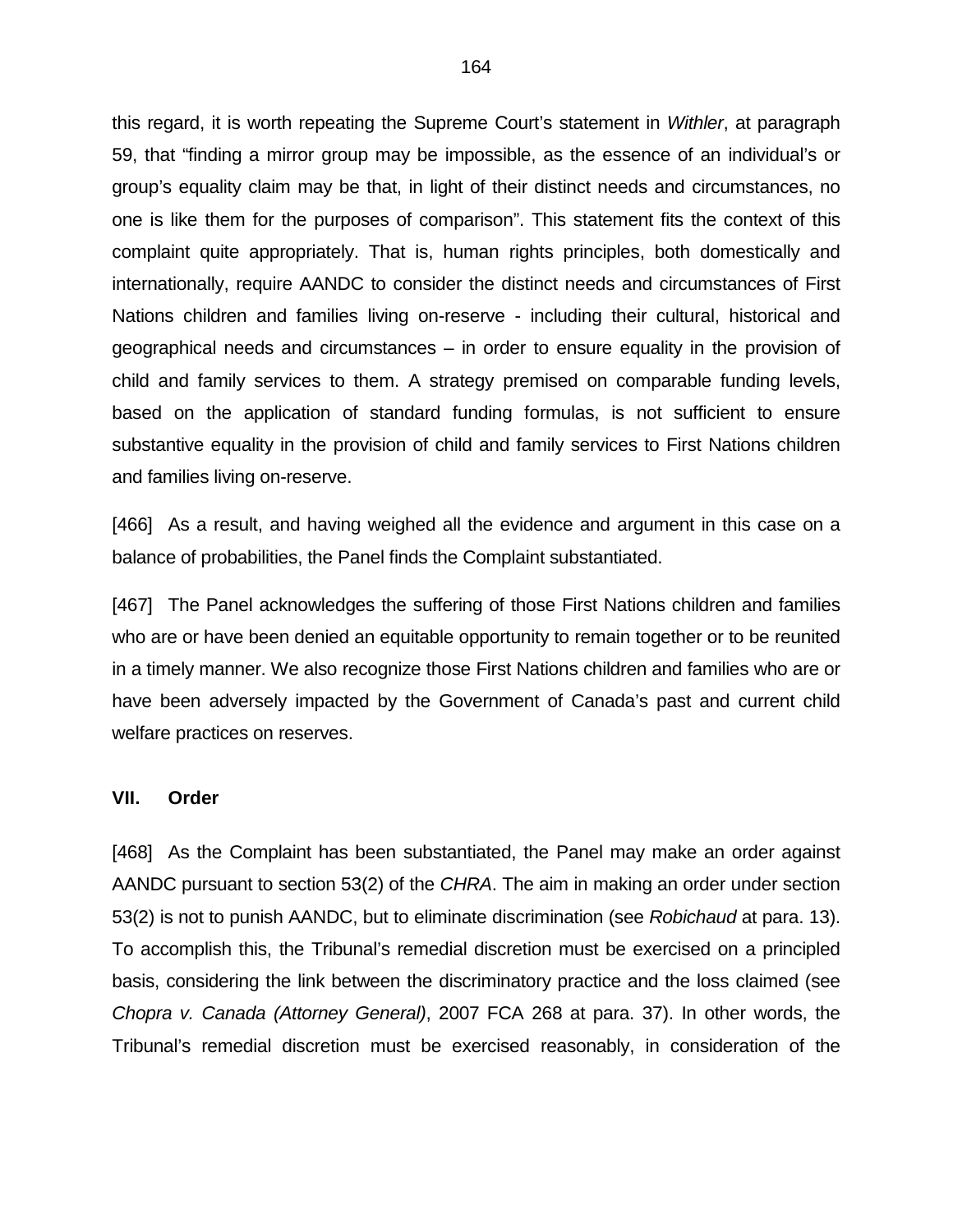this regard, it is worth repeating the Supreme Court's statement in *Withler*, at paragraph 59, that "finding a mirror group may be impossible, as the essence of an individual's or group's equality claim may be that, in light of their distinct needs and circumstances, no one is like them for the purposes of comparison". This statement fits the context of this complaint quite appropriately. That is, human rights principles, both domestically and internationally, require AANDC to consider the distinct needs and circumstances of First Nations children and families living on-reserve - including their cultural, historical and geographical needs and circumstances – in order to ensure equality in the provision of child and family services to them. A strategy premised on comparable funding levels, based on the application of standard funding formulas, is not sufficient to ensure substantive equality in the provision of child and family services to First Nations children and families living on-reserve.

[466] As a result, and having weighed all the evidence and argument in this case on a balance of probabilities, the Panel finds the Complaint substantiated.

[467] The Panel acknowledges the suffering of those First Nations children and families who are or have been denied an equitable opportunity to remain together or to be reunited in a timely manner. We also recognize those First Nations children and families who are or have been adversely impacted by the Government of Canada's past and current child welfare practices on reserves.

## VII. Order

[468] As the Complaint has been substantiated, the Panel may make an order against AANDC pursuant to section 53(2) of the *CHRA*. The aim in making an order under section 53(2) is not to punish AANDC, but to eliminate discrimination (see *Robichaud* at para. 13). To accomplish this, the Tribunal's remedial discretion must be exercised on a principled basis, considering the link between the discriminatory practice and the loss claimed (see *Chopra v. Canada (Attorney General)*, 2007 FCA 268 at para. 37). In other words, the Tribunal's remedial discretion must be exercised reasonably, in consideration of the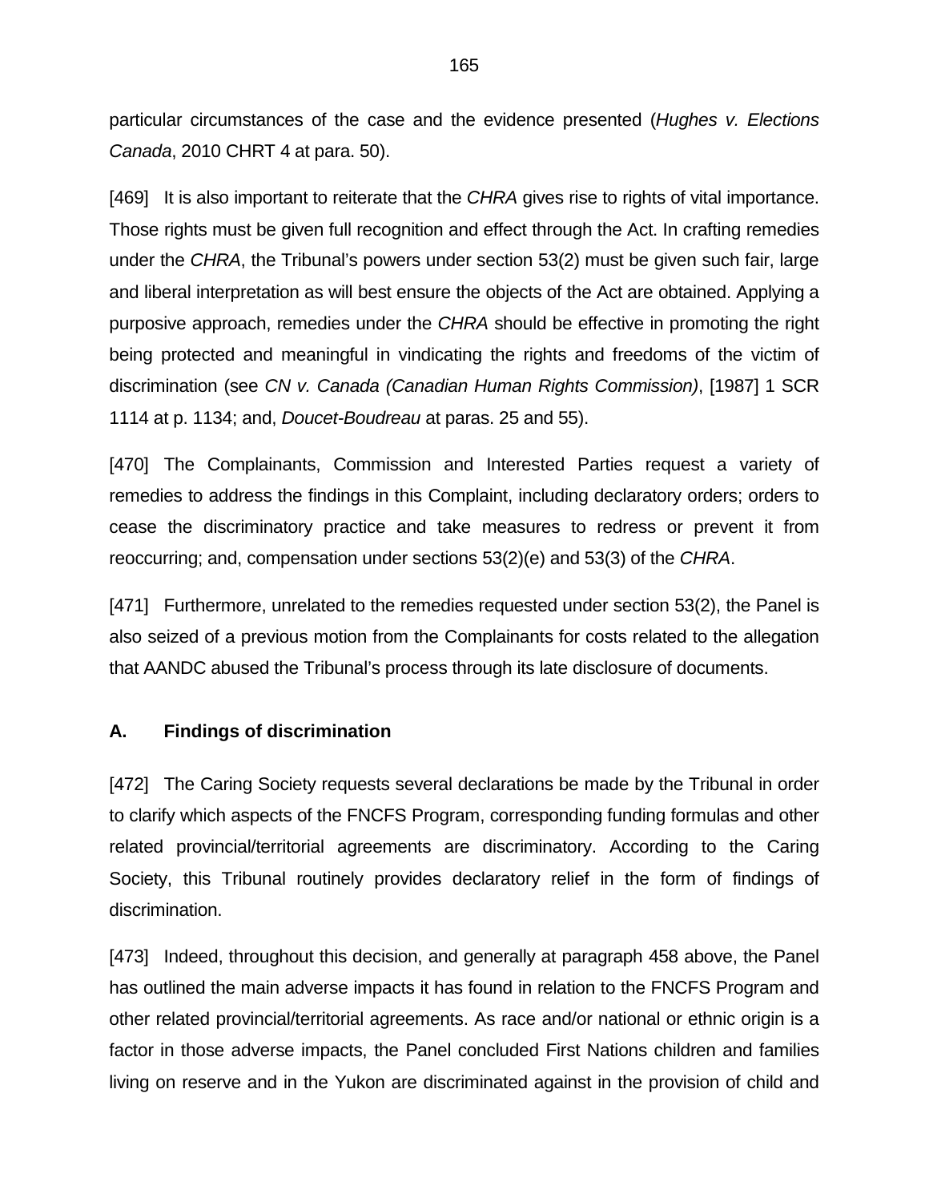particular circumstances of the case and the evidence presented (*Hughes v. Elections Canada*, 2010 CHRT 4 at para. 50).

[469] It is also important to reiterate that the *CHRA* gives rise to rights of vital importance. Those rights must be given full recognition and effect through the Act. In crafting remedies under the *CHRA*, the Tribunal's powers under section 53(2) must be given such fair, large and liberal interpretation as will best ensure the objects of the Act are obtained. Applying a purposive approach, remedies under the *CHRA* should be effective in promoting the right being protected and meaningful in vindicating the rights and freedoms of the victim of discrimination (see *CN v. Canada (Canadian Human Rights Commission)*, [1987] 1 SCR 1114 at p. 1134; and, *Doucet-Boudreau* at paras. 25 and 55).

[470] The Complainants, Commission and Interested Parties request a variety of remedies to address the findings in this Complaint, including declaratory orders; orders to cease the discriminatory practice and take measures to redress or prevent it from reoccurring; and, compensation under sections 53(2)(e) and 53(3) of the *CHRA*.

[471] Furthermore, unrelated to the remedies requested under section 53(2), the Panel is also seized of a previous motion from the Complainants for costs related to the allegation that AANDC abused the Tribunal's process through its late disclosure of documents.

### A. Findings of discrimination

[472] The Caring Society requests several declarations be made by the Tribunal in order to clarify which aspects of the FNCFS Program, corresponding funding formulas and other related provincial/territorial agreements are discriminatory. According to the Caring Society, this Tribunal routinely provides declaratory relief in the form of findings of discrimination.

[473] Indeed, throughout this decision, and generally at paragraph 458 above, the Panel has outlined the main adverse impacts it has found in relation to the FNCFS Program and other related provincial/territorial agreements. As race and/or national or ethnic origin is a factor in those adverse impacts, the Panel concluded First Nations children and families living on reserve and in the Yukon are discriminated against in the provision of child and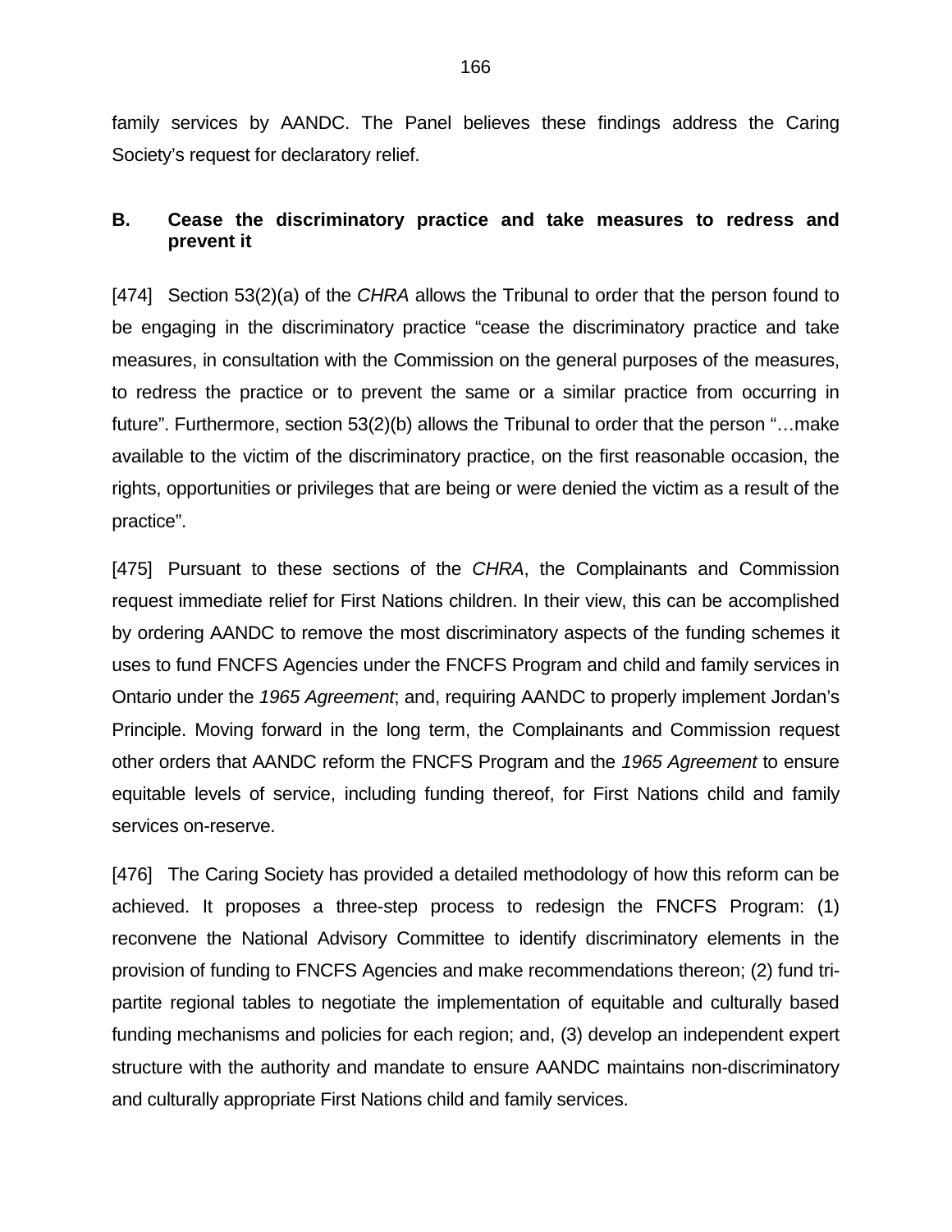family services by AANDC. The Panel believes these findings address the Caring Society's request for declaratory relief.

### B. Cease the discriminatory practice and take measures to redress and prevent it

[474] Section 53(2)(a) of the *CHRA* allows the Tribunal to order that the person found to be engaging in the discriminatory practice "cease the discriminatory practice and take measures, in consultation with the Commission on the general purposes of the measures, to redress the practice or to prevent the same or a similar practice from occurring in future". Furthermore, section 53(2)(b) allows the Tribunal to order that the person "…make available to the victim of the discriminatory practice, on the first reasonable occasion, the rights, opportunities or privileges that are being or were denied the victim as a result of the practice".

[475] Pursuant to these sections of the *CHRA*, the Complainants and Commission request immediate relief for First Nations children. In their view, this can be accomplished by ordering AANDC to remove the most discriminatory aspects of the funding schemes it uses to fund FNCFS Agencies under the FNCFS Program and child and family services in Ontario under the *1965 Agreement*; and, requiring AANDC to properly implement Jordan's Principle. Moving forward in the long term, the Complainants and Commission request other orders that AANDC reform the FNCFS Program and the *1965 Agreement* to ensure equitable levels of service, including funding thereof, for First Nations child and family services on-reserve.

[476] The Caring Society has provided a detailed methodology of how this reform can be achieved. It proposes a three-step process to redesign the FNCFS Program: (1) reconvene the National Advisory Committee to identify discriminatory elements in the provision of funding to FNCFS Agencies and make recommendations thereon; (2) fund tri-partite regional tables to negotiate the implementation of equitable and culturally based funding mechanisms and policies for each region; and, (3) develop an independent expert structure with the authority and mandate to ensure AANDC maintains non-discriminatory and culturally appropriate First Nations child and family services.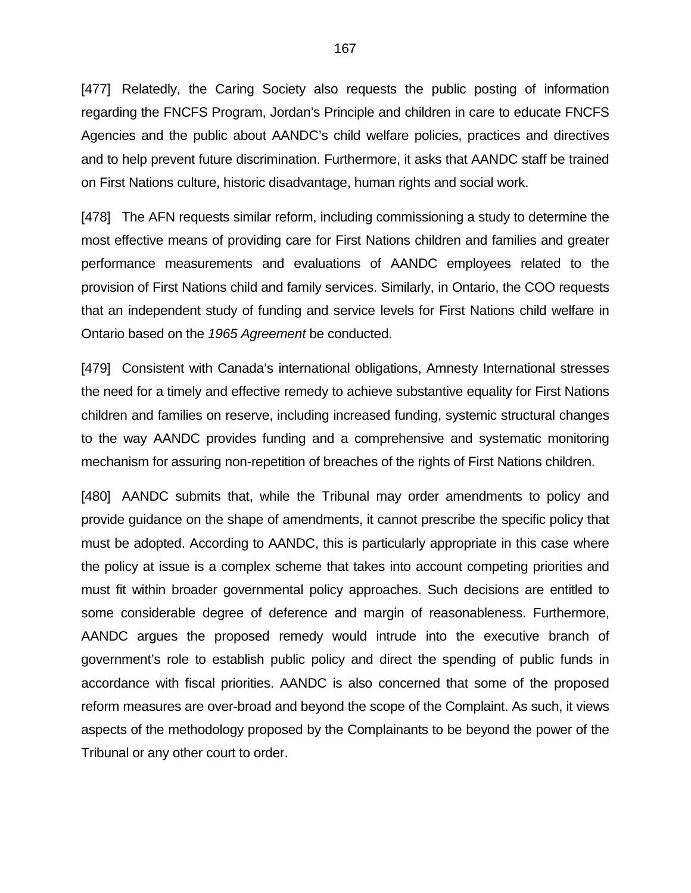[477] Relatedly, the Caring Society also requests the public posting of information regarding the FNCFS Program, Jordan's Principle and children in care to educate FNCFS Agencies and the public about AANDC's child welfare policies, practices and directives and to help prevent future discrimination. Furthermore, it asks that AANDC staff be trained on First Nations culture, historic disadvantage, human rights and social work.

[478] The AFN requests similar reform, including commissioning a study to determine the most effective means of providing care for First Nations children and families and greater performance measurements and evaluations of AANDC employees related to the provision of First Nations child and family services. Similarly, in Ontario, the COO requests that an independent study of funding and service levels for First Nations child welfare in Ontario based on the *1965 Agreement* be conducted.

[479] Consistent with Canada's international obligations, Amnesty International stresses the need for a timely and effective remedy to achieve substantive equality for First Nations children and families on reserve, including increased funding, systemic structural changes to the way AANDC provides funding and a comprehensive and systematic monitoring mechanism for assuring non-repetition of breaches of the rights of First Nations children.

[480] AANDC submits that, while the Tribunal may order amendments to policy and provide guidance on the shape of amendments, it cannot prescribe the specific policy that must be adopted. According to AANDC, this is particularly appropriate in this case where the policy at issue is a complex scheme that takes into account competing priorities and must fit within broader governmental policy approaches. Such decisions are entitled to some considerable degree of deference and margin of reasonableness. Furthermore, AANDC argues the proposed remedy would intrude into the executive branch of government's role to establish public policy and direct the spending of public funds in accordance with fiscal priorities. AANDC is also concerned that some of the proposed reform measures are over-broad and beyond the scope of the Complaint. As such, it views aspects of the methodology proposed by the Complainants to be beyond the power of the Tribunal or any other court to order.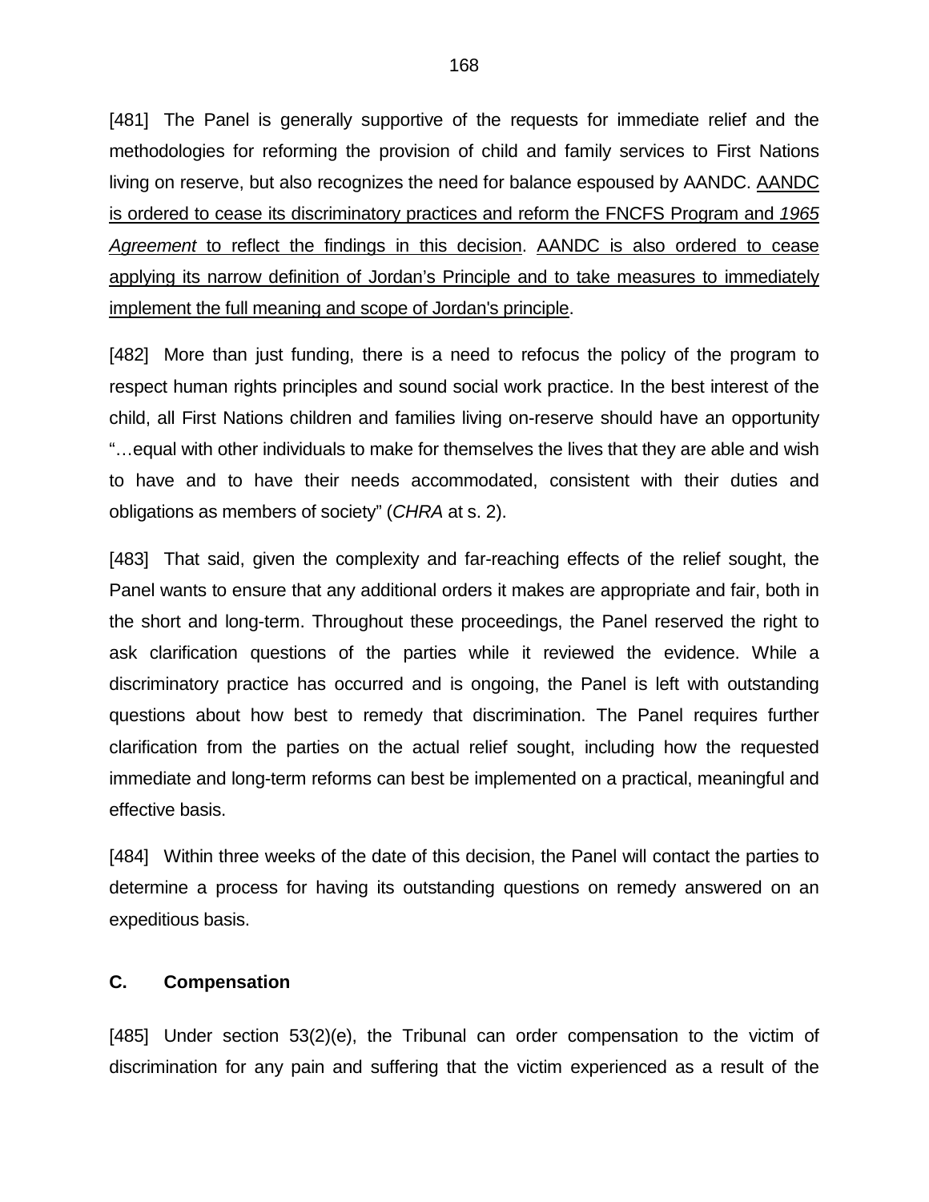[481] The Panel is generally supportive of the requests for immediate relief and the methodologies for reforming the provision of child and family services to First Nations living on reserve, but also recognizes the need for balance espoused by AANDC. <u>AANDC is ordered to cease its discriminatory practices and reform the FNCFS Program and *1965 Agreement* to reflect the findings in this decision</u>. <u>AANDC is also ordered to cease applying its narrow definition of Jordan's Principle and to take measures to immediately implement the full meaning and scope of Jordan's principle</u>.

[482] More than just funding, there is a need to refocus the policy of the program to respect human rights principles and sound social work practice. In the best interest of the child, all First Nations children and families living on-reserve should have an opportunity "…equal with other individuals to make for themselves the lives that they are able and wish to have and to have their needs accommodated, consistent with their duties and obligations as members of society" (*CHRA* at s. 2).

[483] That said, given the complexity and far-reaching effects of the relief sought, the Panel wants to ensure that any additional orders it makes are appropriate and fair, both in the short and long-term. Throughout these proceedings, the Panel reserved the right to ask clarification questions of the parties while it reviewed the evidence. While a discriminatory practice has occurred and is ongoing, the Panel is left with outstanding questions about how best to remedy that discrimination. The Panel requires further clarification from the parties on the actual relief sought, including how the requested immediate and long-term reforms can best be implemented on a practical, meaningful and effective basis.

[484] Within three weeks of the date of this decision, the Panel will contact the parties to determine a process for having its outstanding questions on remedy answered on an expeditious basis.

### C. Compensation

[485] Under section 53(2)(e), the Tribunal can order compensation to the victim of discrimination for any pain and suffering that the victim experienced as a result of the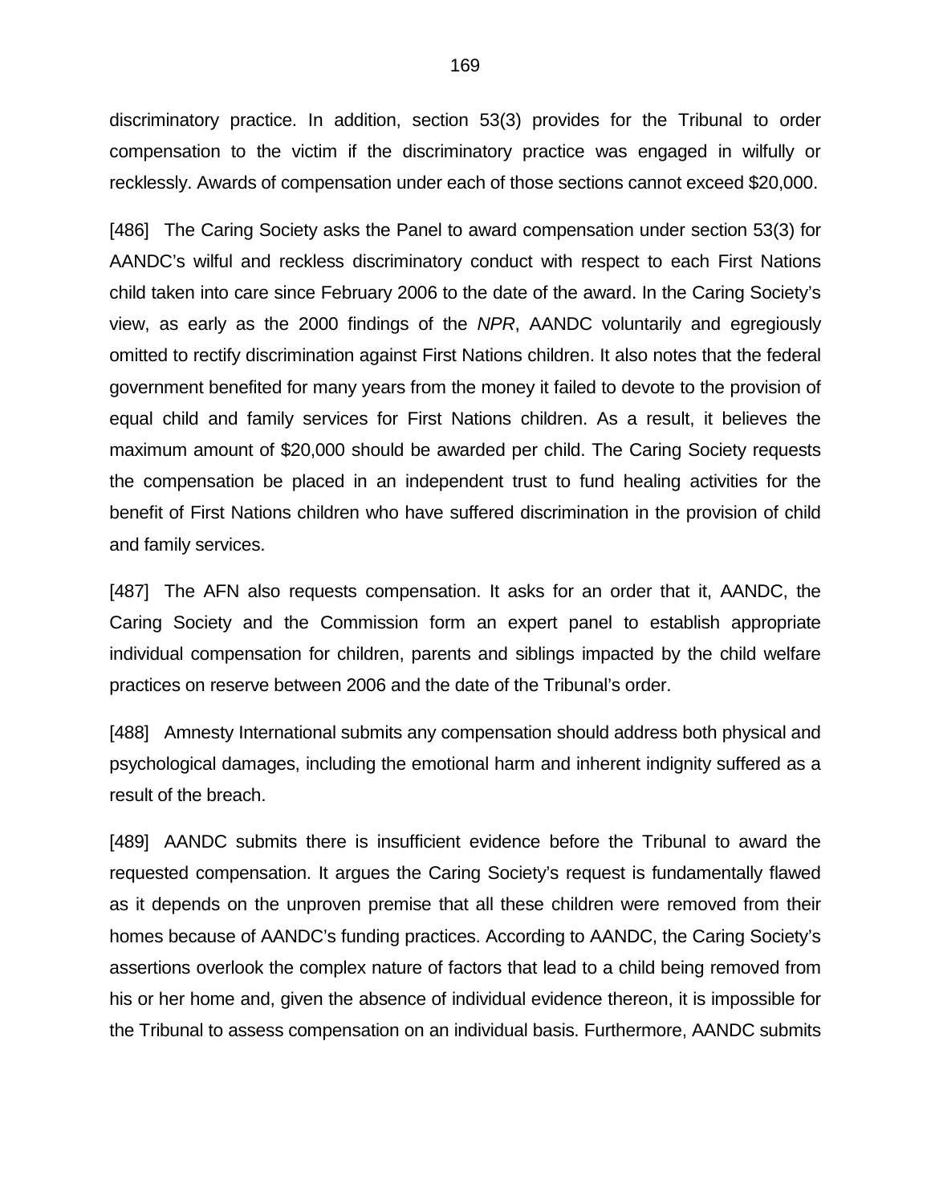discriminatory practice. In addition, section 53(3) provides for the Tribunal to order compensation to the victim if the discriminatory practice was engaged in wilfully or recklessly. Awards of compensation under each of those sections cannot exceed $20,000.

[486] The Caring Society asks the Panel to award compensation under section 53(3) for AANDC's wilful and reckless discriminatory conduct with respect to each First Nations child taken into care since February 2006 to the date of the award. In the Caring Society's view, as early as the 2000 findings of the *NPR*, AANDC voluntarily and egregiously omitted to rectify discrimination against First Nations children. It also notes that the federal government benefited for many years from the money it failed to devote to the provision of equal child and family services for First Nations children. As a result, it believes the maximum amount of $20,000 should be awarded per child. The Caring Society requests the compensation be placed in an independent trust to fund healing activities for the benefit of First Nations children who have suffered discrimination in the provision of child and family services.

[487] The AFN also requests compensation. It asks for an order that it, AANDC, the Caring Society and the Commission form an expert panel to establish appropriate individual compensation for children, parents and siblings impacted by the child welfare practices on reserve between 2006 and the date of the Tribunal's order.

[488] Amnesty International submits any compensation should address both physical and psychological damages, including the emotional harm and inherent indignity suffered as a result of the breach.

[489] AANDC submits there is insufficient evidence before the Tribunal to award the requested compensation. It argues the Caring Society's request is fundamentally flawed as it depends on the unproven premise that all these children were removed from their homes because of AANDC's funding practices. According to AANDC, the Caring Society's assertions overlook the complex nature of factors that lead to a child being removed from his or her home and, given the absence of individual evidence thereon, it is impossible for the Tribunal to assess compensation on an individual basis. Furthermore, AANDC submits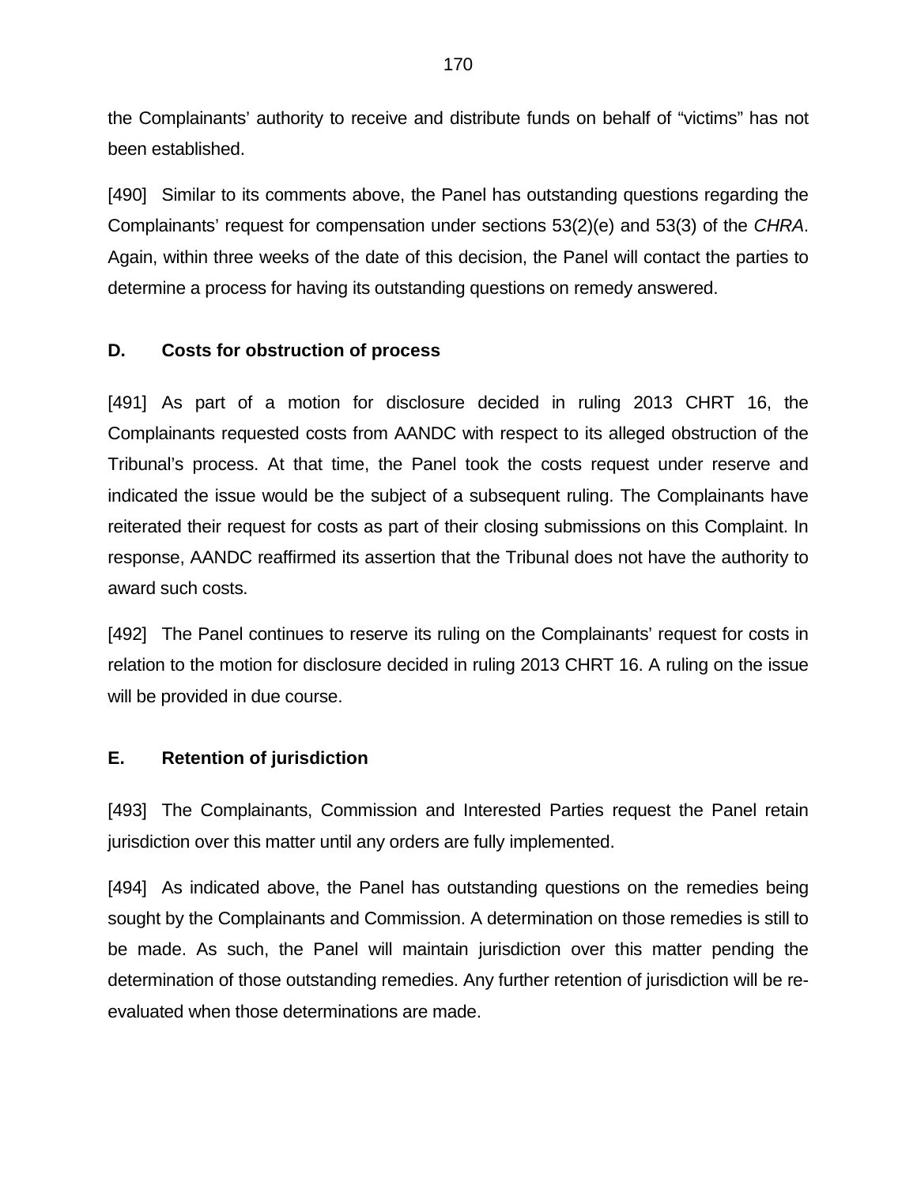the Complainants' authority to receive and distribute funds on behalf of "victims" has not been established.

[490] Similar to its comments above, the Panel has outstanding questions regarding the Complainants' request for compensation under sections 53(2)(e) and 53(3) of the *CHRA*. Again, within three weeks of the date of this decision, the Panel will contact the parties to determine a process for having its outstanding questions on remedy answered.

### D. Costs for obstruction of process

[491] As part of a motion for disclosure decided in ruling 2013 CHRT 16, the Complainants requested costs from AANDC with respect to its alleged obstruction of the Tribunal's process. At that time, the Panel took the costs request under reserve and indicated the issue would be the subject of a subsequent ruling. The Complainants have reiterated their request for costs as part of their closing submissions on this Complaint. In response, AANDC reaffirmed its assertion that the Tribunal does not have the authority to award such costs.

[492] The Panel continues to reserve its ruling on the Complainants' request for costs in relation to the motion for disclosure decided in ruling 2013 CHRT 16. A ruling on the issue will be provided in due course.

### E. Retention of jurisdiction

[493] The Complainants, Commission and Interested Parties request the Panel retain jurisdiction over this matter until any orders are fully implemented.

[494] As indicated above, the Panel has outstanding questions on the remedies being sought by the Complainants and Commission. A determination on those remedies is still to be made. As such, the Panel will maintain jurisdiction over this matter pending the determination of those outstanding remedies. Any further retention of jurisdiction will be re-evaluated when those determinations are made.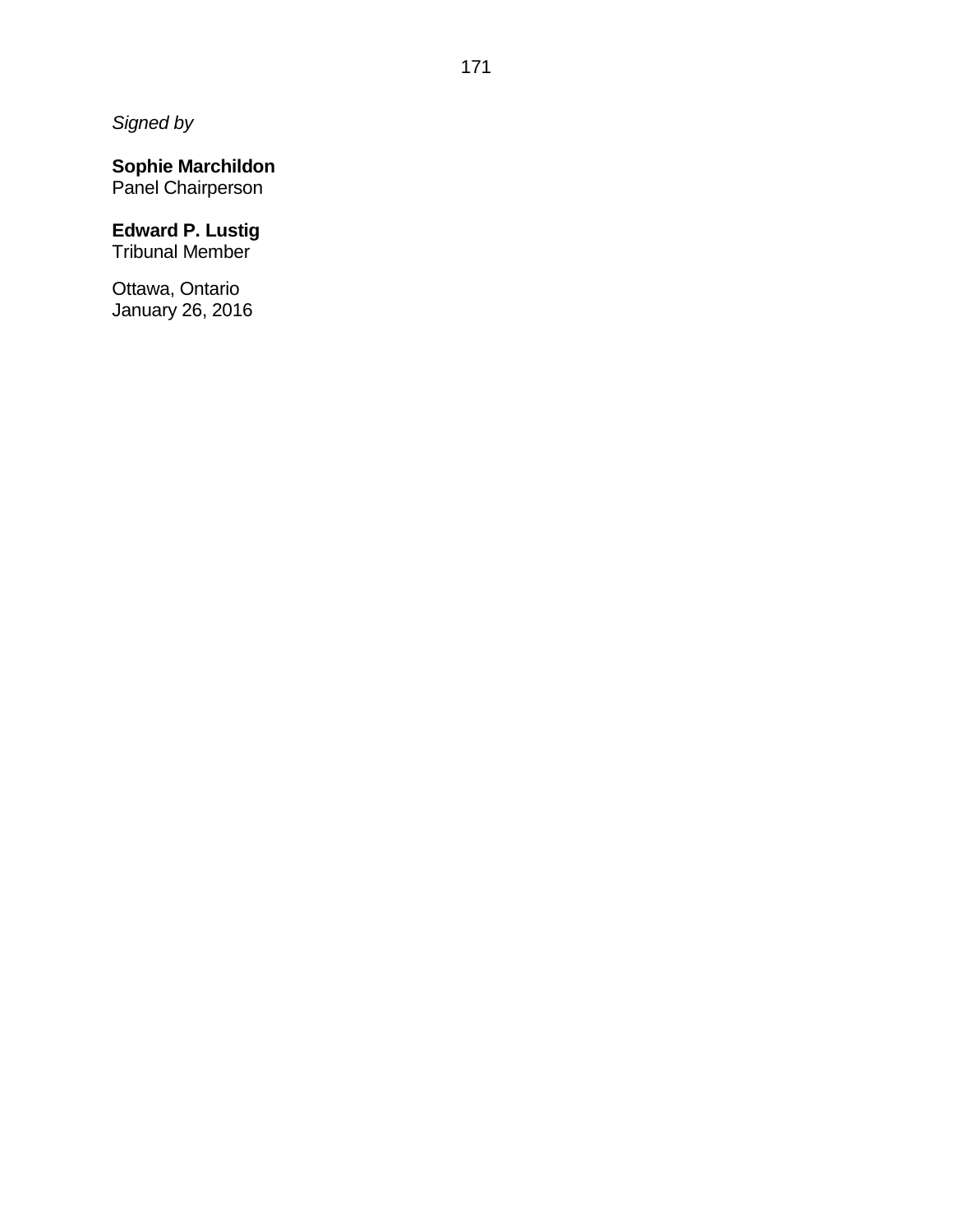*Signed by*

**Sophie Marchildon**
Panel Chairperson

**Edward P. Lustig**
Tribunal Member

Ottawa, Ontario
January 26, 2016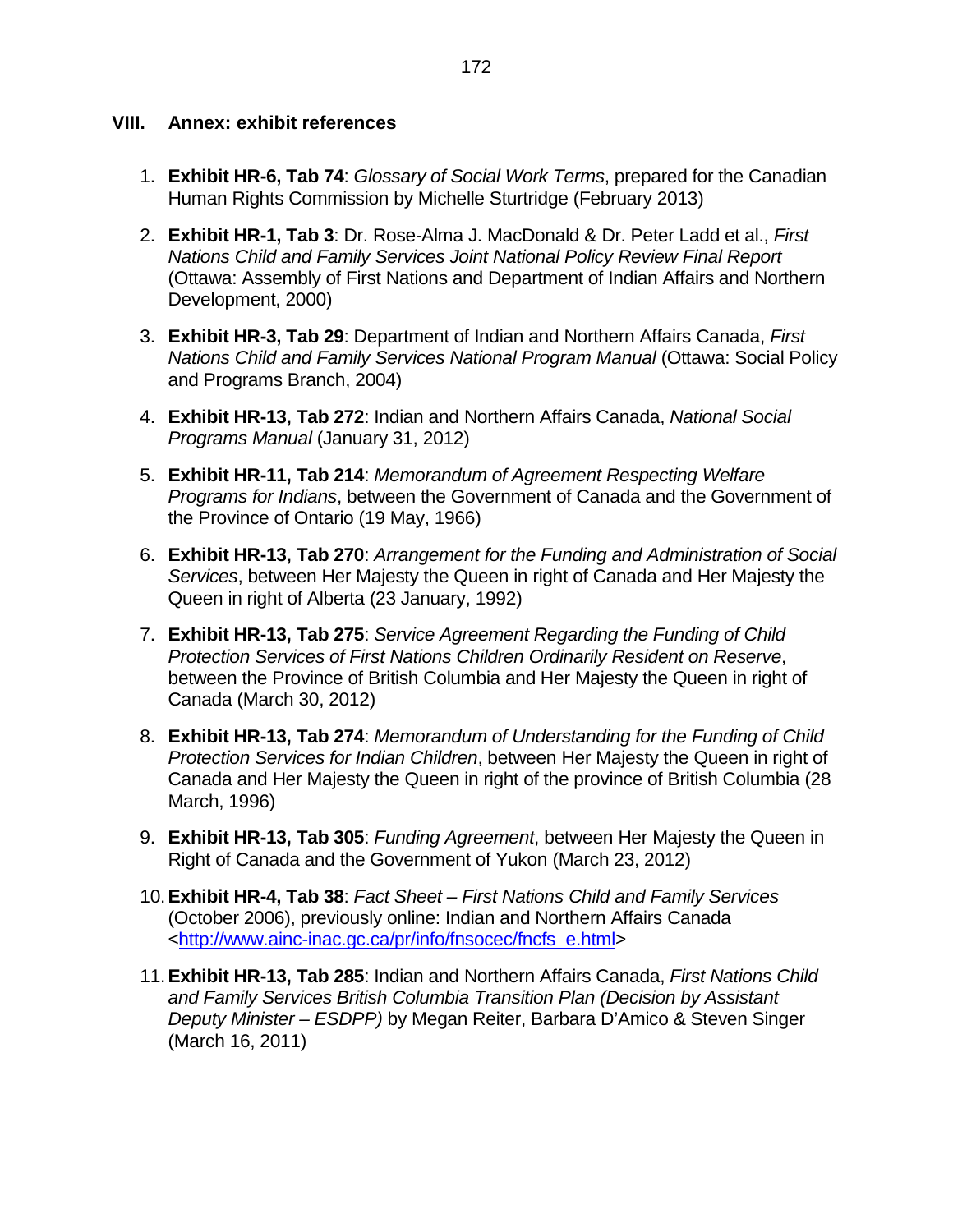## VIII. Annex: exhibit references

1. **Exhibit HR-6, Tab 74**: *Glossary of Social Work Terms*, prepared for the Canadian Human Rights Commission by Michelle Sturtridge (February 2013)

2. **Exhibit HR-1, Tab 3**: Dr. Rose-Alma J. MacDonald & Dr. Peter Ladd et al., *First Nations Child and Family Services Joint National Policy Review Final Report* (Ottawa: Assembly of First Nations and Department of Indian Affairs and Northern Development, 2000)

3. **Exhibit HR-3, Tab 29**: Department of Indian and Northern Affairs Canada, *First Nations Child and Family Services National Program Manual* (Ottawa: Social Policy and Programs Branch, 2004)

4. **Exhibit HR-13, Tab 272**: Indian and Northern Affairs Canada, *National Social Programs Manual* (January 31, 2012)

5. **Exhibit HR-11, Tab 214**: *Memorandum of Agreement Respecting Welfare Programs for Indians*, between the Government of Canada and the Government of the Province of Ontario (19 May, 1966)

6. **Exhibit HR-13, Tab 270**: *Arrangement for the Funding and Administration of Social Services*, between Her Majesty the Queen in right of Canada and Her Majesty the Queen in right of Alberta (23 January, 1992)

7. **Exhibit HR-13, Tab 275**: *Service Agreement Regarding the Funding of Child Protection Services of First Nations Children Ordinarily Resident on Reserve*, between the Province of British Columbia and Her Majesty the Queen in right of Canada (March 30, 2012)

8. **Exhibit HR-13, Tab 274**: *Memorandum of Understanding for the Funding of Child Protection Services for Indian Children*, between Her Majesty the Queen in right of Canada and Her Majesty the Queen in right of the province of British Columbia (28 March, 1996)

9. **Exhibit HR-13, Tab 305**: *Funding Agreement*, between Her Majesty the Queen in Right of Canada and the Government of Yukon (March 23, 2012)

10. **Exhibit HR-4, Tab 38**: *Fact Sheet – First Nations Child and Family Services* (October 2006), previously online: Indian and Northern Affairs Canada <http://www.ainc-inac.gc.ca/pr/info/fnsocec/fncfs_e.html>

11. **Exhibit HR-13, Tab 285**: Indian and Northern Affairs Canada, *First Nations Child and Family Services British Columbia Transition Plan (Decision by Assistant Deputy Minister – ESDPP)* by Megan Reiter, Barbara D'Amico & Steven Singer (March 16, 2011)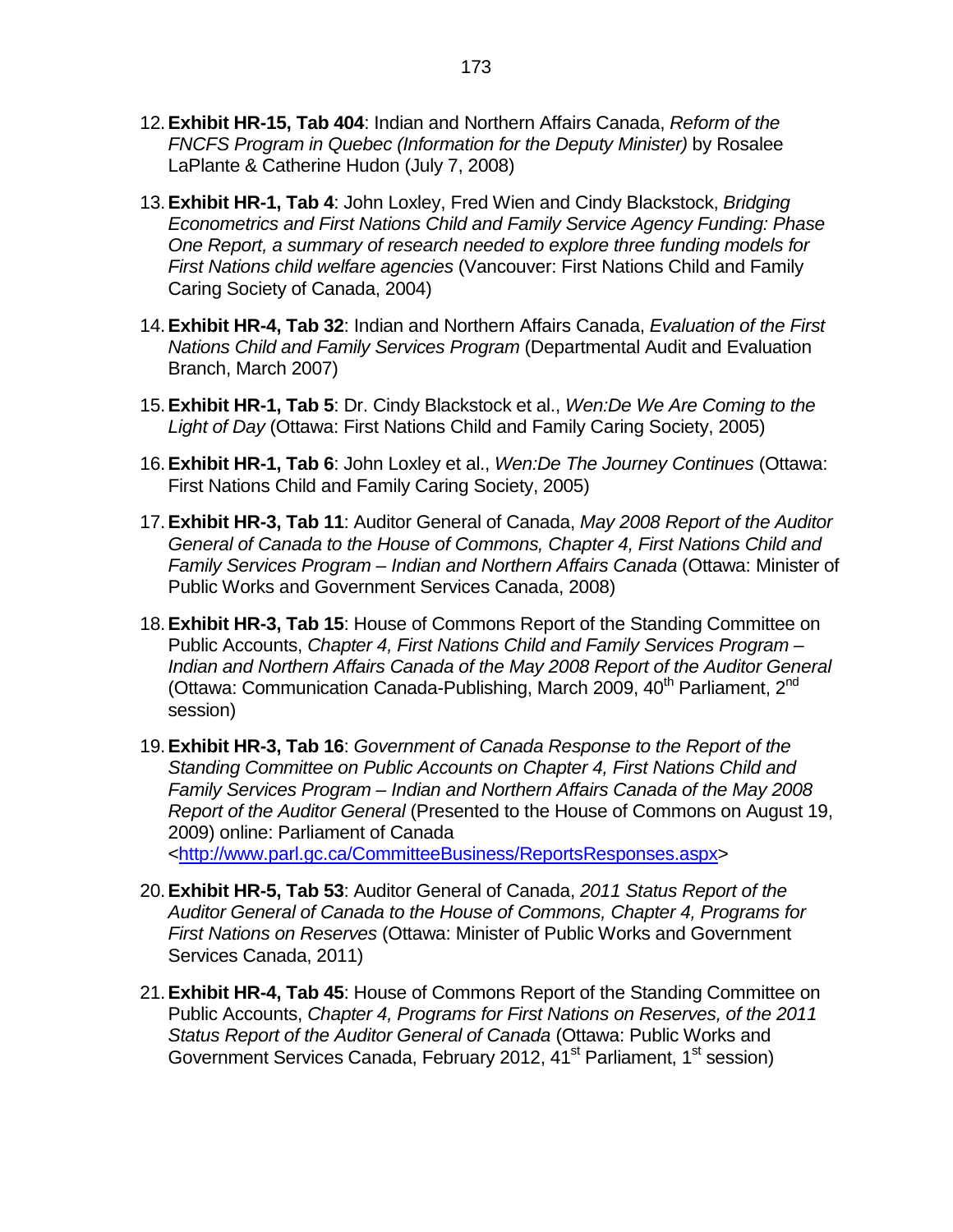12. **Exhibit HR-15, Tab 404**: Indian and Northern Affairs Canada, *Reform of the FNCFS Program in Quebec (Information for the Deputy Minister)* by Rosalee LaPlante & Catherine Hudon (July 7, 2008)

13. **Exhibit HR-1, Tab 4**: John Loxley, Fred Wien and Cindy Blackstock, *Bridging Econometrics and First Nations Child and Family Service Agency Funding: Phase One Report, a summary of research needed to explore three funding models for First Nations child welfare agencies* (Vancouver: First Nations Child and Family Caring Society of Canada, 2004)

14. **Exhibit HR-4, Tab 32**: Indian and Northern Affairs Canada, *Evaluation of the First Nations Child and Family Services Program* (Departmental Audit and Evaluation Branch, March 2007)

15. **Exhibit HR-1, Tab 5**: Dr. Cindy Blackstock et al., *Wen:De We Are Coming to the Light of Day* (Ottawa: First Nations Child and Family Caring Society, 2005)

16. **Exhibit HR-1, Tab 6**: John Loxley et al., *Wen:De The Journey Continues* (Ottawa: First Nations Child and Family Caring Society, 2005)

17. **Exhibit HR-3, Tab 11**: Auditor General of Canada, *May 2008 Report of the Auditor General of Canada to the House of Commons, Chapter 4, First Nations Child and Family Services Program – Indian and Northern Affairs Canada* (Ottawa: Minister of Public Works and Government Services Canada, 2008)

18. **Exhibit HR-3, Tab 15**: House of Commons Report of the Standing Committee on Public Accounts, *Chapter 4, First Nations Child and Family Services Program – Indian and Northern Affairs Canada of the May 2008 Report of the Auditor General* (Ottawa: Communication Canada-Publishing, March 2009, 40th Parliament, 2nd session)

19. **Exhibit HR-3, Tab 16**: *Government of Canada Response to the Report of the Standing Committee on Public Accounts on Chapter 4, First Nations Child and Family Services Program – Indian and Northern Affairs Canada of the May 2008 Report of the Auditor General* (Presented to the House of Commons on August 19, 2009) online: Parliament of Canada <http://www.parl.gc.ca/CommitteeBusiness/ReportsResponses.aspx>

20. **Exhibit HR-5, Tab 53**: Auditor General of Canada, *2011 Status Report of the Auditor General of Canada to the House of Commons, Chapter 4, Programs for First Nations on Reserves* (Ottawa: Minister of Public Works and Government Services Canada, 2011)

21. **Exhibit HR-4, Tab 45**: House of Commons Report of the Standing Committee on Public Accounts, *Chapter 4, Programs for First Nations on Reserves, of the 2011 Status Report of the Auditor General of Canada* (Ottawa: Public Works and Government Services Canada, February 2012, 41st Parliament, 1st session)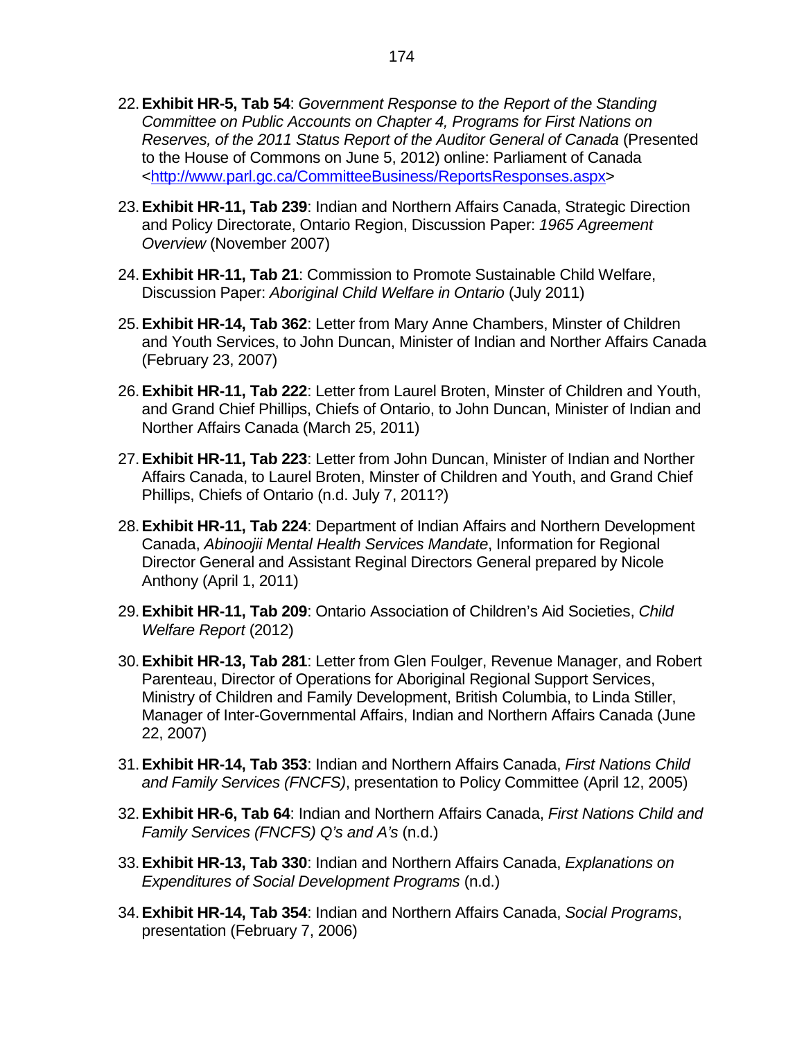22. **Exhibit HR-5, Tab 54**: *Government Response to the Report of the Standing Committee on Public Accounts on Chapter 4, Programs for First Nations on Reserves, of the 2011 Status Report of the Auditor General of Canada* (Presented to the House of Commons on June 5, 2012) online: Parliament of Canada <http://www.parl.gc.ca/CommitteeBusiness/ReportsResponses.aspx>

23. **Exhibit HR-11, Tab 239**: Indian and Northern Affairs Canada, Strategic Direction and Policy Directorate, Ontario Region, Discussion Paper: *1965 Agreement Overview* (November 2007)

24. **Exhibit HR-11, Tab 21**: Commission to Promote Sustainable Child Welfare, Discussion Paper: *Aboriginal Child Welfare in Ontario* (July 2011)

25. **Exhibit HR-14, Tab 362**: Letter from Mary Anne Chambers, Minster of Children and Youth Services, to John Duncan, Minister of Indian and Norther Affairs Canada (February 23, 2007)

26. **Exhibit HR-11, Tab 222**: Letter from Laurel Broten, Minster of Children and Youth, and Grand Chief Phillips, Chiefs of Ontario, to John Duncan, Minister of Indian and Norther Affairs Canada (March 25, 2011)

27. **Exhibit HR-11, Tab 223**: Letter from John Duncan, Minister of Indian and Norther Affairs Canada, to Laurel Broten, Minster of Children and Youth, and Grand Chief Phillips, Chiefs of Ontario (n.d. July 7, 2011?)

28. **Exhibit HR-11, Tab 224**: Department of Indian Affairs and Northern Development Canada, *Abinoojii Mental Health Services Mandate*, Information for Regional Director General and Assistant Reginal Directors General prepared by Nicole Anthony (April 1, 2011)

29. **Exhibit HR-11, Tab 209**: Ontario Association of Children's Aid Societies, *Child Welfare Report* (2012)

30. **Exhibit HR-13, Tab 281**: Letter from Glen Foulger, Revenue Manager, and Robert Parenteau, Director of Operations for Aboriginal Regional Support Services, Ministry of Children and Family Development, British Columbia, to Linda Stiller, Manager of Inter-Governmental Affairs, Indian and Northern Affairs Canada (June 22, 2007)

31. **Exhibit HR-14, Tab 353**: Indian and Northern Affairs Canada, *First Nations Child and Family Services (FNCFS)*, presentation to Policy Committee (April 12, 2005)

32. **Exhibit HR-6, Tab 64**: Indian and Northern Affairs Canada, *First Nations Child and Family Services (FNCFS) Q's and A's* (n.d.)

33. **Exhibit HR-13, Tab 330**: Indian and Northern Affairs Canada, *Explanations on Expenditures of Social Development Programs* (n.d.)

34. **Exhibit HR-14, Tab 354**: Indian and Northern Affairs Canada, *Social Programs*, presentation (February 7, 2006)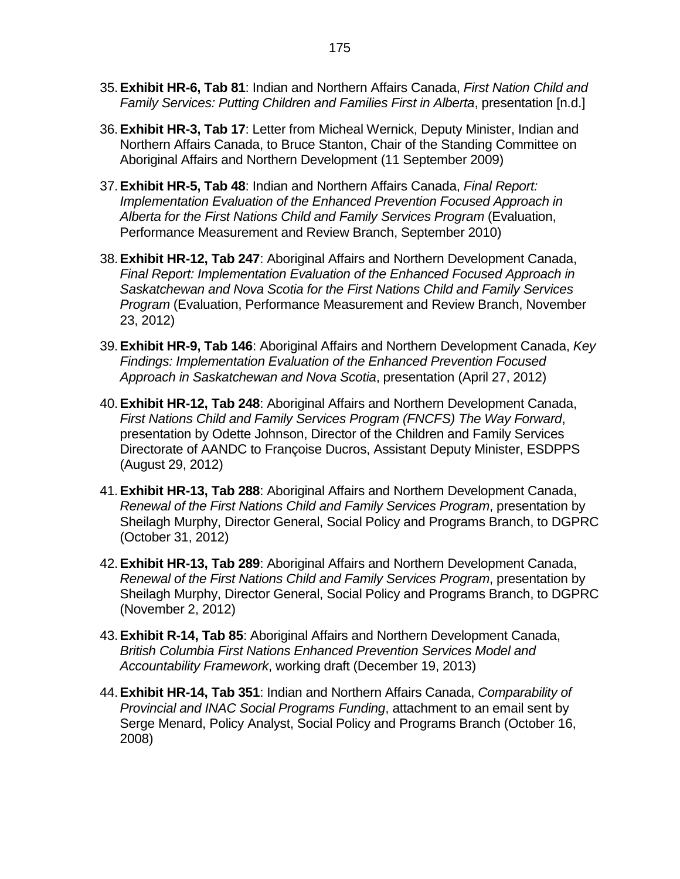35. **Exhibit HR-6, Tab 81**: Indian and Northern Affairs Canada, *First Nation Child and Family Services: Putting Children and Families First in Alberta*, presentation [n.d.]

36. **Exhibit HR-3, Tab 17**: Letter from Micheal Wernick, Deputy Minister, Indian and Northern Affairs Canada, to Bruce Stanton, Chair of the Standing Committee on Aboriginal Affairs and Northern Development (11 September 2009)

37. **Exhibit HR-5, Tab 48**: Indian and Northern Affairs Canada, *Final Report: Implementation Evaluation of the Enhanced Prevention Focused Approach in Alberta for the First Nations Child and Family Services Program* (Evaluation, Performance Measurement and Review Branch, September 2010)

38. **Exhibit HR-12, Tab 247**: Aboriginal Affairs and Northern Development Canada, *Final Report: Implementation Evaluation of the Enhanced Focused Approach in Saskatchewan and Nova Scotia for the First Nations Child and Family Services Program* (Evaluation, Performance Measurement and Review Branch, November 23, 2012)

39. **Exhibit HR-9, Tab 146**: Aboriginal Affairs and Northern Development Canada, *Key Findings: Implementation Evaluation of the Enhanced Prevention Focused Approach in Saskatchewan and Nova Scotia*, presentation (April 27, 2012)

40. **Exhibit HR-12, Tab 248**: Aboriginal Affairs and Northern Development Canada, *First Nations Child and Family Services Program (FNCFS) The Way Forward*, presentation by Odette Johnson, Director of the Children and Family Services Directorate of AANDC to Françoise Ducros, Assistant Deputy Minister, ESDPPS (August 29, 2012)

41. **Exhibit HR-13, Tab 288**: Aboriginal Affairs and Northern Development Canada, *Renewal of the First Nations Child and Family Services Program*, presentation by Sheilagh Murphy, Director General, Social Policy and Programs Branch, to DGPRC (October 31, 2012)

42. **Exhibit HR-13, Tab 289**: Aboriginal Affairs and Northern Development Canada, *Renewal of the First Nations Child and Family Services Program*, presentation by Sheilagh Murphy, Director General, Social Policy and Programs Branch, to DGPRC (November 2, 2012)

43. **Exhibit R-14, Tab 85**: Aboriginal Affairs and Northern Development Canada, *British Columbia First Nations Enhanced Prevention Services Model and Accountability Framework*, working draft (December 19, 2013)

44. **Exhibit HR-14, Tab 351**: Indian and Northern Affairs Canada, *Comparability of Provincial and INAC Social Programs Funding*, attachment to an email sent by Serge Menard, Policy Analyst, Social Policy and Programs Branch (October 16, 2008)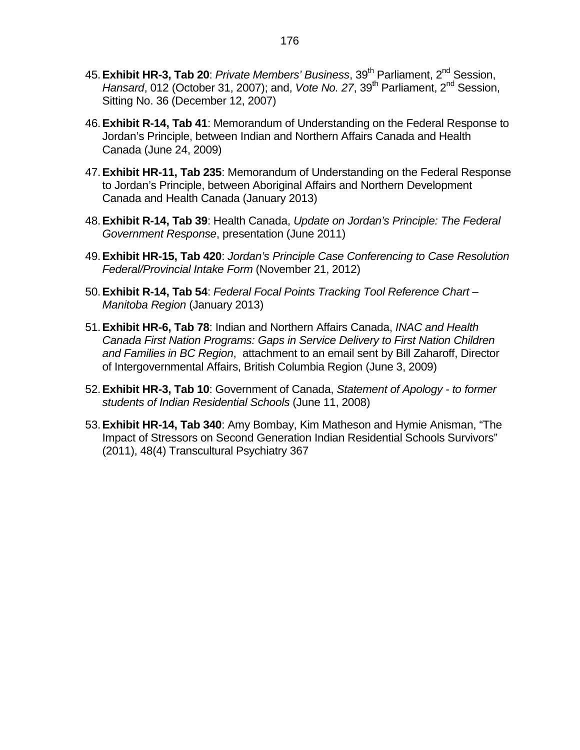45. **Exhibit HR-3, Tab 20**: *Private Members' Business*, 39th Parliament, 2nd Session, *Hansard*, 012 (October 31, 2007); and, *Vote No. 27*, 39th Parliament, 2nd Session, Sitting No. 36 (December 12, 2007)

46. **Exhibit R-14, Tab 41**: Memorandum of Understanding on the Federal Response to Jordan's Principle, between Indian and Northern Affairs Canada and Health Canada (June 24, 2009)

47. **Exhibit HR-11, Tab 235**: Memorandum of Understanding on the Federal Response to Jordan's Principle, between Aboriginal Affairs and Northern Development Canada and Health Canada (January 2013)

48. **Exhibit R-14, Tab 39**: Health Canada, *Update on Jordan's Principle: The Federal Government Response*, presentation (June 2011)

49. **Exhibit HR-15, Tab 420**: *Jordan's Principle Case Conferencing to Case Resolution Federal/Provincial Intake Form* (November 21, 2012)

50. **Exhibit R-14, Tab 54**: *Federal Focal Points Tracking Tool Reference Chart – Manitoba Region* (January 2013)

51. **Exhibit HR-6, Tab 78**: Indian and Northern Affairs Canada, *INAC and Health Canada First Nation Programs: Gaps in Service Delivery to First Nation Children and Families in BC Region*, attachment to an email sent by Bill Zaharoff, Director of Intergovernmental Affairs, British Columbia Region (June 3, 2009)

52. **Exhibit HR-3, Tab 10**: Government of Canada, *Statement of Apology - to former students of Indian Residential Schools* (June 11, 2008)

53. **Exhibit HR-14, Tab 340**: Amy Bombay, Kim Matheson and Hymie Anisman, "The Impact of Stressors on Second Generation Indian Residential Schools Survivors" (2011), 48(4) Transcultural Psychiatry 367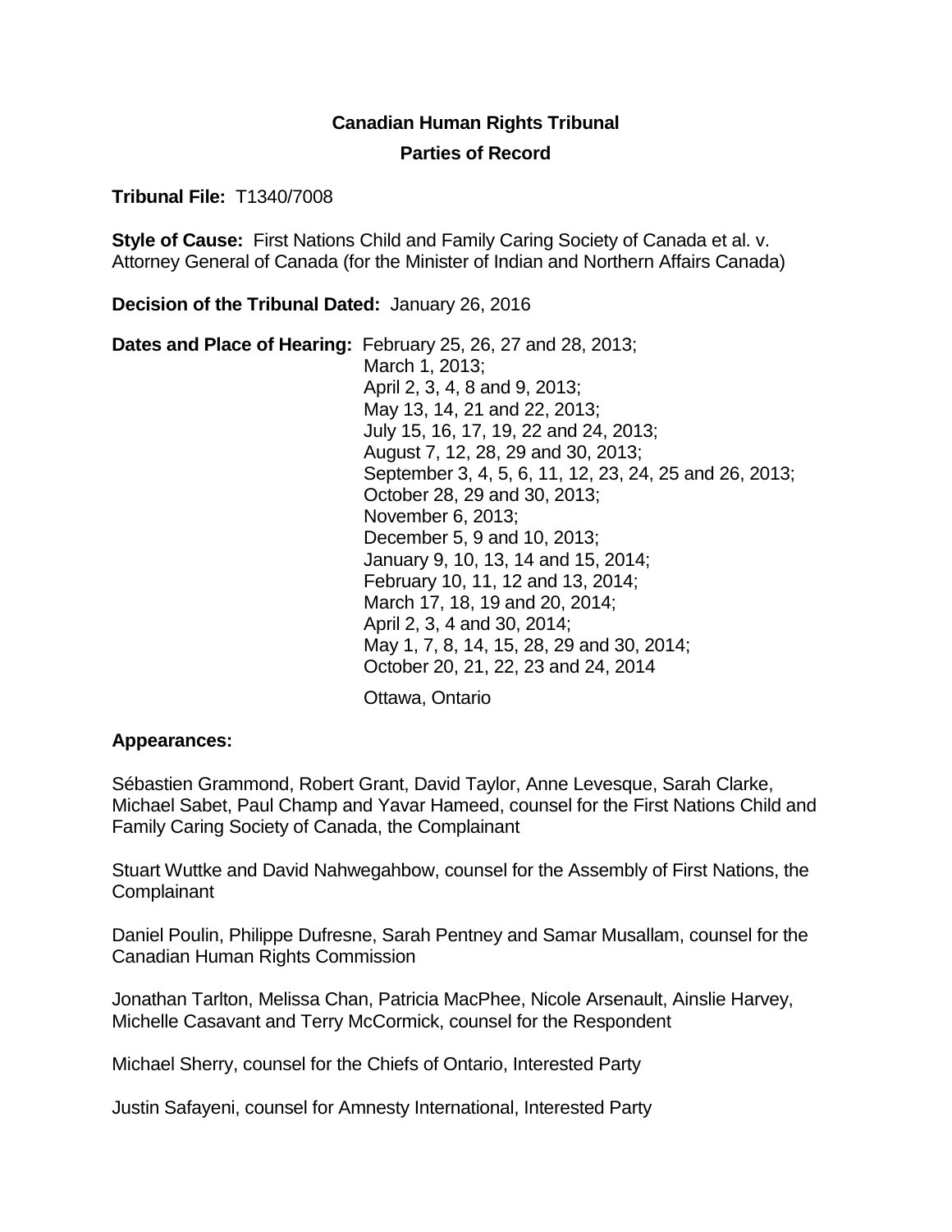**Canadian Human Rights Tribunal**

**Parties of Record**

**Tribunal File:** T1340/7008

**Style of Cause:** First Nations Child and Family Caring Society of Canada et al. v. Attorney General of Canada (for the Minister of Indian and Northern Affairs Canada)

**Decision of the Tribunal Dated:** January 26, 2016

**Dates and Place of Hearing:** February 25, 26, 27 and 28, 2013;
March 1, 2013;
April 2, 3, 4, 8 and 9, 2013;
May 13, 14, 21 and 22, 2013;
July 15, 16, 17, 19, 22 and 24, 2013;
August 7, 12, 28, 29 and 30, 2013;
September 3, 4, 5, 6, 11, 12, 23, 24, 25 and 26, 2013;
October 28, 29 and 30, 2013;
November 6, 2013;
December 5, 9 and 10, 2013;
January 9, 10, 13, 14 and 15, 2014;
February 10, 11, 12 and 13, 2014;
March 17, 18, 19 and 20, 2014;
April 2, 3, 4 and 30, 2014;
May 1, 7, 8, 14, 15, 28, 29 and 30, 2014;
October 20, 21, 22, 23 and 24, 2014

Ottawa, Ontario

**Appearances:**

Sébastien Grammond, Robert Grant, David Taylor, Anne Levesque, Sarah Clarke, Michael Sabet, Paul Champ and Yavar Hameed, counsel for the First Nations Child and Family Caring Society of Canada, the Complainant

Stuart Wuttke and David Nahwegahbow, counsel for the Assembly of First Nations, the Complainant

Daniel Poulin, Philippe Dufresne, Sarah Pentney and Samar Musallam, counsel for the Canadian Human Rights Commission

Jonathan Tarlton, Melissa Chan, Patricia MacPhee, Nicole Arsenault, Ainslie Harvey, Michelle Casavant and Terry McCormick, counsel for the Respondent

Michael Sherry, counsel for the Chiefs of Ontario, Interested Party

Justin Safayeni, counsel for Amnesty International, Interested Party